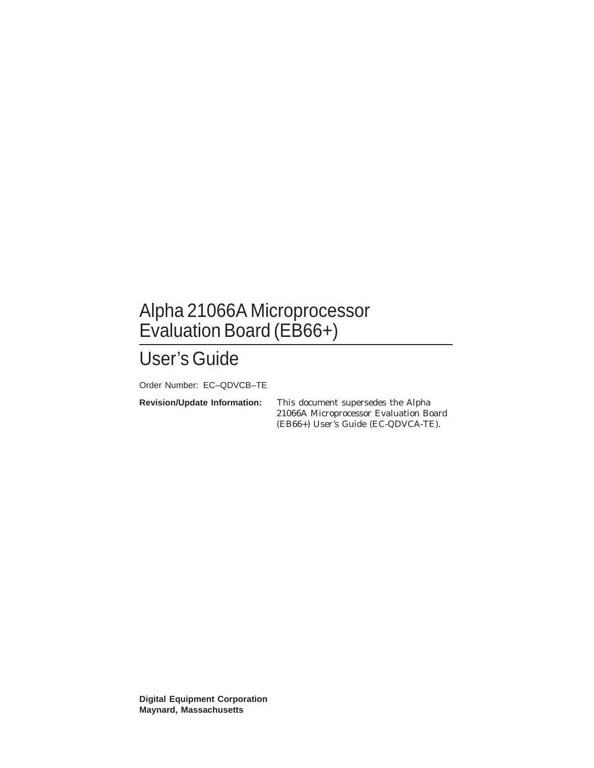# Alpha 21066A Microprocessor Evaluation Board (EB66+)

## User's Guide

Order Number: EC–QDVCB–TE

**Revision/Update Information:** This document supersedes the Alpha 21066A Microprocessor Evaluation Board (EB66+) User's Guide (EC-QDVCA-TE).

**Digital Equipment Corporation**
**Maynard, Massachusetts**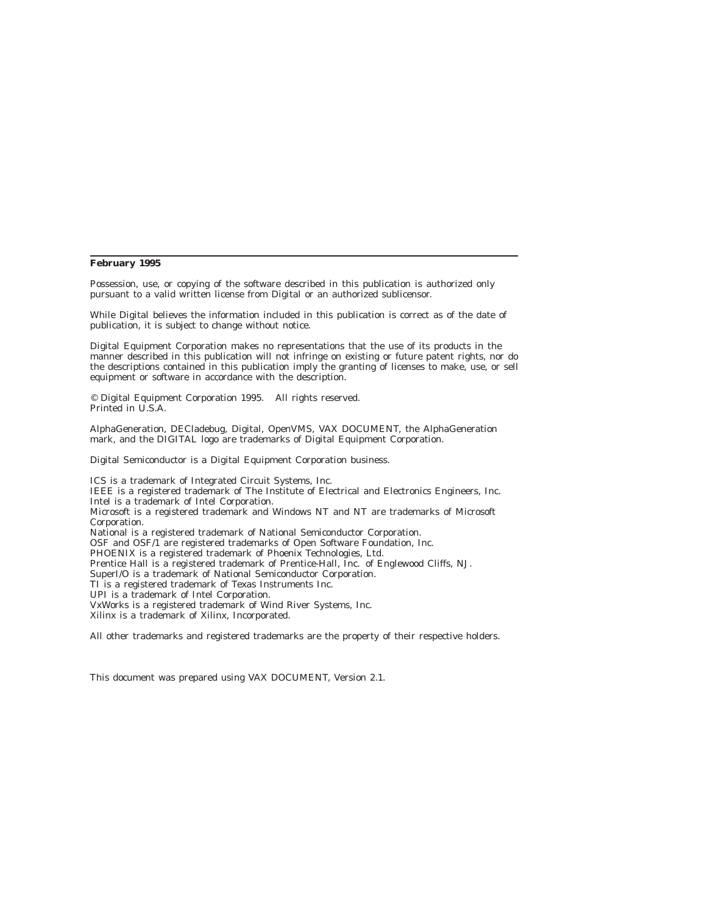**February 1995**

Possession, use, or copying of the software described in this publication is authorized only pursuant to a valid written license from Digital or an authorized sublicensor.

While Digital believes the information included in this publication is correct as of the date of publication, it is subject to change without notice.

Digital Equipment Corporation makes no representations that the use of its products in the manner described in this publication will not infringe on existing or future patent rights, nor do the descriptions contained in this publication imply the granting of licenses to make, use, or sell equipment or software in accordance with the description.

© Digital Equipment Corporation 1995. All rights reserved.
Printed in U.S.A.

AlphaGeneration, DECladebug, Digital, OpenVMS, VAX DOCUMENT, the AlphaGeneration mark, and the DIGITAL logo are trademarks of Digital Equipment Corporation.

Digital Semiconductor is a Digital Equipment Corporation business.

ICS is a trademark of Integrated Circuit Systems, Inc.
IEEE is a registered trademark of The Institute of Electrical and Electronics Engineers, Inc.
Intel is a trademark of Intel Corporation.
Microsoft is a registered trademark and Windows NT and NT are trademarks of Microsoft Corporation.
National is a registered trademark of National Semiconductor Corporation.
OSF and OSF/1 are registered trademarks of Open Software Foundation, Inc.
PHOENIX is a registered trademark of Phoenix Technologies, Ltd.
Prentice Hall is a registered trademark of Prentice-Hall, Inc. of Englewood Cliffs, NJ.
SuperI/O is a trademark of National Semiconductor Corporation.
TI is a registered trademark of Texas Instruments Inc.
UPI is a trademark of Intel Corporation.
VxWorks is a registered trademark of Wind River Systems, Inc.
Xilinx is a trademark of Xilinx, Incorporated.

All other trademarks and registered trademarks are the property of their respective holders.

This document was prepared using VAX DOCUMENT, Version 2.1.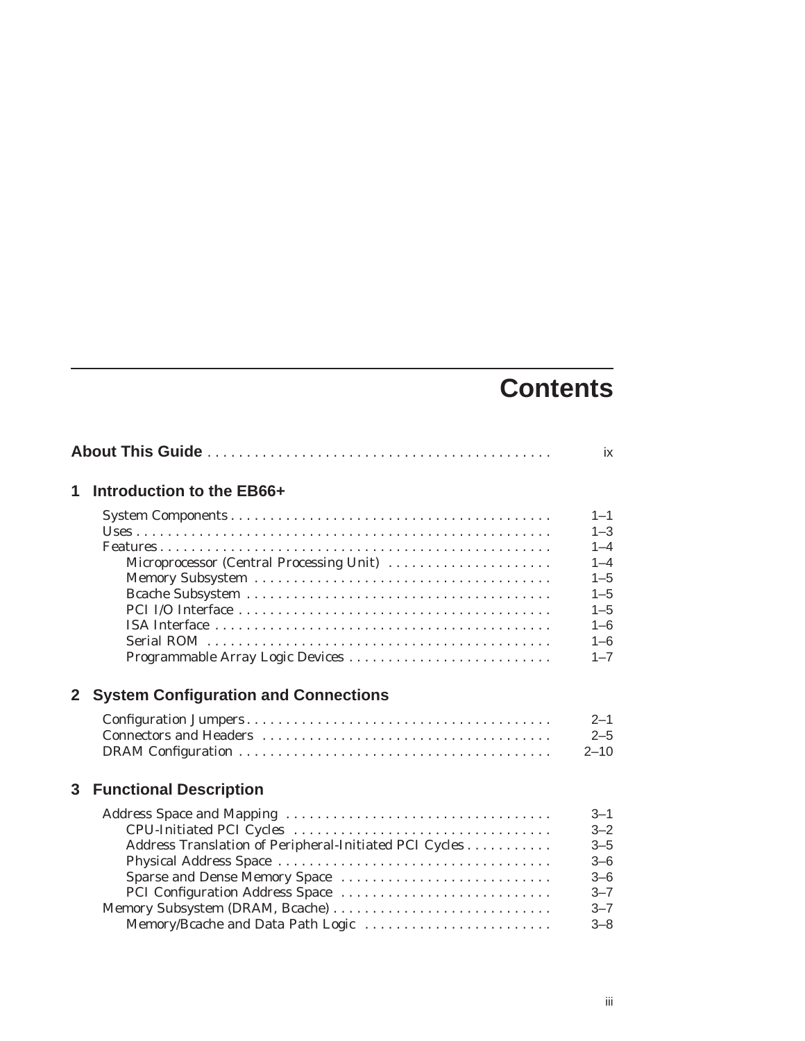# Contents

**About This Guide** ........................................ ix

## 1 Introduction to the EB66+

System Components ........................................ 1–1
Uses ........................................ 1–3
Features ........................................ 1–4
  Microprocessor (Central Processing Unit) ........................................ 1–4
  Memory Subsystem ........................................ 1–5
  Bcache Subsystem ........................................ 1–5
  PCI I/O Interface ........................................ 1–5
  ISA Interface ........................................ 1–6
  Serial ROM ........................................ 1–6
  Programmable Array Logic Devices ........................................ 1–7

## 2 System Configuration and Connections

Configuration Jumpers ........................................ 2–1
Connectors and Headers ........................................ 2–5
DRAM Configuration ........................................ 2–10

## 3 Functional Description

Address Space and Mapping ........................................ 3–1
  CPU-Initiated PCI Cycles ........................................ 3–2
  Address Translation of Peripheral-Initiated PCI Cycles ........................................ 3–5
  Physical Address Space ........................................ 3–6
  Sparse and Dense Memory Space ........................................ 3–6
  PCI Configuration Address Space ........................................ 3–7
Memory Subsystem (DRAM, Bcache) ........................................ 3–7
  Memory/Bcache and Data Path Logic ........................................ 3–8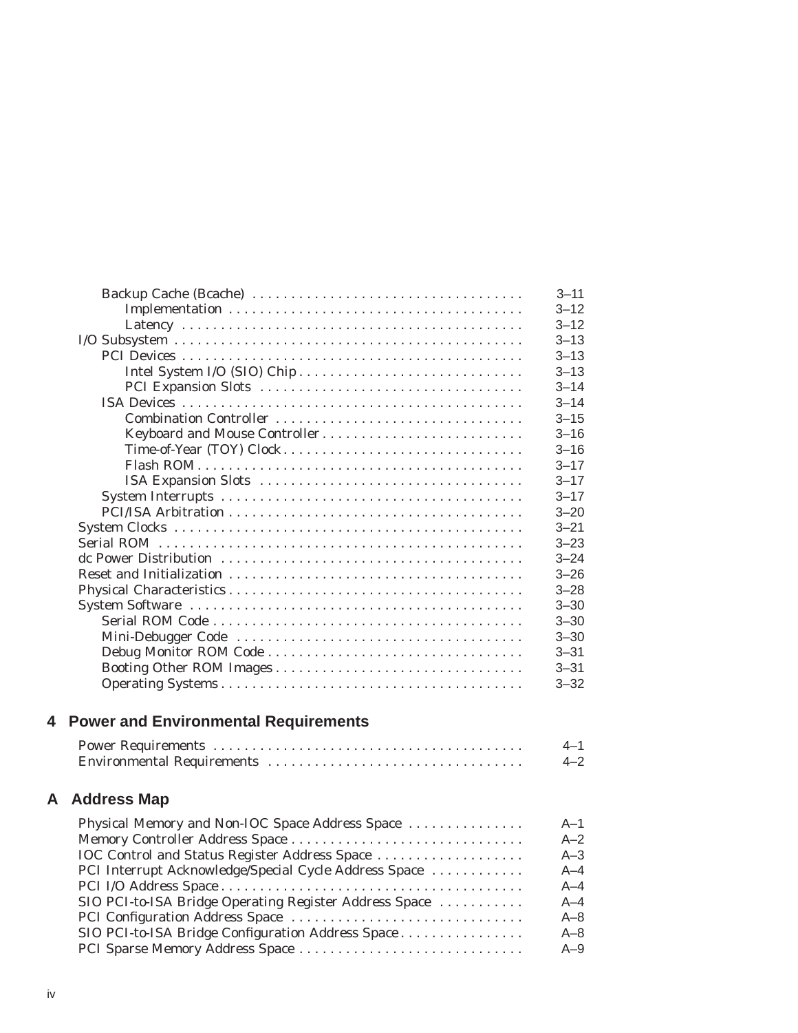Backup Cache (Bcache) . . . . . . . . . . . . . . . . . . . . . . . . . . . . . . . . . . 3–11
Implementation . . . . . . . . . . . . . . . . . . . . . . . . . . . . . . . . . . . . . 3–12
Latency . . . . . . . . . . . . . . . . . . . . . . . . . . . . . . . . . . . . . . . . . . 3–12
I/O Subsystem . . . . . . . . . . . . . . . . . . . . . . . . . . . . . . . . . . . . . . . . . . . 3–13
PCI Devices . . . . . . . . . . . . . . . . . . . . . . . . . . . . . . . . . . . . . . . . . . 3–13
Intel System I/O (SIO) Chip . . . . . . . . . . . . . . . . . . . . . . . . . . . . 3–13
PCI Expansion Slots . . . . . . . . . . . . . . . . . . . . . . . . . . . . . . . . . 3–14
ISA Devices . . . . . . . . . . . . . . . . . . . . . . . . . . . . . . . . . . . . . . . . . . 3–14
Combination Controller . . . . . . . . . . . . . . . . . . . . . . . . . . . . . . . 3–15
Keyboard and Mouse Controller . . . . . . . . . . . . . . . . . . . . . . . . . . 3–16
Time-of-Year (TOY) Clock . . . . . . . . . . . . . . . . . . . . . . . . . . . . . . 3–16
Flash ROM . . . . . . . . . . . . . . . . . . . . . . . . . . . . . . . . . . . . . . . . . 3–17
ISA Expansion Slots . . . . . . . . . . . . . . . . . . . . . . . . . . . . . . . . . 3–17
System Interrupts . . . . . . . . . . . . . . . . . . . . . . . . . . . . . . . . . . . . . 3–17
PCI/ISA Arbitration . . . . . . . . . . . . . . . . . . . . . . . . . . . . . . . . . . . . 3–20
System Clocks . . . . . . . . . . . . . . . . . . . . . . . . . . . . . . . . . . . . . . . . . . . 3–21
Serial ROM . . . . . . . . . . . . . . . . . . . . . . . . . . . . . . . . . . . . . . . . . . . . . 3–23
dc Power Distribution . . . . . . . . . . . . . . . . . . . . . . . . . . . . . . . . . . . . . 3–24
Reset and Initialization . . . . . . . . . . . . . . . . . . . . . . . . . . . . . . . . . . . . 3–26
Physical Characteristics . . . . . . . . . . . . . . . . . . . . . . . . . . . . . . . . . . . . 3–28
System Software . . . . . . . . . . . . . . . . . . . . . . . . . . . . . . . . . . . . . . . . . 3–30
Serial ROM Code . . . . . . . . . . . . . . . . . . . . . . . . . . . . . . . . . . . . . . 3–30
Mini-Debugger Code . . . . . . . . . . . . . . . . . . . . . . . . . . . . . . . . . . . 3–30
Debug Monitor ROM Code . . . . . . . . . . . . . . . . . . . . . . . . . . . . . . . 3–31
Booting Other ROM Images . . . . . . . . . . . . . . . . . . . . . . . . . . . . . . 3–31
Operating Systems . . . . . . . . . . . . . . . . . . . . . . . . . . . . . . . . . . . . . 3–32

## 4 Power and Environmental Requirements

Power Requirements . . . . . . . . . . . . . . . . . . . . . . . . . . . . . . . . . . . . . . 4–1
Environmental Requirements . . . . . . . . . . . . . . . . . . . . . . . . . . . . . . . . 4–2

## A Address Map

Physical Memory and Non-IOC Space Address Space . . . . . . . . . . . . . . . A–1
Memory Controller Address Space . . . . . . . . . . . . . . . . . . . . . . . . . . . . . A–2
IOC Control and Status Register Address Space . . . . . . . . . . . . . . . . . . . A–3
PCI Interrupt Acknowledge/Special Cycle Address Space . . . . . . . . . . . . A–4
PCI I/O Address Space . . . . . . . . . . . . . . . . . . . . . . . . . . . . . . . . . . . . . A–4
SIO PCI-to-ISA Bridge Operating Register Address Space . . . . . . . . . . . A–4
PCI Configuration Address Space . . . . . . . . . . . . . . . . . . . . . . . . . . . . . A–8
SIO PCI-to-ISA Bridge Configuration Address Space . . . . . . . . . . . . . . . . A–8
PCI Sparse Memory Address Space . . . . . . . . . . . . . . . . . . . . . . . . . . . . A–9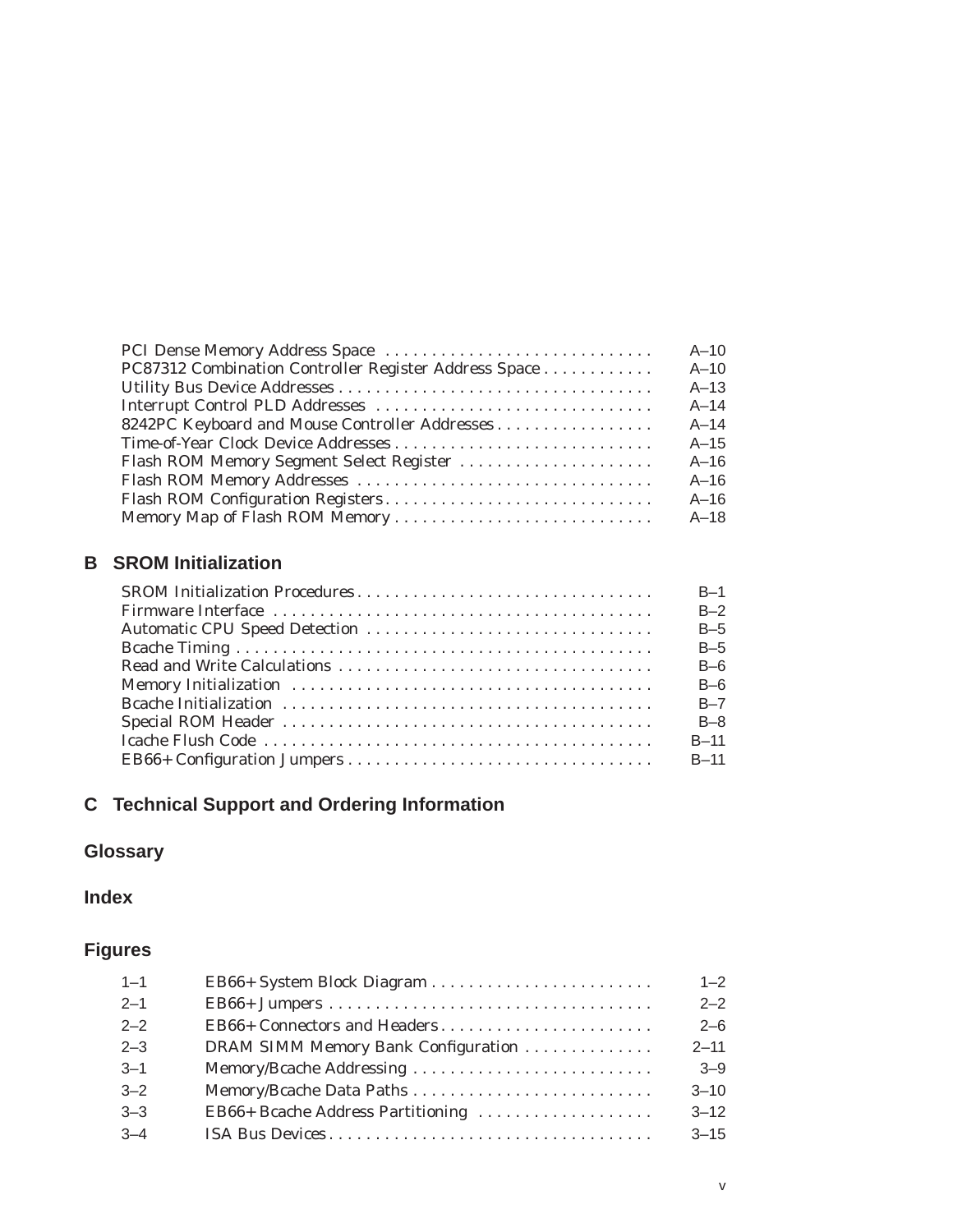| | |
|---|---|
| PCI Dense Memory Address Space | A–10 |
| PC87312 Combination Controller Register Address Space | A–10 |
| Utility Bus Device Addresses | A–13 |
| Interrupt Control PLD Addresses | A–14 |
| 8242PC Keyboard and Mouse Controller Addresses | A–14 |
| Time-of-Year Clock Device Addresses | A–15 |
| Flash ROM Memory Segment Select Register | A–16 |
| Flash ROM Memory Addresses | A–16 |
| Flash ROM Configuration Registers | A–16 |
| Memory Map of Flash ROM Memory | A–18 |

## B SROM Initialization

| | |
|---|---|
| SROM Initialization Procedures | B–1 |
| Firmware Interface | B–2 |
| Automatic CPU Speed Detection | B–5 |
| Bcache Timing | B–5 |
| Read and Write Calculations | B–6 |
| Memory Initialization | B–6 |
| Bcache Initialization | B–7 |
| Special ROM Header | B–8 |
| Icache Flush Code | B–11 |
| EB66+ Configuration Jumpers | B–11 |

## C Technical Support and Ordering Information

## Glossary

## Index

## Figures

| | | |
|---|---|---|
| 1–1 | EB66+ System Block Diagram | 1–2 |
| 2–1 | EB66+ Jumpers | 2–2 |
| 2–2 | EB66+ Connectors and Headers | 2–6 |
| 2–3 | DRAM SIMM Memory Bank Configuration | 2–11 |
| 3–1 | Memory/Bcache Addressing | 3–9 |
| 3–2 | Memory/Bcache Data Paths | 3–10 |
| 3–3 | EB66+ Bcache Address Partitioning | 3–12 |
| 3–4 | ISA Bus Devices | 3–15 |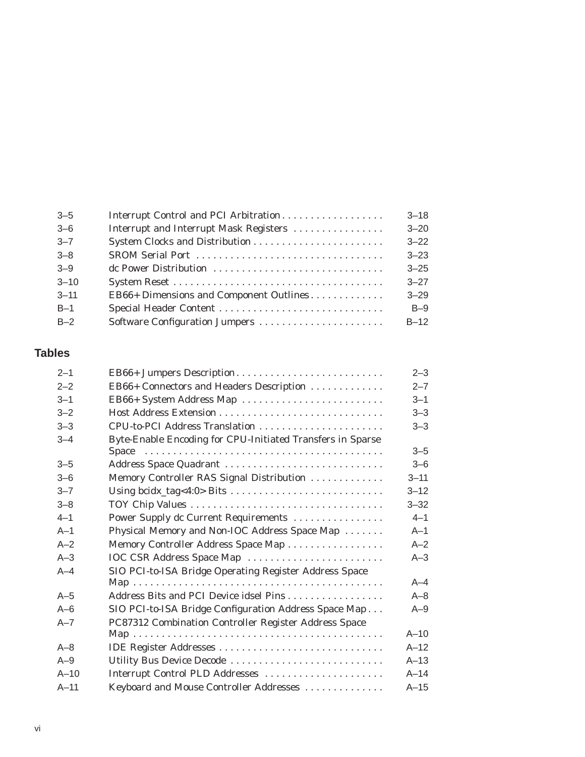| | | |
|---|---|---|
| 3–5 | Interrupt Control and PCI Arbitration | 3–18 |
| 3–6 | Interrupt and Interrupt Mask Registers | 3–20 |
| 3–7 | System Clocks and Distribution | 3–22 |
| 3–8 | SROM Serial Port | 3–23 |
| 3–9 | dc Power Distribution | 3–25 |
| 3–10 | System Reset | 3–27 |
| 3–11 | EB66+ Dimensions and Component Outlines | 3–29 |
| B–1 | Special Header Content | B–9 |
| B–2 | Software Configuration Jumpers | B–12 |

## Tables

| | | |
|---|---|---|
| 2–1 | EB66+ Jumpers Description | 2–3 |
| 2–2 | EB66+ Connectors and Headers Description | 2–7 |
| 3–1 | EB66+ System Address Map | 3–1 |
| 3–2 | Host Address Extension | 3–3 |
| 3–3 | CPU-to-PCI Address Translation | 3–3 |
| 3–4 | Byte-Enable Encoding for CPU-Initiated Transfers in Sparse Space | 3–5 |
| 3–5 | Address Space Quadrant | 3–6 |
| 3–6 | Memory Controller RAS Signal Distribution | 3–11 |
| 3–7 | Using bcidx_tag<4:0> Bits | 3–12 |
| 3–8 | TOY Chip Values | 3–32 |
| 4–1 | Power Supply dc Current Requirements | 4–1 |
| A–1 | Physical Memory and Non-IOC Address Space Map | A–1 |
| A–2 | Memory Controller Address Space Map | A–2 |
| A–3 | IOC CSR Address Space Map | A–3 |
| A–4 | SIO PCI-to-ISA Bridge Operating Register Address Space Map | A–4 |
| A–5 | Address Bits and PCI Device idsel Pins | A–8 |
| A–6 | SIO PCI-to-ISA Bridge Configuration Address Space Map | A–9 |
| A–7 | PC87312 Combination Controller Register Address Space Map | A–10 |
| A–8 | IDE Register Addresses | A–12 |
| A–9 | Utility Bus Device Decode | A–13 |
| A–10 | Interrupt Control PLD Addresses | A–14 |
| A–11 | Keyboard and Mouse Controller Addresses | A–15 |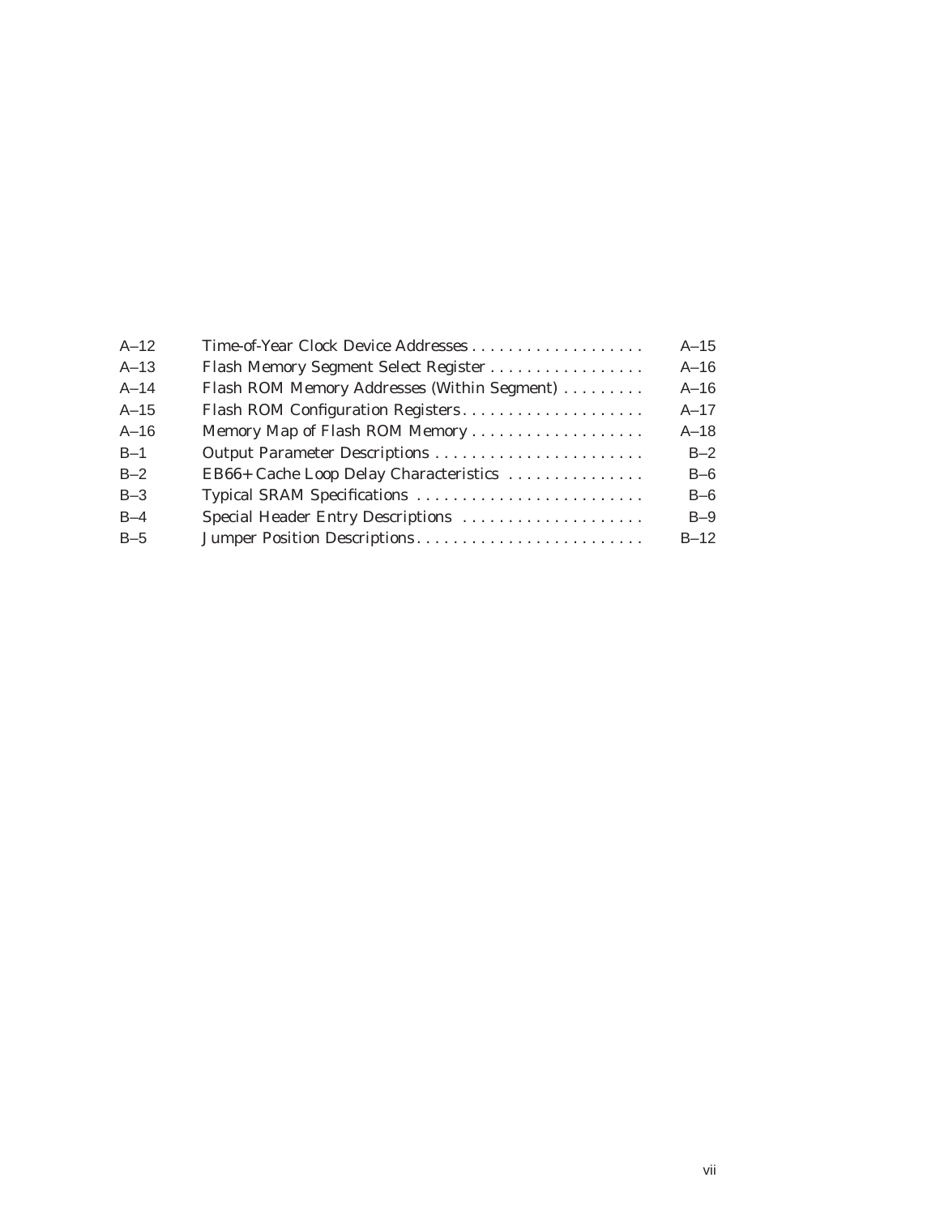| | | |
|---|---|---|
| A–12 | Time-of-Year Clock Device Addresses | A–15 |
| A–13 | Flash Memory Segment Select Register | A–16 |
| A–14 | Flash ROM Memory Addresses (Within Segment) | A–16 |
| A–15 | Flash ROM Configuration Registers | A–17 |
| A–16 | Memory Map of Flash ROM Memory | A–18 |
| B–1 | Output Parameter Descriptions | B–2 |
| B–2 | EB66+ Cache Loop Delay Characteristics | B–6 |
| B–3 | Typical SRAM Specifications | B–6 |
| B–4 | Special Header Entry Descriptions | B–9 |
| B–5 | Jumper Position Descriptions | B–12 |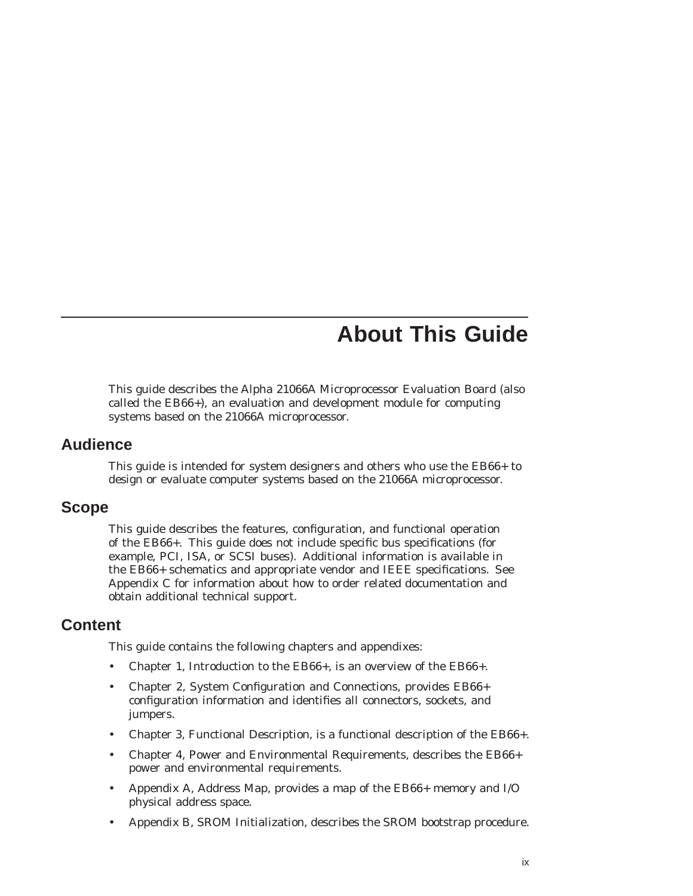# About This Guide

This guide describes the Alpha 21066A Microprocessor Evaluation Board (also called the EB66+), an evaluation and development module for computing systems based on the 21066A microprocessor.

## Audience

This guide is intended for system designers and others who use the EB66+ to design or evaluate computer systems based on the 21066A microprocessor.

## Scope

This guide describes the features, configuration, and functional operation of the EB66+. This guide does not include specific bus specifications (for example, PCI, ISA, or SCSI buses). Additional information is available in the EB66+ schematics and appropriate vendor and IEEE specifications. See Appendix C for information about how to order related documentation and obtain additional technical support.

## Content

This guide contains the following chapters and appendixes:

- Chapter 1, Introduction to the EB66+, is an overview of the EB66+.
- Chapter 2, System Configuration and Connections, provides EB66+ configuration information and identifies all connectors, sockets, and jumpers.
- Chapter 3, Functional Description, is a functional description of the EB66+.
- Chapter 4, Power and Environmental Requirements, describes the EB66+ power and environmental requirements.
- Appendix A, Address Map, provides a map of the EB66+ memory and I/O physical address space.
- Appendix B, SROM Initialization, describes the SROM bootstrap procedure.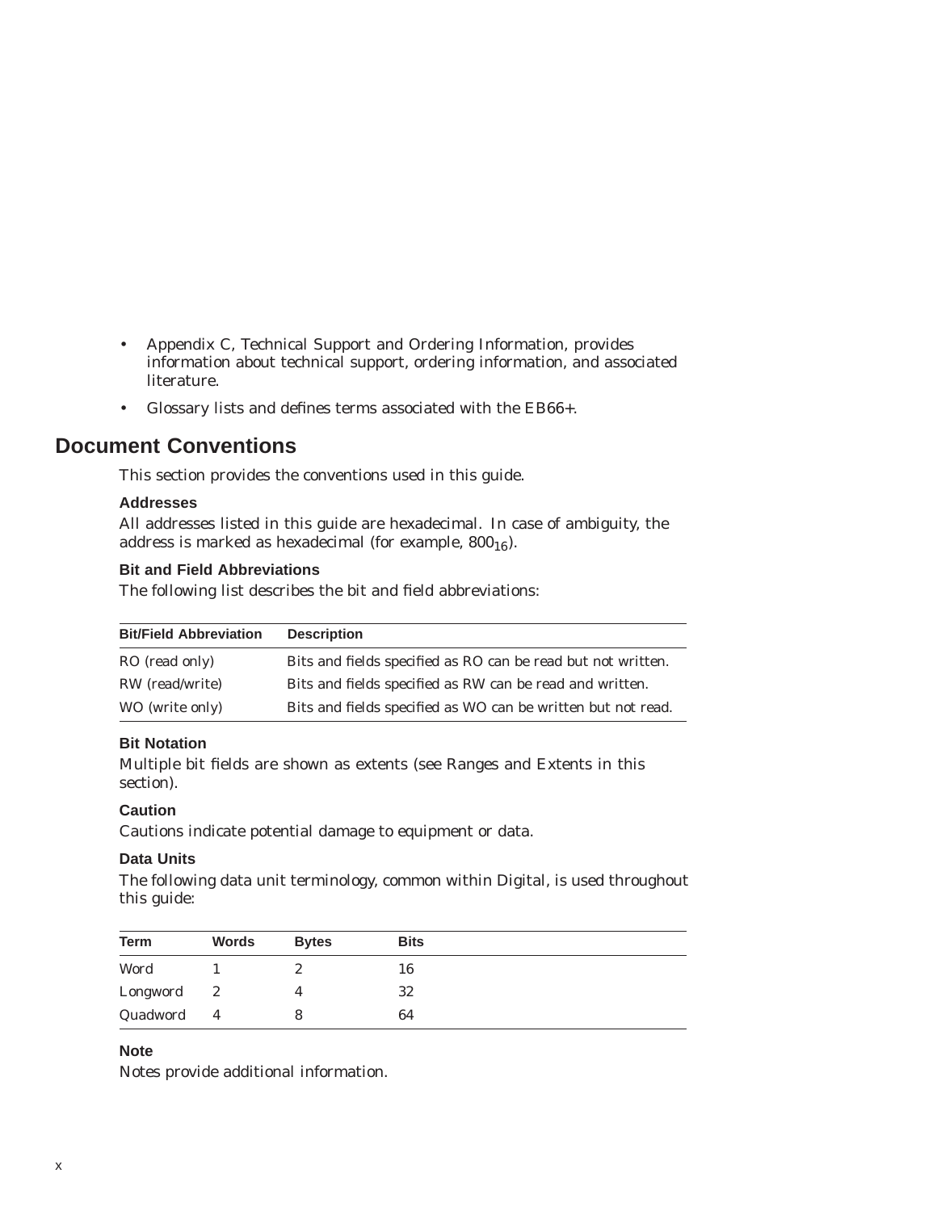- Appendix C, Technical Support and Ordering Information, provides information about technical support, ordering information, and associated literature.
- Glossary lists and defines terms associated with the EB66+.

## Document Conventions

This section provides the conventions used in this guide.

### Addresses

All addresses listed in this guide are hexadecimal. In case of ambiguity, the address is marked as hexadecimal (for example, $800_{16}$).

### Bit and Field Abbreviations

The following list describes the bit and field abbreviations:

| Bit/Field Abbreviation | Description |
|---|---|
| RO (read only) | Bits and fields specified as RO can be read but not written. |
| RW (read/write) | Bits and fields specified as RW can be read and written. |
| WO (write only) | Bits and fields specified as WO can be written but not read. |

### Bit Notation

Multiple bit fields are shown as extents (see Ranges and Extents in this section).

### Caution

Cautions indicate potential damage to equipment or data.

### Data Units

The following data unit terminology, common within Digital, is used throughout this guide:

| Term | Words | Bytes | Bits |
|---|---|---|---|
| Word | 1 | 2 | 16 |
| Longword | 2 | 4 | 32 |
| Quadword | 4 | 8 | 64 |

### Note

Notes provide additional information.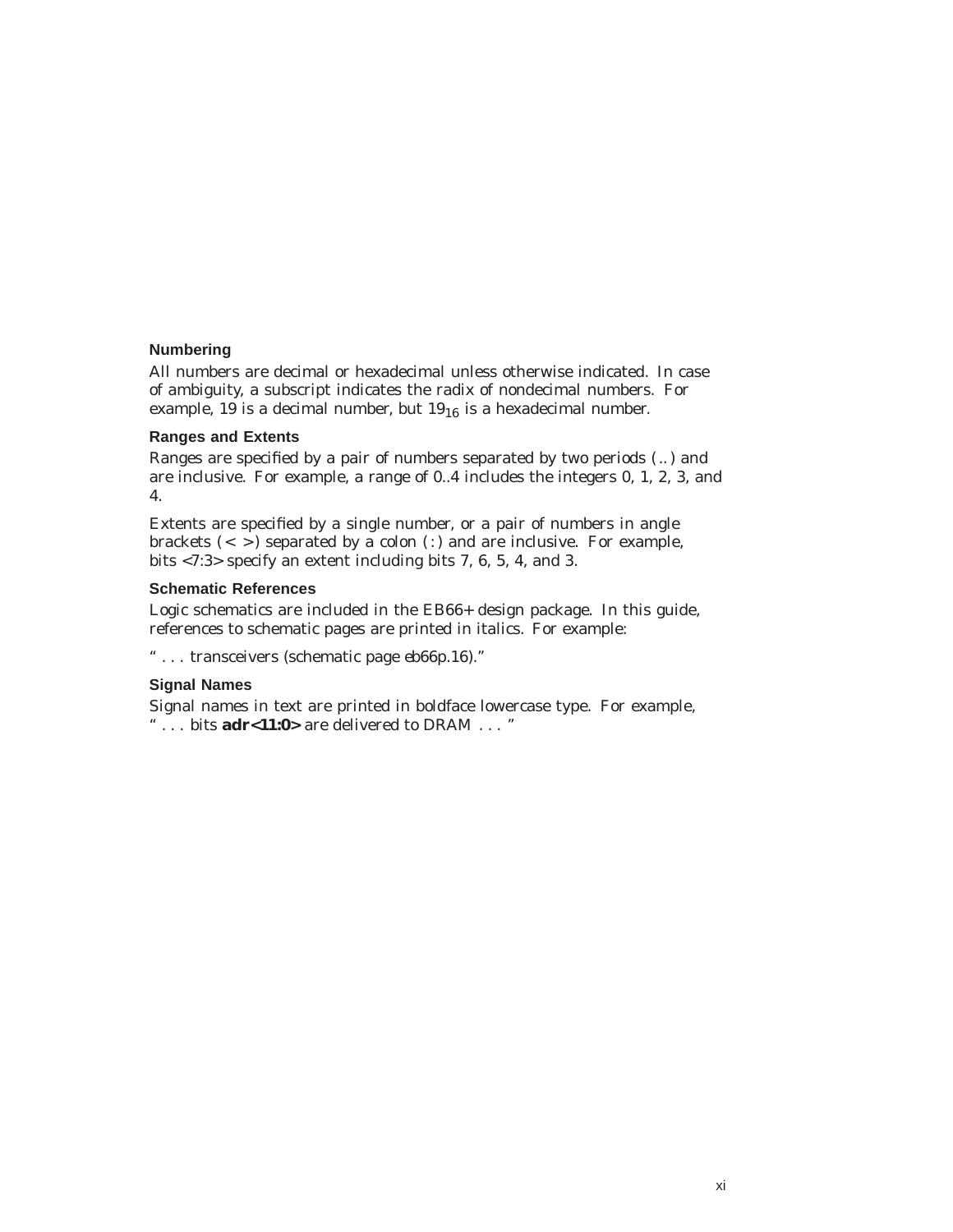### Numbering

All numbers are decimal or hexadecimal unless otherwise indicated. In case of ambiguity, a subscript indicates the radix of nondecimal numbers. For example, 19 is a decimal number, but $19_{16}$ is a hexadecimal number.

### Ranges and Extents

Ranges are specified by a pair of numbers separated by two periods (..) and are inclusive. For example, a range of 0..4 includes the integers 0, 1, 2, 3, and 4.

Extents are specified by a single number, or a pair of numbers in angle brackets (< >) separated by a colon (:) and are inclusive. For example, bits <7:3> specify an extent including bits 7, 6, 5, 4, and 3.

### Schematic References

Logic schematics are included in the EB66+ design package. In this guide, references to schematic pages are printed in italics. For example:

" . . . transceivers (schematic page *eb66p.16*)."

### Signal Names

Signal names in text are printed in boldface lowercase type. For example, " . . . bits **adr<11:0>** are delivered to DRAM . . . "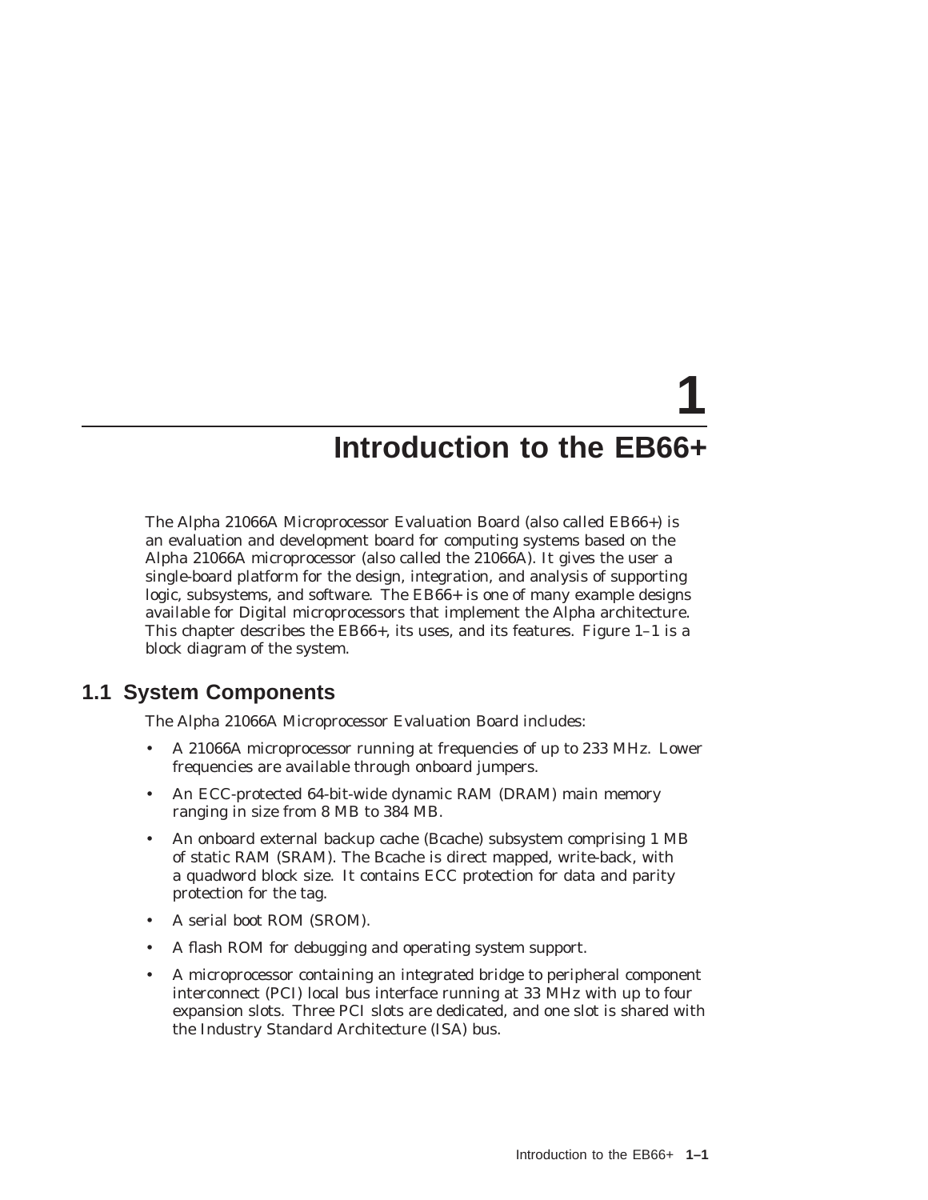# 1 Introduction to the EB66+

The Alpha 21066A Microprocessor Evaluation Board (also called EB66+) is an evaluation and development board for computing systems based on the Alpha 21066A microprocessor (also called the 21066A). It gives the user a single-board platform for the design, integration, and analysis of supporting logic, subsystems, and software. The EB66+ is one of many example designs available for Digital microprocessors that implement the Alpha architecture. This chapter describes the EB66+, its uses, and its features. Figure 1–1 is a block diagram of the system.

## 1.1 System Components

The Alpha 21066A Microprocessor Evaluation Board includes:

- A 21066A microprocessor running at frequencies of up to 233 MHz. Lower frequencies are available through onboard jumpers.
- An ECC-protected 64-bit-wide dynamic RAM (DRAM) main memory ranging in size from 8 MB to 384 MB.
- An onboard external backup cache (Bcache) subsystem comprising 1 MB of static RAM (SRAM). The Bcache is direct mapped, write-back, with a quadword block size. It contains ECC protection for data and parity protection for the tag.
- A serial boot ROM (SROM).
- A flash ROM for debugging and operating system support.
- A microprocessor containing an integrated bridge to peripheral component interconnect (PCI) local bus interface running at 33 MHz with up to four expansion slots. Three PCI slots are dedicated, and one slot is shared with the Industry Standard Architecture (ISA) bus.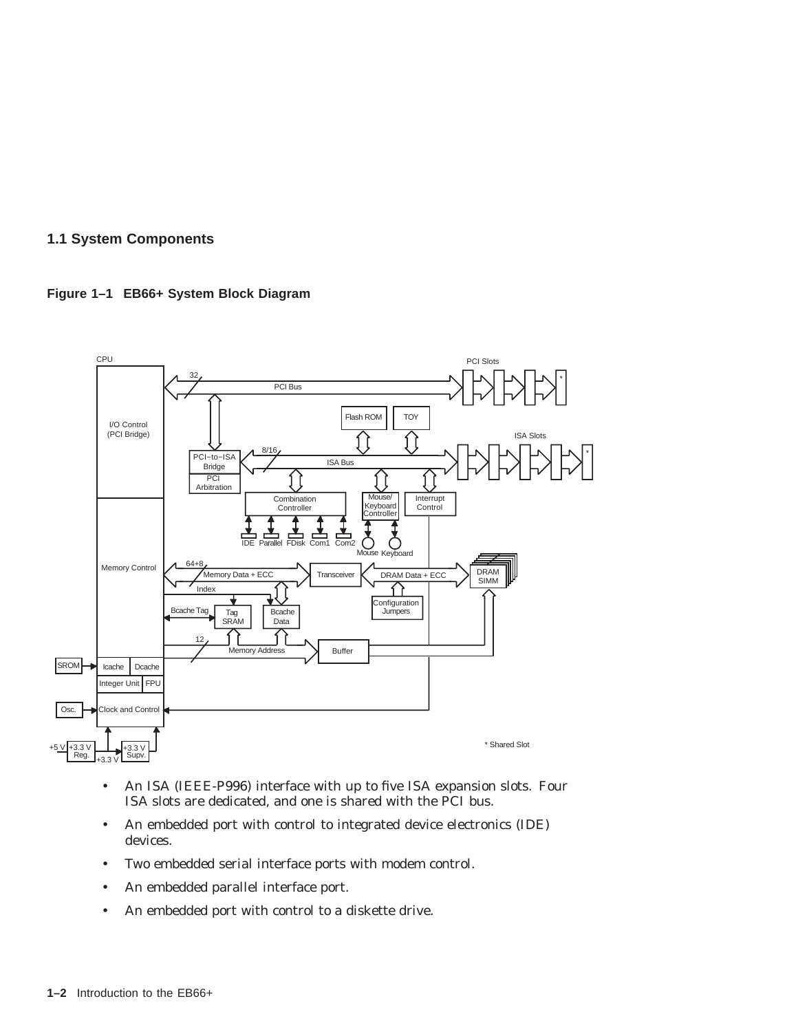## 1.1 System Components

**Figure 1–1 EB66+ System Block Diagram**

- An ISA (IEEE-P996) interface with up to five ISA expansion slots. Four ISA slots are dedicated, and one is shared with the PCI bus.
- An embedded port with control to integrated device electronics (IDE) devices.
- Two embedded serial interface ports with modem control.
- An embedded parallel interface port.
- An embedded port with control to a diskette drive.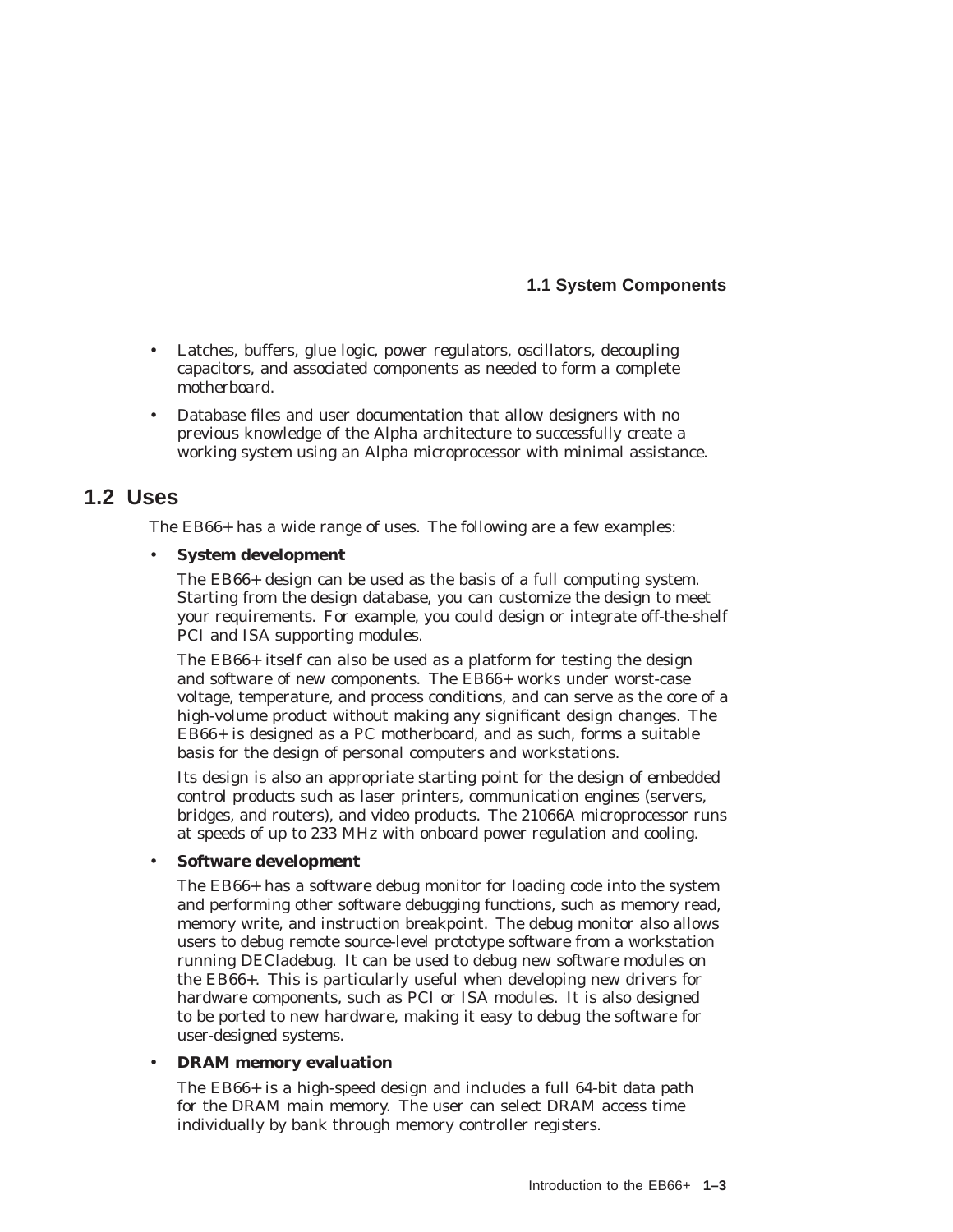- Latches, buffers, glue logic, power regulators, oscillators, decoupling capacitors, and associated components as needed to form a complete motherboard.
- Database files and user documentation that allow designers with no previous knowledge of the Alpha architecture to successfully create a working system using an Alpha microprocessor with minimal assistance.

## 1.2 Uses

The EB66+ has a wide range of uses. The following are a few examples:

- **System development**

  The EB66+ design can be used as the basis of a full computing system. Starting from the design database, you can customize the design to meet your requirements. For example, you could design or integrate off-the-shelf PCI and ISA supporting modules.

  The EB66+ itself can also be used as a platform for testing the design and software of new components. The EB66+ works under worst-case voltage, temperature, and process conditions, and can serve as the core of a high-volume product without making any significant design changes. The EB66+ is designed as a PC motherboard, and as such, forms a suitable basis for the design of personal computers and workstations.

  Its design is also an appropriate starting point for the design of embedded control products such as laser printers, communication engines (servers, bridges, and routers), and video products. The 21066A microprocessor runs at speeds of up to 233 MHz with onboard power regulation and cooling.

- **Software development**

  The EB66+ has a software debug monitor for loading code into the system and performing other software debugging functions, such as memory read, memory write, and instruction breakpoint. The debug monitor also allows users to debug remote source-level prototype software from a workstation running DECladebug. It can be used to debug new software modules on the EB66+. This is particularly useful when developing new drivers for hardware components, such as PCI or ISA modules. It is also designed to be ported to new hardware, making it easy to debug the software for user-designed systems.

- **DRAM memory evaluation**

  The EB66+ is a high-speed design and includes a full 64-bit data path for the DRAM main memory. The user can select DRAM access time individually by bank through memory controller registers.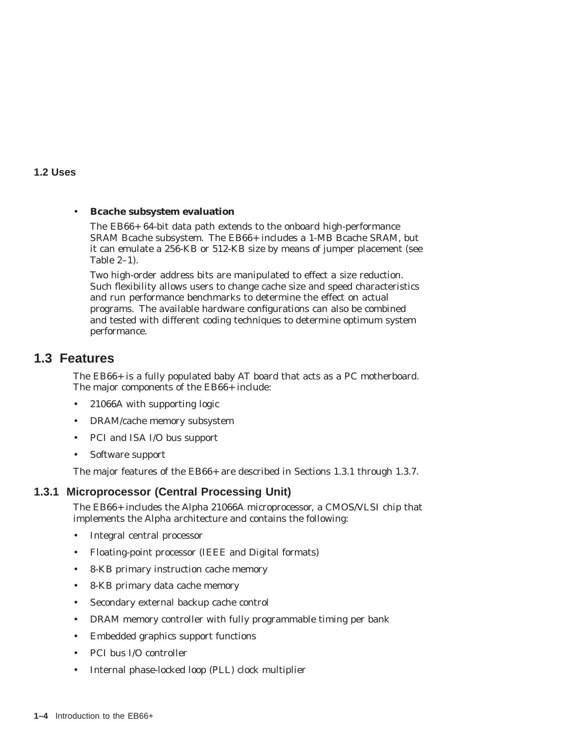- **Bcache subsystem evaluation**

  The EB66+ 64-bit data path extends to the onboard high-performance SRAM Bcache subsystem. The EB66+ includes a 1-MB Bcache SRAM, but it can emulate a 256-KB or 512-KB size by means of jumper placement (see Table 2–1).

  Two high-order address bits are manipulated to effect a size reduction. Such flexibility allows users to change cache size and speed characteristics and run performance benchmarks to determine the effect on actual programs. The available hardware configurations can also be combined and tested with different coding techniques to determine optimum system performance.

## 1.3 Features

The EB66+ is a fully populated baby AT board that acts as a PC motherboard. The major components of the EB66+ include:

- 21066A with supporting logic
- DRAM/cache memory subsystem
- PCI and ISA I/O bus support
- Software support

The major features of the EB66+ are described in Sections 1.3.1 through 1.3.7.

### 1.3.1 Microprocessor (Central Processing Unit)

The EB66+ includes the Alpha 21066A microprocessor, a CMOS/VLSI chip that implements the Alpha architecture and contains the following:

- Integral central processor
- Floating-point processor (IEEE and Digital formats)
- 8-KB primary instruction cache memory
- 8-KB primary data cache memory
- Secondary external backup cache control
- DRAM memory controller with fully programmable timing per bank
- Embedded graphics support functions
- PCI bus I/O controller
- Internal phase-locked loop (PLL) clock multiplier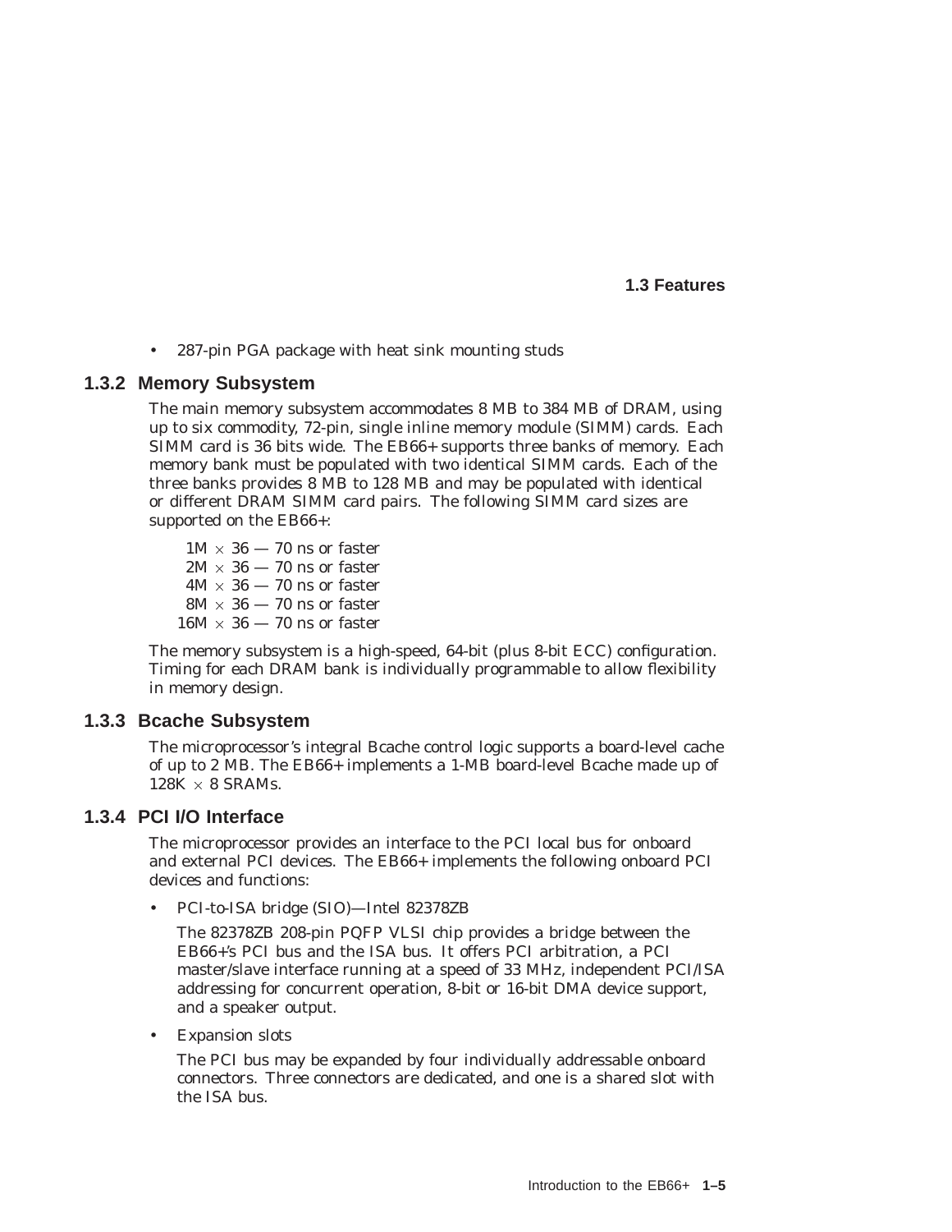- 287-pin PGA package with heat sink mounting studs

### 1.3.2 Memory Subsystem

The main memory subsystem accommodates 8 MB to 384 MB of DRAM, using up to six commodity, 72-pin, single inline memory module (SIMM) cards. Each SIMM card is 36 bits wide. The EB66+ supports three banks of memory. Each memory bank must be populated with two identical SIMM cards. Each of the three banks provides 8 MB to 128 MB and may be populated with identical or different DRAM SIMM card pairs. The following SIMM card sizes are supported on the EB66+:

1M × 36 — 70 ns or faster
2M × 36 — 70 ns or faster
4M × 36 — 70 ns or faster
8M × 36 — 70 ns or faster
16M × 36 — 70 ns or faster

The memory subsystem is a high-speed, 64-bit (plus 8-bit ECC) configuration. Timing for each DRAM bank is individually programmable to allow flexibility in memory design.

### 1.3.3 Bcache Subsystem

The microprocessor's integral Bcache control logic supports a board-level cache of up to 2 MB. The EB66+ implements a 1-MB board-level Bcache made up of 128K × 8 SRAMs.

### 1.3.4 PCI I/O Interface

The microprocessor provides an interface to the PCI local bus for onboard and external PCI devices. The EB66+ implements the following onboard PCI devices and functions:

- PCI-to-ISA bridge (SIO)—Intel 82378ZB

  The 82378ZB 208-pin PQFP VLSI chip provides a bridge between the EB66+'s PCI bus and the ISA bus. It offers PCI arbitration, a PCI master/slave interface running at a speed of 33 MHz, independent PCI/ISA addressing for concurrent operation, 8-bit or 16-bit DMA device support, and a speaker output.

- Expansion slots

  The PCI bus may be expanded by four individually addressable onboard connectors. Three connectors are dedicated, and one is a shared slot with the ISA bus.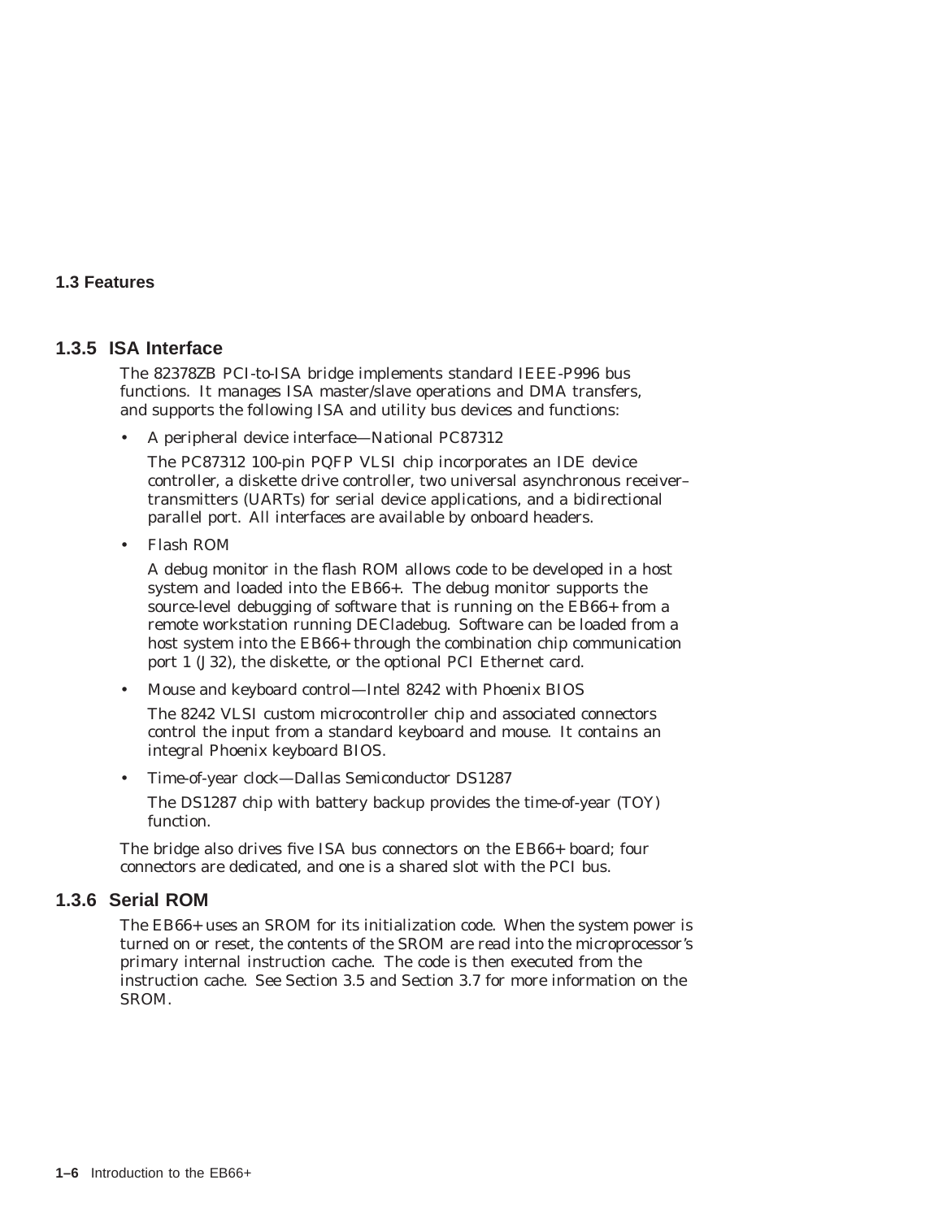### 1.3.5 ISA Interface

The 82378ZB PCI-to-ISA bridge implements standard IEEE-P996 bus functions. It manages ISA master/slave operations and DMA transfers, and supports the following ISA and utility bus devices and functions:

- A peripheral device interface—National PC87312

  The PC87312 100-pin PQFP VLSI chip incorporates an IDE device controller, a diskette drive controller, two universal asynchronous receiver–transmitters (UARTs) for serial device applications, and a bidirectional parallel port. All interfaces are available by onboard headers.

- Flash ROM

  A debug monitor in the flash ROM allows code to be developed in a host system and loaded into the EB66+. The debug monitor supports the source-level debugging of software that is running on the EB66+ from a remote workstation running DECladebug. Software can be loaded from a host system into the EB66+ through the combination chip communication port 1 (J32), the diskette, or the optional PCI Ethernet card.

- Mouse and keyboard control—Intel 8242 with Phoenix BIOS

  The 8242 VLSI custom microcontroller chip and associated connectors control the input from a standard keyboard and mouse. It contains an integral Phoenix keyboard BIOS.

- Time-of-year clock—Dallas Semiconductor DS1287

  The DS1287 chip with battery backup provides the time-of-year (TOY) function.

The bridge also drives five ISA bus connectors on the EB66+ board; four connectors are dedicated, and one is a shared slot with the PCI bus.

### 1.3.6 Serial ROM

The EB66+ uses an SROM for its initialization code. When the system power is turned on or reset, the contents of the SROM are read into the microprocessor's primary internal instruction cache. The code is then executed from the instruction cache. See Section 3.5 and Section 3.7 for more information on the SROM.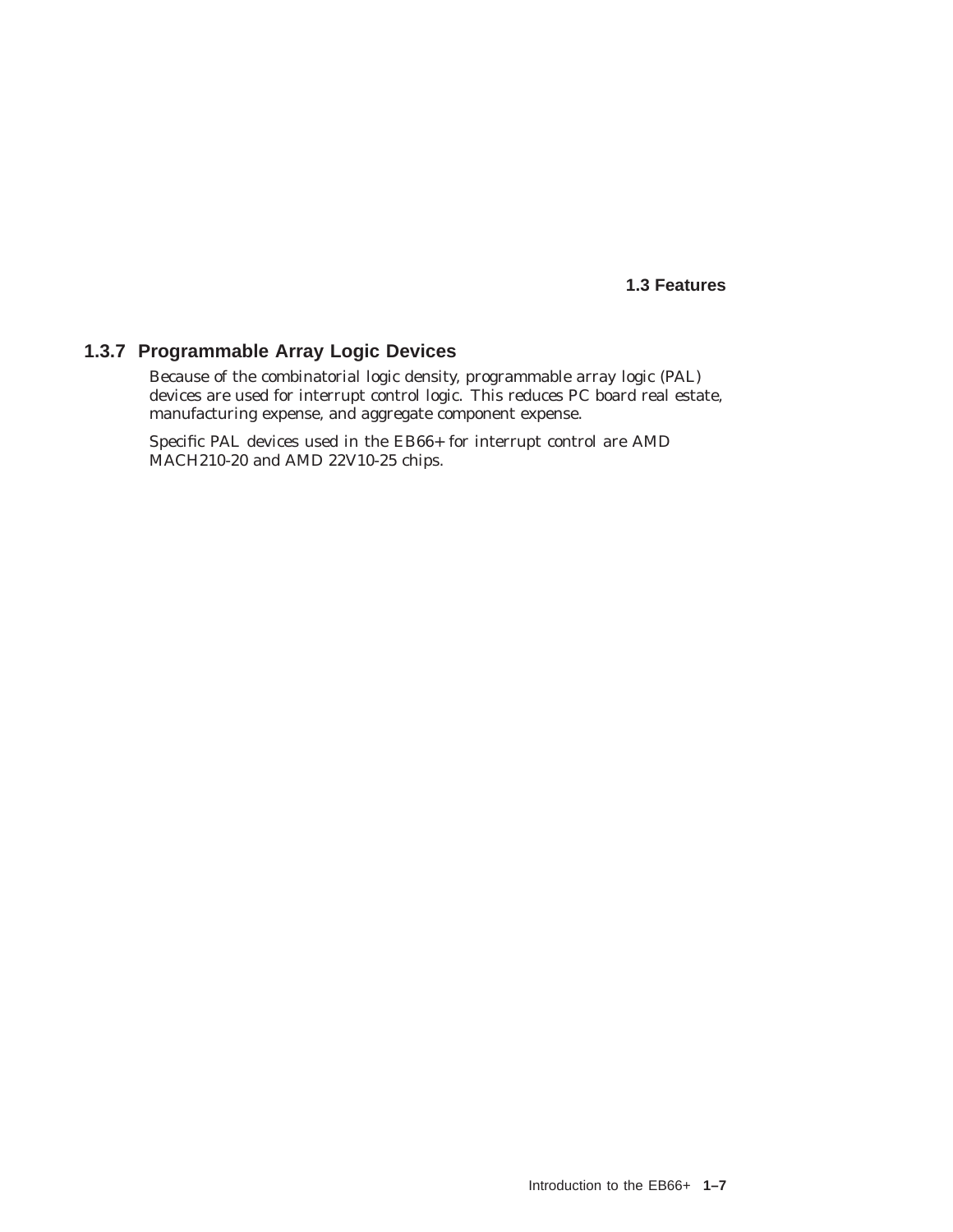### 1.3.7 Programmable Array Logic Devices

Because of the combinatorial logic density, programmable array logic (PAL) devices are used for interrupt control logic. This reduces PC board real estate, manufacturing expense, and aggregate component expense.

Specific PAL devices used in the EB66+ for interrupt control are AMD MACH210-20 and AMD 22V10-25 chips.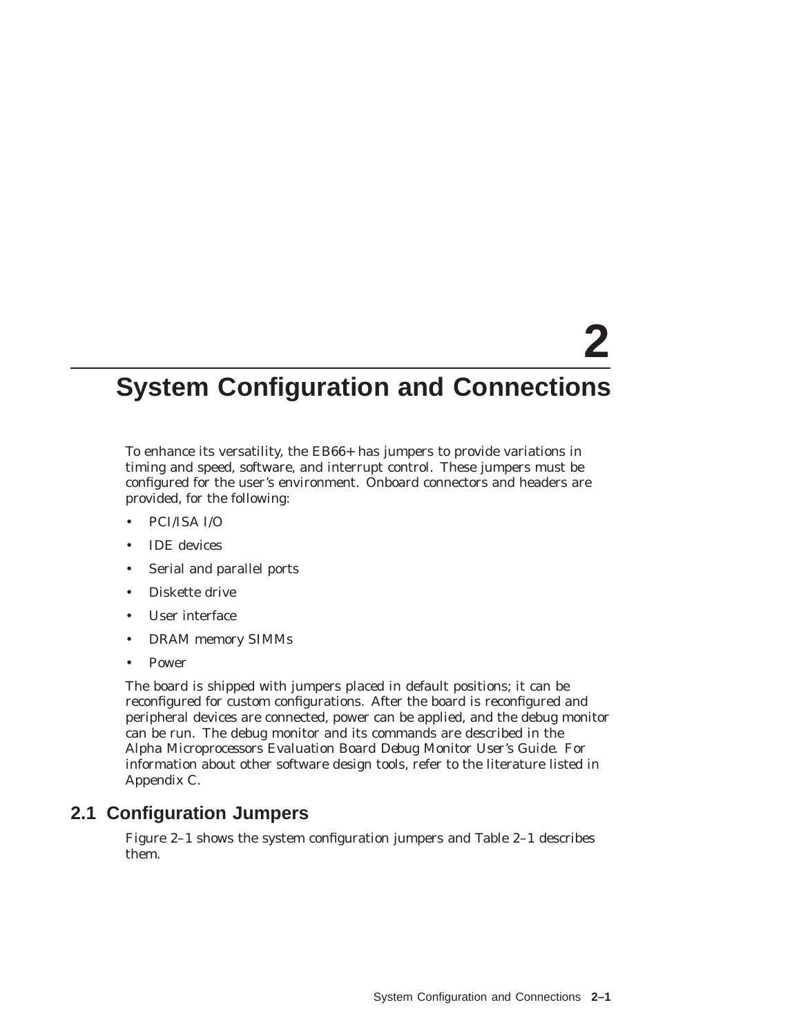# 2 System Configuration and Connections

To enhance its versatility, the EB66+ has jumpers to provide variations in timing and speed, software, and interrupt control. These jumpers must be configured for the user's environment. Onboard connectors and headers are provided, for the following:

- PCI/ISA I/O
- IDE devices
- Serial and parallel ports
- Diskette drive
- User interface
- DRAM memory SIMMs
- Power

The board is shipped with jumpers placed in default positions; it can be reconfigured for custom configurations. After the board is reconfigured and peripheral devices are connected, power can be applied, and the debug monitor can be run. The debug monitor and its commands are described in the *Alpha Microprocessors Evaluation Board Debug Monitor User's Guide*. For information about other software design tools, refer to the literature listed in Appendix C.

## 2.1 Configuration Jumpers

Figure 2–1 shows the system configuration jumpers and Table 2–1 describes them.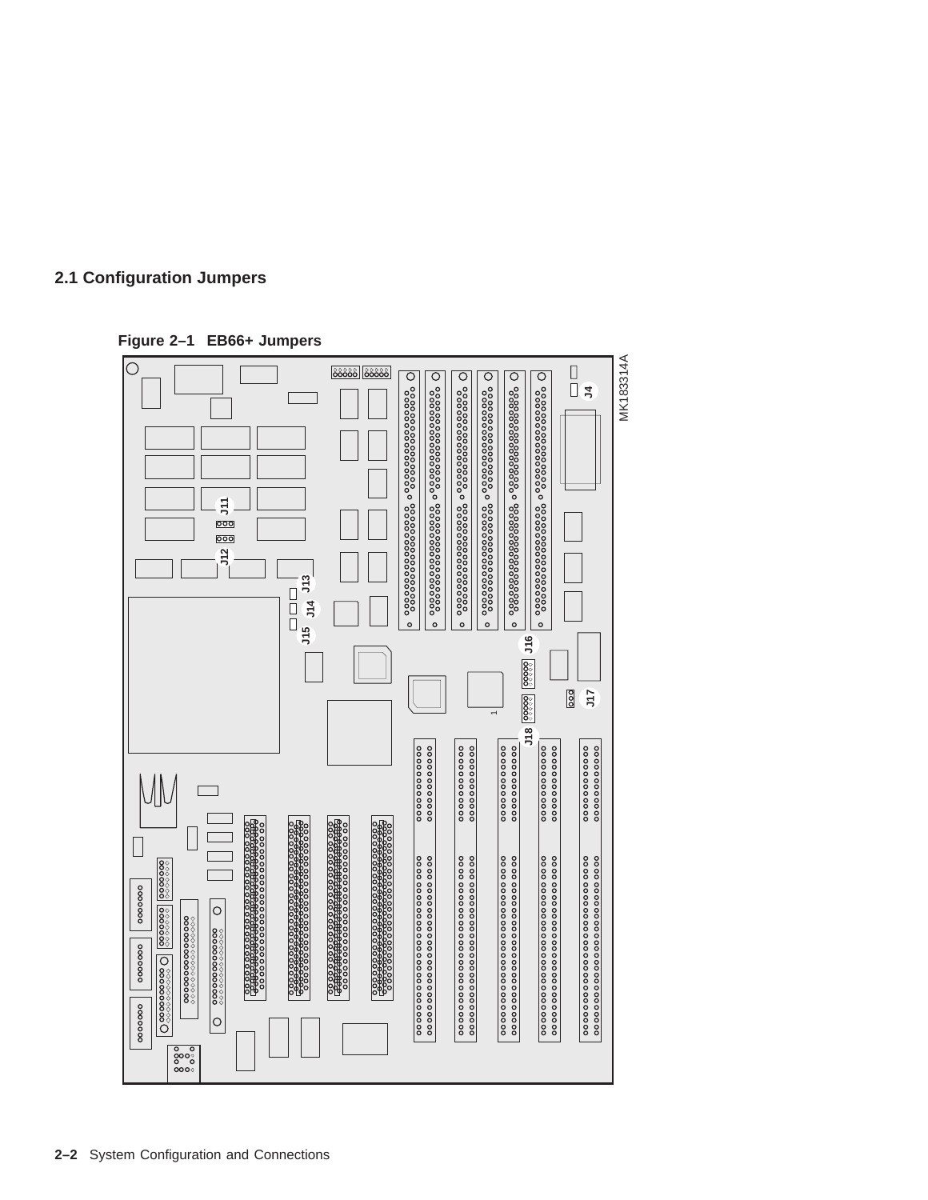## 2.1 Configuration Jumpers

**Figure 2–1 EB66+ Jumpers**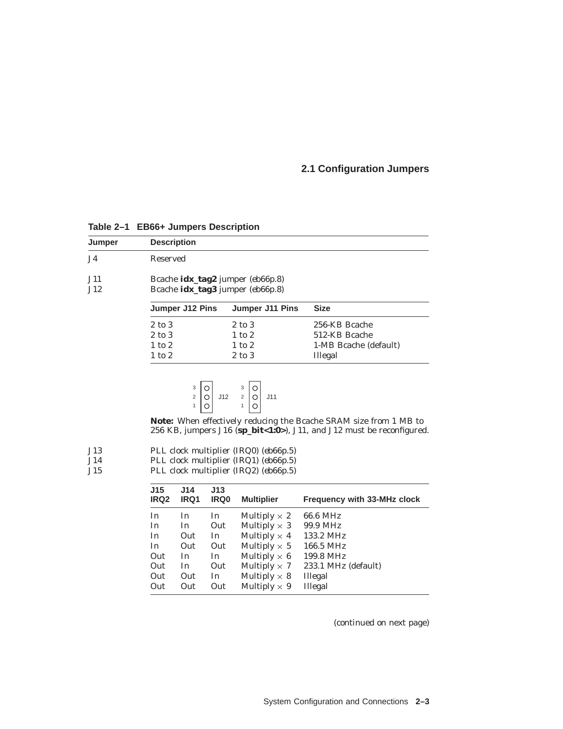## 2.1 Configuration Jumpers

**Table 2–1 EB66+ Jumpers Description**

| Jumper | Description |
|---|---|
| J4 | Reserved |
| J11<br>J12 | Bcache **idx_tag2** jumper (eb66p.8)<br>Bcache **idx_tag3** jumper (eb66p.8) |

| Jumper J12 Pins | Jumper J11 Pins | Size |
|---|---|---|
| 2 to 3 | 2 to 3 | 256-KB Bcache |
| 2 to 3 | 1 to 2 | 512-KB Bcache |
| 1 to 2 | 1 to 2 | 1-MB Bcache (default) |
| 1 to 2 | 2 to 3 | Illegal |

```
3 | O |       3 | O |
2 | O | J12   2 | O | J11
1 | O |       1 | O |
```

**Note:** When effectively reducing the Bcache SRAM size from 1 MB to 256 KB, jumpers J16 (**sp_bit<1:0>**), J11, and J12 must be reconfigured.

| Jumper | Description |
|---|---|
| J13<br>J14<br>J15 | PLL clock multiplier (IRQ0) (eb66p.5)<br>PLL clock multiplier (IRQ1) (eb66p.5)<br>PLL clock multiplier (IRQ2) (eb66p.5) |

| J15 IRQ2 | J14 IRQ1 | J13 IRQ0 | Multiplier | Frequency with 33-MHz clock |
|---|---|---|---|---|
| In | In | In | Multiply × 2 | 66.6 MHz |
| In | In | Out | Multiply × 3 | 99.9 MHz |
| In | Out | In | Multiply × 4 | 133.2 MHz |
| In | Out | Out | Multiply × 5 | 166.5 MHz |
| Out | In | In | Multiply × 6 | 199.8 MHz |
| Out | In | Out | Multiply × 7 | 233.1 MHz (default) |
| Out | Out | In | Multiply × 8 | Illegal |
| Out | Out | Out | Multiply × 9 | Illegal |

(continued on next page)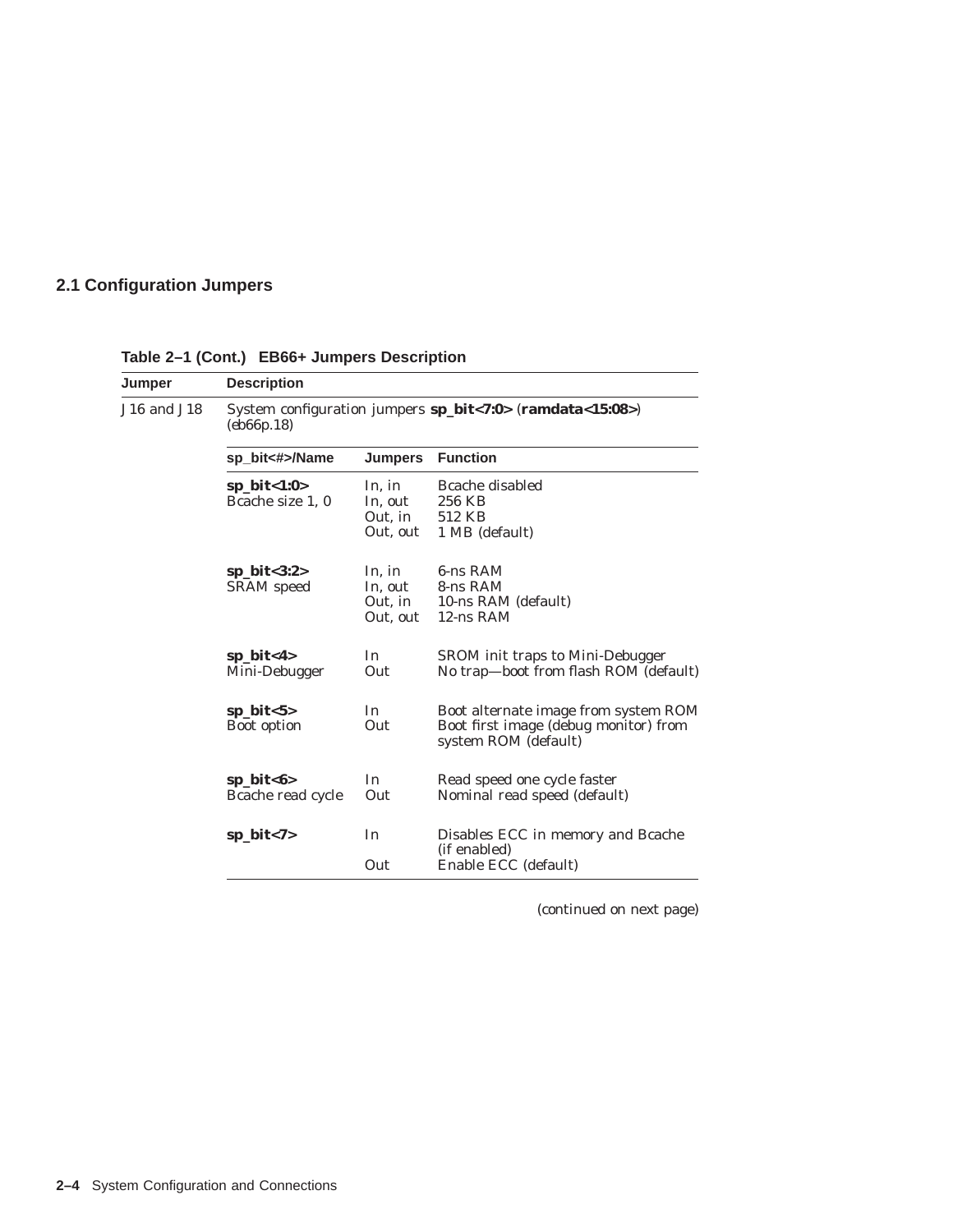## 2.1 Configuration Jumpers

**Table 2–1 (Cont.) EB66+ Jumpers Description**

| Jumper | Description | | |
|---|---|---|---|
| J16 and J18 | System configuration jumpers **sp_bit<7:0>** (**ramdata<15:08>**) (eb66p.18) | | |
| | **sp_bit<#>/Name** | **Jumpers** | **Function** |
| | **sp_bit<1:0>** Bcache size 1, 0 | In, in | Bcache disabled |
| | | In, out | 256 KB |
| | | Out, in | 512 KB |
| | | Out, out | 1 MB (default) |
| | **sp_bit<3:2>** SRAM speed | In, in | 6-ns RAM |
| | | In, out | 8-ns RAM |
| | | Out, in | 10-ns RAM (default) |
| | | Out, out | 12-ns RAM |
| | **sp_bit<4>** Mini-Debugger | In | SROM init traps to Mini-Debugger |
| | | Out | No trap—boot from flash ROM (default) |
| | **sp_bit<5>** Boot option | In | Boot alternate image from system ROM |
| | | Out | Boot first image (debug monitor) from system ROM (default) |
| | **sp_bit<6>** Bcache read cycle | In | Read speed one cycle faster |
| | | Out | Nominal read speed (default) |
| | **sp_bit<7>** | In | Disables ECC in memory and Bcache (if enabled) |
| | | Out | Enable ECC (default) |

(continued on next page)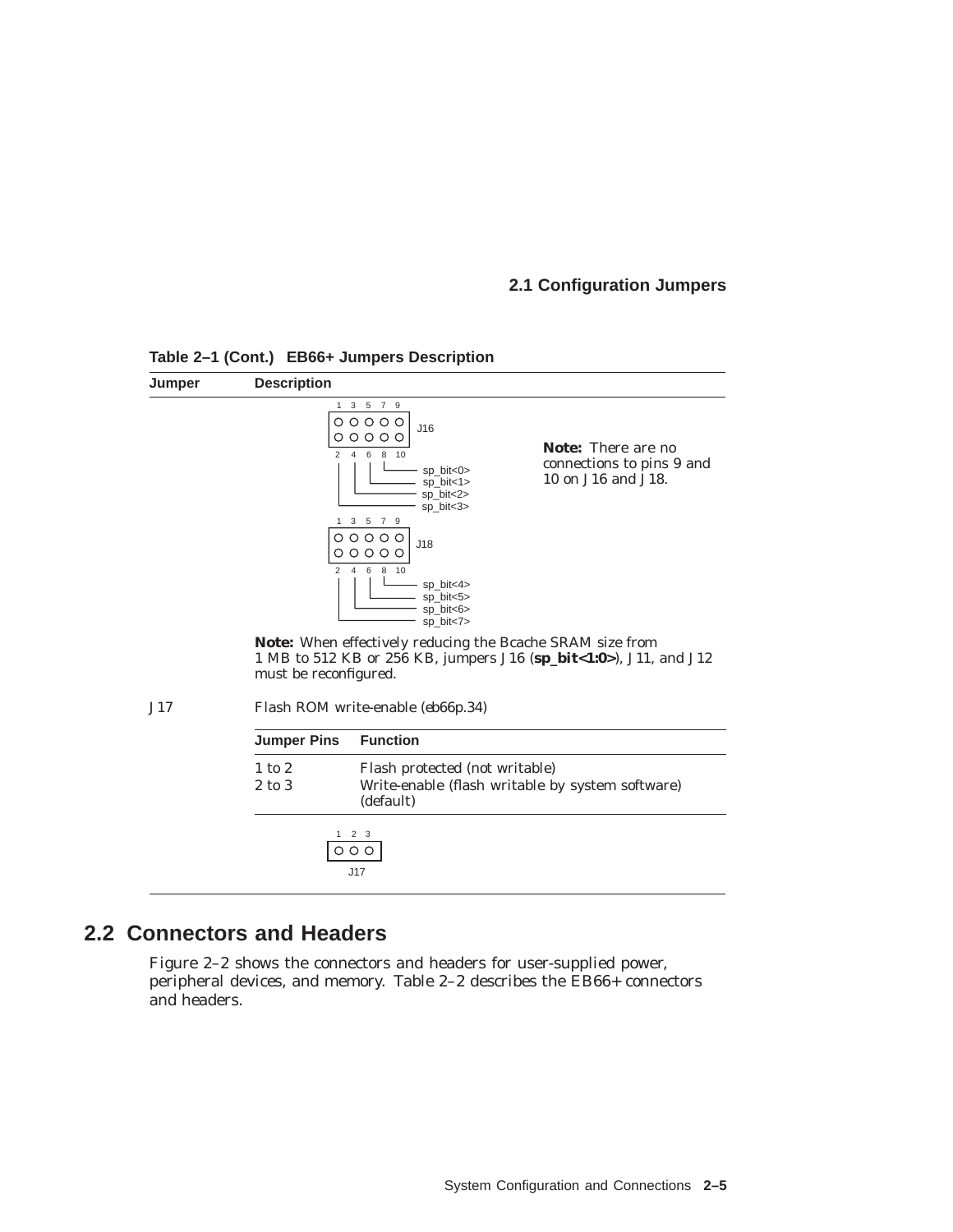**Table 2–1 (Cont.) EB66+ Jumpers Description**

| Jumper | Description |
|---|---|
| | J16: pins 1 3 5 7 9 / 2 4 6 8 10 — pin 8: sp_bit<0>, pin 6: sp_bit<1>, pin 4: sp_bit<2>, pin 2: sp_bit<3> |
| | J18: pins 1 3 5 7 9 / 2 4 6 8 10 — pin 8: sp_bit<4>, pin 6: sp_bit<5>, pin 4: sp_bit<6>, pin 2: sp_bit<7> |
| | **Note:** There are no connections to pins 9 and 10 on J16 and J18. |
| | **Note:** When effectively reducing the Bcache SRAM size from 1 MB to 512 KB or 256 KB, jumpers J16 (**sp_bit<1:0>**), J11, and J12 must be reconfigured. |
| J17 | Flash ROM write-enable (eb66p.34) |

| Jumper Pins | Function |
|---|---|
| 1 to 2 | Flash protected (not writable) |
| 2 to 3 | Write-enable (flash writable by system software) (default) |

J17: pins 1 2 3

## 2.2 Connectors and Headers

Figure 2–2 shows the connectors and headers for user-supplied power, peripheral devices, and memory. Table 2–2 describes the EB66+ connectors and headers.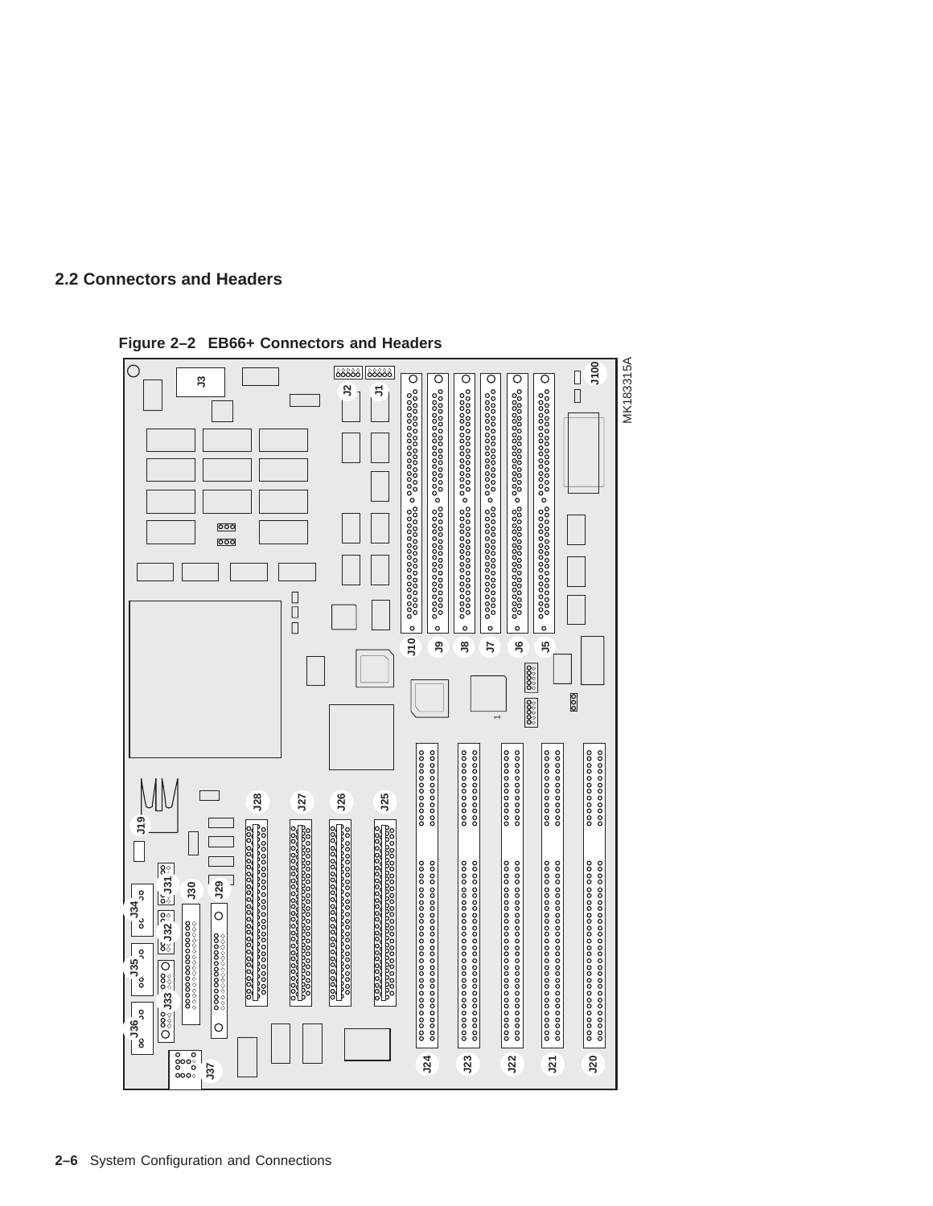## 2.2 Connectors and Headers

**Figure 2–2 EB66+ Connectors and Headers**

J3 J2 J1 J100 J10 J9 J8 J7 J6 J5 J28 J27 J26 J25 J19 J31 J30 J29 J34 J32 J35 J33 J36 J37 J24 J23 J22 J21 J20

MK183315A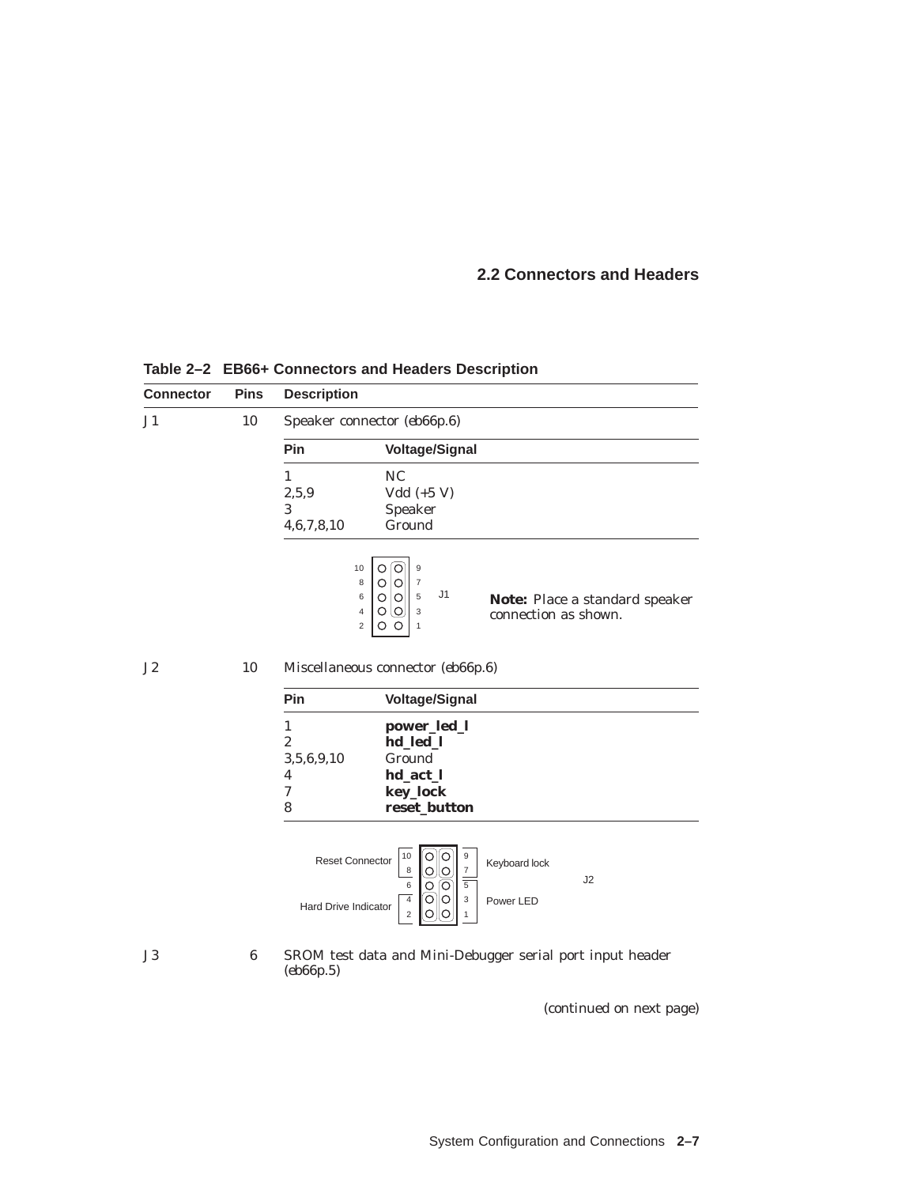## 2.2 Connectors and Headers

**Table 2–2 EB66+ Connectors and Headers Description**

| Connector | Pins | Description |
|---|---|---|
| J1 | 10 | Speaker connector (eb66p.6) |

| Pin | Voltage/Signal |
|---|---|
| 1 | NC |
| 2,5,9 | Vdd (+5 V) |
| 3 | Speaker |
| 4,6,7,8,10 | Ground |

**Note:** Place a standard speaker connection as shown.

| Connector | Pins | Description |
|---|---|---|
| J2 | 10 | Miscellaneous connector (eb66p.6) |

| Pin | Voltage/Signal |
|---|---|
| 1 | **power_led_l** |
| 2 | **hd_led_l** |
| 3,5,6,9,10 | Ground |
| 4 | **hd_act_l** |
| 7 | **key_lock** |
| 8 | **reset_button** |

| Connector | Pins | Description |
|---|---|---|
| J3 | 6 | SROM test data and Mini-Debugger serial port input header (eb66p.5) |

*(continued on next page)*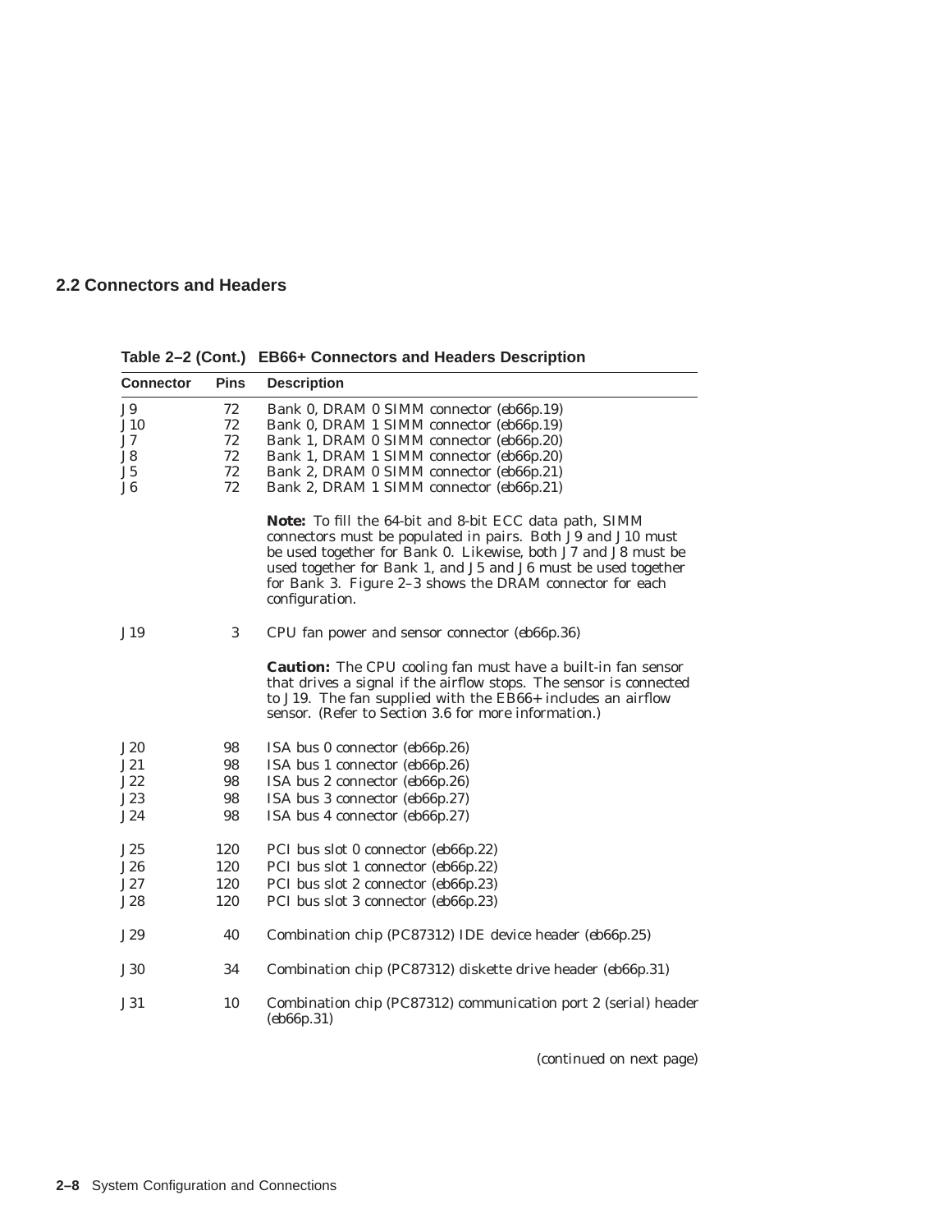## 2.2 Connectors and Headers

**Table 2–2 (Cont.) EB66+ Connectors and Headers Description**

| Connector | Pins | Description |
|---|---|---|
| J9 | 72 | Bank 0, DRAM 0 SIMM connector (eb66p.19) |
| J10 | 72 | Bank 0, DRAM 1 SIMM connector (eb66p.19) |
| J7 | 72 | Bank 1, DRAM 0 SIMM connector (eb66p.20) |
| J8 | 72 | Bank 1, DRAM 1 SIMM connector (eb66p.20) |
| J5 | 72 | Bank 2, DRAM 0 SIMM connector (eb66p.21) |
| J6 | 72 | Bank 2, DRAM 1 SIMM connector (eb66p.21) |
| | | **Note:** To fill the 64-bit and 8-bit ECC data path, SIMM connectors must be populated in pairs. Both J9 and J10 must be used together for Bank 0. Likewise, both J7 and J8 must be used together for Bank 1, and J5 and J6 must be used together for Bank 3. Figure 2–3 shows the DRAM connector for each configuration. |
| J19 | 3 | CPU fan power and sensor connector (eb66p.36) |
| | | **Caution:** The CPU cooling fan must have a built-in fan sensor that drives a signal if the airflow stops. The sensor is connected to J19. The fan supplied with the EB66+ includes an airflow sensor. (Refer to Section 3.6 for more information.) |
| J20 | 98 | ISA bus 0 connector (eb66p.26) |
| J21 | 98 | ISA bus 1 connector (eb66p.26) |
| J22 | 98 | ISA bus 2 connector (eb66p.26) |
| J23 | 98 | ISA bus 3 connector (eb66p.27) |
| J24 | 98 | ISA bus 4 connector (eb66p.27) |
| J25 | 120 | PCI bus slot 0 connector (eb66p.22) |
| J26 | 120 | PCI bus slot 1 connector (eb66p.22) |
| J27 | 120 | PCI bus slot 2 connector (eb66p.23) |
| J28 | 120 | PCI bus slot 3 connector (eb66p.23) |
| J29 | 40 | Combination chip (PC87312) IDE device header (eb66p.25) |
| J30 | 34 | Combination chip (PC87312) diskette drive header (eb66p.31) |
| J31 | 10 | Combination chip (PC87312) communication port 2 (serial) header (eb66p.31) |

(continued on next page)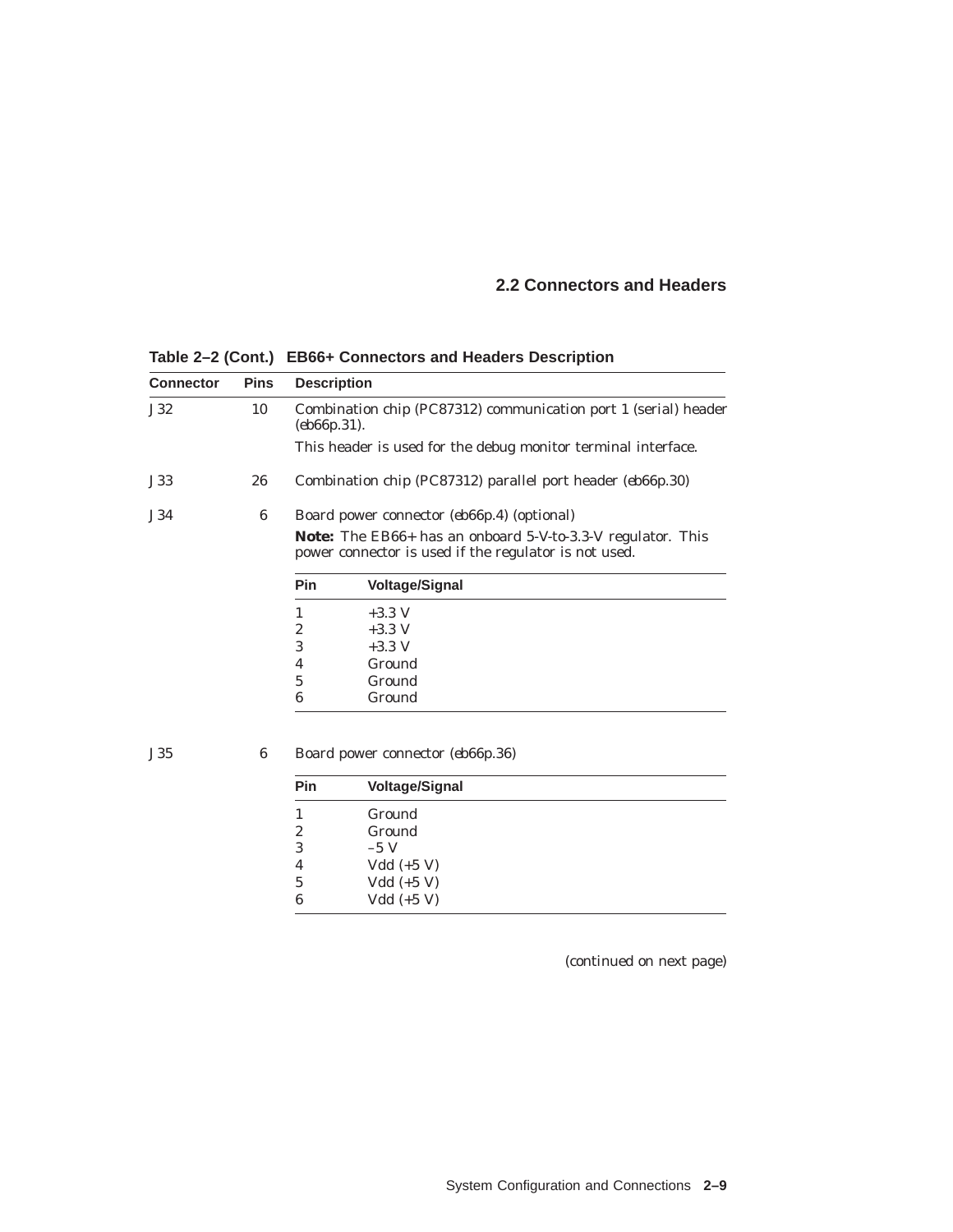## 2.2 Connectors and Headers

**Table 2–2 (Cont.) EB66+ Connectors and Headers Description**

| Connector | Pins | Description |
|---|---|---|
| J32 | 10 | Combination chip (PC87312) communication port 1 (serial) header (eb66p.31). This header is used for the debug monitor terminal interface. |
| J33 | 26 | Combination chip (PC87312) parallel port header (eb66p.30) |
| J34 | 6 | Board power connector (eb66p.4) (optional) **Note:** The EB66+ has an onboard 5-V-to-3.3-V regulator. This power connector is used if the regulator is not used. |

J34 pin assignments:

| Pin | Voltage/Signal |
|---|---|
| 1 | +3.3 V |
| 2 | +3.3 V |
| 3 | +3.3 V |
| 4 | Ground |
| 5 | Ground |
| 6 | Ground |

| Connector | Pins | Description |
|---|---|---|
| J35 | 6 | Board power connector (eb66p.36) |

J35 pin assignments:

| Pin | Voltage/Signal |
|---|---|
| 1 | Ground |
| 2 | Ground |
| 3 | –5 V |
| 4 | Vdd (+5 V) |
| 5 | Vdd (+5 V) |
| 6 | Vdd (+5 V) |

(continued on next page)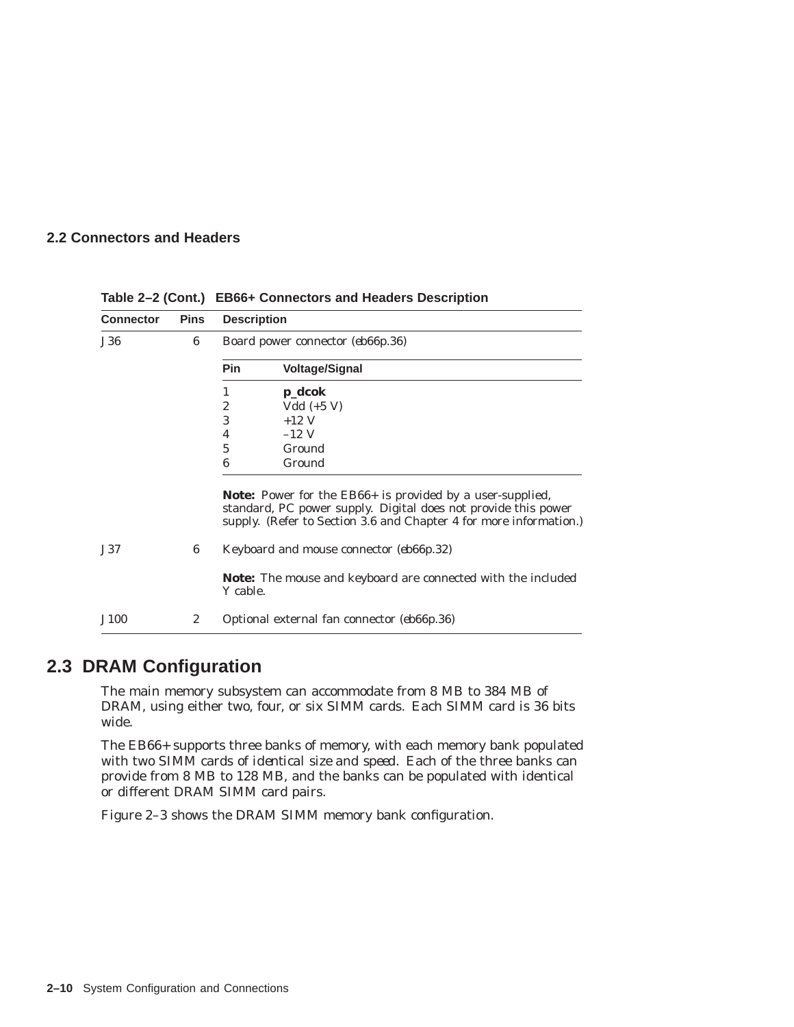**Table 2–2 (Cont.) EB66+ Connectors and Headers Description**

| Connector | Pins | Description |
|---|---|---|
| J36 | 6 | Board power connector (eb66p.36)<br><br>**Pin** — **Voltage/Signal**<br>1 — **p_dcok**<br>2 — Vdd (+5 V)<br>3 — +12 V<br>4 — –12 V<br>5 — Ground<br>6 — Ground<br><br>**Note:** Power for the EB66+ is provided by a user-supplied, standard, PC power supply. Digital does not provide this power supply. (Refer to Section 3.6 and Chapter 4 for more information.) |
| J37 | 6 | Keyboard and mouse connector (eb66p.32)<br><br>**Note:** The mouse and keyboard are connected with the included Y cable. |
| J100 | 2 | Optional external fan connector (eb66p.36) |

## 2.3 DRAM Configuration

The main memory subsystem can accommodate from 8 MB to 384 MB of DRAM, using either two, four, or six SIMM cards. Each SIMM card is 36 bits wide.

The EB66+ supports three banks of memory, with each memory bank populated with two SIMM cards of *identical size and speed*. Each of the three banks can provide from 8 MB to 128 MB, and the banks can be populated with identical or different DRAM SIMM card pairs.

Figure 2–3 shows the DRAM SIMM memory bank configuration.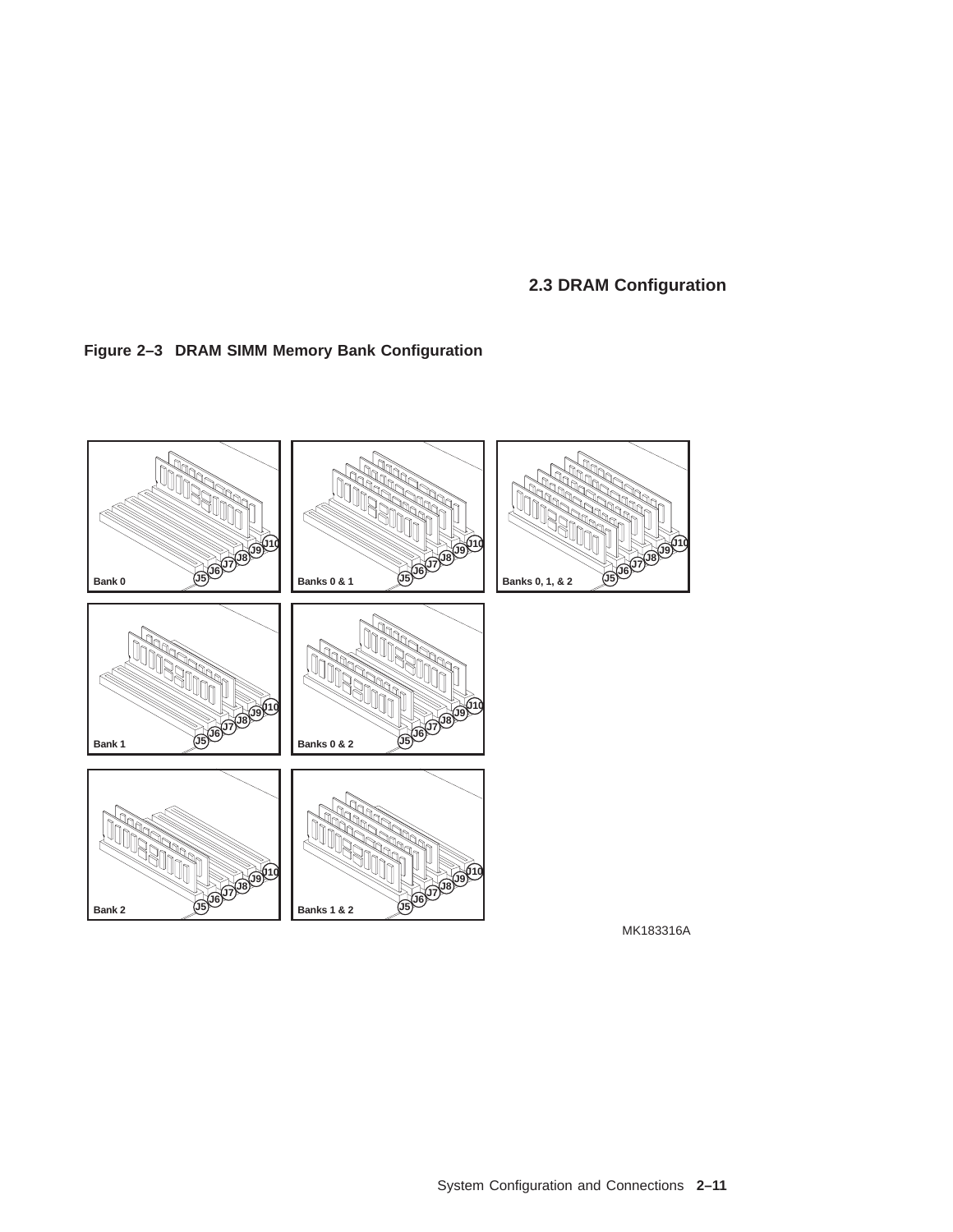## 2.3 DRAM Configuration

**Figure 2–3 DRAM SIMM Memory Bank Configuration**

MK183316A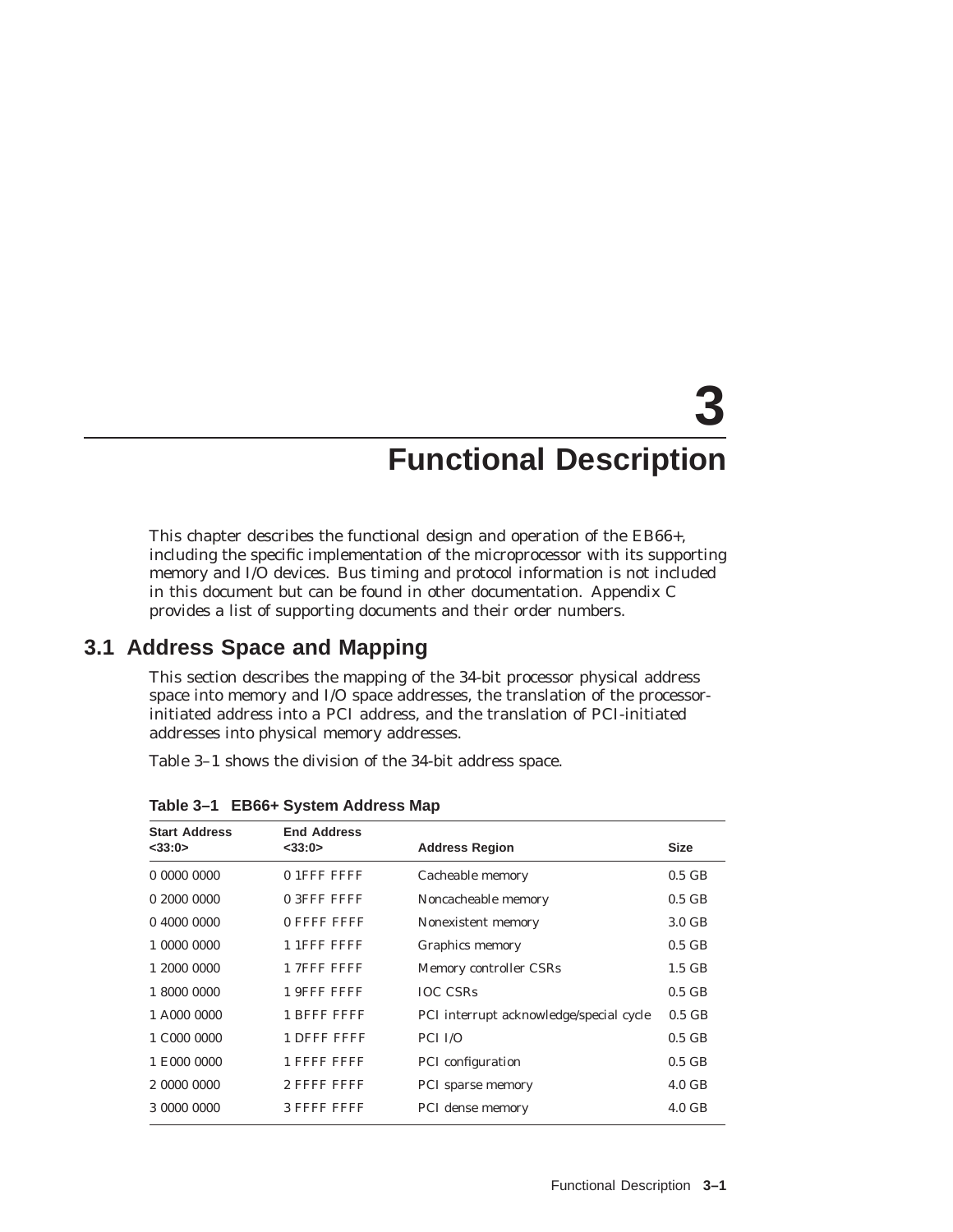# 3 Functional Description

This chapter describes the functional design and operation of the EB66+, including the specific implementation of the microprocessor with its supporting memory and I/O devices. Bus timing and protocol information is not included in this document but can be found in other documentation. Appendix C provides a list of supporting documents and their order numbers.

## 3.1 Address Space and Mapping

This section describes the mapping of the 34-bit processor physical address space into memory and I/O space addresses, the translation of the processor-initiated address into a PCI address, and the translation of PCI-initiated addresses into physical memory addresses.

Table 3–1 shows the division of the 34-bit address space.

**Table 3–1 EB66+ System Address Map**

| Start Address <33:0> | End Address <33:0> | Address Region | Size |
|---|---|---|---|
| 0 0000 0000 | 0 1FFF FFFF | Cacheable memory | 0.5 GB |
| 0 2000 0000 | 0 3FFF FFFF | Noncacheable memory | 0.5 GB |
| 0 4000 0000 | 0 FFFF FFFF | Nonexistent memory | 3.0 GB |
| 1 0000 0000 | 1 1FFF FFFF | Graphics memory | 0.5 GB |
| 1 2000 0000 | 1 7FFF FFFF | Memory controller CSRs | 1.5 GB |
| 1 8000 0000 | 1 9FFF FFFF | IOC CSRs | 0.5 GB |
| 1 A000 0000 | 1 BFFF FFFF | PCI interrupt acknowledge/special cycle | 0.5 GB |
| 1 C000 0000 | 1 DFFF FFFF | PCI I/O | 0.5 GB |
| 1 E000 0000 | 1 FFFF FFFF | PCI configuration | 0.5 GB |
| 2 0000 0000 | 2 FFFF FFFF | PCI sparse memory | 4.0 GB |
| 3 0000 0000 | 3 FFFF FFFF | PCI dense memory | 4.0 GB |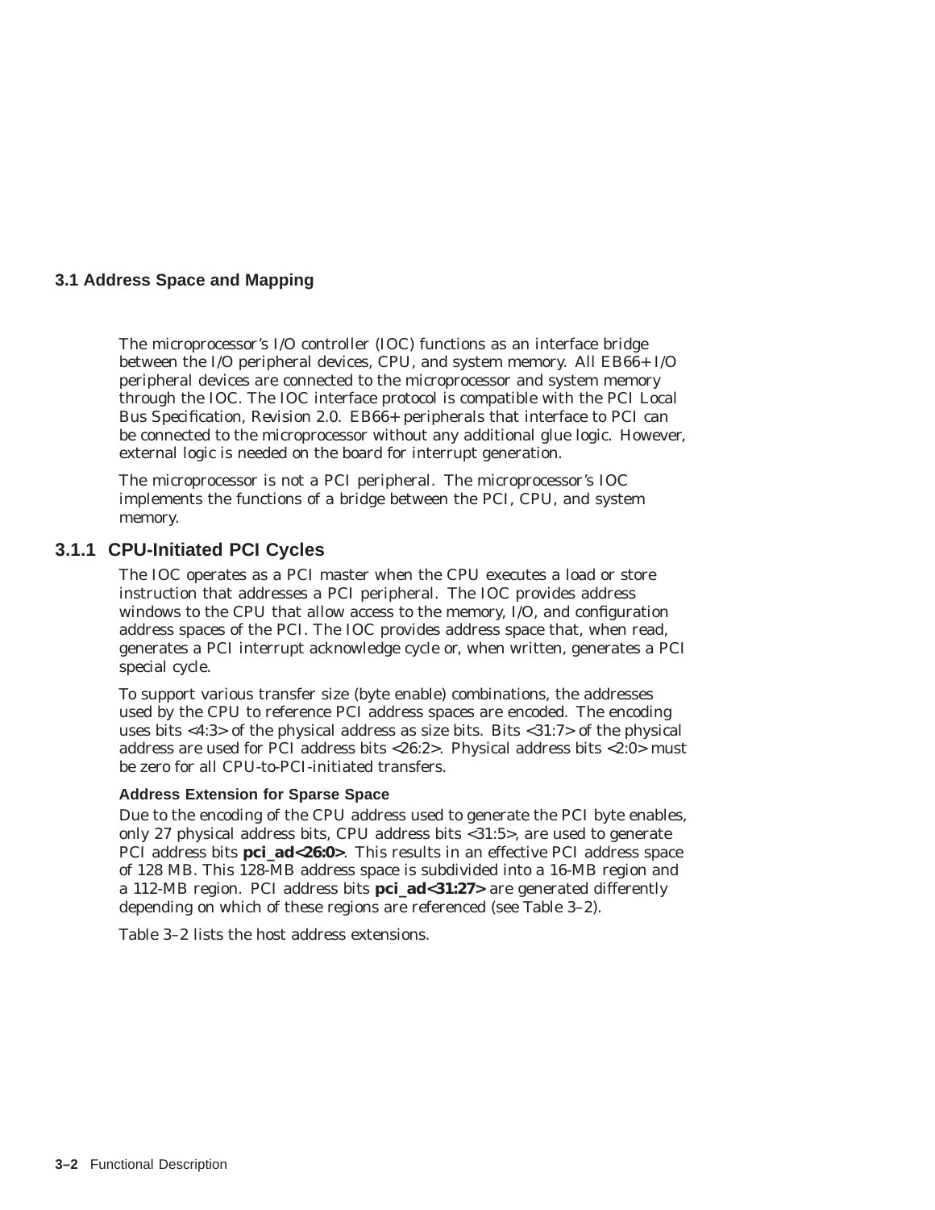## 3.1 Address Space and Mapping

The microprocessor's I/O controller (IOC) functions as an interface bridge between the I/O peripheral devices, CPU, and system memory. All EB66+ I/O peripheral devices are connected to the microprocessor and system memory through the IOC. The IOC interface protocol is compatible with the PCI Local Bus Specification, Revision 2.0. EB66+ peripherals that interface to PCI can be connected to the microprocessor without any additional glue logic. However, external logic is needed on the board for interrupt generation.

The microprocessor is not a PCI peripheral. The microprocessor's IOC implements the functions of a bridge between the PCI, CPU, and system memory.

### 3.1.1 CPU-Initiated PCI Cycles

The IOC operates as a PCI master when the CPU executes a load or store instruction that addresses a PCI peripheral. The IOC provides address windows to the CPU that allow access to the memory, I/O, and configuration address spaces of the PCI. The IOC provides address space that, when read, generates a PCI interrupt acknowledge cycle or, when written, generates a PCI special cycle.

To support various transfer size (byte enable) combinations, the addresses used by the CPU to reference PCI address spaces are encoded. The encoding uses bits <4:3> of the physical address as size bits. Bits <31:7> of the physical address are used for PCI address bits <26:2>. Physical address bits <2:0> must be zero for all CPU-to-PCI-initiated transfers.

#### Address Extension for Sparse Space

Due to the encoding of the CPU address used to generate the PCI byte enables, only 27 physical address bits, CPU address bits <31:5>, are used to generate PCI address bits **pci_ad<26:0>**. This results in an effective PCI address space of 128 MB. This 128-MB address space is subdivided into a 16-MB region and a 112-MB region. PCI address bits **pci_ad<31:27>** are generated differently depending on which of these regions are referenced (see Table 3–2).

Table 3–2 lists the host address extensions.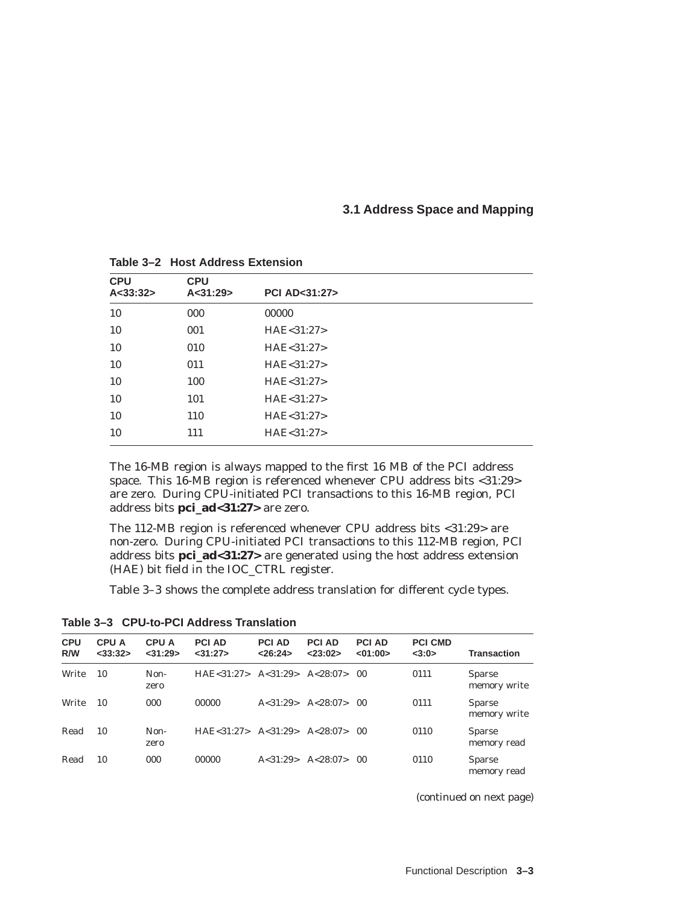**Table 3–2 Host Address Extension**

| CPU A<33:32> | CPU A<31:29> | PCI AD<31:27> |
|---|---|---|
| 10 | 000 | 00000 |
| 10 | 001 | HAE<31:27> |
| 10 | 010 | HAE<31:27> |
| 10 | 011 | HAE<31:27> |
| 10 | 100 | HAE<31:27> |
| 10 | 101 | HAE<31:27> |
| 10 | 110 | HAE<31:27> |
| 10 | 111 | HAE<31:27> |

The 16-MB region is always mapped to the first 16 MB of the PCI address space. This 16-MB region is referenced whenever CPU address bits <31:29> are zero. During CPU-initiated PCI transactions to this 16-MB region, PCI address bits **pci_ad<31:27>** are zero.

The 112-MB region is referenced whenever CPU address bits <31:29> are non-zero. During CPU-initiated PCI transactions to this 112-MB region, PCI address bits **pci_ad<31:27>** are generated using the host address extension (HAE) bit field in the IOC_CTRL register.

Table 3–3 shows the complete address translation for different cycle types.

**Table 3–3 CPU-to-PCI Address Translation**

| CPU R/W | CPU A <33:32> | CPU A <31:29> | PCI AD <31:27> | PCI AD <26:24> | PCI AD <23:02> | PCI AD <01:00> | PCI CMD <3:0> | Transaction |
|---|---|---|---|---|---|---|---|---|
| Write | 10 | Non-zero | HAE<31:27> | A<31:29> | A<28:07> | 00 | 0111 | Sparse memory write |
| Write | 10 | 000 | 00000 | A<31:29> | A<28:07> | 00 | 0111 | Sparse memory write |
| Read | 10 | Non-zero | HAE<31:27> | A<31:29> | A<28:07> | 00 | 0110 | Sparse memory read |
| Read | 10 | 000 | 00000 | A<31:29> | A<28:07> | 00 | 0110 | Sparse memory read |

*(continued on next page)*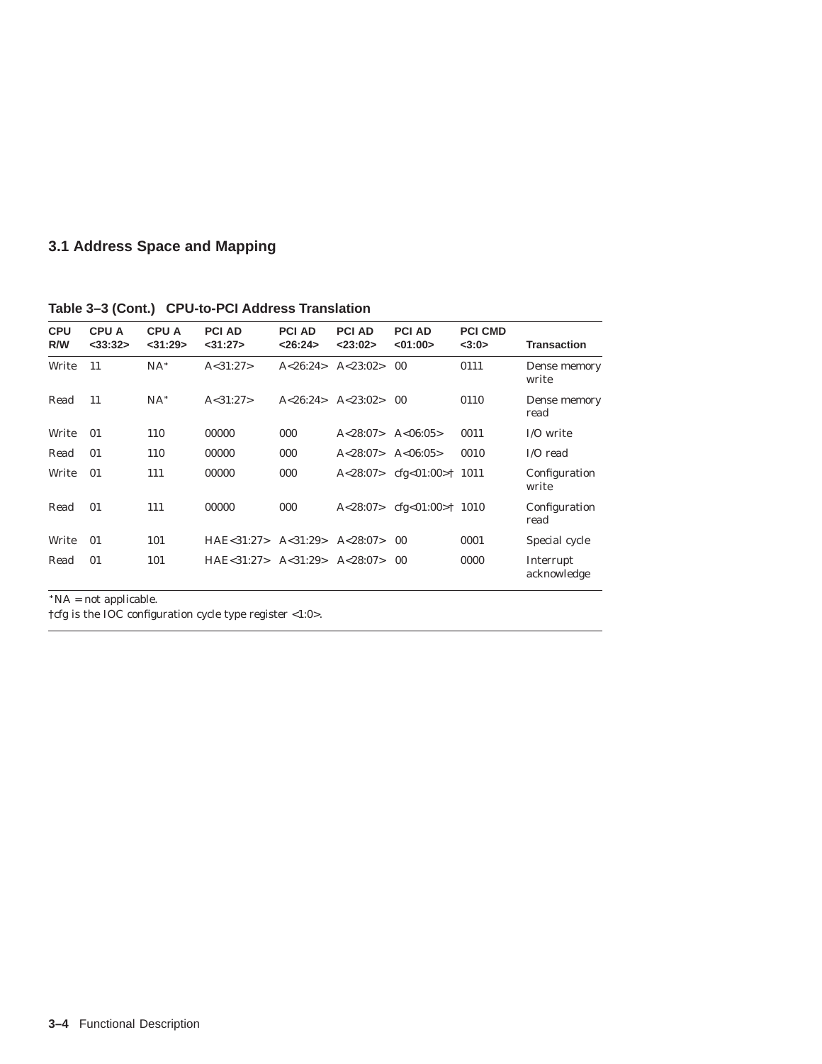## 3.1 Address Space and Mapping

**Table 3–3 (Cont.) CPU-to-PCI Address Translation**

| CPU R/W | CPU A <33:32> | CPU A <31:29> | PCI AD <31:27> | PCI AD <26:24> | PCI AD <23:02> | PCI AD <01:00> | PCI CMD <3:0> | Transaction |
|---|---|---|---|---|---|---|---|---|
| Write | 11 | NA* | A<31:27> | A<26:24> | A<23:02> | 00 | 0111 | Dense memory write |
| Read | 11 | NA* | A<31:27> | A<26:24> | A<23:02> | 00 | 0110 | Dense memory read |
| Write | 01 | 110 | 00000 | 000 | A<28:07> | A<06:05> | 0011 | I/O write |
| Read | 01 | 110 | 00000 | 000 | A<28:07> | A<06:05> | 0010 | I/O read |
| Write | 01 | 111 | 00000 | 000 | A<28:07> | cfg<01:00>† | 1011 | Configuration write |
| Read | 01 | 111 | 00000 | 000 | A<28:07> | cfg<01:00>† | 1010 | Configuration read |
| Write | 01 | 101 | HAE<31:27> | A<31:29> | A<28:07> | 00 | 0001 | Special cycle |
| Read | 01 | 101 | HAE<31:27> | A<31:29> | A<28:07> | 00 | 0000 | Interrupt acknowledge |

*NA = not applicable.

†cfg is the IOC configuration cycle type register <1:0>.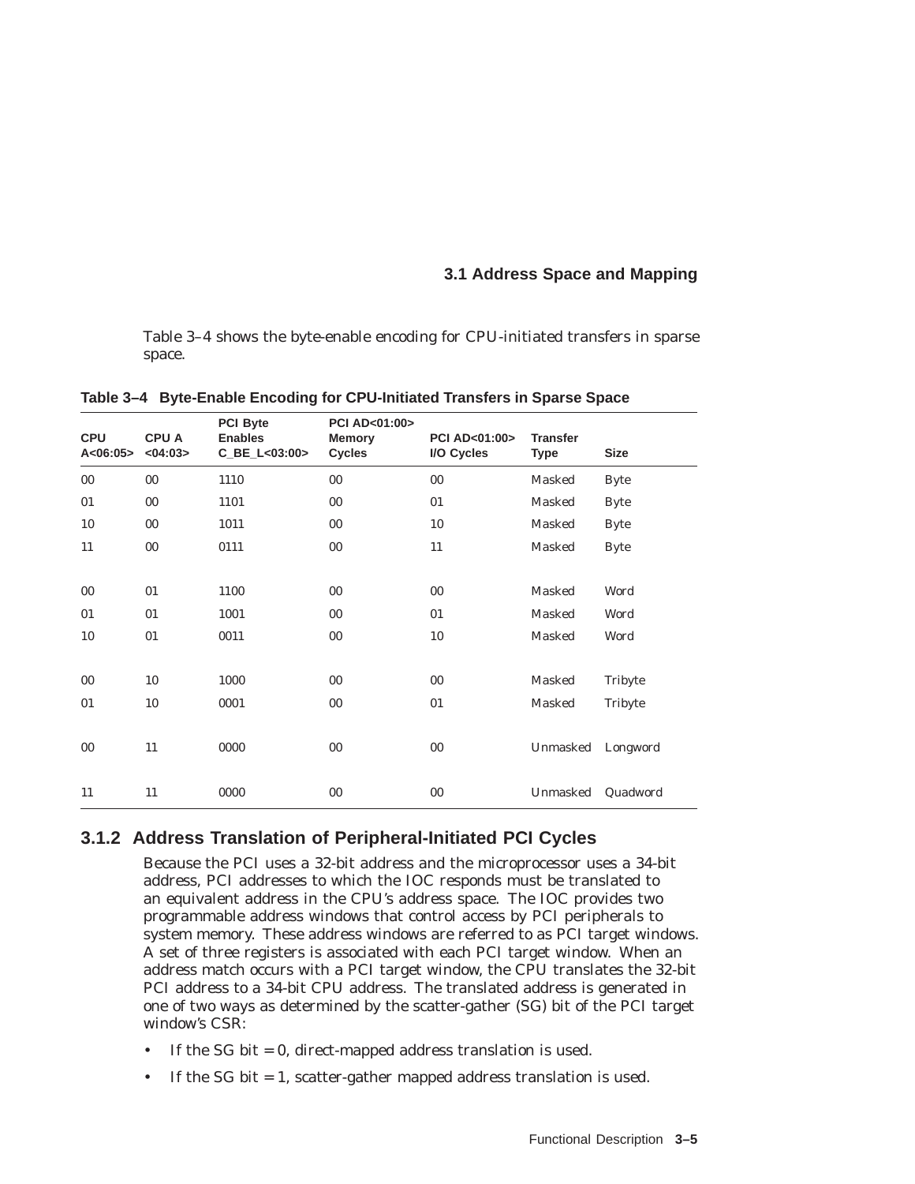Table 3–4 shows the byte-enable encoding for CPU-initiated transfers in sparse space.

**Table 3–4 Byte-Enable Encoding for CPU-Initiated Transfers in Sparse Space**

| CPU A<06:05> | CPU A <04:03> | PCI Byte Enables C_BE_L<03:00> | PCI AD<01:00> Memory Cycles | PCI AD<01:00> I/O Cycles | Transfer Type | Size |
|---|---|---|---|---|---|---|
| 00 | 00 | 1110 | 00 | 00 | Masked | Byte |
| 01 | 00 | 1101 | 00 | 01 | Masked | Byte |
| 10 | 00 | 1011 | 00 | 10 | Masked | Byte |
| 11 | 00 | 0111 | 00 | 11 | Masked | Byte |
| 00 | 01 | 1100 | 00 | 00 | Masked | Word |
| 01 | 01 | 1001 | 00 | 01 | Masked | Word |
| 10 | 01 | 0011 | 00 | 10 | Masked | Word |
| 00 | 10 | 1000 | 00 | 00 | Masked | Tribyte |
| 01 | 10 | 0001 | 00 | 01 | Masked | Tribyte |
| 00 | 11 | 0000 | 00 | 00 | Unmasked | Longword |
| 11 | 11 | 0000 | 00 | 00 | Unmasked | Quadword |

### 3.1.2 Address Translation of Peripheral-Initiated PCI Cycles

Because the PCI uses a 32-bit address and the microprocessor uses a 34-bit address, PCI addresses to which the IOC responds must be translated to an equivalent address in the CPU's address space. The IOC provides two programmable address windows that control access by PCI peripherals to system memory. These address windows are referred to as PCI target windows. A set of three registers is associated with each PCI target window. When an address match occurs with a PCI target window, the CPU translates the 32-bit PCI address to a 34-bit CPU address. The translated address is generated in one of two ways as determined by the scatter-gather (SG) bit of the PCI target window's CSR:

- If the SG bit = 0, direct-mapped address translation is used.
- If the SG bit = 1, scatter-gather mapped address translation is used.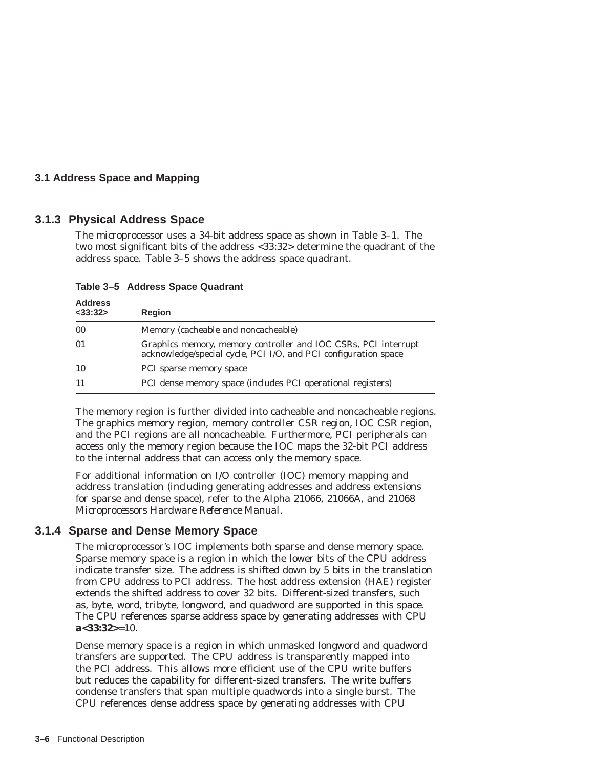## 3.1.3 Physical Address Space

The microprocessor uses a 34-bit address space as shown in Table 3–1. The two most significant bits of the address <33:32> determine the quadrant of the address space. Table 3–5 shows the address space quadrant.

**Table 3–5 Address Space Quadrant**

| Address <33:32> | Region |
|---|---|
| 00 | Memory (cacheable and noncacheable) |
| 01 | Graphics memory, memory controller and IOC CSRs, PCI interrupt acknowledge/special cycle, PCI I/O, and PCI configuration space |
| 10 | PCI sparse memory space |
| 11 | PCI dense memory space (includes PCI operational registers) |

The memory region is further divided into cacheable and noncacheable regions. The graphics memory region, memory controller CSR region, IOC CSR region, and the PCI regions are all noncacheable. Furthermore, PCI peripherals can access only the memory region because the IOC maps the 32-bit PCI address to the internal address that can access only the memory space.

For additional information on I/O controller (IOC) memory mapping and address translation (including generating addresses and address extensions for sparse and dense space), refer to the *Alpha 21066, 21066A, and 21068 Microprocessors Hardware Reference Manual*.

## 3.1.4 Sparse and Dense Memory Space

The microprocessor's IOC implements both sparse and dense memory space. Sparse memory space is a region in which the lower bits of the CPU address indicate transfer size. The address is shifted down by 5 bits in the translation from CPU address to PCI address. The host address extension (HAE) register extends the shifted address to cover 32 bits. Different-sized transfers, such as, byte, word, tribyte, longword, and quadword are supported in this space. The CPU references sparse address space by generating addresses with CPU **a<33:32>**=10.

Dense memory space is a region in which unmasked longword and quadword transfers are supported. The CPU address is transparently mapped into the PCI address. This allows more efficient use of the CPU write buffers but reduces the capability for different-sized transfers. The write buffers condense transfers that span multiple quadwords into a single burst. The CPU references dense address space by generating addresses with CPU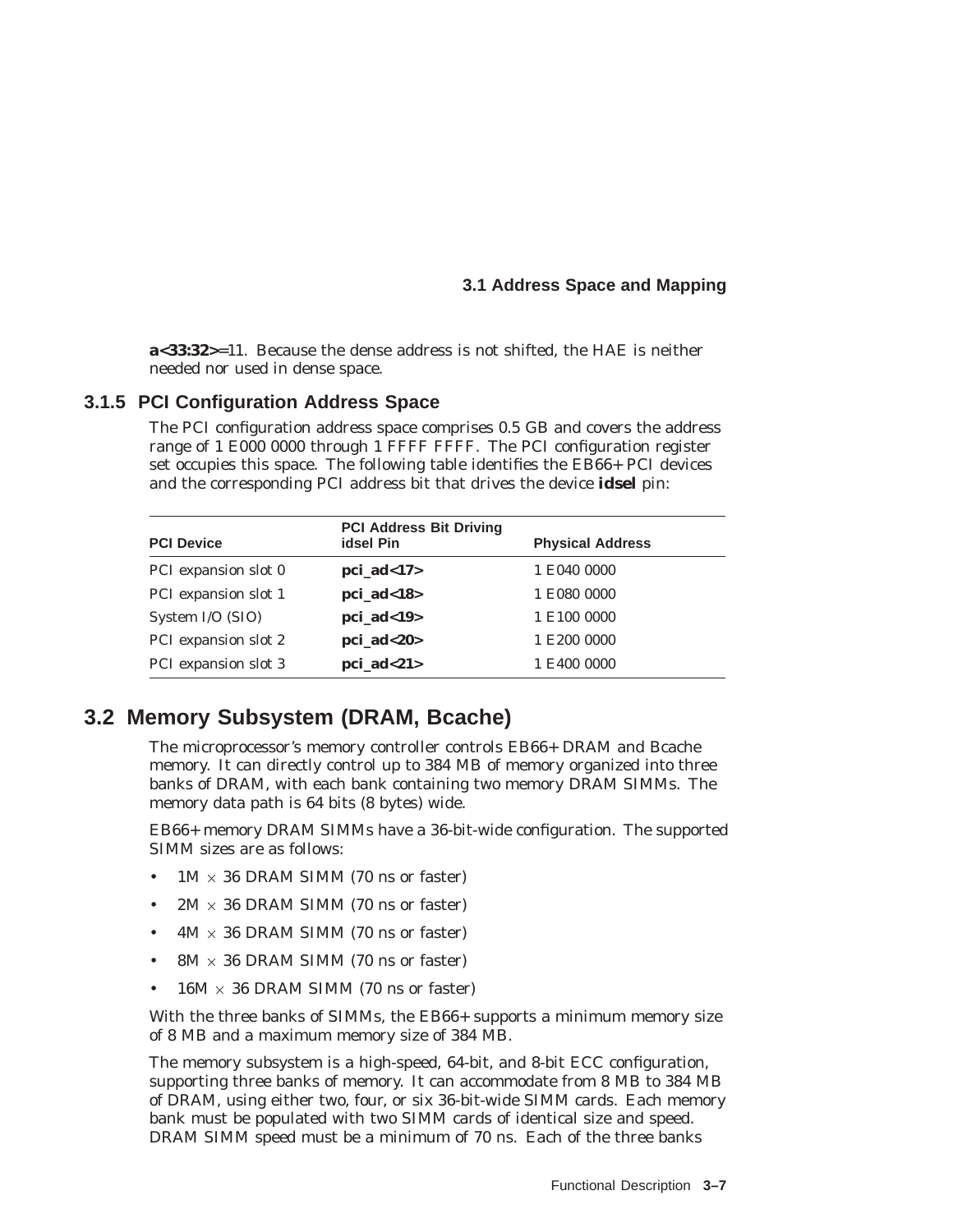**a<33:32>**=11. Because the dense address is not shifted, the HAE is neither needed nor used in dense space.

### 3.1.5 PCI Configuration Address Space

The PCI configuration address space comprises 0.5 GB and covers the address range of 1 E000 0000 through 1 FFFF FFFF. The PCI configuration register set occupies this space. The following table identifies the EB66+ PCI devices and the corresponding PCI address bit that drives the device **idsel** pin:

| PCI Device | PCI Address Bit Driving idsel Pin | Physical Address |
|---|---|---|
| PCI expansion slot 0 | **pci_ad<17>** | 1 E040 0000 |
| PCI expansion slot 1 | **pci_ad<18>** | 1 E080 0000 |
| System I/O (SIO) | **pci_ad<19>** | 1 E100 0000 |
| PCI expansion slot 2 | **pci_ad<20>** | 1 E200 0000 |
| PCI expansion slot 3 | **pci_ad<21>** | 1 E400 0000 |

## 3.2 Memory Subsystem (DRAM, Bcache)

The microprocessor's memory controller controls EB66+ DRAM and Bcache memory. It can directly control up to 384 MB of memory organized into three banks of DRAM, with each bank containing two memory DRAM SIMMs. The memory data path is 64 bits (8 bytes) wide.

EB66+ memory DRAM SIMMs have a 36-bit-wide configuration. The supported SIMM sizes are as follows:

- 1M × 36 DRAM SIMM (70 ns or faster)
- 2M × 36 DRAM SIMM (70 ns or faster)
- 4M × 36 DRAM SIMM (70 ns or faster)
- 8M × 36 DRAM SIMM (70 ns or faster)
- 16M × 36 DRAM SIMM (70 ns or faster)

With the three banks of SIMMs, the EB66+ supports a minimum memory size of 8 MB and a maximum memory size of 384 MB.

The memory subsystem is a high-speed, 64-bit, and 8-bit ECC configuration, supporting three banks of memory. It can accommodate from 8 MB to 384 MB of DRAM, using either two, four, or six 36-bit-wide SIMM cards. Each memory bank must be populated with two SIMM cards of identical size and speed. DRAM SIMM speed must be a minimum of 70 ns. Each of the three banks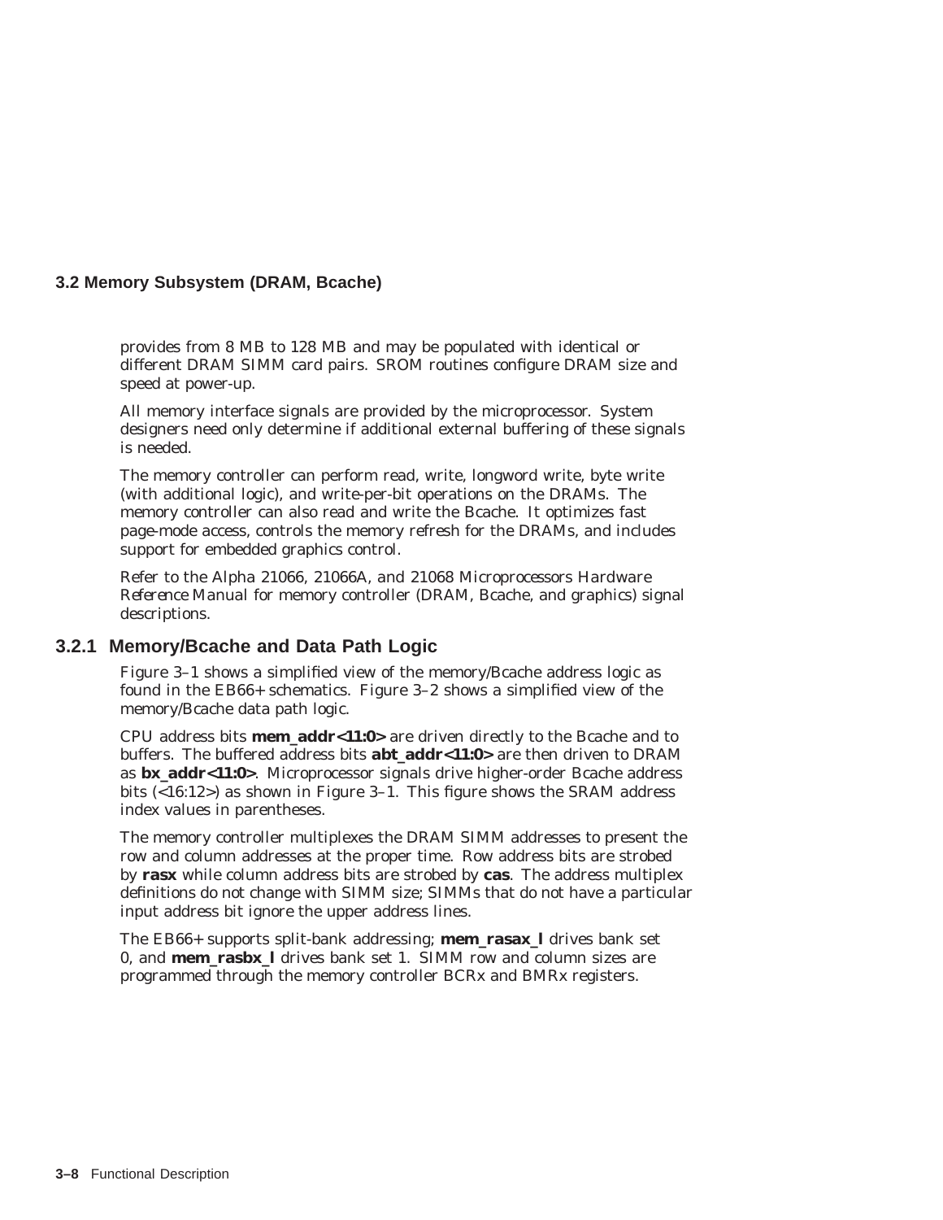provides from 8 MB to 128 MB and may be populated with identical or different DRAM SIMM card pairs. SROM routines configure DRAM size and speed at power-up.

All memory interface signals are provided by the microprocessor. System designers need only determine if additional external buffering of these signals is needed.

The memory controller can perform read, write, longword write, byte write (with additional logic), and write-per-bit operations on the DRAMs. The memory controller can also read and write the Bcache. It optimizes fast page-mode access, controls the memory refresh for the DRAMs, and includes support for embedded graphics control.

Refer to the *Alpha 21066, 21066A, and 21068 Microprocessors Hardware Reference Manual* for memory controller (DRAM, Bcache, and graphics) signal descriptions.

### 3.2.1 Memory/Bcache and Data Path Logic

Figure 3–1 shows a simplified view of the memory/Bcache address logic as found in the EB66+ schematics. Figure 3–2 shows a simplified view of the memory/Bcache data path logic.

CPU address bits **mem_addr<11:0>** are driven directly to the Bcache and to buffers. The buffered address bits **abt_addr<11:0>** are then driven to DRAM as **bx_addr<11:0>**. Microprocessor signals drive higher-order Bcache address bits (<16:12>) as shown in Figure 3–1. This figure shows the SRAM address index values in parentheses.

The memory controller multiplexes the DRAM SIMM addresses to present the row and column addresses at the proper time. Row address bits are strobed by **rasx** while column address bits are strobed by **cas**. The address multiplex definitions do not change with SIMM size; SIMMs that do not have a particular input address bit ignore the upper address lines.

The EB66+ supports split-bank addressing; **mem_rasax_l** drives bank set 0, and **mem_rasbx_l** drives bank set 1. SIMM row and column sizes are programmed through the memory controller BCRx and BMRx registers.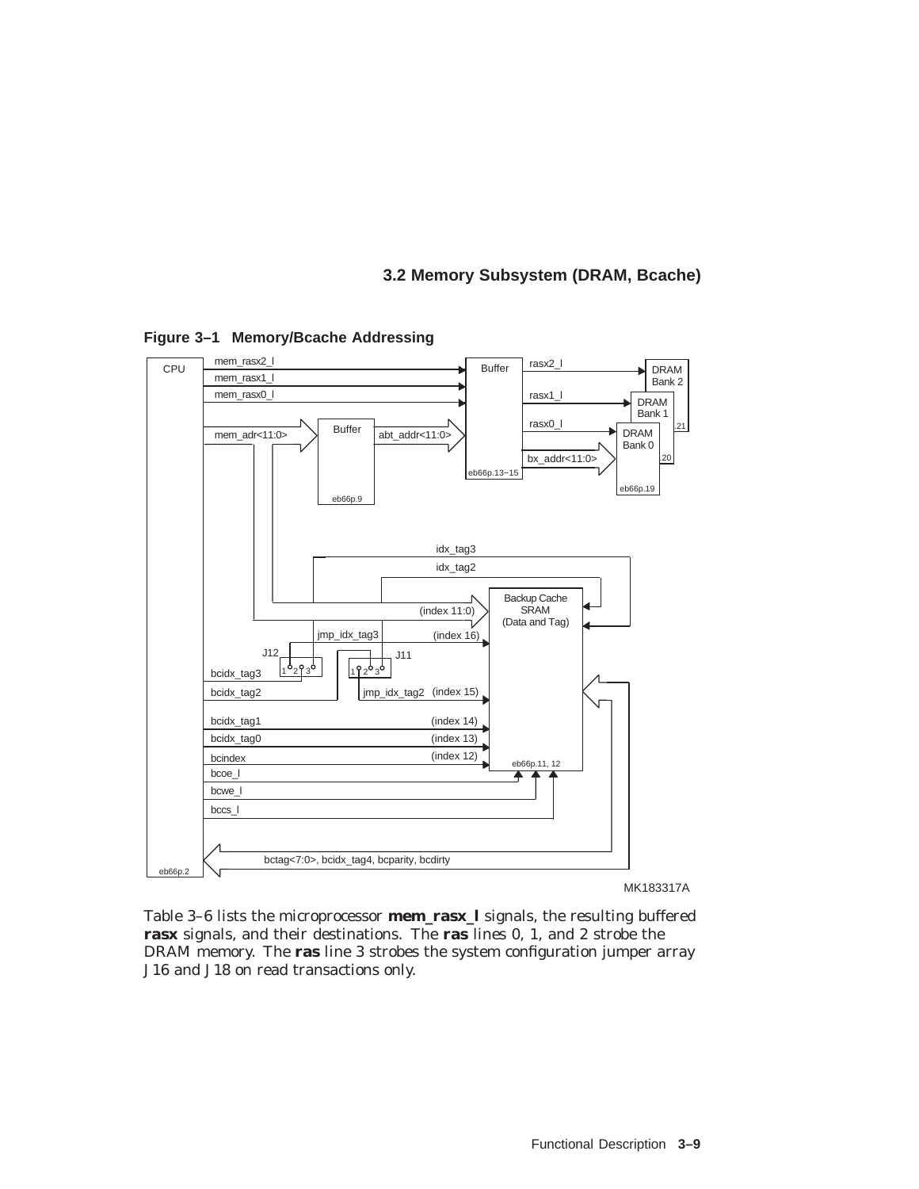## 3.2 Memory Subsystem (DRAM, Bcache)

**Figure 3–1 Memory/Bcache Addressing**

Table 3–6 lists the microprocessor **mem_rasx_l** signals, the resulting buffered **rasx** signals, and their destinations. The **ras** lines 0, 1, and 2 strobe the DRAM memory. The **ras** line 3 strobes the system configuration jumper array J16 and J18 on read transactions only.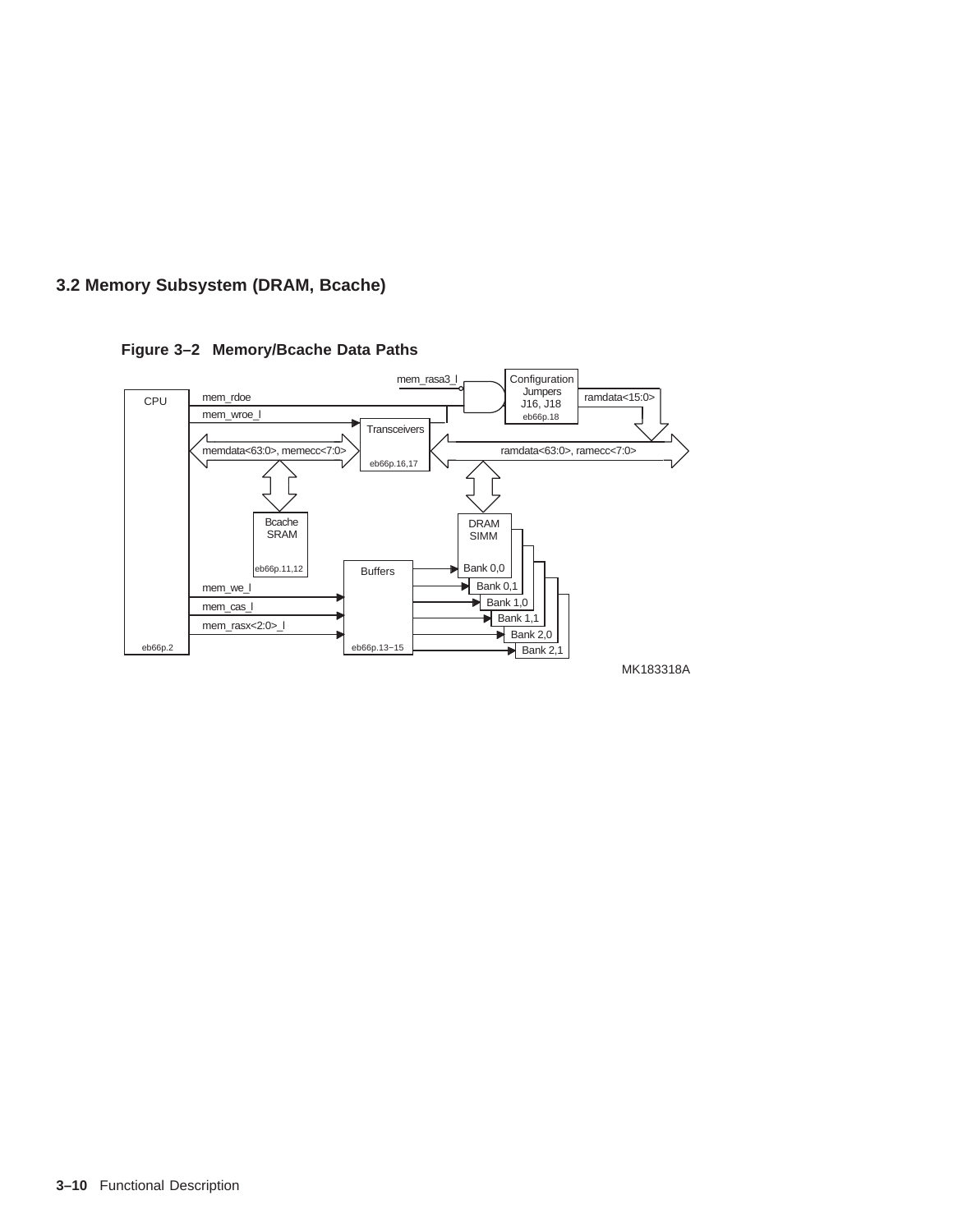## 3.2 Memory Subsystem (DRAM, Bcache)

**Figure 3–2 Memory/Bcache Data Paths**

CPU

mem_rdoe

mem_wroe_l

memdata<63:0>, memecc<7:0>

mem_rasa3_l

Configuration Jumpers J16, J18 eb66p.18

ramdata<15:0>

Transceivers eb66p.16,17

ramdata<63:0>, ramecc<7:0>

Bcache SRAM eb66p.11,12

DRAM SIMM

Bank 0,0

Bank 0,1

Bank 1,0

Bank 1,1

Bank 2,0

Bank 2,1

Buffers eb66p.13–15

mem_we_l

mem_cas_l

mem_rasx<2:0>_l

eb66p.2

MK183318A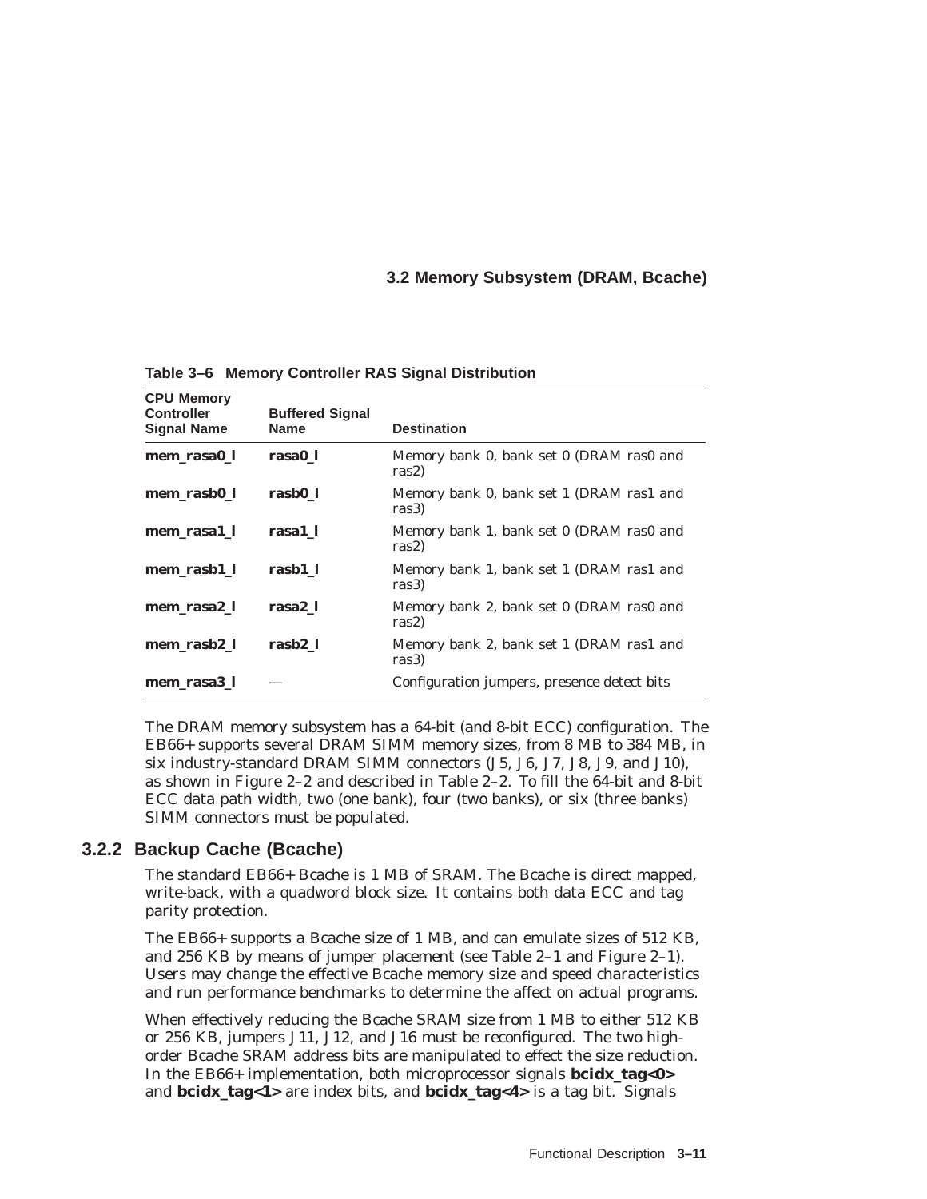**Table 3–6 Memory Controller RAS Signal Distribution**

| CPU Memory Controller Signal Name | Buffered Signal Name | Destination |
|---|---|---|
| **mem_rasa0_l** | **rasa0_l** | Memory bank 0, bank set 0 (DRAM ras0 and ras2) |
| **mem_rasb0_l** | **rasb0_l** | Memory bank 0, bank set 1 (DRAM ras1 and ras3) |
| **mem_rasa1_l** | **rasa1_l** | Memory bank 1, bank set 0 (DRAM ras0 and ras2) |
| **mem_rasb1_l** | **rasb1_l** | Memory bank 1, bank set 1 (DRAM ras1 and ras3) |
| **mem_rasa2_l** | **rasa2_l** | Memory bank 2, bank set 0 (DRAM ras0 and ras2) |
| **mem_rasb2_l** | **rasb2_l** | Memory bank 2, bank set 1 (DRAM ras1 and ras3) |
| **mem_rasa3_l** | — | Configuration jumpers, presence detect bits |

The DRAM memory subsystem has a 64-bit (and 8-bit ECC) configuration. The EB66+ supports several DRAM SIMM memory sizes, from 8 MB to 384 MB, in six industry-standard DRAM SIMM connectors (J5, J6, J7, J8, J9, and J10), as shown in Figure 2–2 and described in Table 2–2. To fill the 64-bit and 8-bit ECC data path width, two (one bank), four (two banks), or six (three banks) SIMM connectors must be populated.

### 3.2.2 Backup Cache (Bcache)

The standard EB66+ Bcache is 1 MB of SRAM. The Bcache is direct mapped, write-back, with a quadword block size. It contains both data ECC and tag parity protection.

The EB66+ supports a Bcache size of 1 MB, and can emulate sizes of 512 KB, and 256 KB by means of jumper placement (see Table 2–1 and Figure 2–1). Users may change the effective Bcache memory size and speed characteristics and run performance benchmarks to determine the affect on actual programs.

When effectively reducing the Bcache SRAM size from 1 MB to either 512 KB or 256 KB, jumpers J11, J12, and J16 must be reconfigured. The two high-order Bcache SRAM address bits are manipulated to effect the size reduction. In the EB66+ implementation, both microprocessor signals **bcidx_tag<0>** and **bcidx_tag<1>** are index bits, and **bcidx_tag<4>** is a tag bit. Signals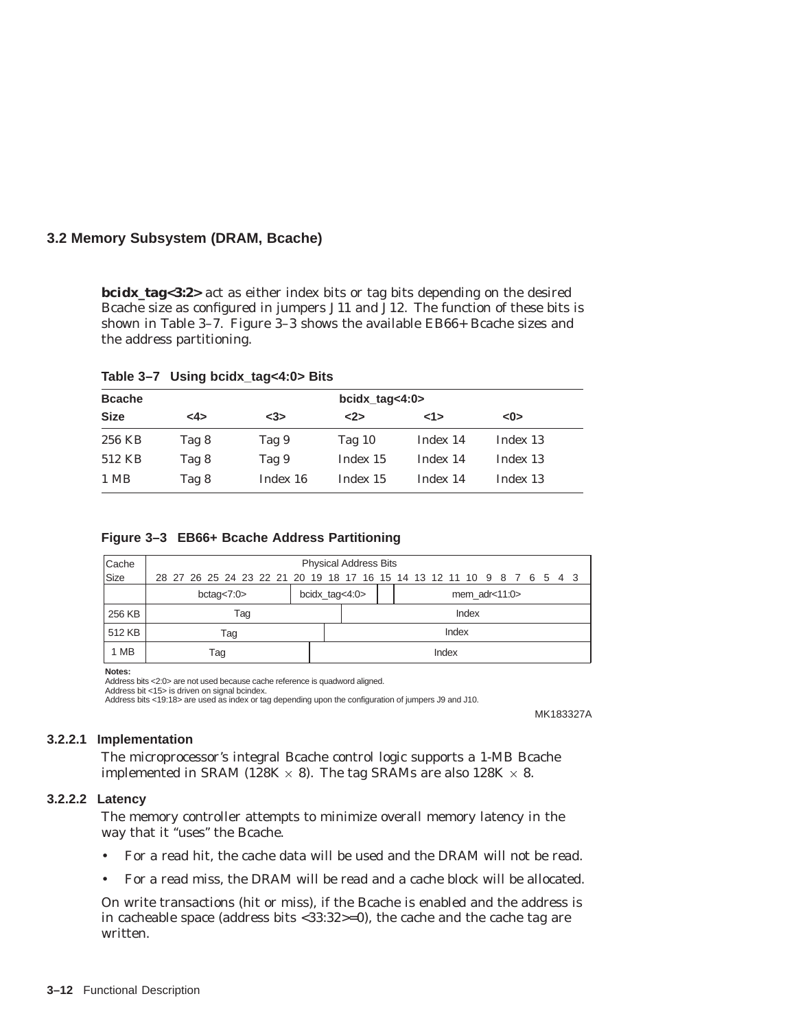## 3.2 Memory Subsystem (DRAM, Bcache)

**bcidx_tag<3:2>** act as either index bits or tag bits depending on the desired Bcache size as configured in jumpers J11 and J12. The function of these bits is shown in Table 3–7. Figure 3–3 shows the available EB66+ Bcache sizes and the address partitioning.

**Table 3–7 Using bcidx_tag<4:0> Bits**

| Bcache Size | bcidx_tag<4:0> <4> | <3> | <2> | <1> | <0> |
|---|---|---|---|---|---|
| 256 KB | Tag 8 | Tag 9 | Tag 10 | Index 14 | Index 13 |
| 512 KB | Tag 8 | Tag 9 | Index 15 | Index 14 | Index 13 |
| 1 MB | Tag 8 | Index 16 | Index 15 | Index 14 | Index 13 |

**Figure 3–3 EB66+ Bcache Address Partitioning**

| Cache Size | Physical Address Bits 28–21 | 20–16 | 15 | 14–3 |
|---|---|---|---|---|
| | bctag<7:0> | bcidx_tag<4:0> | | mem_adr<11:0> |
| 256 KB | Tag (28–18) | | Index (17–3) | |
| 512 KB | Tag (28–19) | | Index (18–3) | |
| 1 MB | Tag (28–20) | | Index (19–3) | |

**Notes:**
Address bits <2:0> are not used because cache reference is quadword aligned.
Address bit <15> is driven on signal bcindex.
Address bits <19:18> are used as index or tag depending upon the configuration of jumpers J9 and J10.

MK183327A

### 3.2.2.1 Implementation

The microprocessor's integral Bcache control logic supports a 1-MB Bcache implemented in SRAM (128K $\times$ 8). The tag SRAMs are also 128K $\times$ 8.

### 3.2.2.2 Latency

The memory controller attempts to minimize overall memory latency in the way that it "uses" the Bcache.

- For a read hit, the cache data will be used and the DRAM will not be read.
- For a read miss, the DRAM will be read and a cache block will be allocated.

On write transactions (hit or miss), if the Bcache is enabled and the address is in cacheable space (address bits <33:32>=0), the cache and the cache tag are written.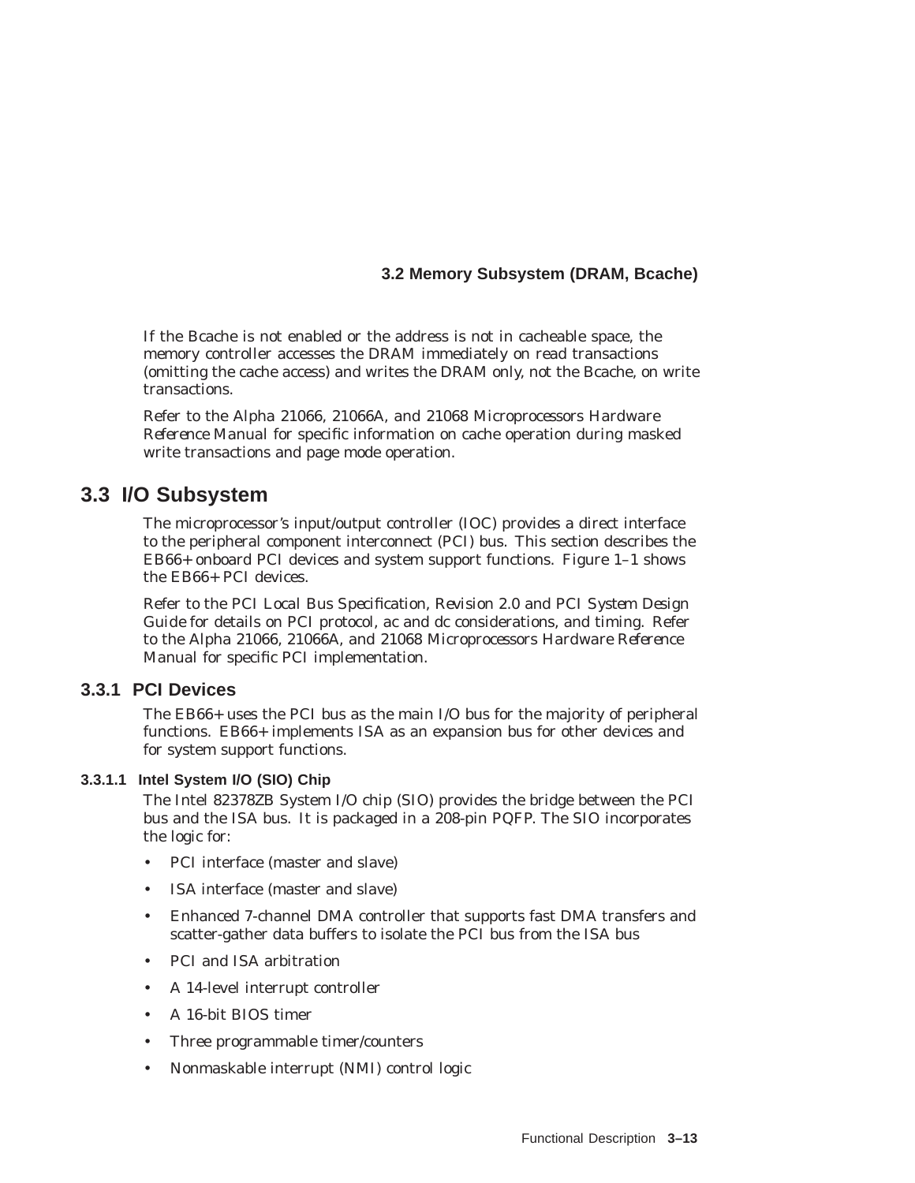If the Bcache is not enabled or the address is not in cacheable space, the memory controller accesses the DRAM immediately on read transactions (omitting the cache access) and writes the DRAM only, not the Bcache, on write transactions.

Refer to the *Alpha 21066, 21066A, and 21068 Microprocessors Hardware Reference Manual* for specific information on cache operation during masked write transactions and page mode operation.

## 3.3 I/O Subsystem

The microprocessor's input/output controller (IOC) provides a direct interface to the peripheral component interconnect (PCI) bus. This section describes the EB66+ onboard PCI devices and system support functions. Figure 1–1 shows the EB66+ PCI devices.

Refer to the *PCI Local Bus Specification, Revision 2.0* and *PCI System Design Guide* for details on PCI protocol, ac and dc considerations, and timing. Refer to the *Alpha 21066, 21066A, and 21068 Microprocessors Hardware Reference Manual* for specific PCI implementation.

### 3.3.1 PCI Devices

The EB66+ uses the PCI bus as the main I/O bus for the majority of peripheral functions. EB66+ implements ISA as an expansion bus for other devices and for system support functions.

#### 3.3.1.1 Intel System I/O (SIO) Chip

The Intel 82378ZB System I/O chip (SIO) provides the bridge between the PCI bus and the ISA bus. It is packaged in a 208-pin PQFP. The SIO incorporates the logic for:

- PCI interface (master and slave)
- ISA interface (master and slave)
- Enhanced 7-channel DMA controller that supports fast DMA transfers and scatter-gather data buffers to isolate the PCI bus from the ISA bus
- PCI and ISA arbitration
- A 14-level interrupt controller
- A 16-bit BIOS timer
- Three programmable timer/counters
- Nonmaskable interrupt (NMI) control logic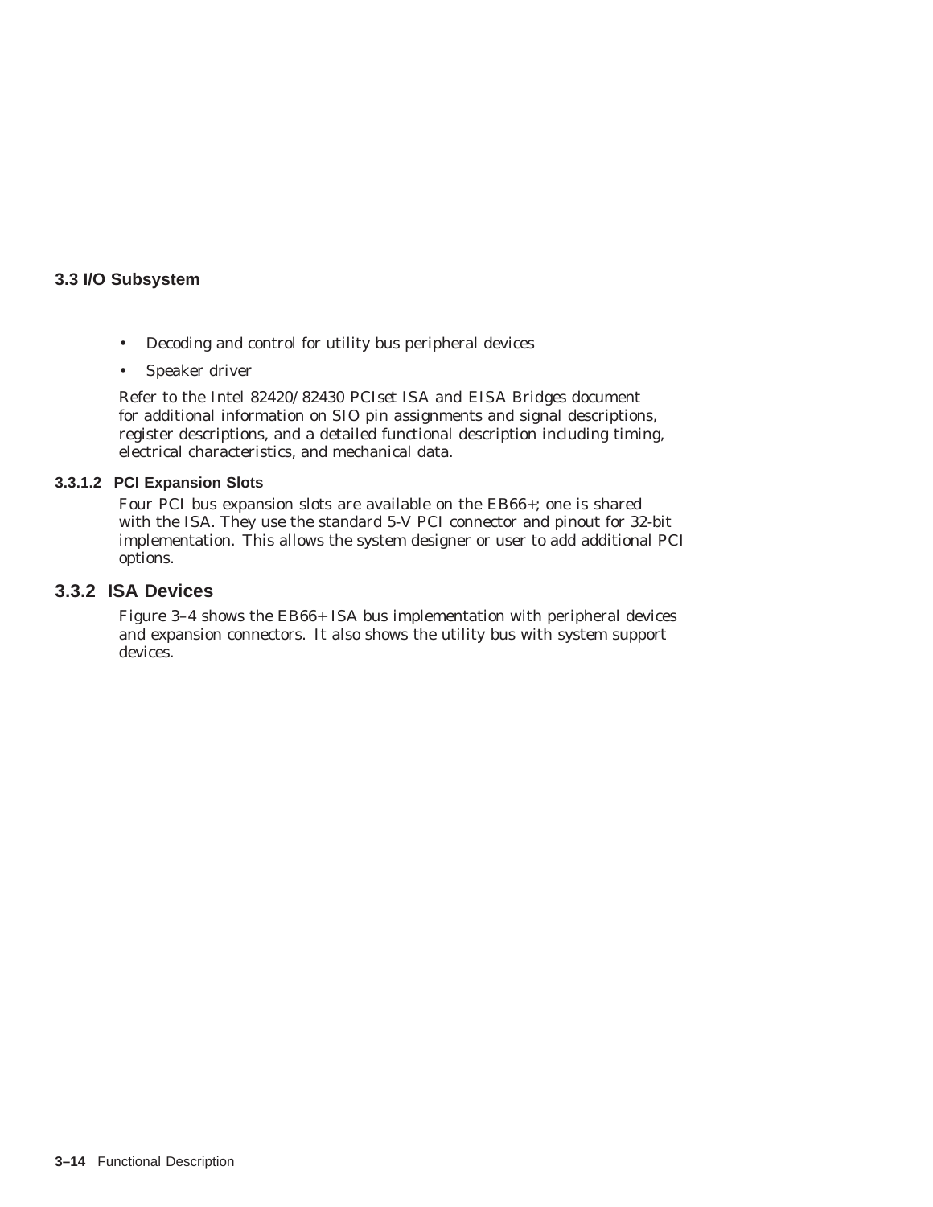- Decoding and control for utility bus peripheral devices
- Speaker driver

Refer to the *Intel 82420/82430 PCIset ISA and EISA Bridges* document for additional information on SIO pin assignments and signal descriptions, register descriptions, and a detailed functional description including timing, electrical characteristics, and mechanical data.

#### 3.3.1.2 PCI Expansion Slots

Four PCI bus expansion slots are available on the EB66+; one is shared with the ISA. They use the standard 5-V PCI connector and pinout for 32-bit implementation. This allows the system designer or user to add additional PCI options.

### 3.3.2 ISA Devices

Figure 3–4 shows the EB66+ ISA bus implementation with peripheral devices and expansion connectors. It also shows the utility bus with system support devices.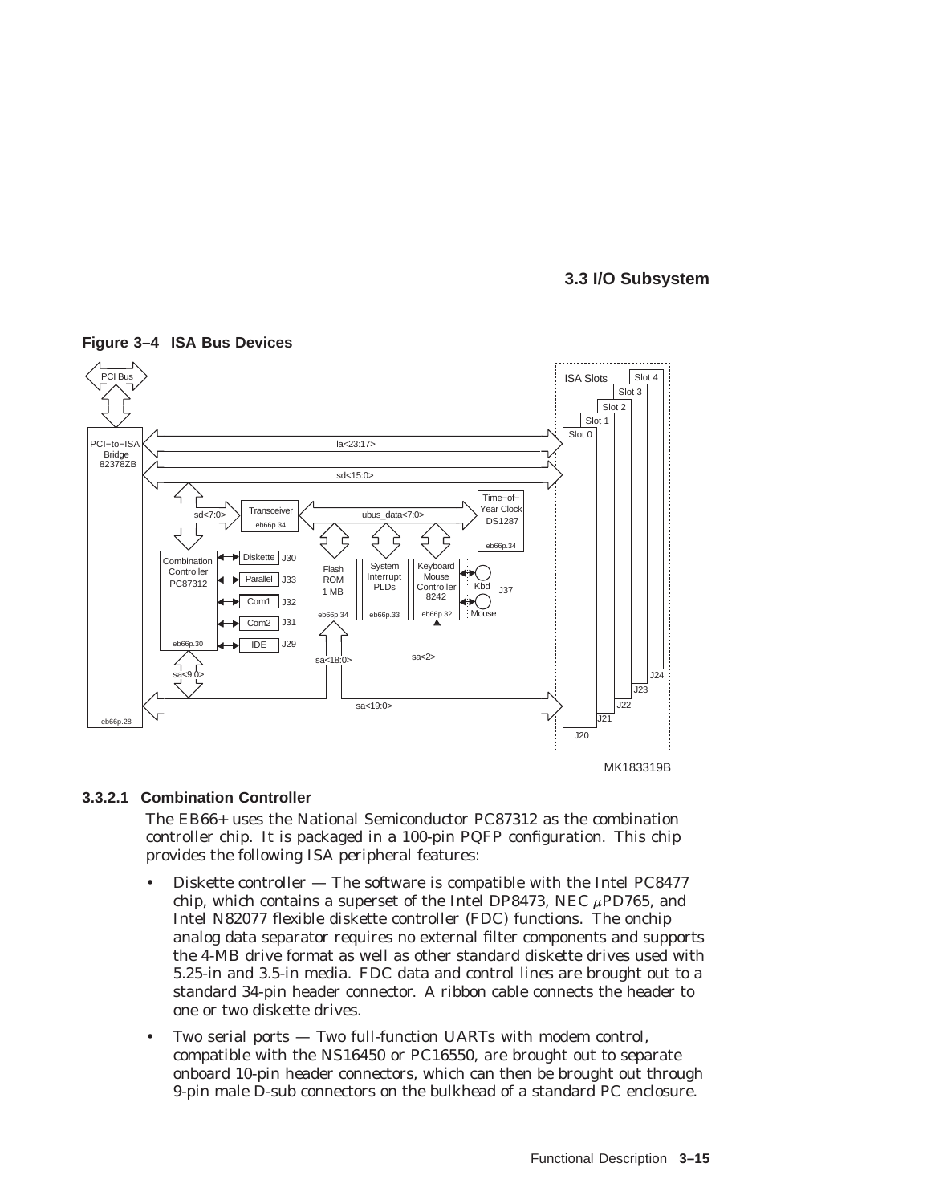**Figure 3–4 ISA Bus Devices**

### 3.3.2.1 Combination Controller

The EB66+ uses the National Semiconductor PC87312 as the combination controller chip. It is packaged in a 100-pin PQFP configuration. This chip provides the following ISA peripheral features:

- Diskette controller — The software is compatible with the Intel PC8477 chip, which contains a superset of the Intel DP8473, NEC μPD765, and Intel N82077 flexible diskette controller (FDC) functions. The onchip analog data separator requires no external filter components and supports the 4-MB drive format as well as other standard diskette drives used with 5.25-in and 3.5-in media. FDC data and control lines are brought out to a standard 34-pin header connector. A ribbon cable connects the header to one or two diskette drives.
- Two serial ports — Two full-function UARTs with modem control, compatible with the NS16450 or PC16550, are brought out to separate onboard 10-pin header connectors, which can then be brought out through 9-pin male D-sub connectors on the bulkhead of a standard PC enclosure.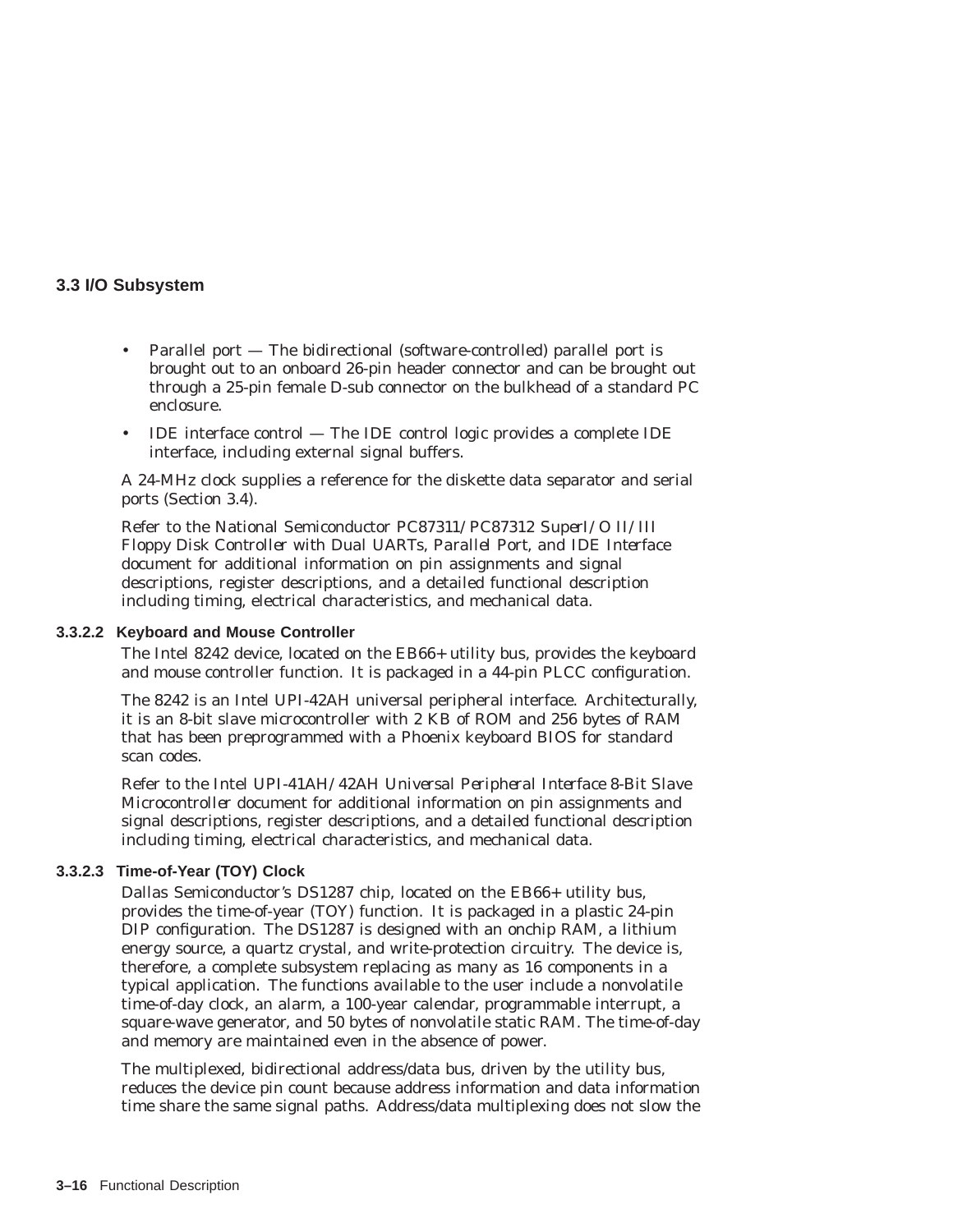- Parallel port — The bidirectional (software-controlled) parallel port is brought out to an onboard 26-pin header connector and can be brought out through a 25-pin female D-sub connector on the bulkhead of a standard PC enclosure.
- IDE interface control — The IDE control logic provides a complete IDE interface, including external signal buffers.

A 24-MHz clock supplies a reference for the diskette data separator and serial ports (Section 3.4).

Refer to the National Semiconductor *PC87311/PC87312 SuperI/O II/III Floppy Disk Controller with Dual UARTs, Parallel Port, and IDE Interface* document for additional information on pin assignments and signal descriptions, register descriptions, and a detailed functional description including timing, electrical characteristics, and mechanical data.

#### 3.3.2.2 Keyboard and Mouse Controller

The Intel 8242 device, located on the EB66+ utility bus, provides the keyboard and mouse controller function. It is packaged in a 44-pin PLCC configuration.

The 8242 is an Intel UPI-42AH universal peripheral interface. Architecturally, it is an 8-bit slave microcontroller with 2 KB of ROM and 256 bytes of RAM that has been preprogrammed with a Phoenix keyboard BIOS for standard scan codes.

Refer to the Intel *UPI-41AH/42AH Universal Peripheral Interface 8-Bit Slave Microcontroller* document for additional information on pin assignments and signal descriptions, register descriptions, and a detailed functional description including timing, electrical characteristics, and mechanical data.

#### 3.3.2.3 Time-of-Year (TOY) Clock

Dallas Semiconductor's DS1287 chip, located on the EB66+ utility bus, provides the time-of-year (TOY) function. It is packaged in a plastic 24-pin DIP configuration. The DS1287 is designed with an onchip RAM, a lithium energy source, a quartz crystal, and write-protection circuitry. The device is, therefore, a complete subsystem replacing as many as 16 components in a typical application. The functions available to the user include a nonvolatile time-of-day clock, an alarm, a 100-year calendar, programmable interrupt, a square-wave generator, and 50 bytes of nonvolatile static RAM. The time-of-day and memory are maintained even in the absence of power.

The multiplexed, bidirectional address/data bus, driven by the utility bus, reduces the device pin count because address information and data information time share the same signal paths. Address/data multiplexing does not slow the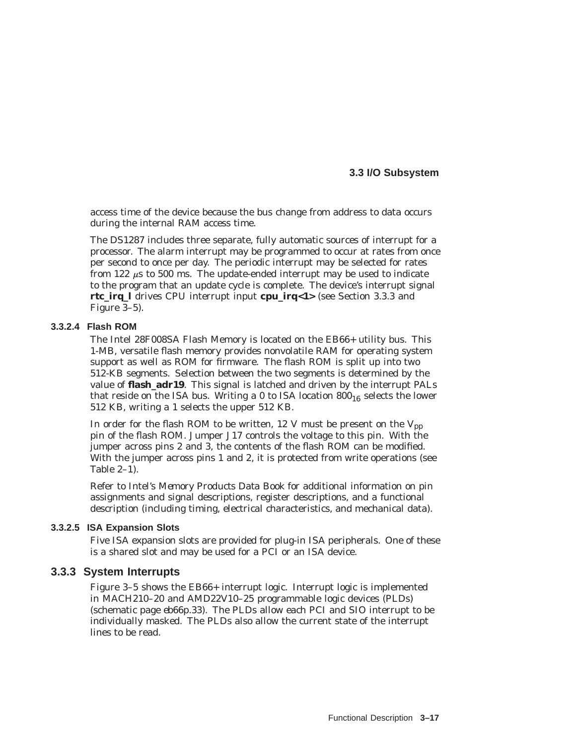access time of the device because the bus change from address to data occurs during the internal RAM access time.

The DS1287 includes three separate, fully automatic sources of interrupt for a processor. The alarm interrupt may be programmed to occur at rates from once per second to once per day. The periodic interrupt may be selected for rates from 122 $\mu$s to 500 ms. The update-ended interrupt may be used to indicate to the program that an update cycle is complete. The device's interrupt signal **rtc_irq_l** drives CPU interrupt input **cpu_irq<1>** (see Section 3.3.3 and Figure 3–5).

#### 3.3.2.4 Flash ROM

The Intel 28F008SA Flash Memory is located on the EB66+ utility bus. This 1-MB, versatile flash memory provides nonvolatile RAM for operating system support as well as ROM for firmware. The flash ROM is split up into two 512-KB segments. Selection between the two segments is determined by the value of **flash_adr19**. This signal is latched and driven by the interrupt PALs that reside on the ISA bus. Writing a 0 to ISA location $800_{16}$ selects the lower 512 KB, writing a 1 selects the upper 512 KB.

In order for the flash ROM to be written, 12 V must be present on the $V_{pp}$ pin of the flash ROM. Jumper J17 controls the voltage to this pin. With the jumper across pins 2 and 3, the contents of the flash ROM can be modified. With the jumper across pins 1 and 2, it is protected from write operations (see Table 2–1).

Refer to Intel's *Memory Products Data Book* for additional information on pin assignments and signal descriptions, register descriptions, and a functional description (including timing, electrical characteristics, and mechanical data).

#### 3.3.2.5 ISA Expansion Slots

Five ISA expansion slots are provided for plug-in ISA peripherals. One of these is a shared slot and may be used for a PCI or an ISA device.

### 3.3.3 System Interrupts

Figure 3–5 shows the EB66+ interrupt logic. Interrupt logic is implemented in MACH210–20 and AMD22V10–25 programmable logic devices (PLDs) (schematic page eb66p.33). The PLDs allow each PCI and SIO interrupt to be individually masked. The PLDs also allow the current state of the interrupt lines to be read.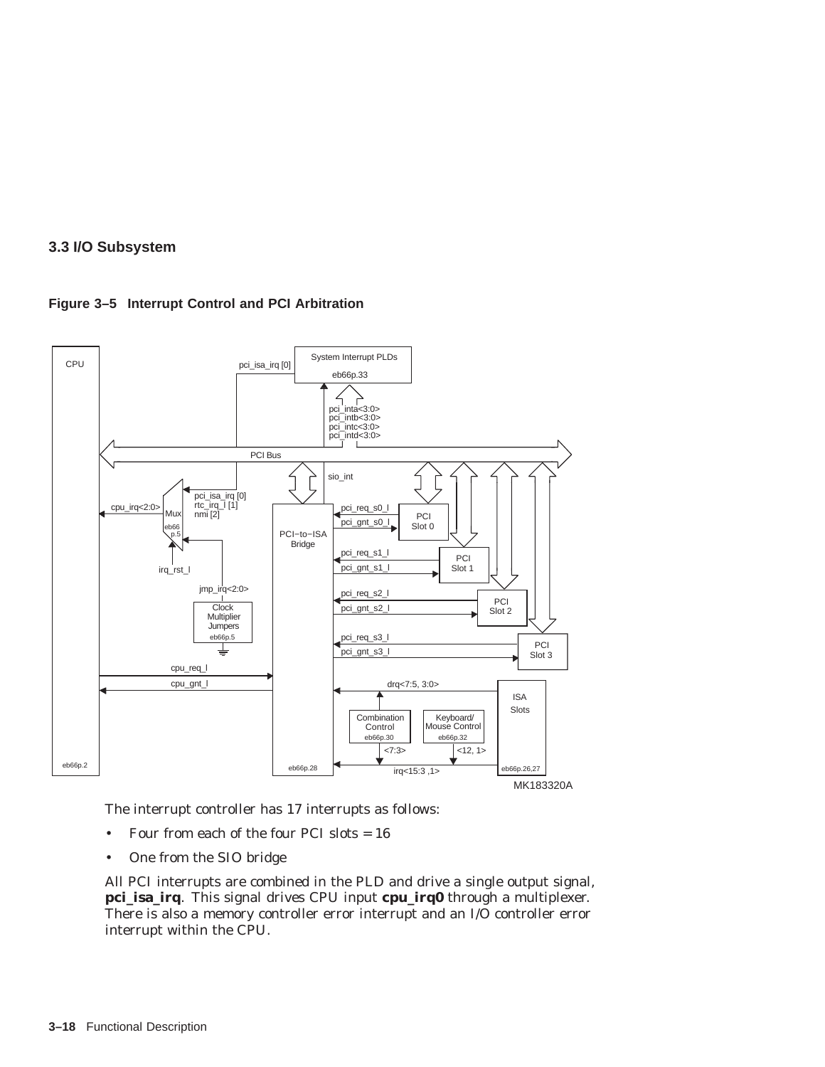## 3.3 I/O Subsystem

**Figure 3–5 Interrupt Control and PCI Arbitration**

The interrupt controller has 17 interrupts as follows:

- Four from each of the four PCI slots = 16
- One from the SIO bridge

All PCI interrupts are combined in the PLD and drive a single output signal, **pci_isa_irq**. This signal drives CPU input **cpu_irq0** through a multiplexer. There is also a memory controller error interrupt and an I/O controller error interrupt within the CPU.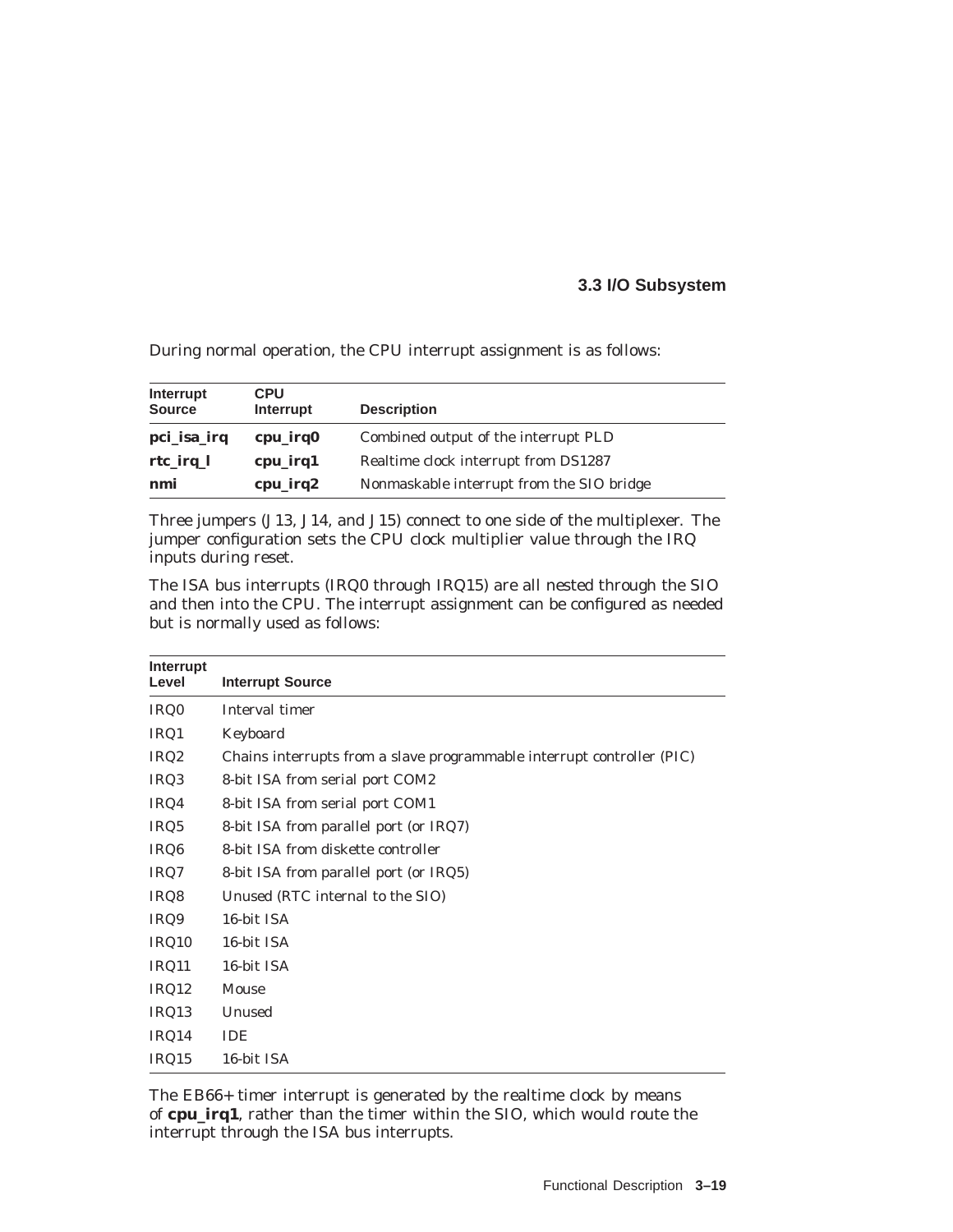During normal operation, the CPU interrupt assignment is as follows:

| Interrupt Source | CPU Interrupt | Description |
|---|---|---|
| **pci_isa_irq** | **cpu_irq0** | Combined output of the interrupt PLD |
| **rtc_irq_l** | **cpu_irq1** | Realtime clock interrupt from DS1287 |
| **nmi** | **cpu_irq2** | Nonmaskable interrupt from the SIO bridge |

Three jumpers (J13, J14, and J15) connect to one side of the multiplexer. The jumper configuration sets the CPU clock multiplier value through the IRQ inputs during reset.

The ISA bus interrupts (IRQ0 through IRQ15) are all nested through the SIO and then into the CPU. The interrupt assignment can be configured as needed but is normally used as follows:

| Interrupt Level | Interrupt Source |
|---|---|
| IRQ0 | Interval timer |
| IRQ1 | Keyboard |
| IRQ2 | Chains interrupts from a slave programmable interrupt controller (PIC) |
| IRQ3 | 8-bit ISA from serial port COM2 |
| IRQ4 | 8-bit ISA from serial port COM1 |
| IRQ5 | 8-bit ISA from parallel port (or IRQ7) |
| IRQ6 | 8-bit ISA from diskette controller |
| IRQ7 | 8-bit ISA from parallel port (or IRQ5) |
| IRQ8 | Unused (RTC internal to the SIO) |
| IRQ9 | 16-bit ISA |
| IRQ10 | 16-bit ISA |
| IRQ11 | 16-bit ISA |
| IRQ12 | Mouse |
| IRQ13 | Unused |
| IRQ14 | IDE |
| IRQ15 | 16-bit ISA |

The EB66+ timer interrupt is generated by the realtime clock by means of **cpu_irq1**, rather than the timer within the SIO, which would route the interrupt through the ISA bus interrupts.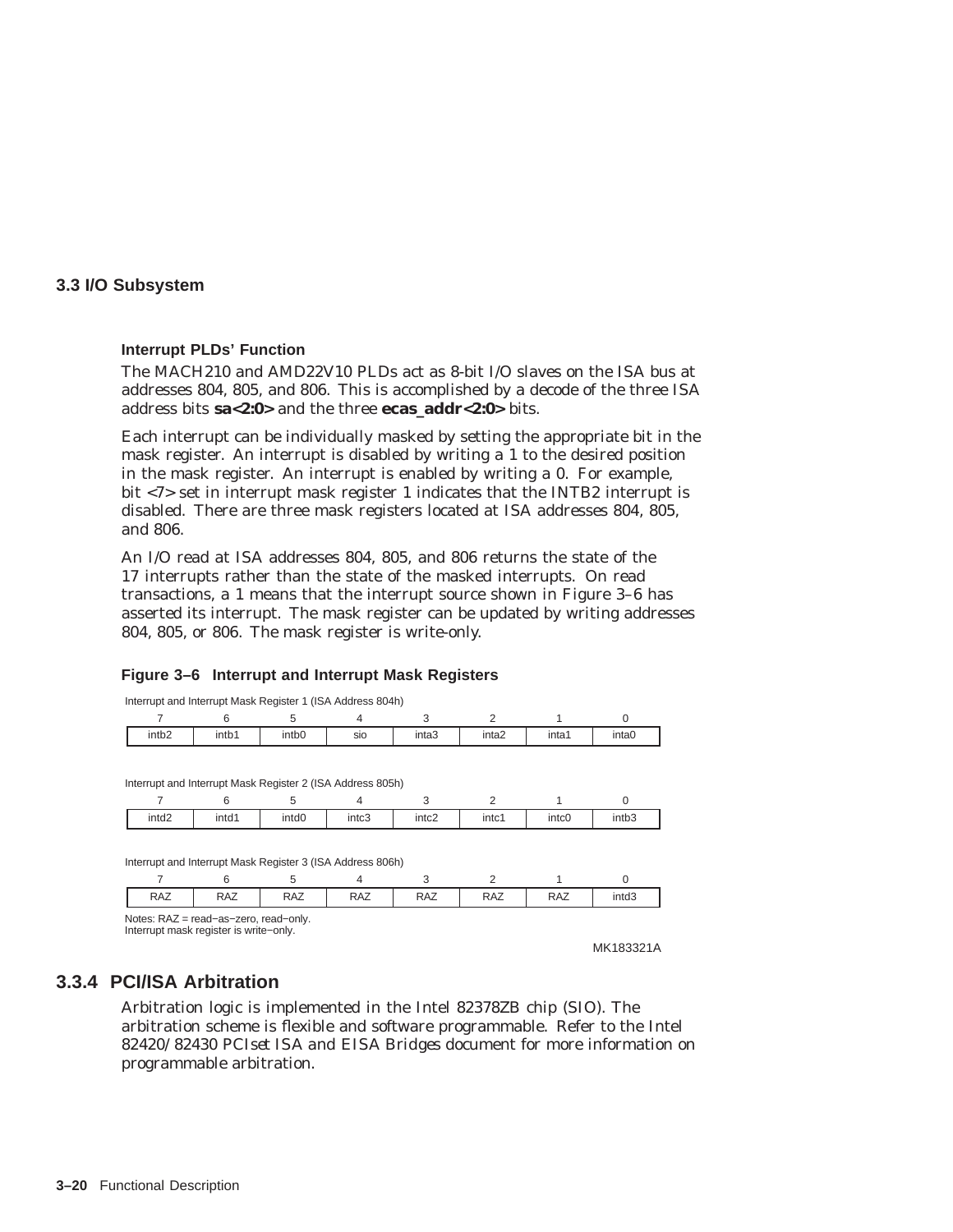### Interrupt PLDs' Function

The MACH210 and AMD22V10 PLDs act as 8-bit I/O slaves on the ISA bus at addresses 804, 805, and 806. This is accomplished by a decode of the three ISA address bits **sa<2:0>** and the three **ecas_addr<2:0>** bits.

Each interrupt can be individually masked by setting the appropriate bit in the mask register. An interrupt is disabled by writing a 1 to the desired position in the mask register. An interrupt is enabled by writing a 0. For example, bit <7> set in interrupt mask register 1 indicates that the INTB2 interrupt is disabled. There are three mask registers located at ISA addresses 804, 805, and 806.

An I/O read at ISA addresses 804, 805, and 806 returns the state of the 17 interrupts rather than the state of the masked interrupts. On read transactions, a 1 means that the interrupt source shown in Figure 3–6 has asserted its interrupt. The mask register can be updated by writing addresses 804, 805, or 806. The mask register is write-only.

**Figure 3–6 Interrupt and Interrupt Mask Registers**

Interrupt and Interrupt Mask Register 1 (ISA Address 804h)

| 7 | 6 | 5 | 4 | 3 | 2 | 1 | 0 |
|---|---|---|---|---|---|---|---|
| intb2 | intb1 | intb0 | sio | inta3 | inta2 | inta1 | inta0 |

Interrupt and Interrupt Mask Register 2 (ISA Address 805h)

| 7 | 6 | 5 | 4 | 3 | 2 | 1 | 0 |
|---|---|---|---|---|---|---|---|
| intd2 | intd1 | intd0 | intc3 | intc2 | intc1 | intc0 | intb3 |

Interrupt and Interrupt Mask Register 3 (ISA Address 806h)

| 7 | 6 | 5 | 4 | 3 | 2 | 1 | 0 |
|---|---|---|---|---|---|---|---|
| RAZ | RAZ | RAZ | RAZ | RAZ | RAZ | RAZ | intd3 |

Notes: RAZ = read−as−zero, read−only.
Interrupt mask register is write−only.

MK183321A

## 3.3.4 PCI/ISA Arbitration

Arbitration logic is implemented in the Intel 82378ZB chip (SIO). The arbitration scheme is flexible and software programmable. Refer to the *Intel 82420/82430 PCIset ISA and EISA Bridges* document for more information on programmable arbitration.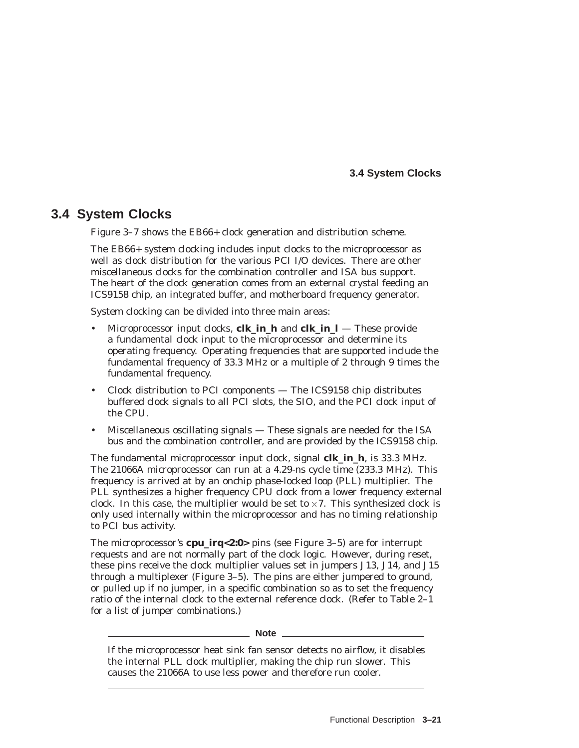## 3.4 System Clocks

Figure 3–7 shows the EB66+ clock generation and distribution scheme.

The EB66+ system clocking includes input clocks to the microprocessor as well as clock distribution for the various PCI I/O devices. There are other miscellaneous clocks for the combination controller and ISA bus support. The heart of the clock generation comes from an external crystal feeding an ICS9158 chip, an integrated buffer, and motherboard frequency generator.

System clocking can be divided into three main areas:

- Microprocessor input clocks, **clk_in_h** and **clk_in_l** — These provide a fundamental clock input to the microprocessor and determine its operating frequency. Operating frequencies that are supported include the fundamental frequency of 33.3 MHz or a multiple of 2 through 9 times the fundamental frequency.
- Clock distribution to PCI components — The ICS9158 chip distributes buffered clock signals to all PCI slots, the SIO, and the PCI clock input of the CPU.
- Miscellaneous oscillating signals — These signals are needed for the ISA bus and the combination controller, and are provided by the ICS9158 chip.

The fundamental microprocessor input clock, signal **clk_in_h**, is 33.3 MHz. The 21066A microprocessor can run at a 4.29-ns cycle time (233.3 MHz). This frequency is arrived at by an onchip phase-locked loop (PLL) multiplier. The PLL synthesizes a higher frequency CPU clock from a lower frequency external clock. In this case, the multiplier would be set to $\times 7$. This synthesized clock is only used internally within the microprocessor and has no timing relationship to PCI bus activity.

The microprocessor's **cpu_irq<2:0>** pins (see Figure 3–5) are for interrupt requests and are not normally part of the clock logic. However, during reset, these pins receive the clock multiplier values set in jumpers J13, J14, and J15 through a multiplexer (Figure 3–5). The pins are either jumpered to ground, or pulled up if no jumper, in a specific combination so as to set the frequency ratio of the internal clock to the external reference clock. (Refer to Table 2–1 for a list of jumper combinations.)

---

**Note**

If the microprocessor heat sink fan sensor detects no airflow, it disables the internal PLL clock multiplier, making the chip run slower. This causes the 21066A to use less power and therefore run cooler.

---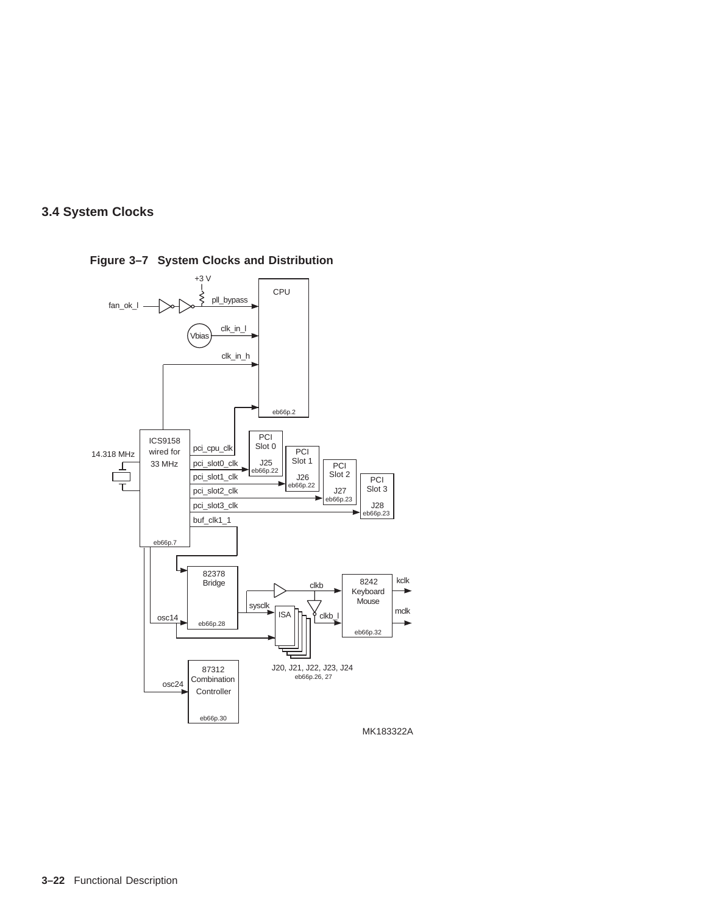## 3.4 System Clocks

**Figure 3–7 System Clocks and Distribution**

MK183322A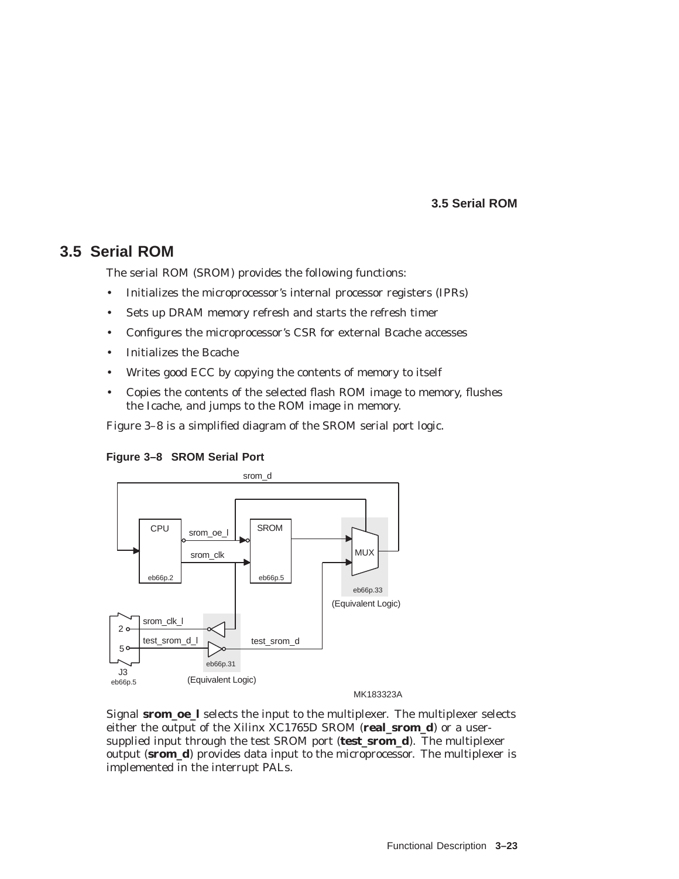## 3.5 Serial ROM

The serial ROM (SROM) provides the following functions:

- Initializes the microprocessor's internal processor registers (IPRs)
- Sets up DRAM memory refresh and starts the refresh timer
- Configures the microprocessor's CSR for external Bcache accesses
- Initializes the Bcache
- Writes good ECC by copying the contents of memory to itself
- Copies the contents of the selected flash ROM image to memory, flushes the Icache, and jumps to the ROM image in memory.

Figure 3–8 is a simplified diagram of the SROM serial port logic.

**Figure 3–8 SROM Serial Port**

Signal **srom_oe_l** selects the input to the multiplexer. The multiplexer selects either the output of the Xilinx XC1765D SROM (**real_srom_d**) or a user-supplied input through the test SROM port (**test_srom_d**). The multiplexer output (**srom_d**) provides data input to the microprocessor. The multiplexer is implemented in the interrupt PALs.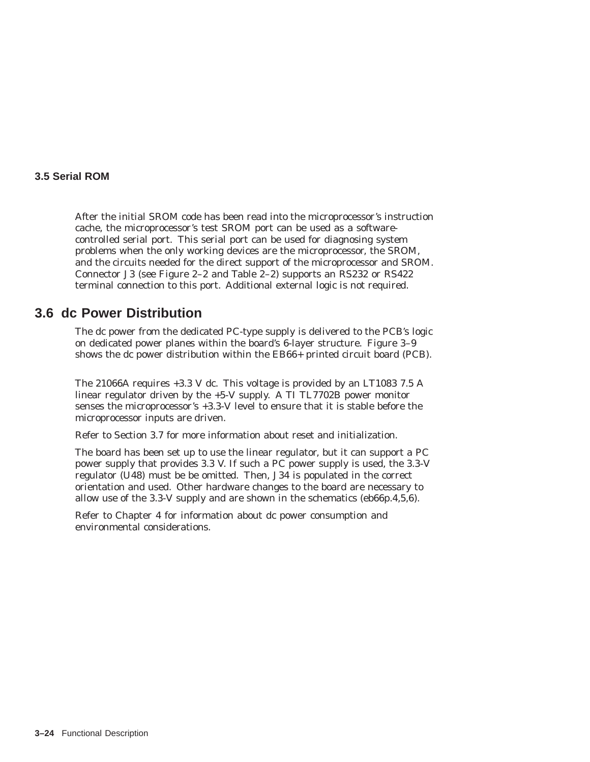### 3.5 Serial ROM

After the initial SROM code has been read into the microprocessor's instruction cache, the microprocessor's test SROM port can be used as a software-controlled serial port. This serial port can be used for diagnosing system problems when the only working devices are the microprocessor, the SROM, and the circuits needed for the direct support of the microprocessor and SROM. Connector J3 (see Figure 2–2 and Table 2–2) supports an RS232 or RS422 terminal connection to this port. Additional external logic is not required.

## 3.6 dc Power Distribution

The dc power from the dedicated PC-type supply is delivered to the PCB's logic on dedicated power planes within the board's 6-layer structure. Figure 3–9 shows the dc power distribution within the EB66+ printed circuit board (PCB).

The 21066A requires +3.3 V dc. This voltage is provided by an LT1083 7.5 A linear regulator driven by the +5-V supply. A TI TL7702B power monitor senses the microprocessor's +3.3-V level to ensure that it is stable before the microprocessor inputs are driven.

Refer to Section 3.7 for more information about reset and initialization.

The board has been set up to use the linear regulator, but it can support a PC power supply that provides 3.3 V. If such a PC power supply is used, the 3.3-V regulator (U48) must be be omitted. Then, J34 is populated in the correct orientation and used. Other hardware changes to the board are necessary to allow use of the 3.3-V supply and are shown in the schematics (eb66p.4,5,6).

Refer to Chapter 4 for information about dc power consumption and environmental considerations.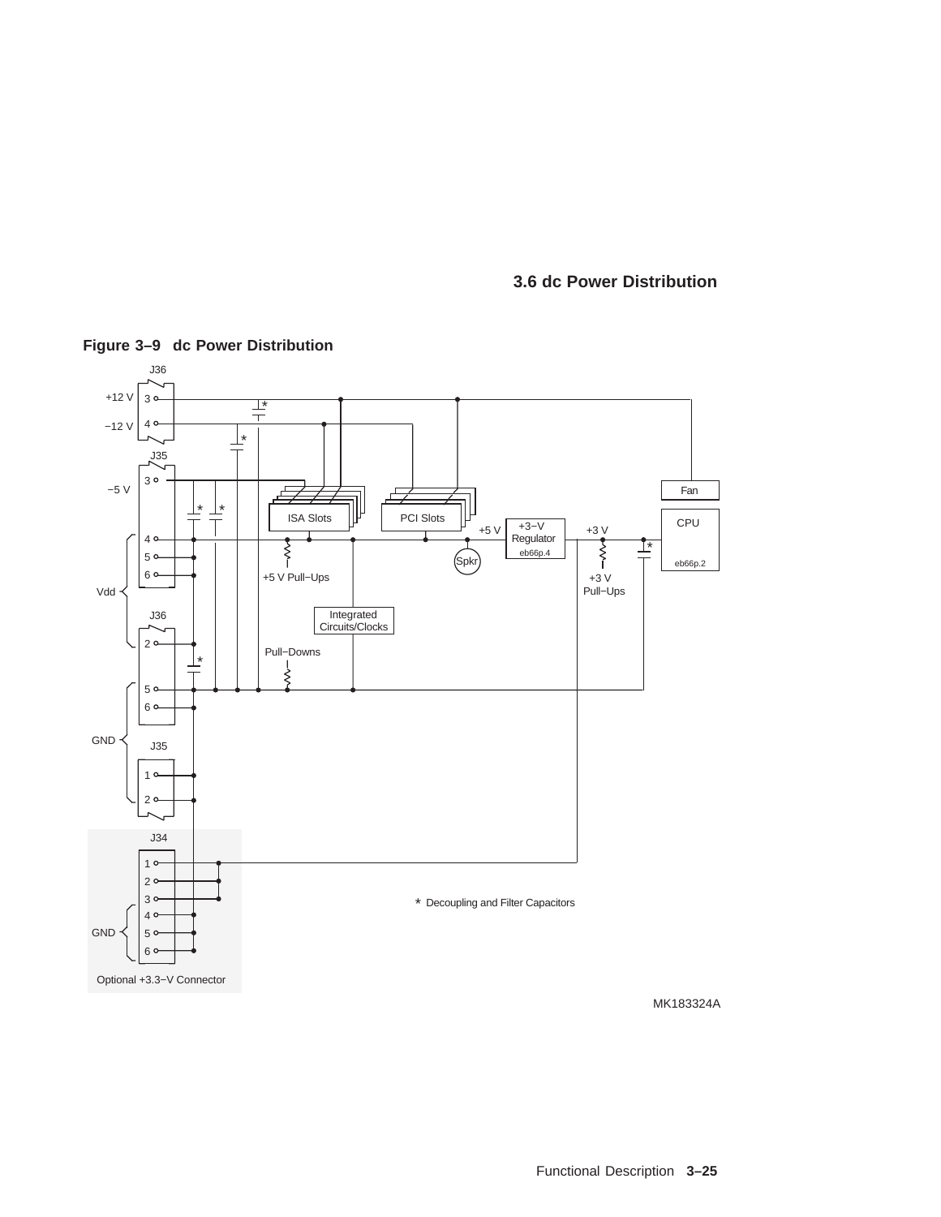## 3.6 dc Power Distribution

**Figure 3–9 dc Power Distribution**

J36

+12 V 3

−12 V 4

J35

−5 V 3

Fan

CPU

eb66p.2

ISA Slots

PCI Slots

+5 V

+3−V Regulator

eb66p.4

+3 V

Spkr

4

5

6

+5 V Pull−Ups

+3 V Pull−Ups

Vdd

J36

2

Integrated Circuits/Clocks

Pull−Downs

5

6

GND

J35

1

2

J34

1

2

3

4

5

6

GND

Optional +3.3−V Connector

* Decoupling and Filter Capacitors

MK183324A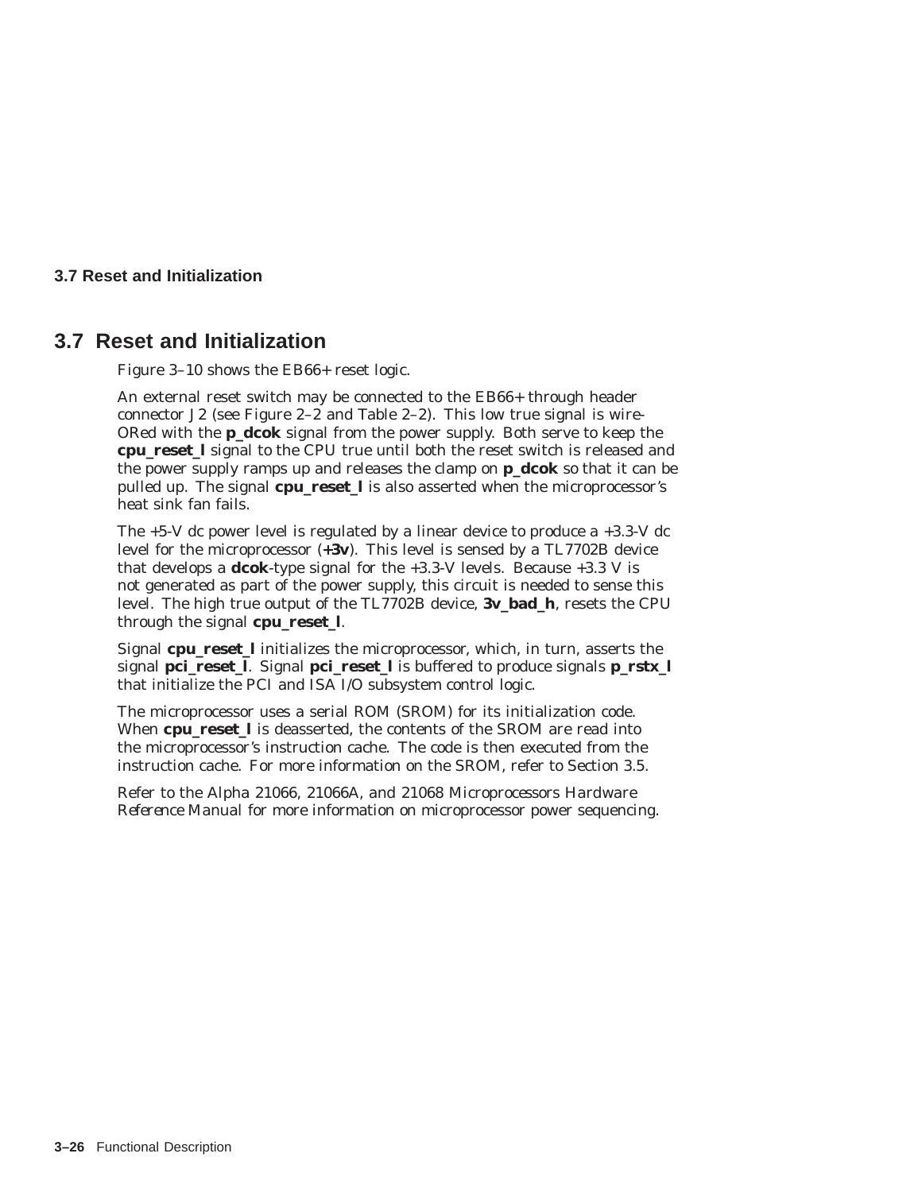## 3.7 Reset and Initialization

Figure 3–10 shows the EB66+ reset logic.

An external reset switch may be connected to the EB66+ through header connector J2 (see Figure 2–2 and Table 2–2). This low true signal is wire-ORed with the **p_dcok** signal from the power supply. Both serve to keep the **cpu_reset_l** signal to the CPU true until both the reset switch is released and the power supply ramps up and releases the clamp on **p_dcok** so that it can be pulled up. The signal **cpu_reset_l** is also asserted when the microprocessor's heat sink fan fails.

The +5-V dc power level is regulated by a linear device to produce a +3.3-V dc level for the microprocessor (**+3v**). This level is sensed by a TL7702B device that develops a **dcok**-type signal for the +3.3-V levels. Because +3.3 V is not generated as part of the power supply, this circuit is needed to sense this level. The high true output of the TL7702B device, **3v_bad_h**, resets the CPU through the signal **cpu_reset_l**.

Signal **cpu_reset_l** initializes the microprocessor, which, in turn, asserts the signal **pci_reset_l**. Signal **pci_reset_l** is buffered to produce signals **p_rstx_l** that initialize the PCI and ISA I/O subsystem control logic.

The microprocessor uses a serial ROM (SROM) for its initialization code. When **cpu_reset_l** is deasserted, the contents of the SROM are read into the microprocessor's instruction cache. The code is then executed from the instruction cache. For more information on the SROM, refer to Section 3.5.

Refer to the *Alpha 21066, 21066A, and 21068 Microprocessors Hardware Reference Manual* for more information on microprocessor power sequencing.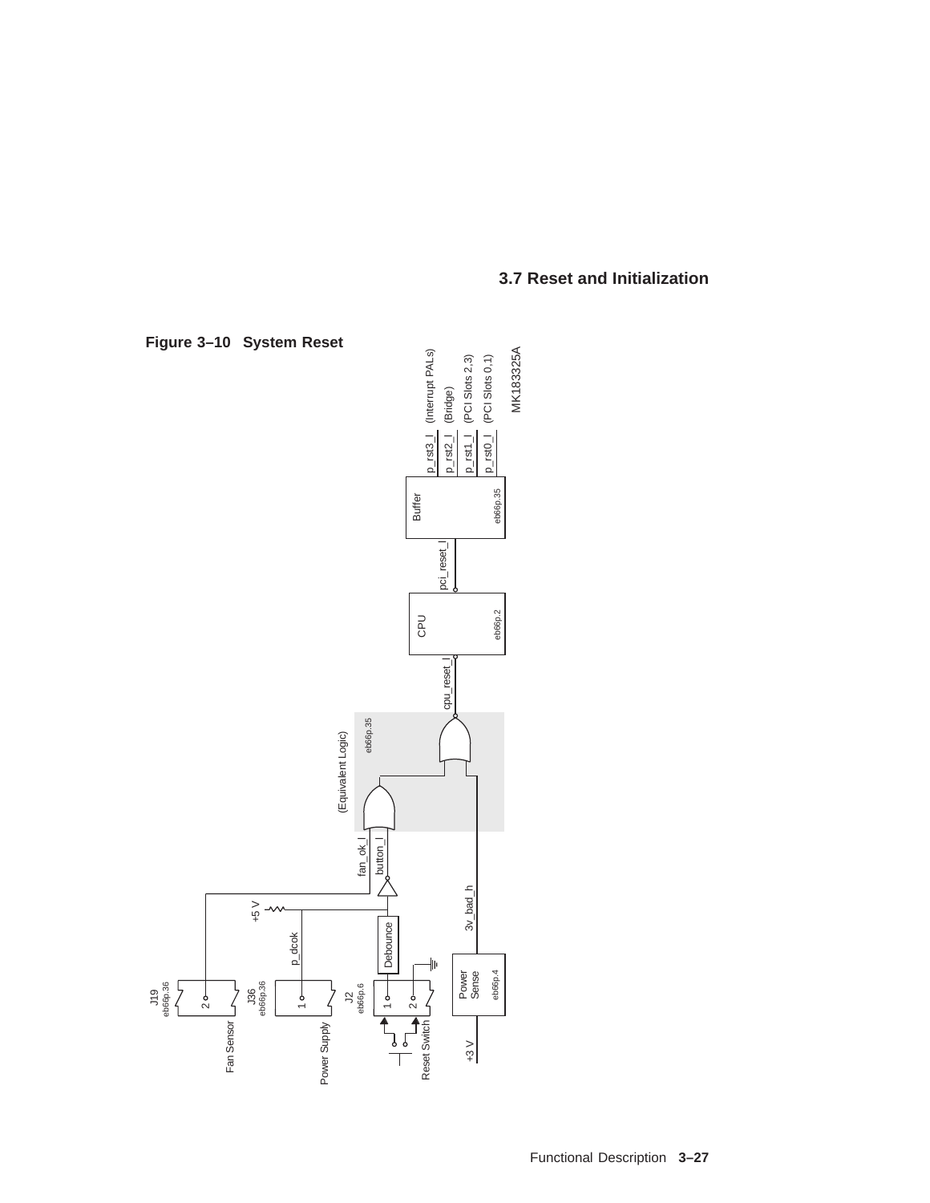## 3.7 Reset and Initialization

**Figure 3–10 System Reset**

(Equivalent Logic)

eb66p.35

Fan Sensor — J19 eb66p.36 — 2 — fan_ok_l

Power Supply — J36 eb66p.36 — 1 — p_dcok — +5 V

Reset Switch — J2 eb66p.6 — 1, 2 — Debounce — button_l

+3 V — Power Sense eb66p.4 — 3v_bad_h

cpu_reset_l — CPU eb66p.2 — pci_reset_l — Buffer eb66p.35

p_rst3_l (Interrupt PALs)

p_rst2_l (Bridge)

p_rst1_l (PCI Slots 2,3)

p_rst0_l (PCI Slots 0,1)

MK183325A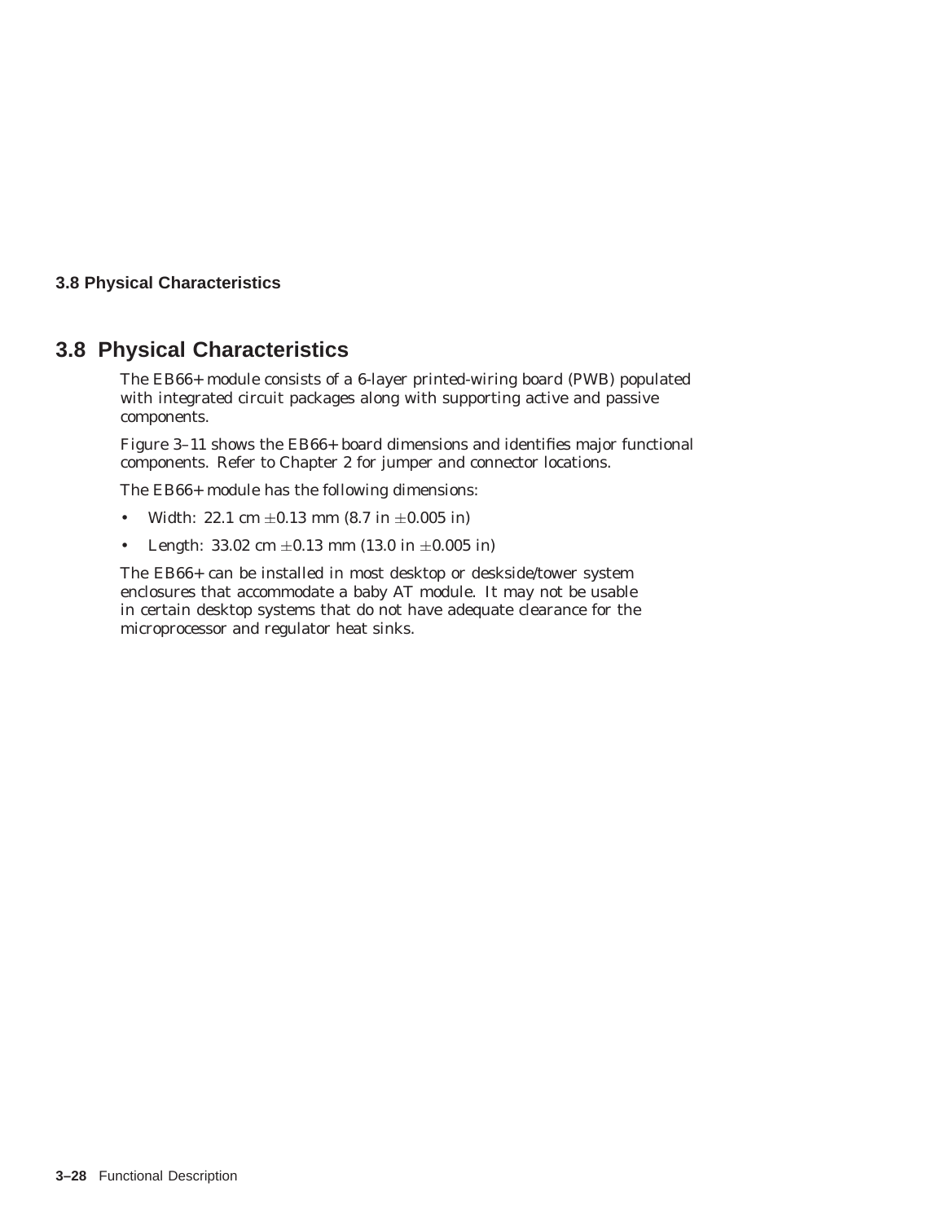## 3.8 Physical Characteristics

The EB66+ module consists of a 6-layer printed-wiring board (PWB) populated with integrated circuit packages along with supporting active and passive components.

Figure 3–11 shows the EB66+ board dimensions and identifies major functional components. Refer to Chapter 2 for jumper and connector locations.

The EB66+ module has the following dimensions:

- Width: 22.1 cm $\pm$0.13 mm (8.7 in $\pm$0.005 in)
- Length: 33.02 cm $\pm$0.13 mm (13.0 in $\pm$0.005 in)

The EB66+ can be installed in most desktop or deskside/tower system enclosures that accommodate a baby AT module. It may not be usable in certain desktop systems that do not have adequate clearance for the microprocessor and regulator heat sinks.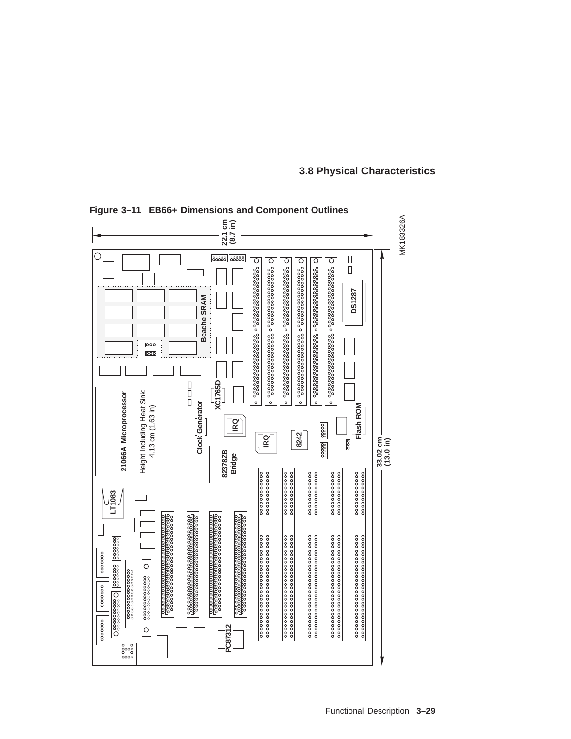## 3.8 Physical Characteristics

**Figure 3–11 EB66+ Dimensions and Component Outlines**

22.1 cm (8.7 in)

33.02 cm (13.0 in)

MK183326A

Bcache SRAM

DS1287

XC1765D

21066A Microprocessor

Height Including Heat Sink: 4.13 cm (1.63 in)

Clock Generator

IRQ

IRQ

8242

Flash ROM

82378ZB Bridge

LT1083

PC87312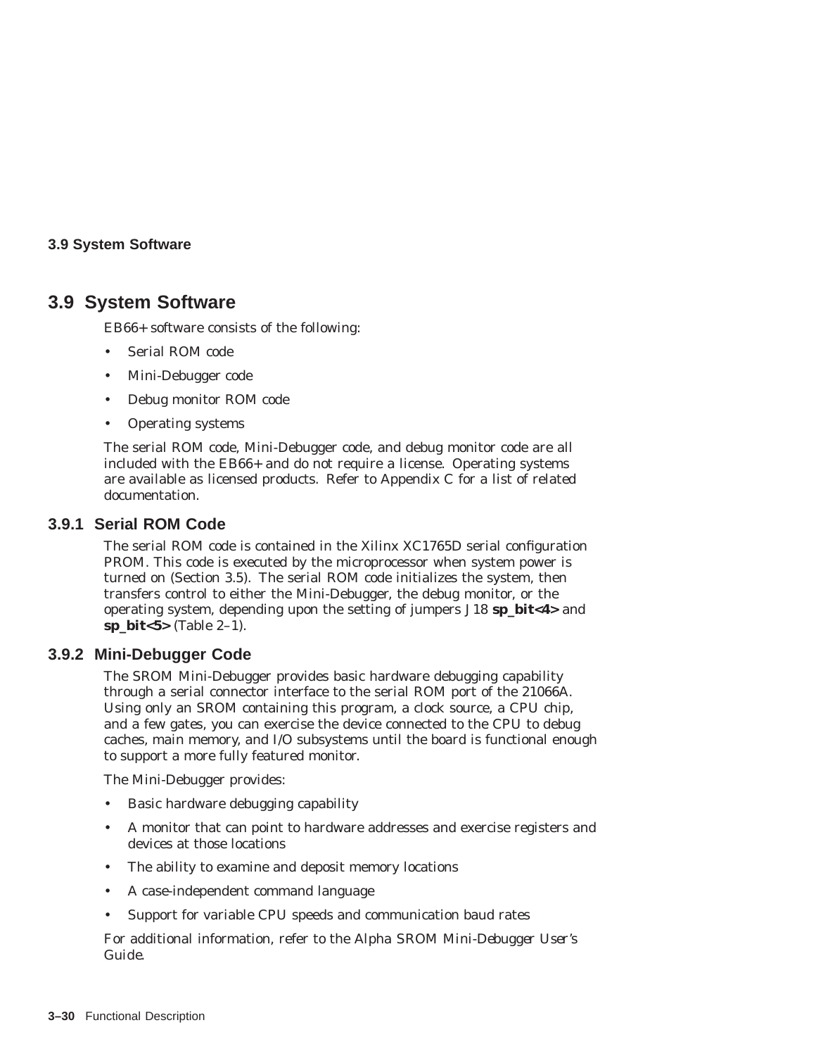## 3.9 System Software

EB66+ software consists of the following:

- Serial ROM code
- Mini-Debugger code
- Debug monitor ROM code
- Operating systems

The serial ROM code, Mini-Debugger code, and debug monitor code are all included with the EB66+ and do not require a license. Operating systems are available as licensed products. Refer to Appendix C for a list of related documentation.

### 3.9.1 Serial ROM Code

The serial ROM code is contained in the Xilinx XC1765D serial configuration PROM. This code is executed by the microprocessor when system power is turned on (Section 3.5). The serial ROM code initializes the system, then transfers control to either the Mini-Debugger, the debug monitor, or the operating system, depending upon the setting of jumpers J18 **sp_bit<4>** and **sp_bit<5>** (Table 2–1).

### 3.9.2 Mini-Debugger Code

The SROM Mini-Debugger provides basic hardware debugging capability through a serial connector interface to the serial ROM port of the 21066A. Using only an SROM containing this program, a clock source, a CPU chip, and a few gates, you can exercise the device connected to the CPU to debug caches, main memory, and I/O subsystems until the board is functional enough to support a more fully featured monitor.

The Mini-Debugger provides:

- Basic hardware debugging capability
- A monitor that can point to hardware addresses and exercise registers and devices at those locations
- The ability to examine and deposit memory locations
- A case-independent command language
- Support for variable CPU speeds and communication baud rates

For additional information, refer to the *Alpha SROM Mini-Debugger User's Guide*.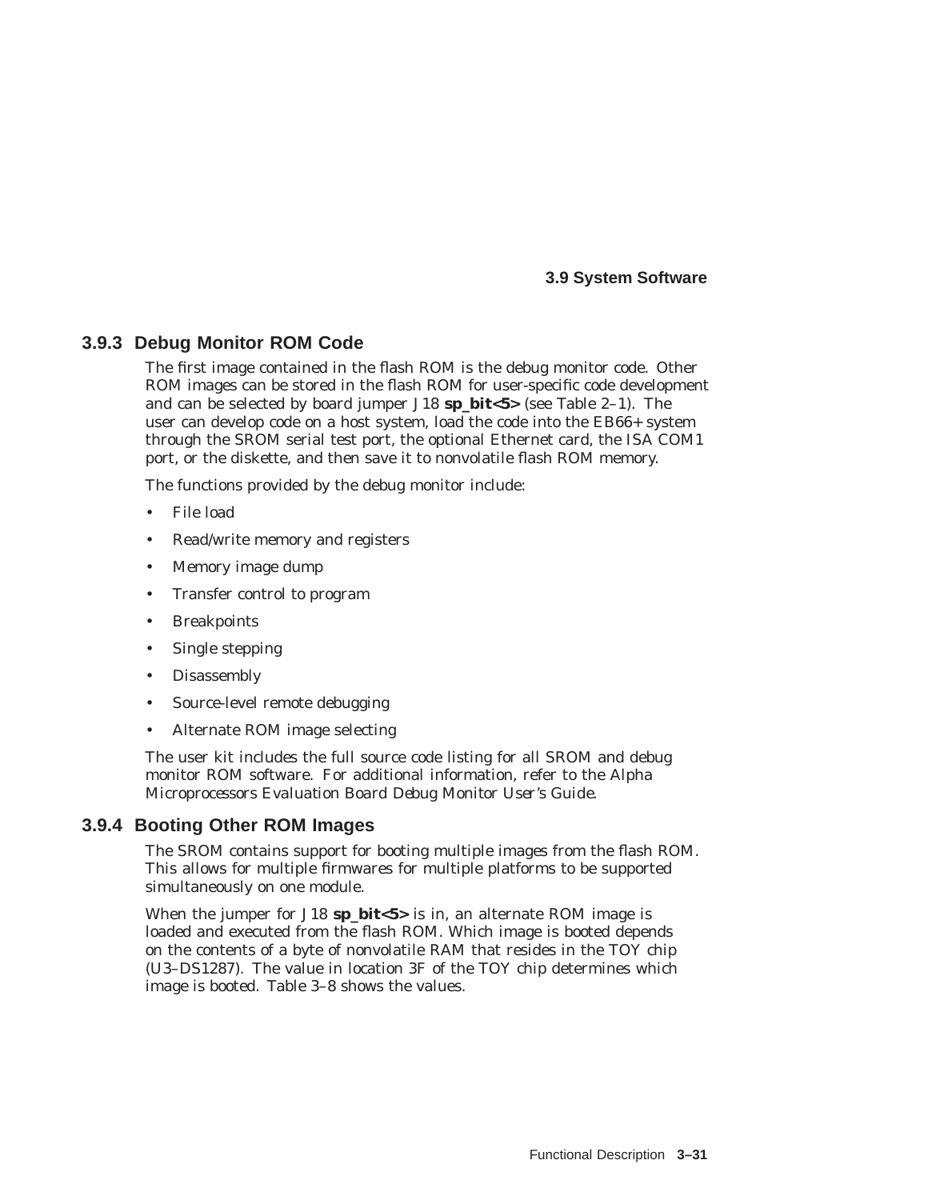### 3.9.3 Debug Monitor ROM Code

The first image contained in the flash ROM is the debug monitor code. Other ROM images can be stored in the flash ROM for user-specific code development and can be selected by board jumper J18 **sp_bit<5>** (see Table 2–1). The user can develop code on a host system, load the code into the EB66+ system through the SROM serial test port, the optional Ethernet card, the ISA COM1 port, or the diskette, and then save it to nonvolatile flash ROM memory.

The functions provided by the debug monitor include:

- File load
- Read/write memory and registers
- Memory image dump
- Transfer control to program
- Breakpoints
- Single stepping
- Disassembly
- Source-level remote debugging
- Alternate ROM image selecting

The user kit includes the full source code listing for all SROM and debug monitor ROM software. For additional information, refer to the *Alpha Microprocessors Evaluation Board Debug Monitor User's Guide*.

### 3.9.4 Booting Other ROM Images

The SROM contains support for booting multiple images from the flash ROM. This allows for multiple firmwares for multiple platforms to be supported simultaneously on one module.

When the jumper for J18 **sp_bit<5>** is in, an alternate ROM image is loaded and executed from the flash ROM. Which image is booted depends on the contents of a byte of nonvolatile RAM that resides in the TOY chip (U3–DS1287). The value in location 3F of the TOY chip determines which image is booted. Table 3–8 shows the values.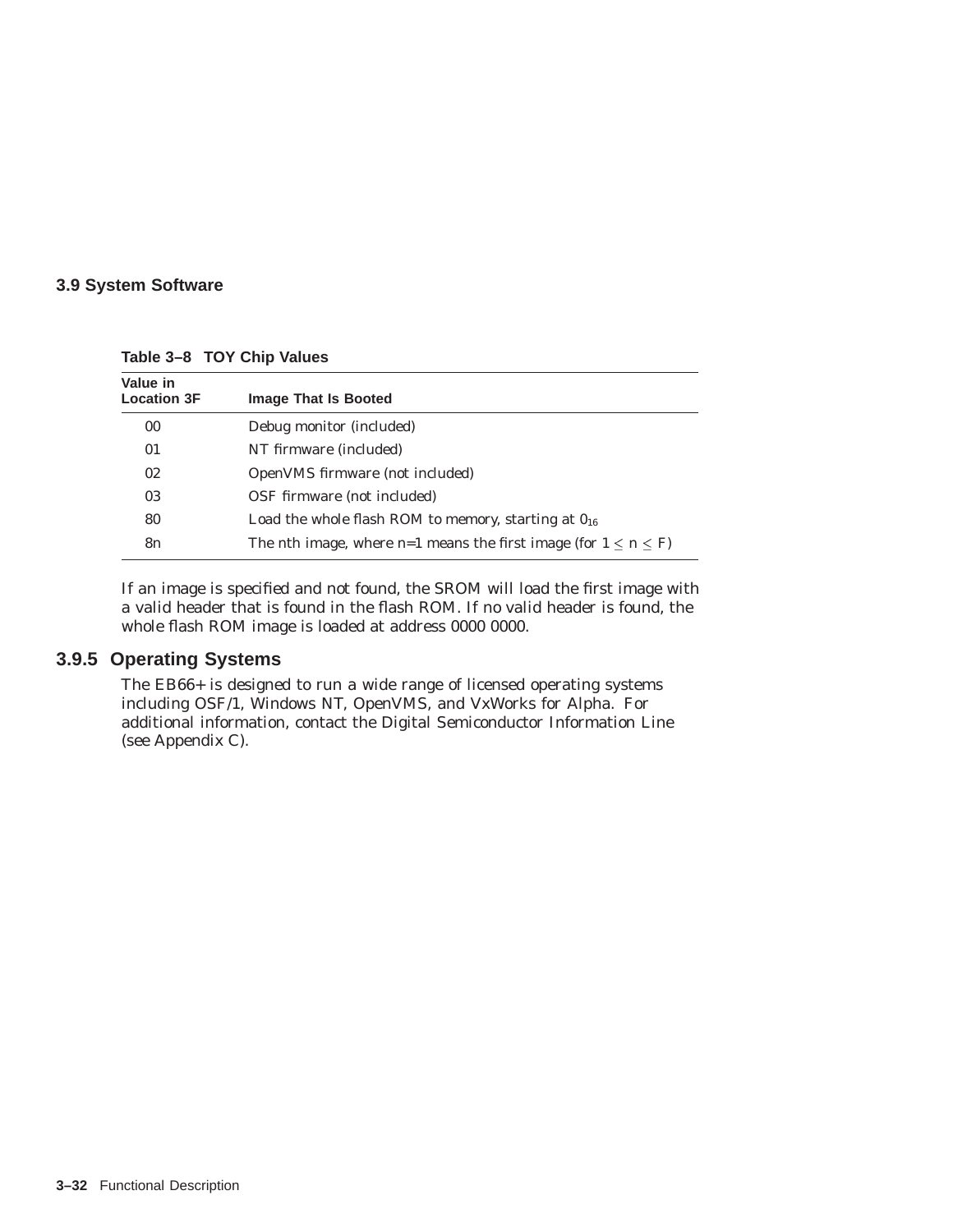**Table 3–8 TOY Chip Values**

| Value in Location 3F | Image That Is Booted |
|---|---|
| 00 | Debug monitor (included) |
| 01 | NT firmware (included) |
| 02 | OpenVMS firmware (not included) |
| 03 | OSF firmware (not included) |
| 80 | Load the whole flash ROM to memory, starting at $0_{16}$ |
| 8n | The nth image, where n=1 means the first image (for $1 \leq n \leq F$) |

If an image is specified and not found, the SROM will load the first image with a valid header that is found in the flash ROM. If no valid header is found, the whole flash ROM image is loaded at address 0000 0000.

### 3.9.5 Operating Systems

The EB66+ is designed to run a wide range of licensed operating systems including OSF/1, Windows NT, OpenVMS, and VxWorks for Alpha. For additional information, contact the Digital Semiconductor Information Line (see Appendix C).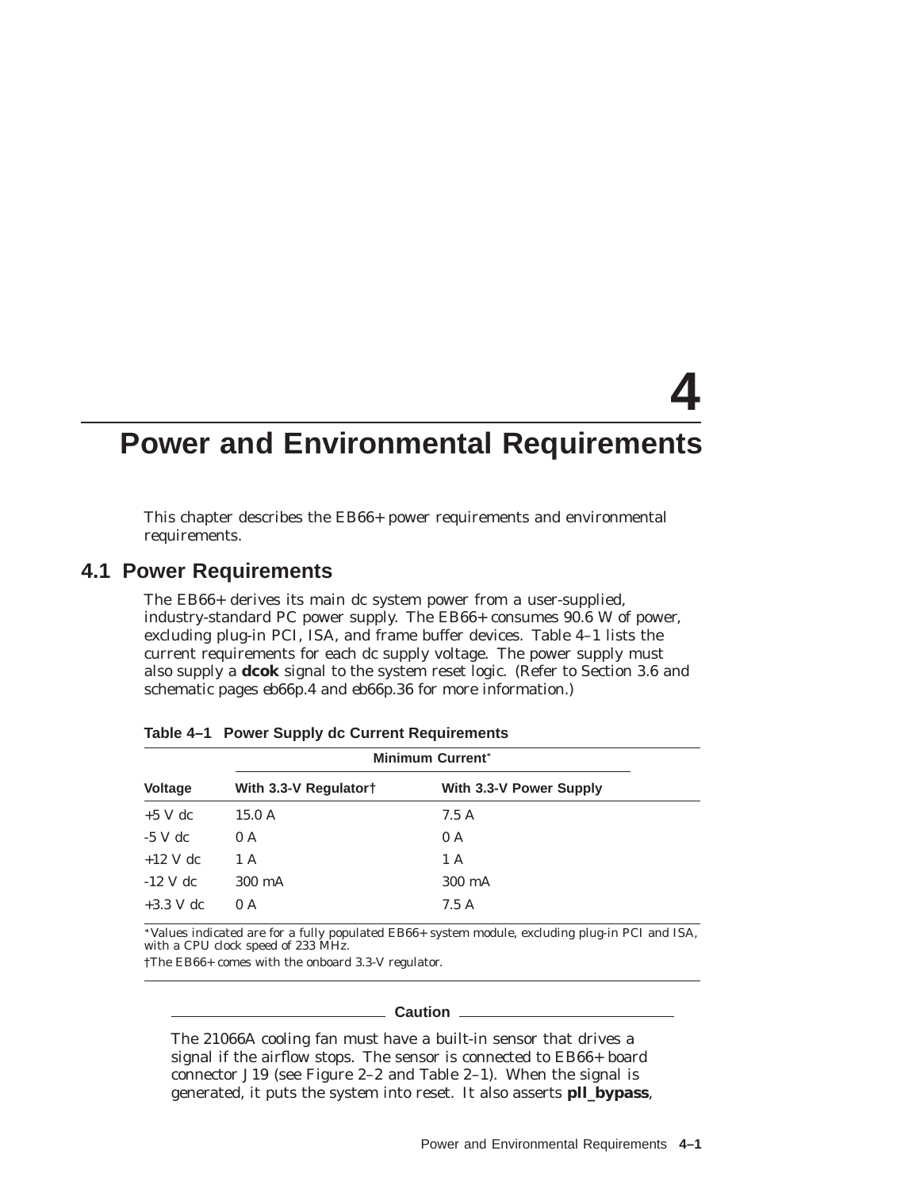# 4 Power and Environmental Requirements

This chapter describes the EB66+ power requirements and environmental requirements.

## 4.1 Power Requirements

The EB66+ derives its main dc system power from a user-supplied, industry-standard PC power supply. The EB66+ consumes 90.6 W of power, excluding plug-in PCI, ISA, and frame buffer devices. Table 4–1 lists the current requirements for each dc supply voltage. The power supply must also supply a **dcok** signal to the system reset logic. (Refer to Section 3.6 and schematic pages eb66p.4 and eb66p.36 for more information.)

**Table 4–1 Power Supply dc Current Requirements**

| | Minimum Current* | |
|---|---|---|
| **Voltage** | **With 3.3-V Regulator†** | **With 3.3-V Power Supply** |
| +5 V dc | 15.0 A | 7.5 A |
| -5 V dc | 0 A | 0 A |
| +12 V dc | 1 A | 1 A |
| -12 V dc | 300 mA | 300 mA |
| +3.3 V dc | 0 A | 7.5 A |

*Values indicated are for a fully populated EB66+ system module, excluding plug-in PCI and ISA, with a CPU clock speed of 233 MHz.

†The EB66+ comes with the onboard 3.3-V regulator.

**Caution**

The 21066A cooling fan must have a built-in sensor that drives a signal if the airflow stops. The sensor is connected to EB66+ board connector J19 (see Figure 2–2 and Table 2–1). When the signal is generated, it puts the system into reset. It also asserts **pll_bypass**,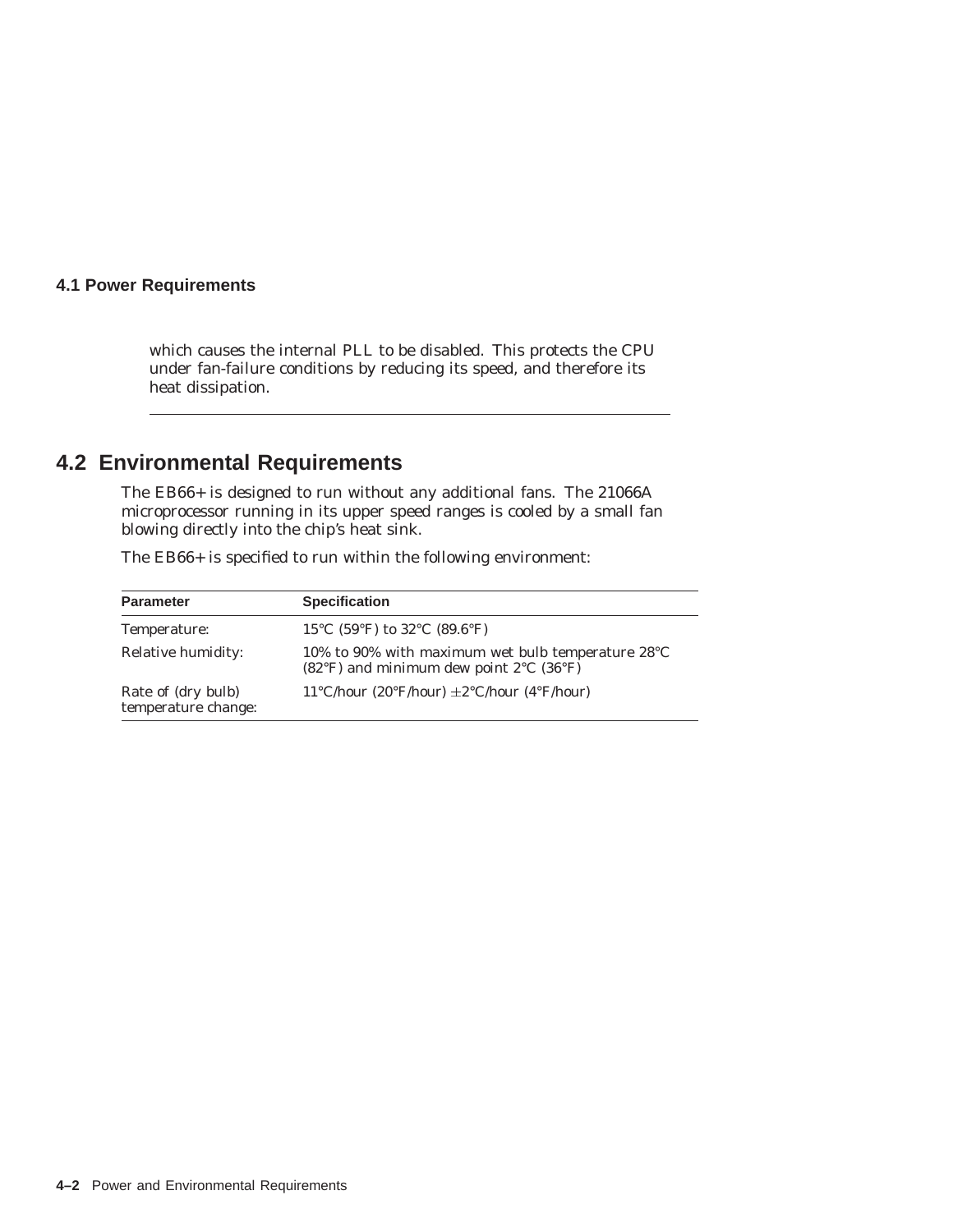which causes the internal PLL to be disabled. This protects the CPU under fan-failure conditions by reducing its speed, and therefore its heat dissipation.

## 4.2 Environmental Requirements

The EB66+ is designed to run without any additional fans. The 21066A microprocessor running in its upper speed ranges is cooled by a small fan blowing directly into the chip's heat sink.

The EB66+ is specified to run within the following environment:

| Parameter | Specification |
| --- | --- |
| Temperature: | 15°C (59°F) to 32°C (89.6°F) |
| Relative humidity: | 10% to 90% with maximum wet bulb temperature 28°C (82°F) and minimum dew point 2°C (36°F) |
| Rate of (dry bulb) temperature change: | 11°C/hour (20°F/hour) ±2°C/hour (4°F/hour) |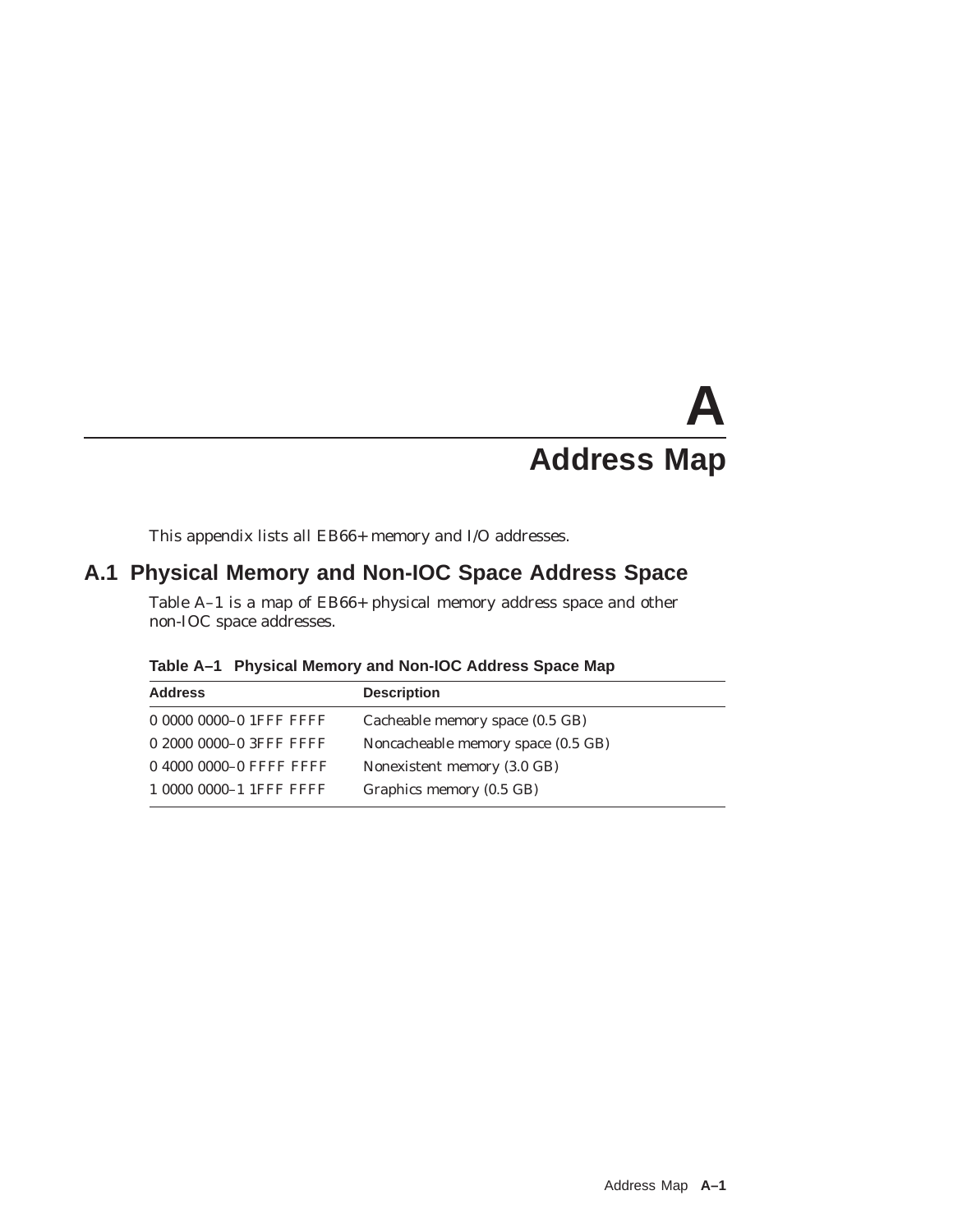# A
# Address Map

This appendix lists all EB66+ memory and I/O addresses.

## A.1 Physical Memory and Non-IOC Space Address Space

Table A–1 is a map of EB66+ physical memory address space and other non-IOC space addresses.

**Table A–1 Physical Memory and Non-IOC Address Space Map**

| Address | Description |
|---|---|
| 0 0000 0000–0 1FFF FFFF | Cacheable memory space (0.5 GB) |
| 0 2000 0000–0 3FFF FFFF | Noncacheable memory space (0.5 GB) |
| 0 4000 0000–0 FFFF FFFF | Nonexistent memory (3.0 GB) |
| 1 0000 0000–1 1FFF FFFF | Graphics memory (0.5 GB) |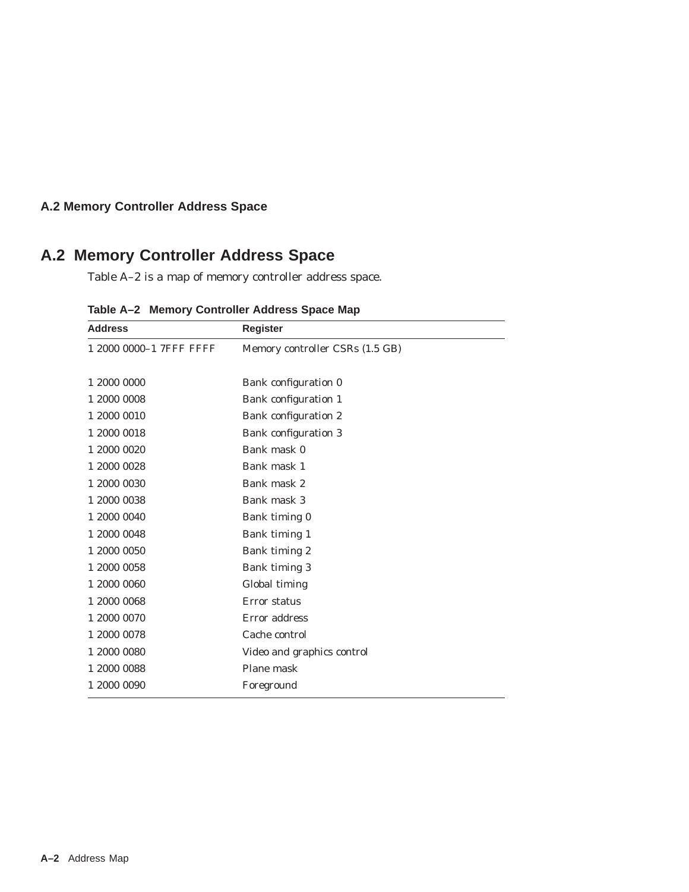## A.2 Memory Controller Address Space

Table A–2 is a map of memory controller address space.

**Table A–2 Memory Controller Address Space Map**

| Address | Register |
|---|---|
| 1 2000 0000–1 7FFF FFFF | Memory controller CSRs (1.5 GB) |
| | |
| 1 2000 0000 | Bank configuration 0 |
| 1 2000 0008 | Bank configuration 1 |
| 1 2000 0010 | Bank configuration 2 |
| 1 2000 0018 | Bank configuration 3 |
| 1 2000 0020 | Bank mask 0 |
| 1 2000 0028 | Bank mask 1 |
| 1 2000 0030 | Bank mask 2 |
| 1 2000 0038 | Bank mask 3 |
| 1 2000 0040 | Bank timing 0 |
| 1 2000 0048 | Bank timing 1 |
| 1 2000 0050 | Bank timing 2 |
| 1 2000 0058 | Bank timing 3 |
| 1 2000 0060 | Global timing |
| 1 2000 0068 | Error status |
| 1 2000 0070 | Error address |
| 1 2000 0078 | Cache control |
| 1 2000 0080 | Video and graphics control |
| 1 2000 0088 | Plane mask |
| 1 2000 0090 | Foreground |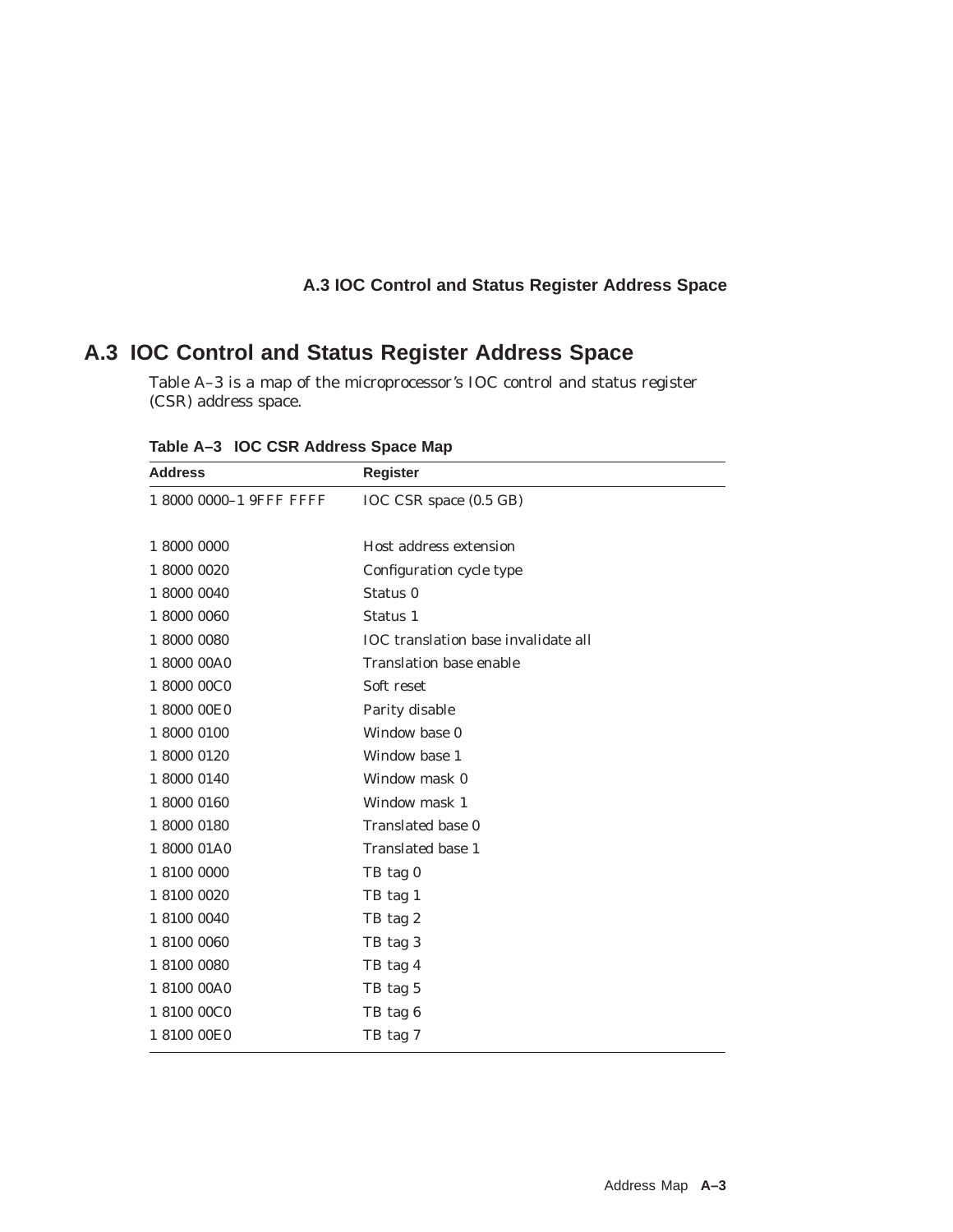## A.3 IOC Control and Status Register Address Space

Table A–3 is a map of the microprocessor's IOC control and status register (CSR) address space.

**Table A–3 IOC CSR Address Space Map**

| Address | Register |
|---|---|
| 1 8000 0000–1 9FFF FFFF | IOC CSR space (0.5 GB) |
| | |
| 1 8000 0000 | Host address extension |
| 1 8000 0020 | Configuration cycle type |
| 1 8000 0040 | Status 0 |
| 1 8000 0060 | Status 1 |
| 1 8000 0080 | IOC translation base invalidate all |
| 1 8000 00A0 | Translation base enable |
| 1 8000 00C0 | Soft reset |
| 1 8000 00E0 | Parity disable |
| 1 8000 0100 | Window base 0 |
| 1 8000 0120 | Window base 1 |
| 1 8000 0140 | Window mask 0 |
| 1 8000 0160 | Window mask 1 |
| 1 8000 0180 | Translated base 0 |
| 1 8000 01A0 | Translated base 1 |
| 1 8100 0000 | TB tag 0 |
| 1 8100 0020 | TB tag 1 |
| 1 8100 0040 | TB tag 2 |
| 1 8100 0060 | TB tag 3 |
| 1 8100 0080 | TB tag 4 |
| 1 8100 00A0 | TB tag 5 |
| 1 8100 00C0 | TB tag 6 |
| 1 8100 00E0 | TB tag 7 |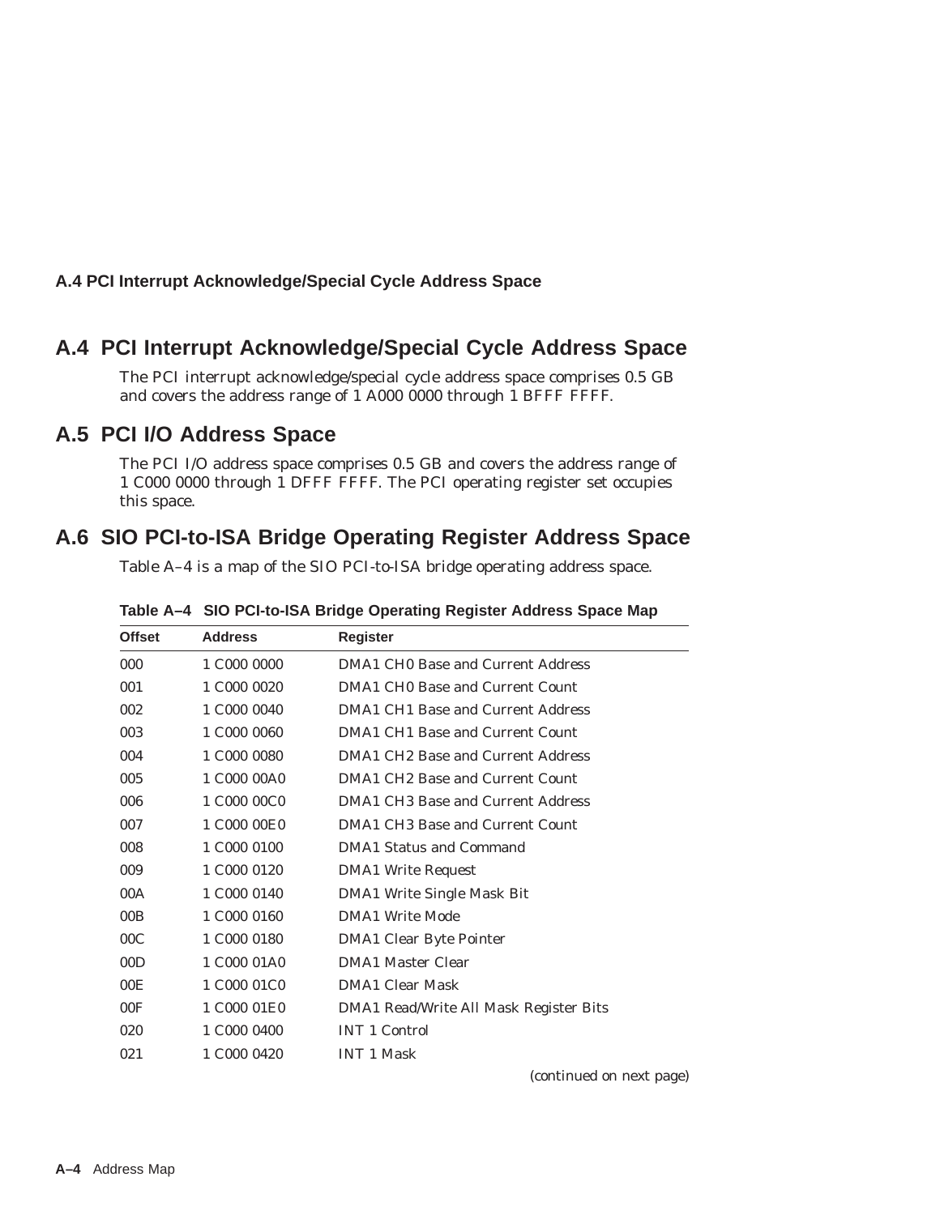## A.4 PCI Interrupt Acknowledge/Special Cycle Address Space

The PCI interrupt acknowledge/special cycle address space comprises 0.5 GB and covers the address range of 1 A000 0000 through 1 BFFF FFFF.

## A.5 PCI I/O Address Space

The PCI I/O address space comprises 0.5 GB and covers the address range of 1 C000 0000 through 1 DFFF FFFF. The PCI operating register set occupies this space.

## A.6 SIO PCI-to-ISA Bridge Operating Register Address Space

Table A–4 is a map of the SIO PCI-to-ISA bridge operating address space.

**Table A–4 SIO PCI-to-ISA Bridge Operating Register Address Space Map**

| Offset | Address | Register |
|---|---|---|
| 000 | 1 C000 0000 | DMA1 CH0 Base and Current Address |
| 001 | 1 C000 0020 | DMA1 CH0 Base and Current Count |
| 002 | 1 C000 0040 | DMA1 CH1 Base and Current Address |
| 003 | 1 C000 0060 | DMA1 CH1 Base and Current Count |
| 004 | 1 C000 0080 | DMA1 CH2 Base and Current Address |
| 005 | 1 C000 00A0 | DMA1 CH2 Base and Current Count |
| 006 | 1 C000 00C0 | DMA1 CH3 Base and Current Address |
| 007 | 1 C000 00E0 | DMA1 CH3 Base and Current Count |
| 008 | 1 C000 0100 | DMA1 Status and Command |
| 009 | 1 C000 0120 | DMA1 Write Request |
| 00A | 1 C000 0140 | DMA1 Write Single Mask Bit |
| 00B | 1 C000 0160 | DMA1 Write Mode |
| 00C | 1 C000 0180 | DMA1 Clear Byte Pointer |
| 00D | 1 C000 01A0 | DMA1 Master Clear |
| 00E | 1 C000 01C0 | DMA1 Clear Mask |
| 00F | 1 C000 01E0 | DMA1 Read/Write All Mask Register Bits |
| 020 | 1 C000 0400 | INT 1 Control |
| 021 | 1 C000 0420 | INT 1 Mask |

*(continued on next page)*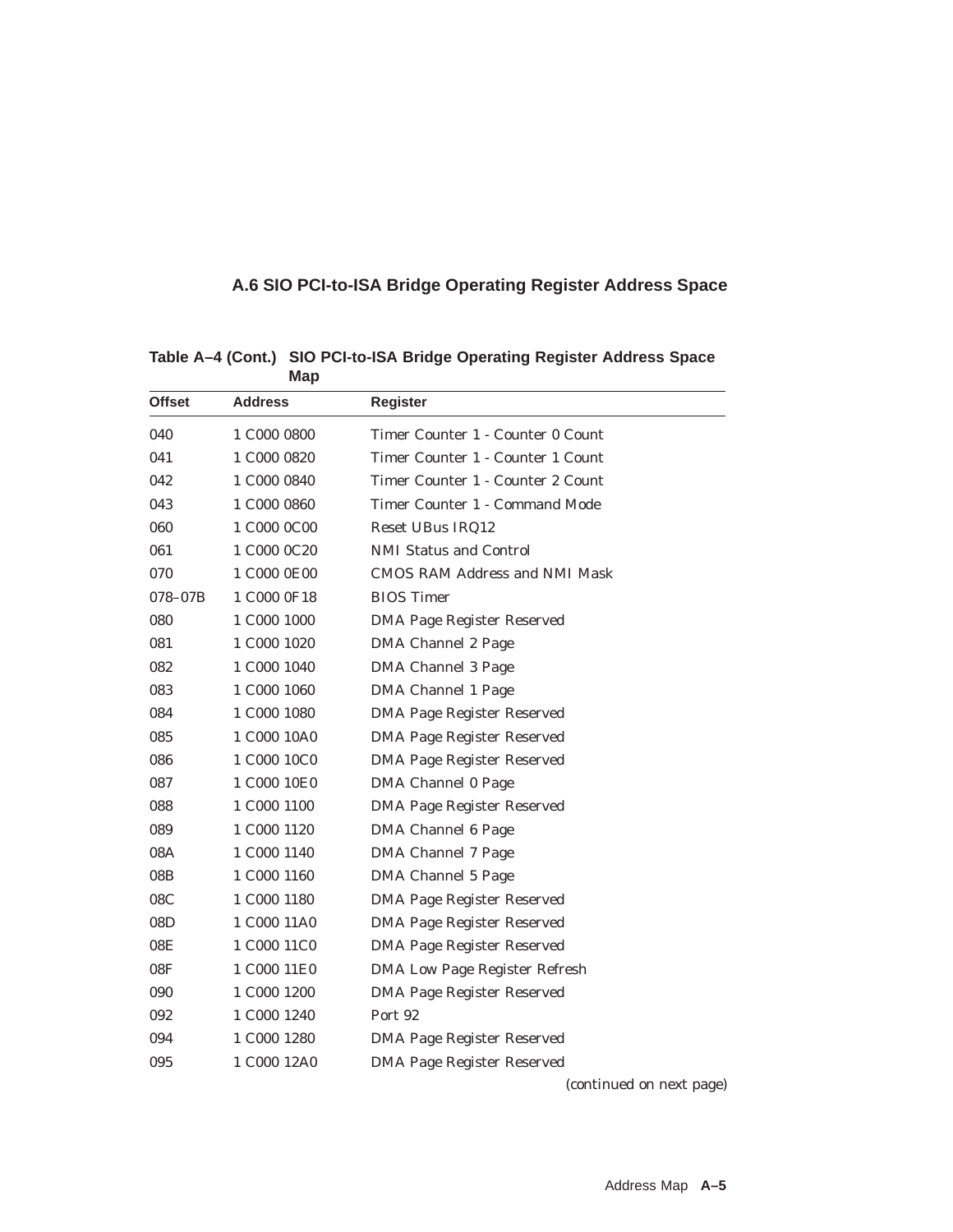## A.6 SIO PCI-to-ISA Bridge Operating Register Address Space

**Table A–4 (Cont.) SIO PCI-to-ISA Bridge Operating Register Address Space Map**

| Offset | Address | Register |
|---|---|---|
| 040 | 1 C000 0800 | Timer Counter 1 - Counter 0 Count |
| 041 | 1 C000 0820 | Timer Counter 1 - Counter 1 Count |
| 042 | 1 C000 0840 | Timer Counter 1 - Counter 2 Count |
| 043 | 1 C000 0860 | Timer Counter 1 - Command Mode |
| 060 | 1 C000 0C00 | Reset UBus IRQ12 |
| 061 | 1 C000 0C20 | NMI Status and Control |
| 070 | 1 C000 0E00 | CMOS RAM Address and NMI Mask |
| 078–07B | 1 C000 0F18 | BIOS Timer |
| 080 | 1 C000 1000 | DMA Page Register Reserved |
| 081 | 1 C000 1020 | DMA Channel 2 Page |
| 082 | 1 C000 1040 | DMA Channel 3 Page |
| 083 | 1 C000 1060 | DMA Channel 1 Page |
| 084 | 1 C000 1080 | DMA Page Register Reserved |
| 085 | 1 C000 10A0 | DMA Page Register Reserved |
| 086 | 1 C000 10C0 | DMA Page Register Reserved |
| 087 | 1 C000 10E0 | DMA Channel 0 Page |
| 088 | 1 C000 1100 | DMA Page Register Reserved |
| 089 | 1 C000 1120 | DMA Channel 6 Page |
| 08A | 1 C000 1140 | DMA Channel 7 Page |
| 08B | 1 C000 1160 | DMA Channel 5 Page |
| 08C | 1 C000 1180 | DMA Page Register Reserved |
| 08D | 1 C000 11A0 | DMA Page Register Reserved |
| 08E | 1 C000 11C0 | DMA Page Register Reserved |
| 08F | 1 C000 11E0 | DMA Low Page Register Refresh |
| 090 | 1 C000 1200 | DMA Page Register Reserved |
| 092 | 1 C000 1240 | Port 92 |
| 094 | 1 C000 1280 | DMA Page Register Reserved |
| 095 | 1 C000 12A0 | DMA Page Register Reserved |

*(continued on next page)*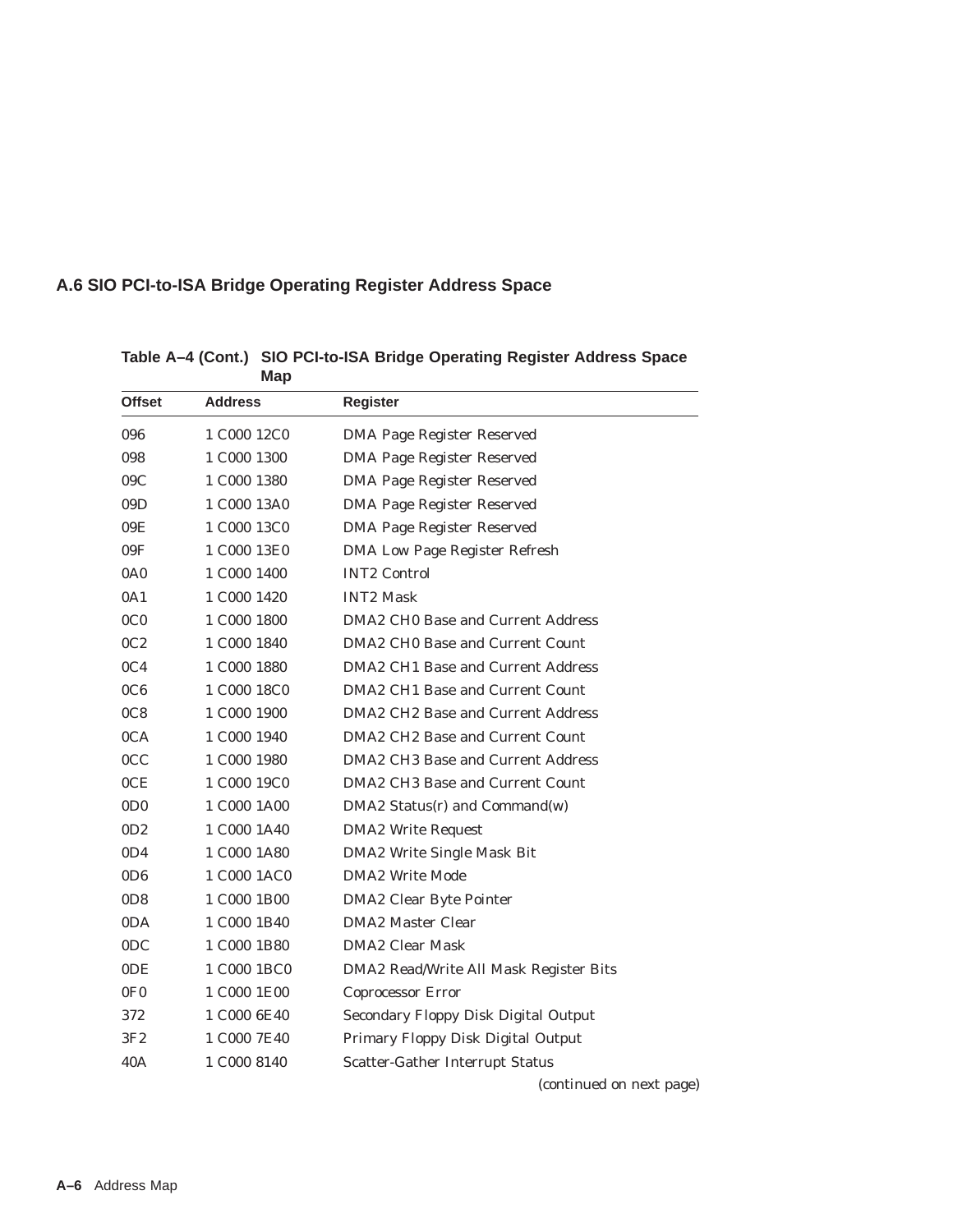## A.6 SIO PCI-to-ISA Bridge Operating Register Address Space

**Table A–4 (Cont.) SIO PCI-to-ISA Bridge Operating Register Address Space Map**

| Offset | Address | Register |
|---|---|---|
| 096 | 1 C000 12C0 | DMA Page Register Reserved |
| 098 | 1 C000 1300 | DMA Page Register Reserved |
| 09C | 1 C000 1380 | DMA Page Register Reserved |
| 09D | 1 C000 13A0 | DMA Page Register Reserved |
| 09E | 1 C000 13C0 | DMA Page Register Reserved |
| 09F | 1 C000 13E0 | DMA Low Page Register Refresh |
| 0A0 | 1 C000 1400 | INT2 Control |
| 0A1 | 1 C000 1420 | INT2 Mask |
| 0C0 | 1 C000 1800 | DMA2 CH0 Base and Current Address |
| 0C2 | 1 C000 1840 | DMA2 CH0 Base and Current Count |
| 0C4 | 1 C000 1880 | DMA2 CH1 Base and Current Address |
| 0C6 | 1 C000 18C0 | DMA2 CH1 Base and Current Count |
| 0C8 | 1 C000 1900 | DMA2 CH2 Base and Current Address |
| 0CA | 1 C000 1940 | DMA2 CH2 Base and Current Count |
| 0CC | 1 C000 1980 | DMA2 CH3 Base and Current Address |
| 0CE | 1 C000 19C0 | DMA2 CH3 Base and Current Count |
| 0D0 | 1 C000 1A00 | DMA2 Status(r) and Command(w) |
| 0D2 | 1 C000 1A40 | DMA2 Write Request |
| 0D4 | 1 C000 1A80 | DMA2 Write Single Mask Bit |
| 0D6 | 1 C000 1AC0 | DMA2 Write Mode |
| 0D8 | 1 C000 1B00 | DMA2 Clear Byte Pointer |
| 0DA | 1 C000 1B40 | DMA2 Master Clear |
| 0DC | 1 C000 1B80 | DMA2 Clear Mask |
| 0DE | 1 C000 1BC0 | DMA2 Read/Write All Mask Register Bits |
| 0F0 | 1 C000 1E00 | Coprocessor Error |
| 372 | 1 C000 6E40 | Secondary Floppy Disk Digital Output |
| 3F2 | 1 C000 7E40 | Primary Floppy Disk Digital Output |
| 40A | 1 C000 8140 | Scatter-Gather Interrupt Status |

*(continued on next page)*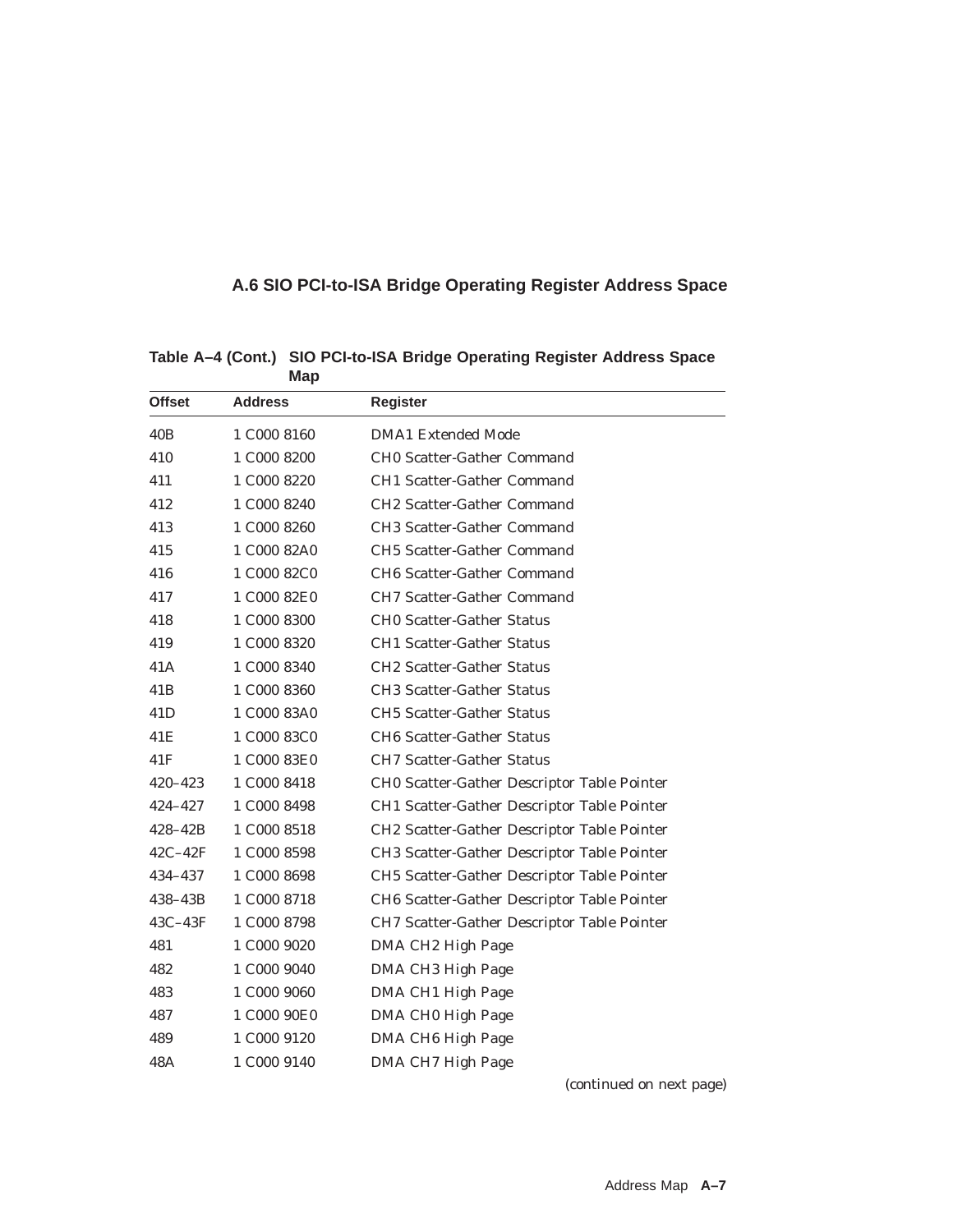## A.6 SIO PCI-to-ISA Bridge Operating Register Address Space

**Table A–4 (Cont.) SIO PCI-to-ISA Bridge Operating Register Address Space Map**

| Offset | Address | Register |
|---|---|---|
| 40B | 1 C000 8160 | DMA1 Extended Mode |
| 410 | 1 C000 8200 | CH0 Scatter-Gather Command |
| 411 | 1 C000 8220 | CH1 Scatter-Gather Command |
| 412 | 1 C000 8240 | CH2 Scatter-Gather Command |
| 413 | 1 C000 8260 | CH3 Scatter-Gather Command |
| 415 | 1 C000 82A0 | CH5 Scatter-Gather Command |
| 416 | 1 C000 82C0 | CH6 Scatter-Gather Command |
| 417 | 1 C000 82E0 | CH7 Scatter-Gather Command |
| 418 | 1 C000 8300 | CH0 Scatter-Gather Status |
| 419 | 1 C000 8320 | CH1 Scatter-Gather Status |
| 41A | 1 C000 8340 | CH2 Scatter-Gather Status |
| 41B | 1 C000 8360 | CH3 Scatter-Gather Status |
| 41D | 1 C000 83A0 | CH5 Scatter-Gather Status |
| 41E | 1 C000 83C0 | CH6 Scatter-Gather Status |
| 41F | 1 C000 83E0 | CH7 Scatter-Gather Status |
| 420–423 | 1 C000 8418 | CH0 Scatter-Gather Descriptor Table Pointer |
| 424–427 | 1 C000 8498 | CH1 Scatter-Gather Descriptor Table Pointer |
| 428–42B | 1 C000 8518 | CH2 Scatter-Gather Descriptor Table Pointer |
| 42C–42F | 1 C000 8598 | CH3 Scatter-Gather Descriptor Table Pointer |
| 434–437 | 1 C000 8698 | CH5 Scatter-Gather Descriptor Table Pointer |
| 438–43B | 1 C000 8718 | CH6 Scatter-Gather Descriptor Table Pointer |
| 43C–43F | 1 C000 8798 | CH7 Scatter-Gather Descriptor Table Pointer |
| 481 | 1 C000 9020 | DMA CH2 High Page |
| 482 | 1 C000 9040 | DMA CH3 High Page |
| 483 | 1 C000 9060 | DMA CH1 High Page |
| 487 | 1 C000 90E0 | DMA CH0 High Page |
| 489 | 1 C000 9120 | DMA CH6 High Page |
| 48A | 1 C000 9140 | DMA CH7 High Page |

*(continued on next page)*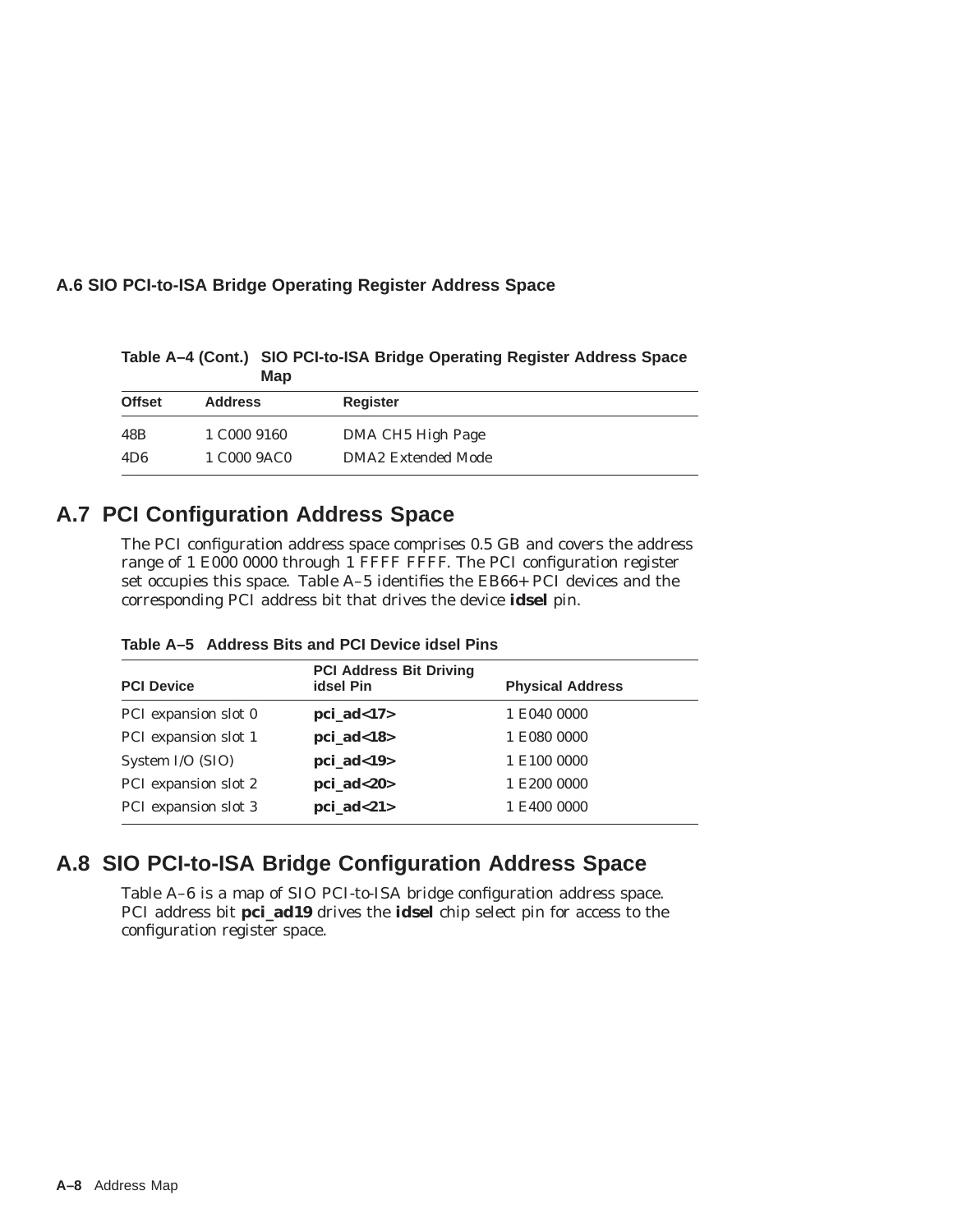**Table A–4 (Cont.) SIO PCI-to-ISA Bridge Operating Register Address Space Map**

| Offset | Address | Register |
|---|---|---|
| 48B | 1 C000 9160 | DMA CH5 High Page |
| 4D6 | 1 C000 9AC0 | DMA2 Extended Mode |

## A.7 PCI Configuration Address Space

The PCI configuration address space comprises 0.5 GB and covers the address range of 1 E000 0000 through 1 FFFF FFFF. The PCI configuration register set occupies this space. Table A–5 identifies the EB66+ PCI devices and the corresponding PCI address bit that drives the device **idsel** pin.

**Table A–5 Address Bits and PCI Device idsel Pins**

| PCI Device | PCI Address Bit Driving idsel Pin | Physical Address |
|---|---|---|
| PCI expansion slot 0 | **pci_ad<17>** | 1 E040 0000 |
| PCI expansion slot 1 | **pci_ad<18>** | 1 E080 0000 |
| System I/O (SIO) | **pci_ad<19>** | 1 E100 0000 |
| PCI expansion slot 2 | **pci_ad<20>** | 1 E200 0000 |
| PCI expansion slot 3 | **pci_ad<21>** | 1 E400 0000 |

## A.8 SIO PCI-to-ISA Bridge Configuration Address Space

Table A–6 is a map of SIO PCI-to-ISA bridge configuration address space. PCI address bit **pci_ad19** drives the **idsel** chip select pin for access to the configuration register space.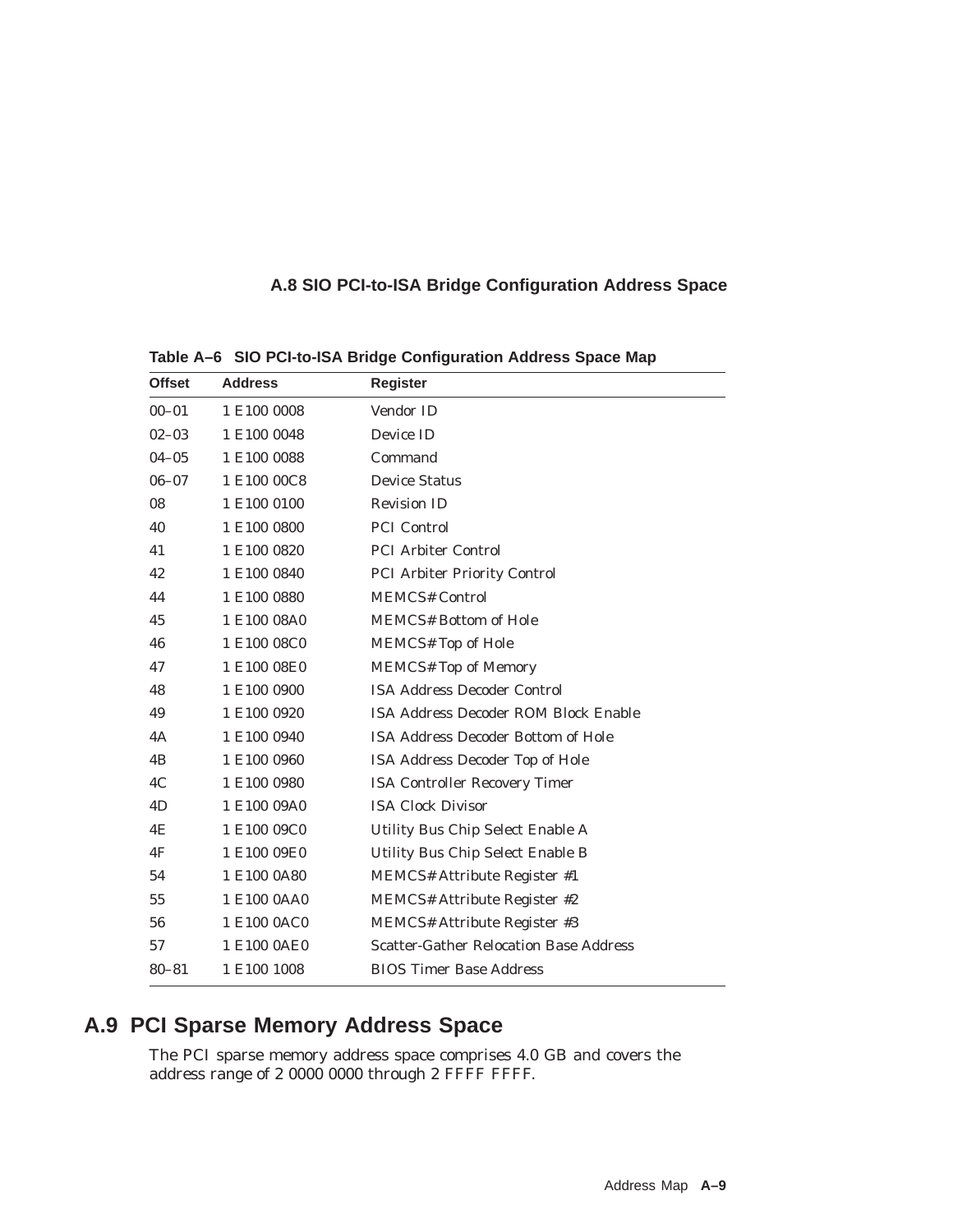## A.8 SIO PCI-to-ISA Bridge Configuration Address Space

**Table A–6 SIO PCI-to-ISA Bridge Configuration Address Space Map**

| Offset | Address | Register |
|---|---|---|
| 00–01 | 1 E100 0008 | Vendor ID |
| 02–03 | 1 E100 0048 | Device ID |
| 04–05 | 1 E100 0088 | Command |
| 06–07 | 1 E100 00C8 | Device Status |
| 08 | 1 E100 0100 | Revision ID |
| 40 | 1 E100 0800 | PCI Control |
| 41 | 1 E100 0820 | PCI Arbiter Control |
| 42 | 1 E100 0840 | PCI Arbiter Priority Control |
| 44 | 1 E100 0880 | MEMCS# Control |
| 45 | 1 E100 08A0 | MEMCS# Bottom of Hole |
| 46 | 1 E100 08C0 | MEMCS# Top of Hole |
| 47 | 1 E100 08E0 | MEMCS# Top of Memory |
| 48 | 1 E100 0900 | ISA Address Decoder Control |
| 49 | 1 E100 0920 | ISA Address Decoder ROM Block Enable |
| 4A | 1 E100 0940 | ISA Address Decoder Bottom of Hole |
| 4B | 1 E100 0960 | ISA Address Decoder Top of Hole |
| 4C | 1 E100 0980 | ISA Controller Recovery Timer |
| 4D | 1 E100 09A0 | ISA Clock Divisor |
| 4E | 1 E100 09C0 | Utility Bus Chip Select Enable A |
| 4F | 1 E100 09E0 | Utility Bus Chip Select Enable B |
| 54 | 1 E100 0A80 | MEMCS# Attribute Register #1 |
| 55 | 1 E100 0AA0 | MEMCS# Attribute Register #2 |
| 56 | 1 E100 0AC0 | MEMCS# Attribute Register #3 |
| 57 | 1 E100 0AE0 | Scatter-Gather Relocation Base Address |
| 80–81 | 1 E100 1008 | BIOS Timer Base Address |

## A.9 PCI Sparse Memory Address Space

The PCI sparse memory address space comprises 4.0 GB and covers the address range of 2 0000 0000 through 2 FFFF FFFF.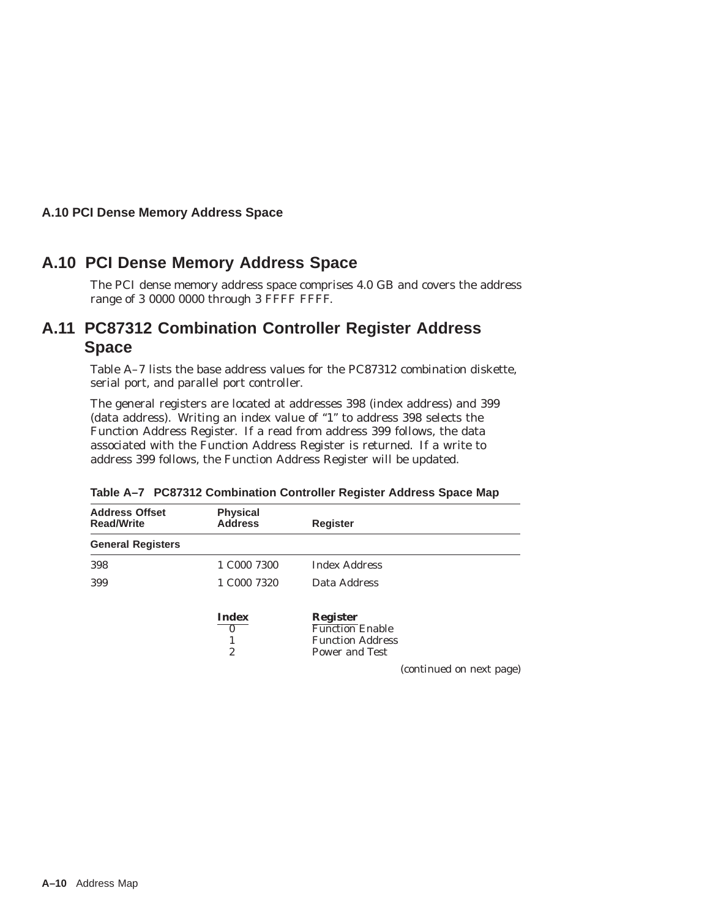## A.10 PCI Dense Memory Address Space

The PCI dense memory address space comprises 4.0 GB and covers the address range of 3 0000 0000 through 3 FFFF FFFF.

## A.11 PC87312 Combination Controller Register Address Space

Table A–7 lists the base address values for the PC87312 combination diskette, serial port, and parallel port controller.

The general registers are located at addresses 398 (index address) and 399 (data address). Writing an index value of "1" to address 398 selects the Function Address Register. If a read from address 399 follows, the data associated with the Function Address Register is returned. If a write to address 399 follows, the Function Address Register will be updated.

**Table A–7 PC87312 Combination Controller Register Address Space Map**

| Address Offset Read/Write | Physical Address | Register |
|---|---|---|
| **General Registers** | | |
| 398 | 1 C000 7300 | Index Address |
| 399 | 1 C000 7320 | Data Address |
| | **Index** | **Register** |
| | 0 | Function Enable |
| | 1 | Function Address |
| | 2 | Power and Test |

(continued on next page)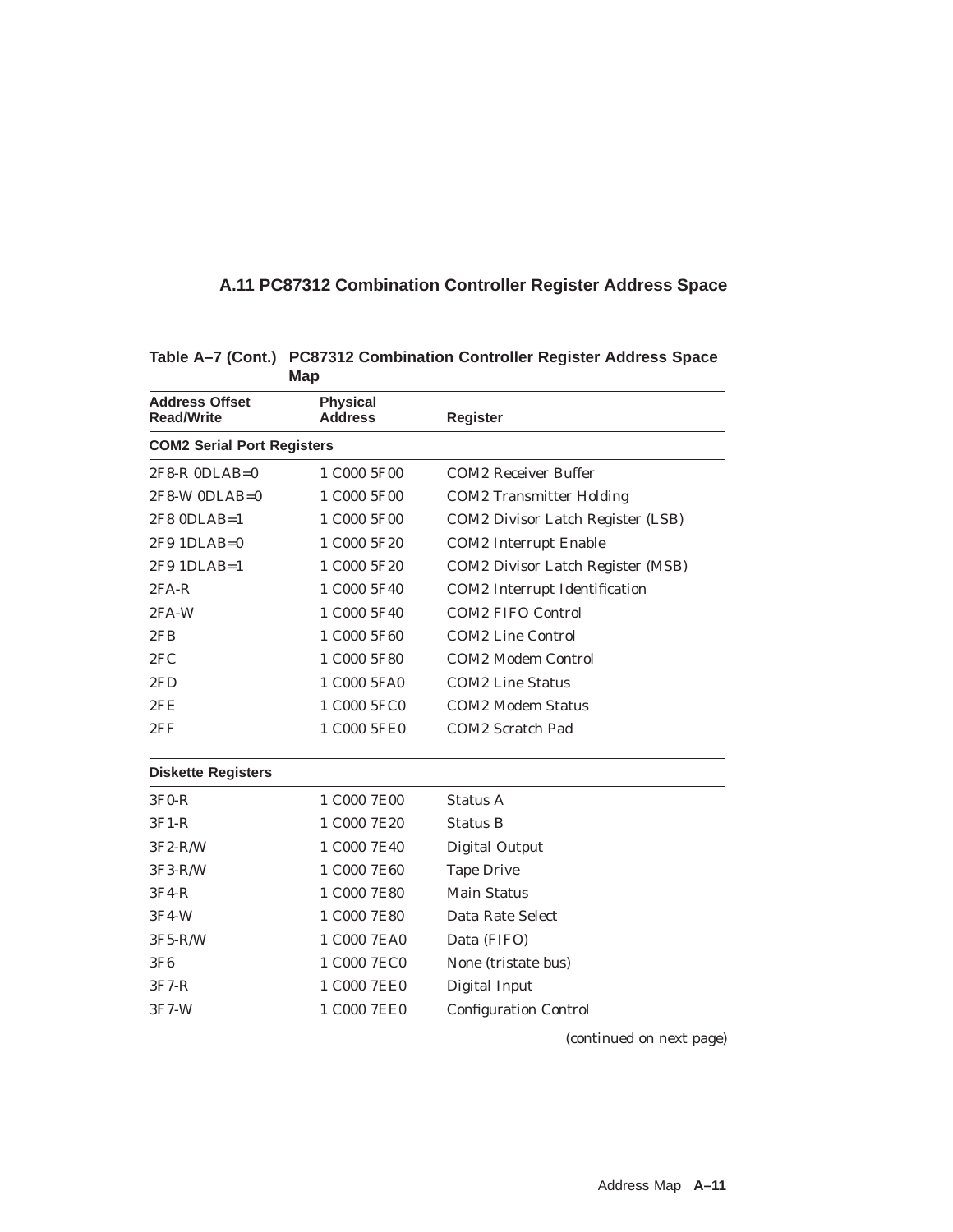## A.11 PC87312 Combination Controller Register Address Space

**Table A–7 (Cont.) PC87312 Combination Controller Register Address Space Map**

| Address Offset Read/Write | Physical Address | Register |
|---|---|---|
| **COM2 Serial Port Registers** | | |
| 2F8-R 0DLAB=0 | 1 C000 5F00 | COM2 Receiver Buffer |
| 2F8-W 0DLAB=0 | 1 C000 5F00 | COM2 Transmitter Holding |
| 2F8 0DLAB=1 | 1 C000 5F00 | COM2 Divisor Latch Register (LSB) |
| 2F9 1DLAB=0 | 1 C000 5F20 | COM2 Interrupt Enable |
| 2F9 1DLAB=1 | 1 C000 5F20 | COM2 Divisor Latch Register (MSB) |
| 2FA-R | 1 C000 5F40 | COM2 Interrupt Identification |
| 2FA-W | 1 C000 5F40 | COM2 FIFO Control |
| 2FB | 1 C000 5F60 | COM2 Line Control |
| 2FC | 1 C000 5F80 | COM2 Modem Control |
| 2FD | 1 C000 5FA0 | COM2 Line Status |
| 2FE | 1 C000 5FC0 | COM2 Modem Status |
| 2FF | 1 C000 5FE0 | COM2 Scratch Pad |
| **Diskette Registers** | | |
| 3F0-R | 1 C000 7E00 | Status A |
| 3F1-R | 1 C000 7E20 | Status B |
| 3F2-R/W | 1 C000 7E40 | Digital Output |
| 3F3-R/W | 1 C000 7E60 | Tape Drive |
| 3F4-R | 1 C000 7E80 | Main Status |
| 3F4-W | 1 C000 7E80 | Data Rate Select |
| 3F5-R/W | 1 C000 7EA0 | Data (FIFO) |
| 3F6 | 1 C000 7EC0 | None (tristate bus) |
| 3F7-R | 1 C000 7EE0 | Digital Input |
| 3F7-W | 1 C000 7EE0 | Configuration Control |

*(continued on next page)*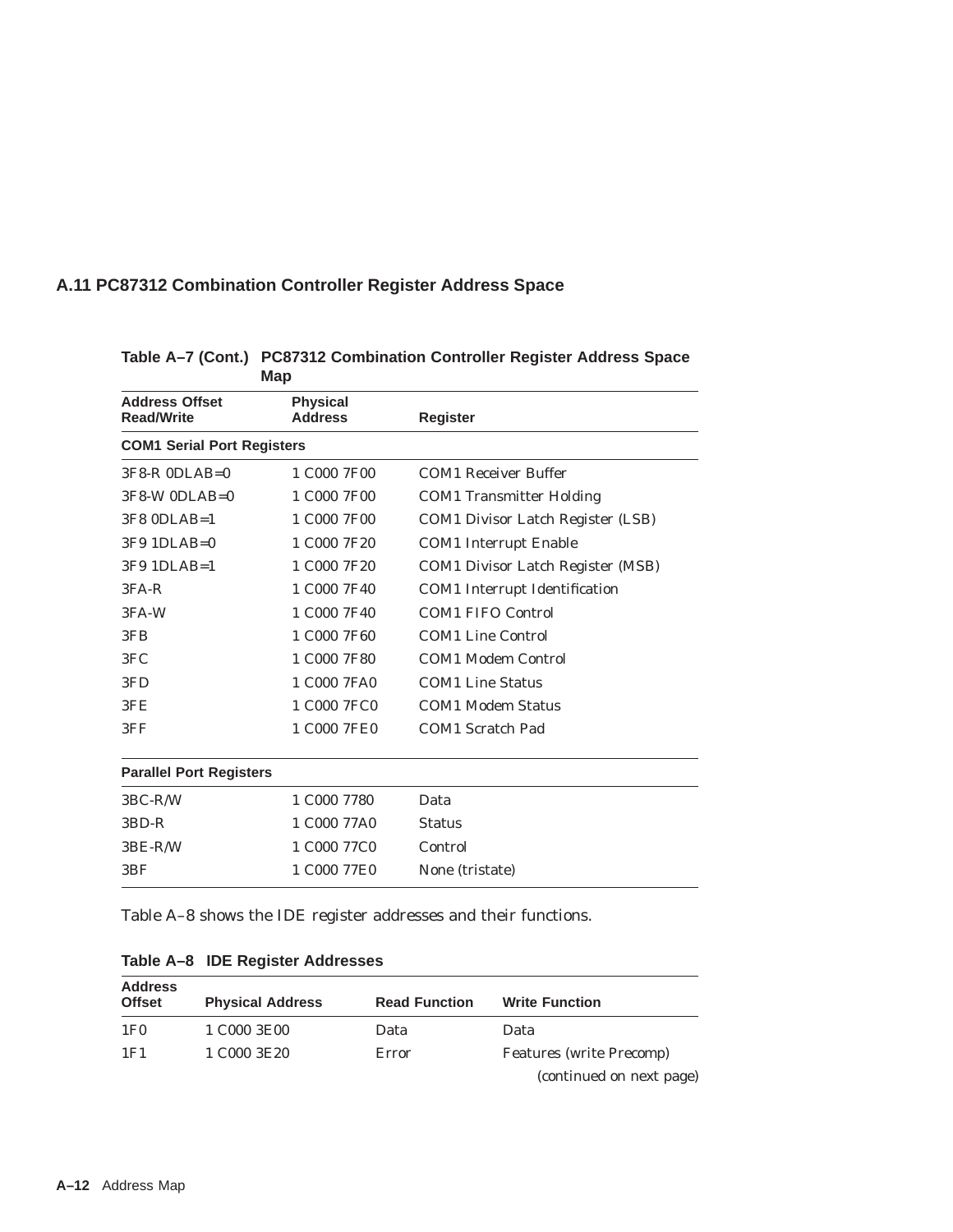## A.11 PC87312 Combination Controller Register Address Space

**Table A–7 (Cont.) PC87312 Combination Controller Register Address Space Map**

| Address Offset Read/Write | Physical Address | Register |
|---|---|---|
| **COM1 Serial Port Registers** | | |
| 3F8-R 0DLAB=0 | 1 C000 7F00 | COM1 Receiver Buffer |
| 3F8-W 0DLAB=0 | 1 C000 7F00 | COM1 Transmitter Holding |
| 3F8 0DLAB=1 | 1 C000 7F00 | COM1 Divisor Latch Register (LSB) |
| 3F9 1DLAB=0 | 1 C000 7F20 | COM1 Interrupt Enable |
| 3F9 1DLAB=1 | 1 C000 7F20 | COM1 Divisor Latch Register (MSB) |
| 3FA-R | 1 C000 7F40 | COM1 Interrupt Identification |
| 3FA-W | 1 C000 7F40 | COM1 FIFO Control |
| 3FB | 1 C000 7F60 | COM1 Line Control |
| 3FC | 1 C000 7F80 | COM1 Modem Control |
| 3FD | 1 C000 7FA0 | COM1 Line Status |
| 3FE | 1 C000 7FC0 | COM1 Modem Status |
| 3FF | 1 C000 7FE0 | COM1 Scratch Pad |
| **Parallel Port Registers** | | |
| 3BC-R/W | 1 C000 7780 | Data |
| 3BD-R | 1 C000 77A0 | Status |
| 3BE-R/W | 1 C000 77C0 | Control |
| 3BF | 1 C000 77E0 | None (tristate) |

Table A–8 shows the IDE register addresses and their functions.

**Table A–8 IDE Register Addresses**

| Address Offset | Physical Address | Read Function | Write Function |
|---|---|---|---|
| 1F0 | 1 C000 3E00 | Data | Data |
| 1F1 | 1 C000 3E20 | Error | Features (write Precomp) |

(continued on next page)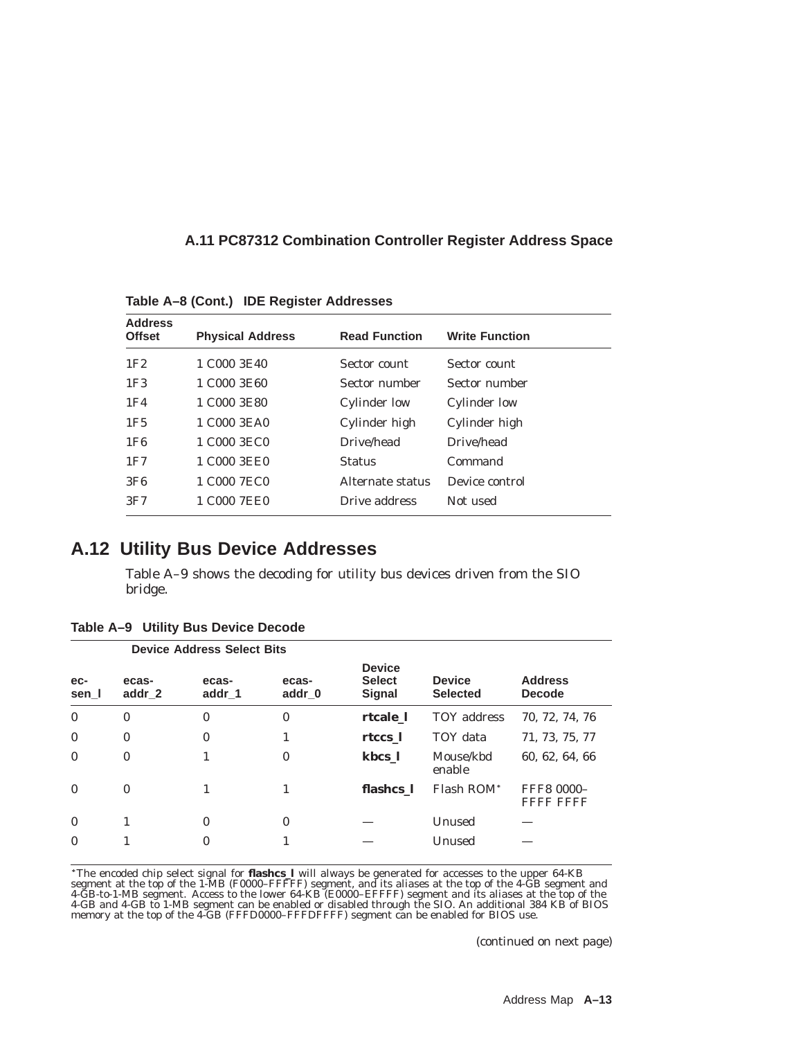## A.11 PC87312 Combination Controller Register Address Space

**Table A–8 (Cont.) IDE Register Addresses**

| Address Offset | Physical Address | Read Function | Write Function |
|---|---|---|---|
| 1F2 | 1 C000 3E40 | Sector count | Sector count |
| 1F3 | 1 C000 3E60 | Sector number | Sector number |
| 1F4 | 1 C000 3E80 | Cylinder low | Cylinder low |
| 1F5 | 1 C000 3EA0 | Cylinder high | Cylinder high |
| 1F6 | 1 C000 3EC0 | Drive/head | Drive/head |
| 1F7 | 1 C000 3EE0 | Status | Command |
| 3F6 | 1 C000 7EC0 | Alternate status | Device control |
| 3F7 | 1 C000 7EE0 | Drive address | Not used |

## A.12 Utility Bus Device Addresses

Table A–9 shows the decoding for utility bus devices driven from the SIO bridge.

**Table A–9 Utility Bus Device Decode**

| | Device Address Select Bits | | | | | |
|---|---|---|---|---|---|---|
| **ec-sen_l** | **ecas-addr_2** | **ecas-addr_1** | **ecas-addr_0** | **Device Select Signal** | **Device Selected** | **Address Decode** |
| 0 | 0 | 0 | 0 | **rtcale_l** | TOY address | 70, 72, 74, 76 |
| 0 | 0 | 0 | 1 | **rtccs_l** | TOY data | 71, 73, 75, 77 |
| 0 | 0 | 1 | 0 | **kbcs_l** | Mouse/kbd enable | 60, 62, 64, 66 |
| 0 | 0 | 1 | 1 | **flashcs_l** | Flash ROM* | FFF8 0000–FFFF FFFF |
| 0 | 1 | 0 | 0 | — | Unused | — |
| 0 | 1 | 0 | 1 | — | Unused | — |

*The encoded chip select signal for **flashcs_l** will always be generated for accesses to the upper 64-KB segment at the top of the 1-MB (F0000–FFFFF) segment, and its aliases at the top of the 4-GB segment and 4-GB-to-1-MB segment. Access to the lower 64-KB (E0000–EFFFF) segment and its aliases at the top of the 4-GB and 4-GB to 1-MB segment can be enabled or disabled through the SIO. An additional 384 KB of BIOS memory at the top of the 4-GB (FFFD0000–FFFDFFFF) segment can be enabled for BIOS use.

(continued on next page)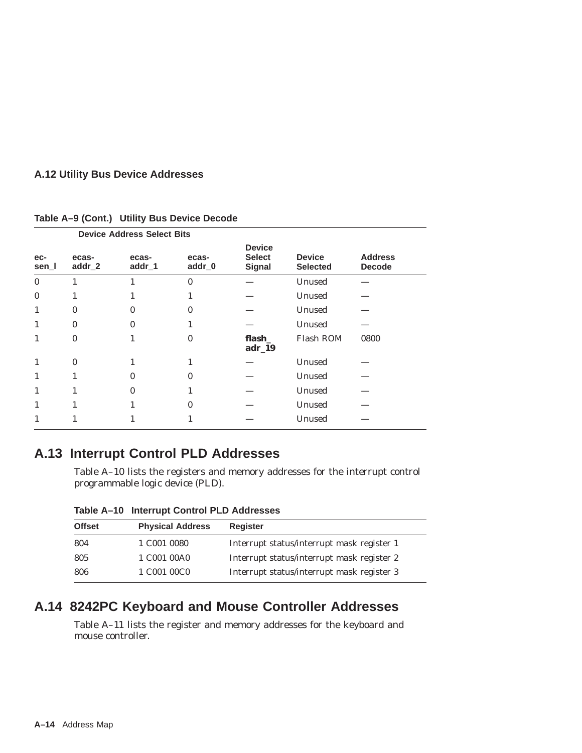### A.12 Utility Bus Device Addresses

**Table A–9 (Cont.) Utility Bus Device Decode**

| Device Address Select Bits | | | | | | |
|---|---|---|---|---|---|---|
| **ec-sen_l** | **ecas-addr_2** | **ecas-addr_1** | **ecas-addr_0** | **Device Select Signal** | **Device Selected** | **Address Decode** |
| 0 | 1 | 1 | 0 | — | Unused | — |
| 0 | 1 | 1 | 1 | — | Unused | — |
| 1 | 0 | 0 | 0 | — | Unused | — |
| 1 | 0 | 0 | 1 | — | Unused | — |
| 1 | 0 | 1 | 0 | **flash_adr_19** | Flash ROM | 0800 |
| 1 | 0 | 1 | 1 | — | Unused | — |
| 1 | 1 | 0 | 0 | — | Unused | — |
| 1 | 1 | 0 | 1 | — | Unused | — |
| 1 | 1 | 1 | 0 | — | Unused | — |
| 1 | 1 | 1 | 1 | — | Unused | — |

## A.13 Interrupt Control PLD Addresses

Table A–10 lists the registers and memory addresses for the interrupt control programmable logic device (PLD).

**Table A–10 Interrupt Control PLD Addresses**

| Offset | Physical Address | Register |
|---|---|---|
| 804 | 1 C001 0080 | Interrupt status/interrupt mask register 1 |
| 805 | 1 C001 00A0 | Interrupt status/interrupt mask register 2 |
| 806 | 1 C001 00C0 | Interrupt status/interrupt mask register 3 |

## A.14 8242PC Keyboard and Mouse Controller Addresses

Table A–11 lists the register and memory addresses for the keyboard and mouse controller.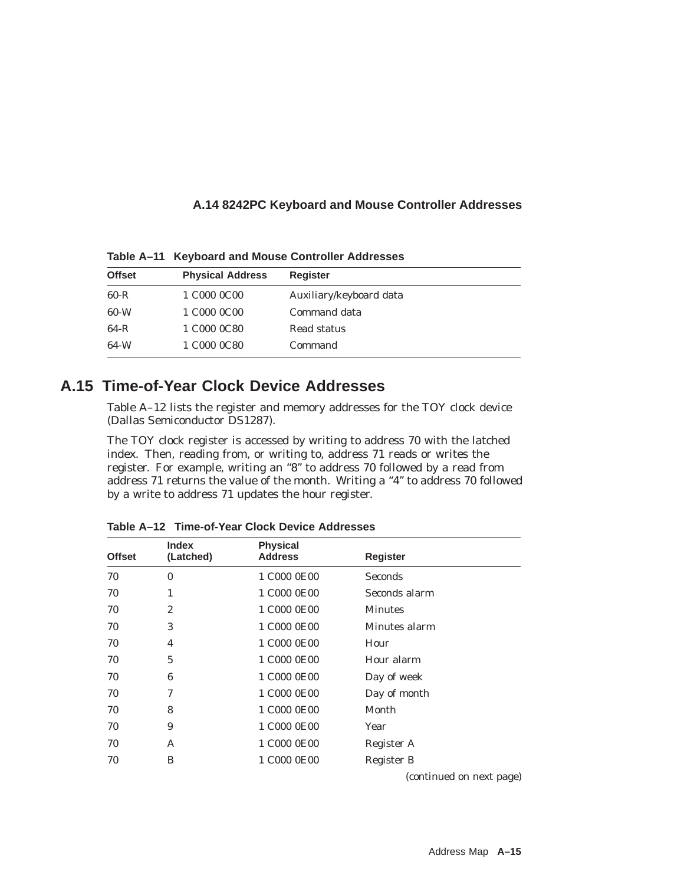### A.14 8242PC Keyboard and Mouse Controller Addresses

**Table A–11 Keyboard and Mouse Controller Addresses**

| Offset | Physical Address | Register |
|---|---|---|
| 60-R | 1 C000 0C00 | Auxiliary/keyboard data |
| 60-W | 1 C000 0C00 | Command data |
| 64-R | 1 C000 0C80 | Read status |
| 64-W | 1 C000 0C80 | Command |

## A.15 Time-of-Year Clock Device Addresses

Table A–12 lists the register and memory addresses for the TOY clock device (Dallas Semiconductor DS1287).

The TOY clock register is accessed by writing to address 70 with the latched index. Then, reading from, or writing to, address 71 reads or writes the register. For example, writing an "8" to address 70 followed by a read from address 71 returns the value of the month. Writing a "4" to address 70 followed by a write to address 71 updates the hour register.

**Table A–12 Time-of-Year Clock Device Addresses**

| Offset | Index (Latched) | Physical Address | Register |
|---|---|---|---|
| 70 | 0 | 1 C000 0E00 | Seconds |
| 70 | 1 | 1 C000 0E00 | Seconds alarm |
| 70 | 2 | 1 C000 0E00 | Minutes |
| 70 | 3 | 1 C000 0E00 | Minutes alarm |
| 70 | 4 | 1 C000 0E00 | Hour |
| 70 | 5 | 1 C000 0E00 | Hour alarm |
| 70 | 6 | 1 C000 0E00 | Day of week |
| 70 | 7 | 1 C000 0E00 | Day of month |
| 70 | 8 | 1 C000 0E00 | Month |
| 70 | 9 | 1 C000 0E00 | Year |
| 70 | A | 1 C000 0E00 | Register A |
| 70 | B | 1 C000 0E00 | Register B |

*(continued on next page)*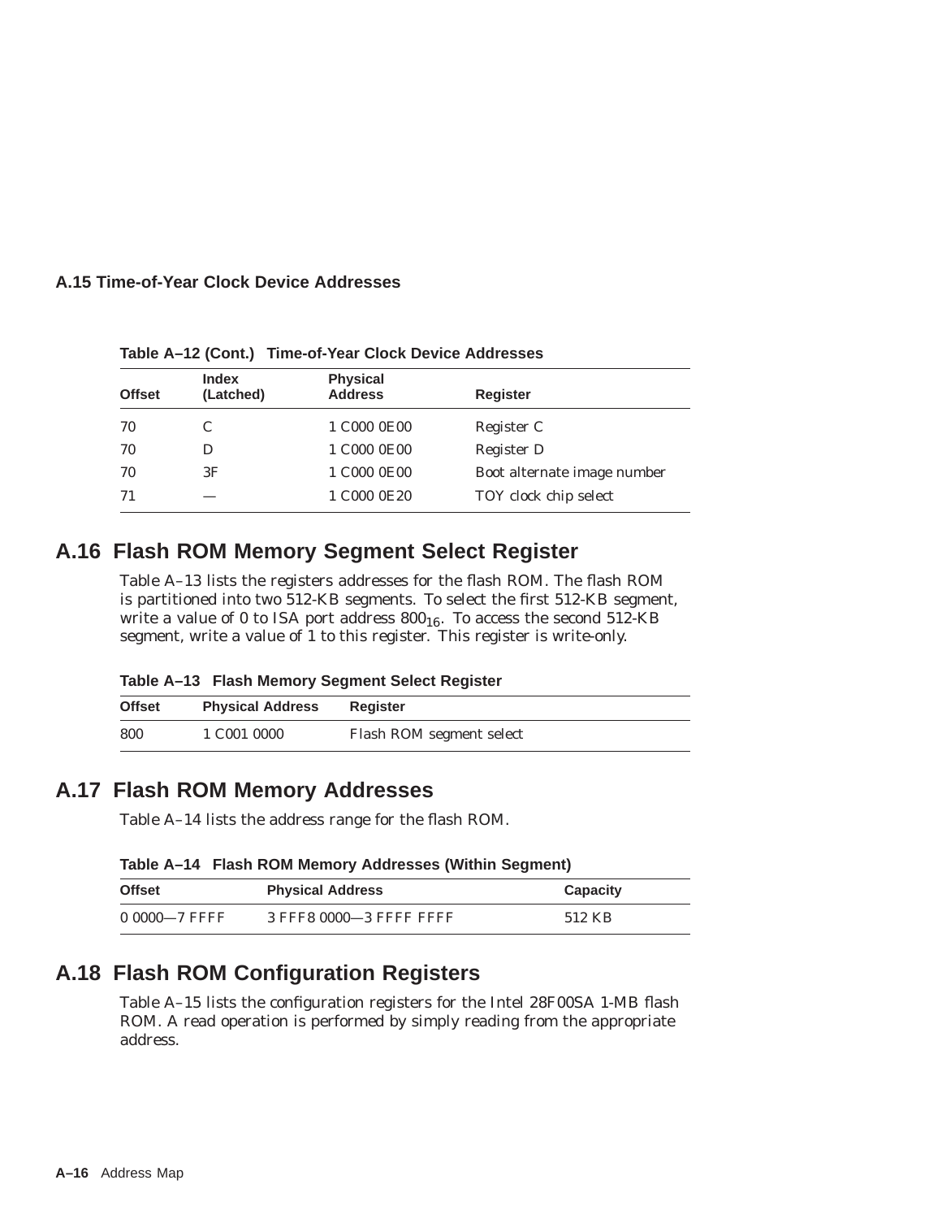### A.15 Time-of-Year Clock Device Addresses

**Table A–12 (Cont.) Time-of-Year Clock Device Addresses**

| Offset | Index (Latched) | Physical Address | Register |
|---|---|---|---|
| 70 | C | 1 C000 0E00 | Register C |
| 70 | D | 1 C000 0E00 | Register D |
| 70 | 3F | 1 C000 0E00 | Boot alternate image number |
| 71 | — | 1 C000 0E20 | TOY clock chip select |

## A.16 Flash ROM Memory Segment Select Register

Table A–13 lists the registers addresses for the flash ROM. The flash ROM is partitioned into two 512-KB segments. To select the first 512-KB segment, write a value of 0 to ISA port address $800_{16}$. To access the second 512-KB segment, write a value of 1 to this register. This register is write-only.

**Table A–13 Flash Memory Segment Select Register**

| Offset | Physical Address | Register |
|---|---|---|
| 800 | 1 C001 0000 | Flash ROM segment select |

## A.17 Flash ROM Memory Addresses

Table A–14 lists the address range for the flash ROM.

**Table A–14 Flash ROM Memory Addresses (Within Segment)**

| Offset | Physical Address | Capacity |
|---|---|---|
| 0 0000—7 FFFF | 3 FFF8 0000—3 FFFF FFFF | 512 KB |

## A.18 Flash ROM Configuration Registers

Table A–15 lists the configuration registers for the Intel 28F00SA 1-MB flash ROM. A read operation is performed by simply reading from the appropriate address.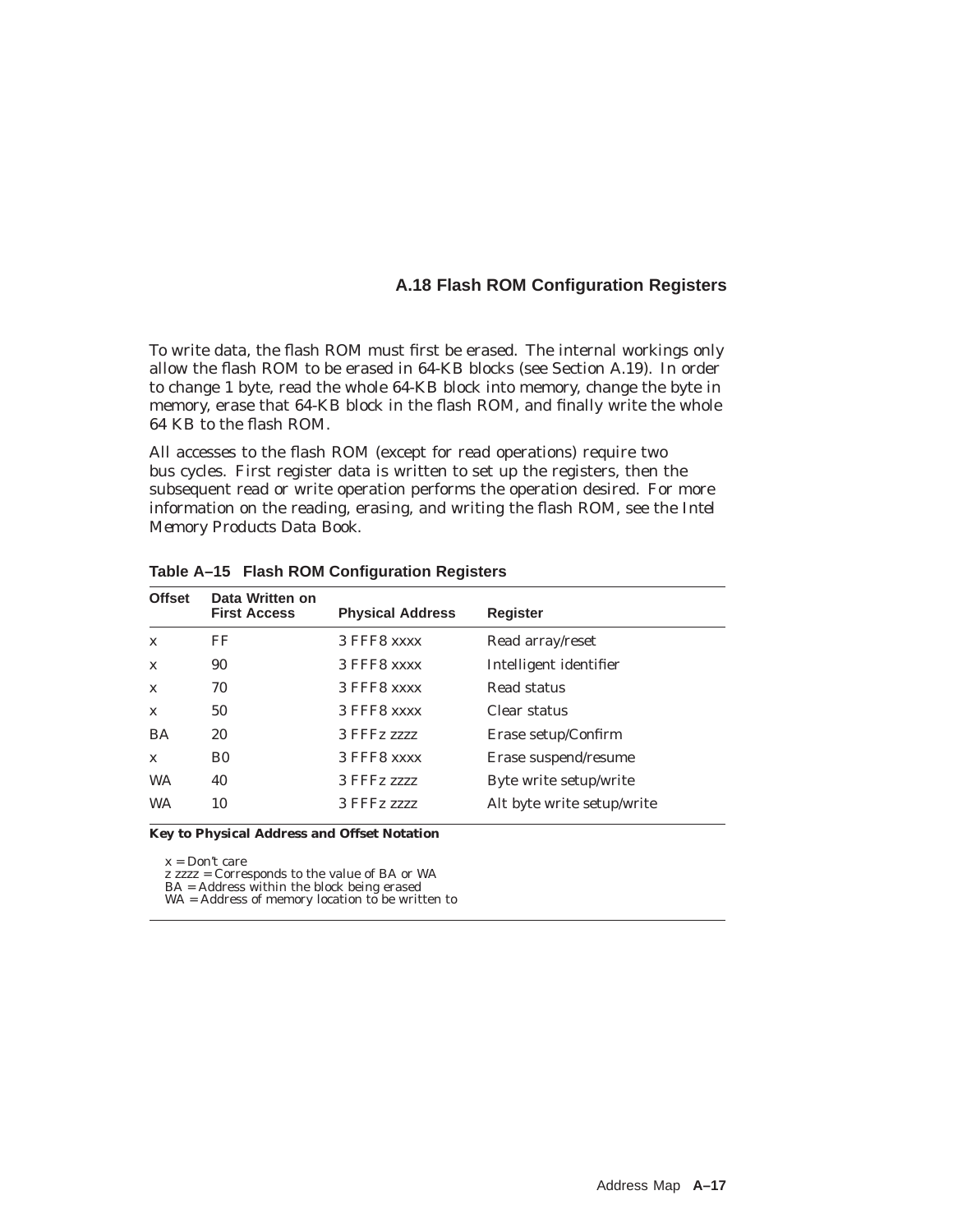## A.18 Flash ROM Configuration Registers

To write data, the flash ROM must first be erased. The internal workings only allow the flash ROM to be erased in 64-KB blocks (see Section A.19). In order to change 1 byte, read the whole 64-KB block into memory, change the byte in memory, erase that 64-KB block in the flash ROM, and finally write the whole 64 KB to the flash ROM.

All accesses to the flash ROM (except for read operations) require two bus cycles. First register data is written to set up the registers, then the subsequent read or write operation performs the operation desired. For more information on the reading, erasing, and writing the flash ROM, see the *Intel Memory Products Data Book*.

**Table A–15 Flash ROM Configuration Registers**

| Offset | Data Written on First Access | Physical Address | Register |
|---|---|---|---|
| x | FF | 3 FFF8 xxxx | Read array/reset |
| x | 90 | 3 FFF8 xxxx | Intelligent identifier |
| x | 70 | 3 FFF8 xxxx | Read status |
| x | 50 | 3 FFF8 xxxx | Clear status |
| BA | 20 | 3 FFFz zzzz | Erase setup/Confirm |
| x | B0 | 3 FFF8 xxxx | Erase suspend/resume |
| WA | 40 | 3 FFFz zzzz | Byte write setup/write |
| WA | 10 | 3 FFFz zzzz | Alt byte write setup/write |

**Key to Physical Address and Offset Notation**

x = Don't care
z zzzz = Corresponds to the value of BA or WA
BA = Address within the block being erased
WA = Address of memory location to be written to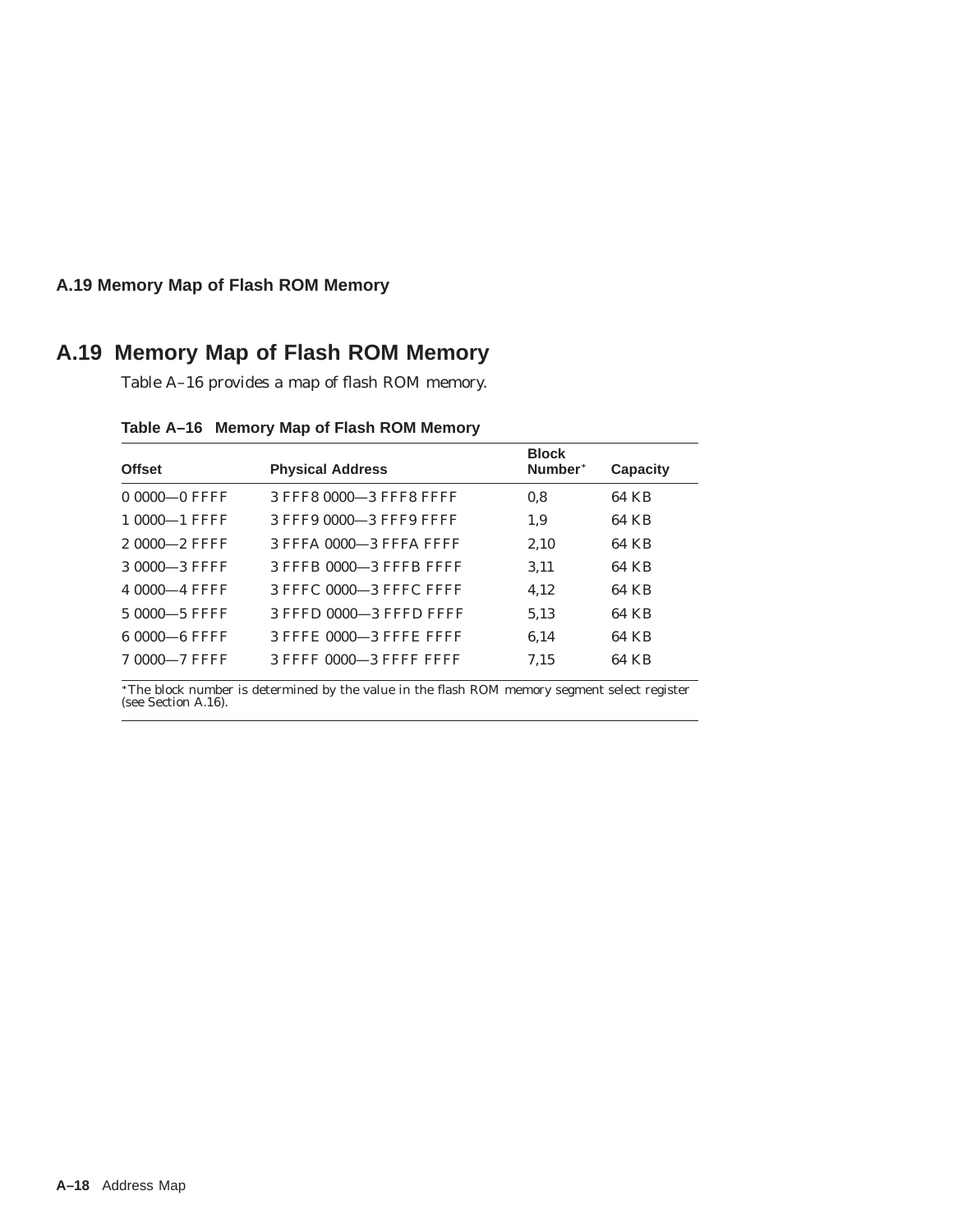## A.19 Memory Map of Flash ROM Memory

Table A–16 provides a map of flash ROM memory.

**Table A–16 Memory Map of Flash ROM Memory**

| Offset | Physical Address | Block Number* | Capacity |
|---|---|---|---|
| 0 0000—0 FFFF | 3 FFF8 0000—3 FFF8 FFFF | 0,8 | 64 KB |
| 1 0000—1 FFFF | 3 FFF9 0000—3 FFF9 FFFF | 1,9 | 64 KB |
| 2 0000—2 FFFF | 3 FFFA 0000—3 FFFA FFFF | 2,10 | 64 KB |
| 3 0000—3 FFFF | 3 FFFB 0000—3 FFFB FFFF | 3,11 | 64 KB |
| 4 0000—4 FFFF | 3 FFFC 0000—3 FFFC FFFF | 4,12 | 64 KB |
| 5 0000—5 FFFF | 3 FFFD 0000—3 FFFD FFFF | 5,13 | 64 KB |
| 6 0000—6 FFFF | 3 FFFE 0000—3 FFFE FFFF | 6,14 | 64 KB |
| 7 0000—7 FFFF | 3 FFFF 0000—3 FFFF FFFF | 7,15 | 64 KB |

*The block number is determined by the value in the flash ROM memory segment select register (see Section A.16).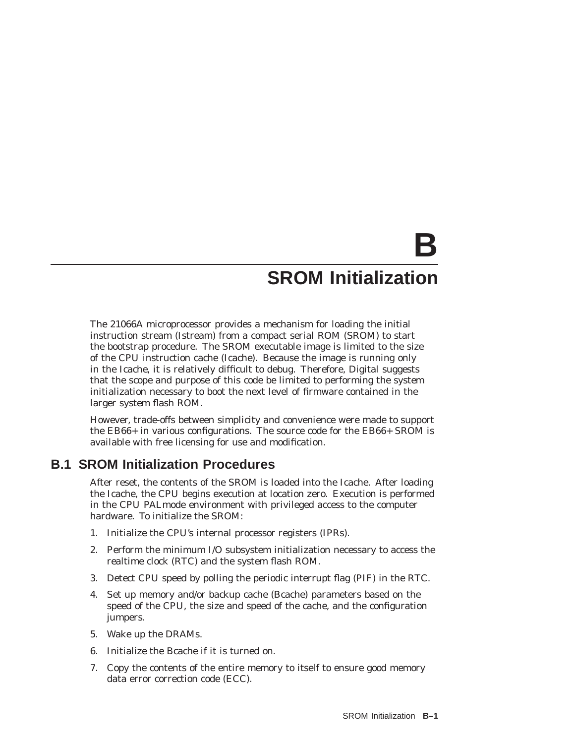# B
# SROM Initialization

The 21066A microprocessor provides a mechanism for loading the initial instruction stream (Istream) from a compact serial ROM (SROM) to start the bootstrap procedure. The SROM executable image is limited to the size of the CPU instruction cache (Icache). Because the image is running only in the Icache, it is relatively difficult to debug. Therefore, Digital suggests that the scope and purpose of this code be limited to performing the system initialization necessary to boot the next level of firmware contained in the larger system flash ROM.

However, trade-offs between simplicity and convenience were made to support the EB66+ in various configurations. The source code for the EB66+ SROM is available with free licensing for use and modification.

## B.1 SROM Initialization Procedures

After reset, the contents of the SROM is loaded into the Icache. After loading the Icache, the CPU begins execution at location zero. Execution is performed in the CPU PALmode environment with privileged access to the computer hardware. To initialize the SROM:

1. Initialize the CPU's internal processor registers (IPRs).
2. Perform the minimum I/O subsystem initialization necessary to access the realtime clock (RTC) and the system flash ROM.
3. Detect CPU speed by polling the periodic interrupt flag (PIF) in the RTC.
4. Set up memory and/or backup cache (Bcache) parameters based on the speed of the CPU, the size and speed of the cache, and the configuration jumpers.
5. Wake up the DRAMs.
6. Initialize the Bcache if it is turned on.
7. Copy the contents of the entire memory to itself to ensure good memory data error correction code (ECC).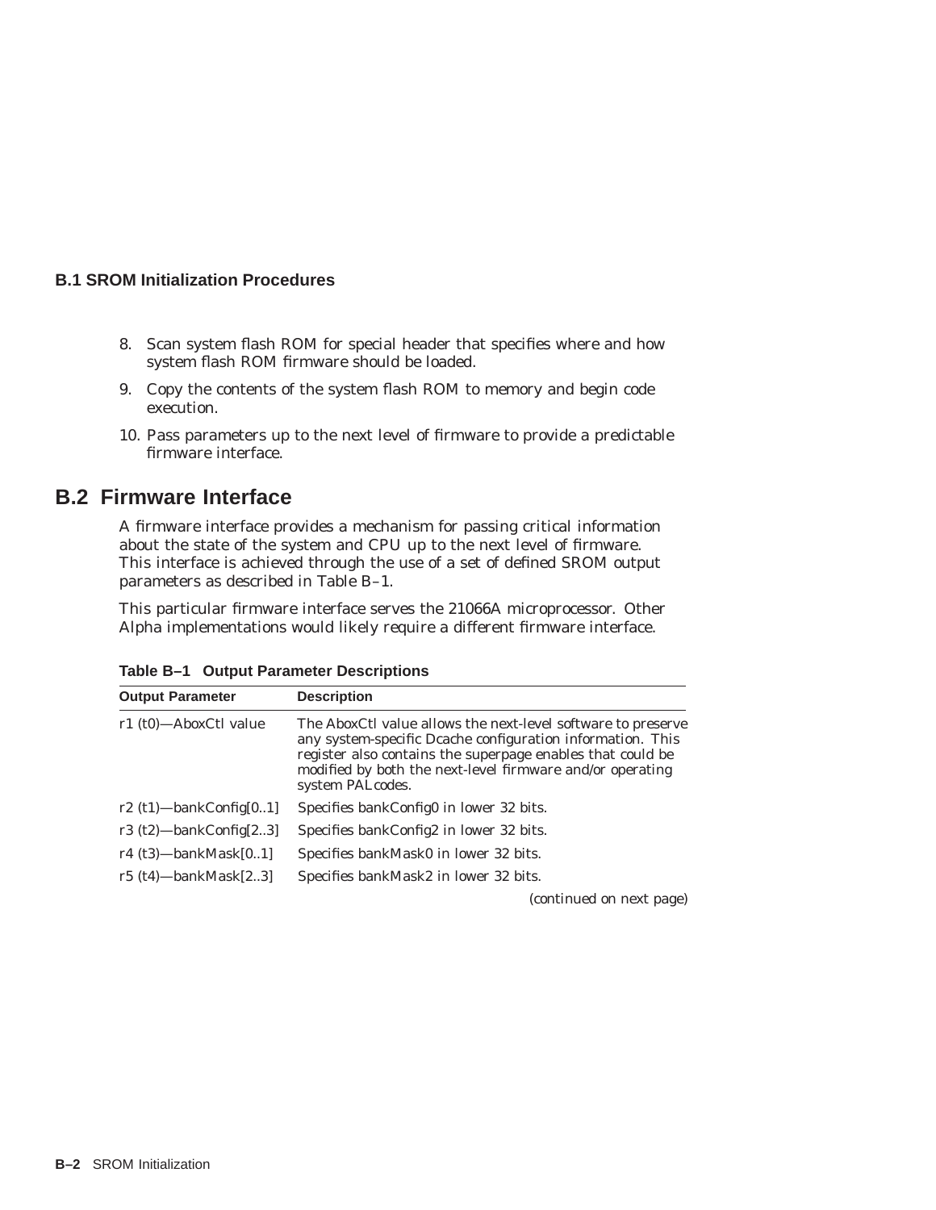8. Scan system flash ROM for special header that specifies where and how system flash ROM firmware should be loaded.
9. Copy the contents of the system flash ROM to memory and begin code execution.
10. Pass parameters up to the next level of firmware to provide a predictable firmware interface.

## B.2 Firmware Interface

A firmware interface provides a mechanism for passing critical information about the state of the system and CPU up to the next level of firmware. This interface is achieved through the use of a set of defined SROM output parameters as described in Table B–1.

This particular firmware interface serves the 21066A microprocessor. Other Alpha implementations would likely require a different firmware interface.

**Table B–1 Output Parameter Descriptions**

| Output Parameter | Description |
|---|---|
| r1 (t0)—AboxCtl value | The AboxCtl value allows the next-level software to preserve any system-specific Dcache configuration information. This register also contains the superpage enables that could be modified by both the next-level firmware and/or operating system PALcodes. |
| r2 (t1)—bankConfig[0..1] | Specifies bankConfig0 in lower 32 bits. |
| r3 (t2)—bankConfig[2..3] | Specifies bankConfig2 in lower 32 bits. |
| r4 (t3)—bankMask[0..1] | Specifies bankMask0 in lower 32 bits. |
| r5 (t4)—bankMask[2..3] | Specifies bankMask2 in lower 32 bits. |

*(continued on next page)*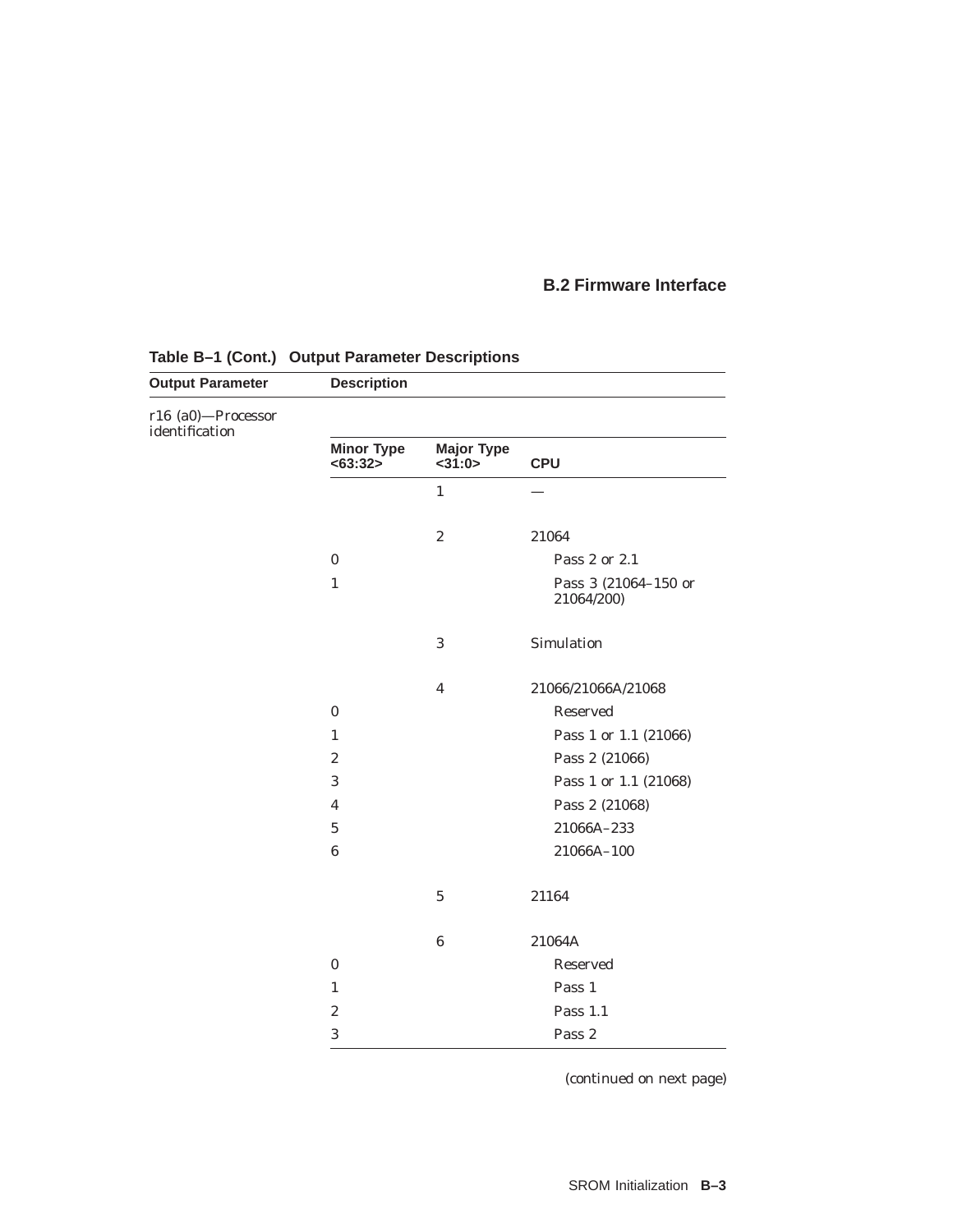**Table B–1 (Cont.) Output Parameter Descriptions**

| Output Parameter | Description | | |
|---|---|---|---|
| r16 (a0)—Processor identification | | | |
| | **Minor Type <63:32>** | **Major Type <31:0>** | **CPU** |
| | | 1 | — |
| | | 2 | 21064 |
| | 0 | | Pass 2 or 2.1 |
| | 1 | | Pass 3 (21064–150 or 21064/200) |
| | | 3 | Simulation |
| | | 4 | 21066/21066A/21068 |
| | 0 | | Reserved |
| | 1 | | Pass 1 or 1.1 (21066) |
| | 2 | | Pass 2 (21066) |
| | 3 | | Pass 1 or 1.1 (21068) |
| | 4 | | Pass 2 (21068) |
| | 5 | | 21066A–233 |
| | 6 | | 21066A–100 |
| | | 5 | 21164 |
| | | 6 | 21064A |
| | 0 | | Reserved |
| | 1 | | Pass 1 |
| | 2 | | Pass 1.1 |
| | 3 | | Pass 2 |

*(continued on next page)*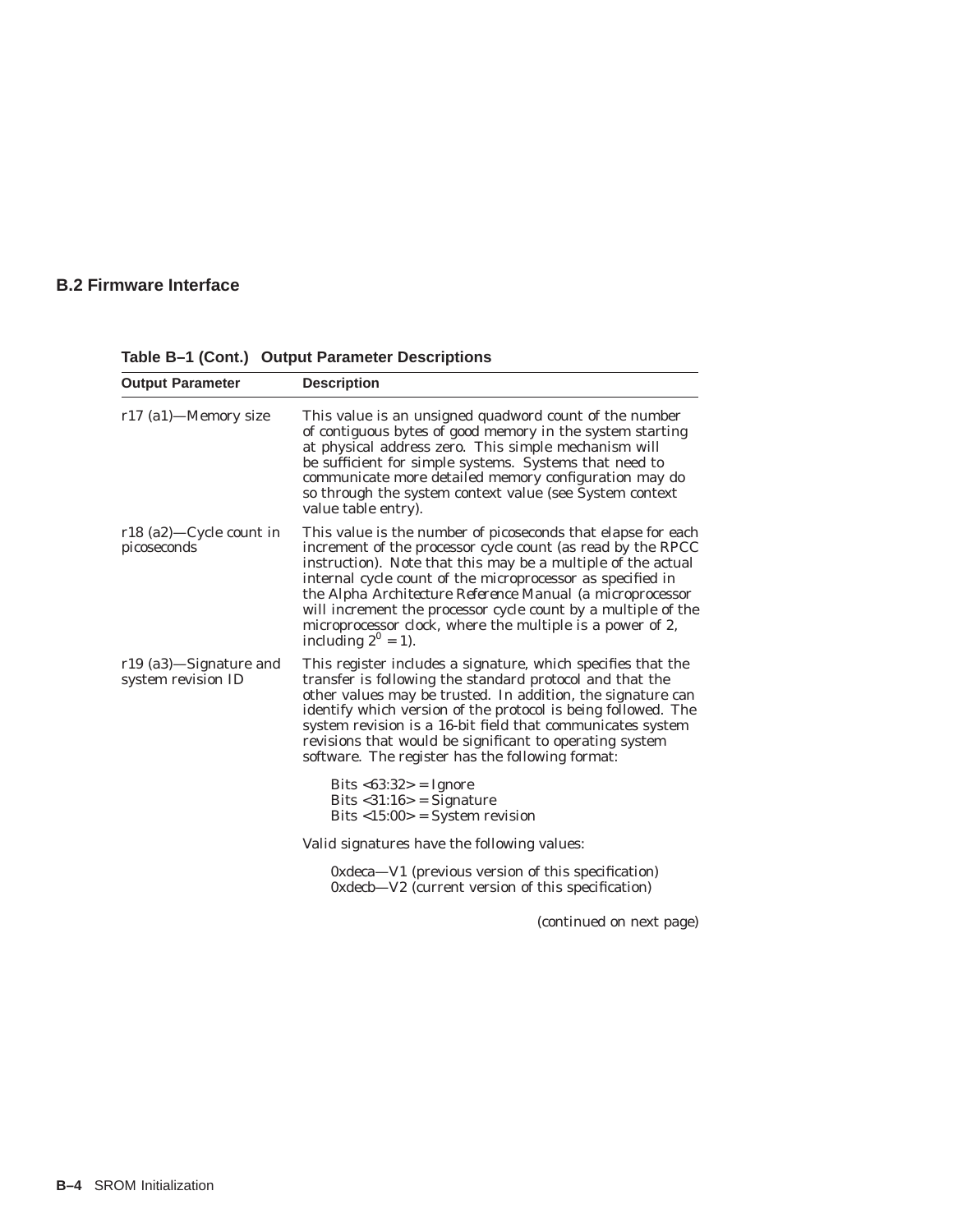## B.2 Firmware Interface

**Table B–1 (Cont.) Output Parameter Descriptions**

| Output Parameter | Description |
|---|---|
| r17 (a1)—Memory size | This value is an unsigned quadword count of the number of contiguous bytes of good memory in the system starting at physical address zero. This simple mechanism will be sufficient for simple systems. Systems that need to communicate more detailed memory configuration may do so through the system context value (see System context value table entry). |
| r18 (a2)—Cycle count in picoseconds | This value is the number of picoseconds that elapse for each increment of the processor cycle count (as read by the RPCC instruction). Note that this may be a multiple of the actual internal cycle count of the microprocessor as specified in the *Alpha Architecture Reference Manual* (a microprocessor will increment the processor cycle count by a multiple of the microprocessor clock, where the multiple is a power of 2, including $2^0 = 1$). |
| r19 (a3)—Signature and system revision ID | This register includes a signature, which specifies that the transfer is following the standard protocol and that the other values may be trusted. In addition, the signature can identify which version of the protocol is being followed. The system revision is a 16-bit field that communicates system revisions that would be significant to operating system software. The register has the following format:<br><br>Bits <63:32> = Ignore<br>Bits <31:16> = Signature<br>Bits <15:00> = System revision<br><br>Valid signatures have the following values:<br><br>0xdeca—V1 (previous version of this specification)<br>0xdecb—V2 (current version of this specification) |

(continued on next page)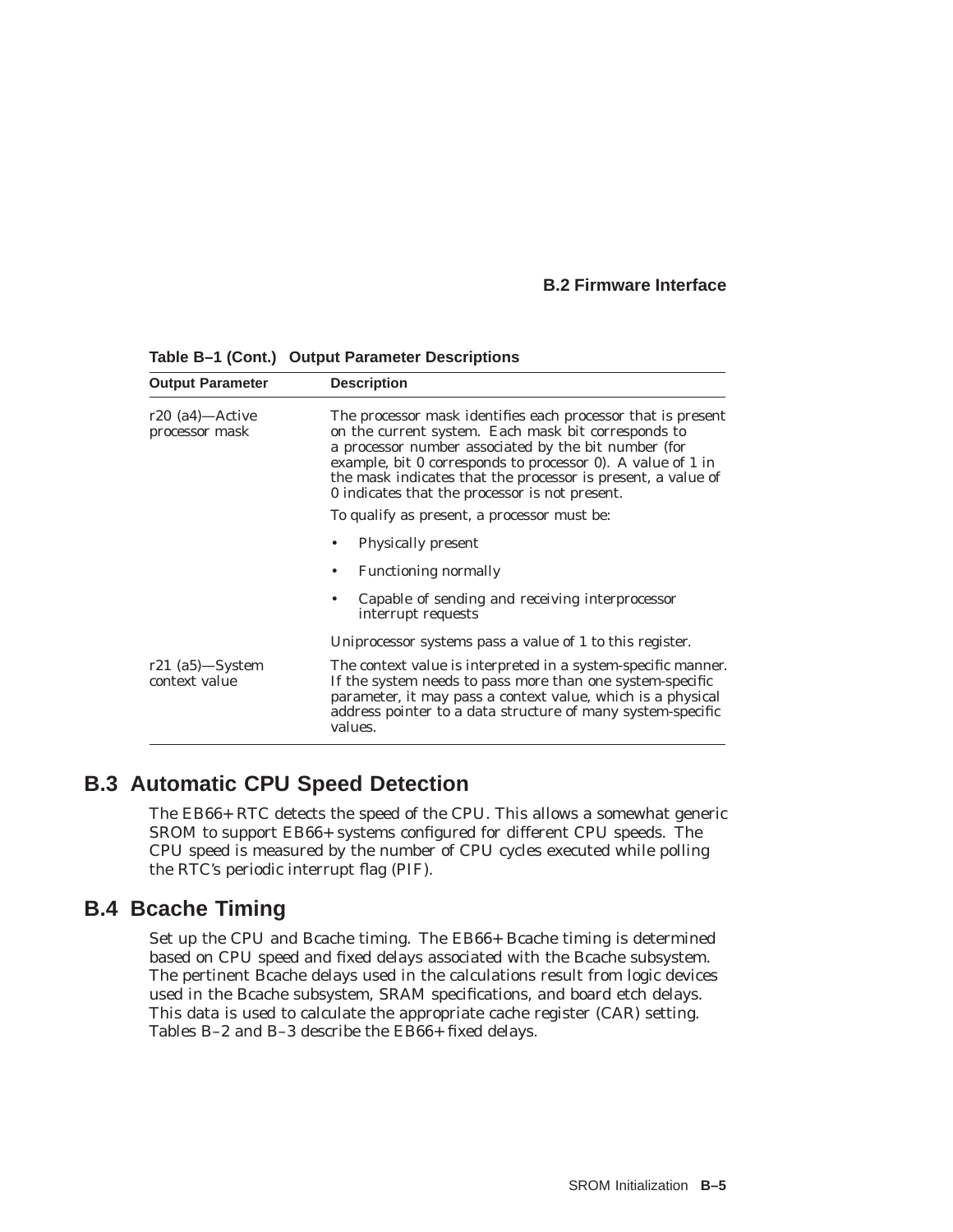**Table B–1 (Cont.) Output Parameter Descriptions**

| Output Parameter | Description |
|---|---|
| r20 (a4)—Active processor mask | The processor mask identifies each processor that is present on the current system. Each mask bit corresponds to a processor number associated by the bit number (for example, bit 0 corresponds to processor 0). A value of 1 in the mask indicates that the processor is present, a value of 0 indicates that the processor is not present.<br><br>To qualify as present, a processor must be:<br><br>• Physically present<br>• Functioning normally<br>• Capable of sending and receiving interprocessor interrupt requests<br><br>Uniprocessor systems pass a value of 1 to this register. |
| r21 (a5)—System context value | The context value is interpreted in a system-specific manner. If the system needs to pass more than one system-specific parameter, it may pass a context value, which is a physical address pointer to a data structure of many system-specific values. |

## B.3 Automatic CPU Speed Detection

The EB66+ RTC detects the speed of the CPU. This allows a somewhat generic SROM to support EB66+ systems configured for different CPU speeds. The CPU speed is measured by the number of CPU cycles executed while polling the RTC's periodic interrupt flag (PIF).

## B.4 Bcache Timing

Set up the CPU and Bcache timing. The EB66+ Bcache timing is determined based on CPU speed and fixed delays associated with the Bcache subsystem. The pertinent Bcache delays used in the calculations result from logic devices used in the Bcache subsystem, SRAM specifications, and board etch delays. This data is used to calculate the appropriate cache register (CAR) setting. Tables B–2 and B–3 describe the EB66+ fixed delays.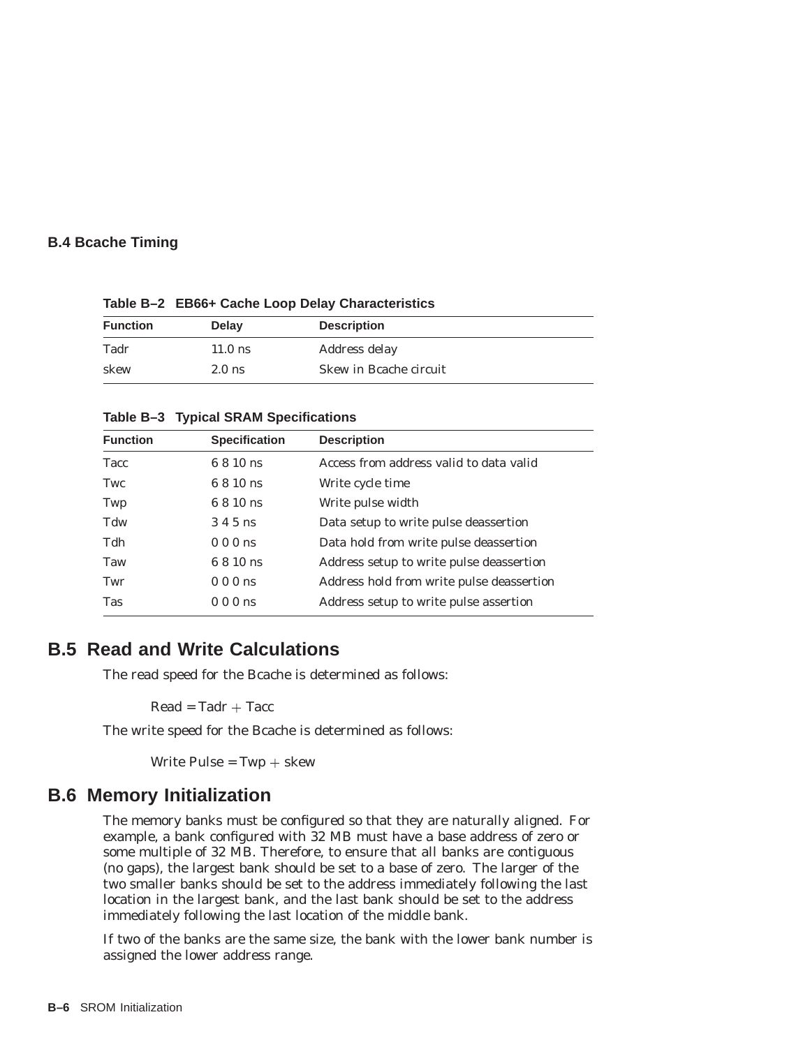## B.4 Bcache Timing

**Table B–2 EB66+ Cache Loop Delay Characteristics**

| Function | Delay | Description |
|---|---|---|
| Tadr | 11.0 ns | Address delay |
| skew | 2.0 ns | Skew in Bcache circuit |

**Table B–3 Typical SRAM Specifications**

| Function | Specification | Description |
|---|---|---|
| Tacc | 6 8 10 ns | Access from address valid to data valid |
| Twc | 6 8 10 ns | Write cycle time |
| Twp | 6 8 10 ns | Write pulse width |
| Tdw | 3 4 5 ns | Data setup to write pulse deassertion |
| Tdh | 0 0 0 ns | Data hold from write pulse deassertion |
| Taw | 6 8 10 ns | Address setup to write pulse deassertion |
| Twr | 0 0 0 ns | Address hold from write pulse deassertion |
| Tas | 0 0 0 ns | Address setup to write pulse assertion |

## B.5 Read and Write Calculations

The read speed for the Bcache is determined as follows:

$$\text{Read} = \text{Tadr} + \text{Tacc}$$

The write speed for the Bcache is determined as follows:

$$\text{Write Pulse} = \text{Twp} + \text{skew}$$

## B.6 Memory Initialization

The memory banks must be configured so that they are naturally aligned. For example, a bank configured with 32 MB must have a base address of zero or some multiple of 32 MB. Therefore, to ensure that all banks are contiguous (no gaps), the largest bank should be set to a base of zero. The larger of the two smaller banks should be set to the address immediately following the last location in the largest bank, and the last bank should be set to the address immediately following the last location of the middle bank.

If two of the banks are the same size, the bank with the lower bank number is assigned the lower address range.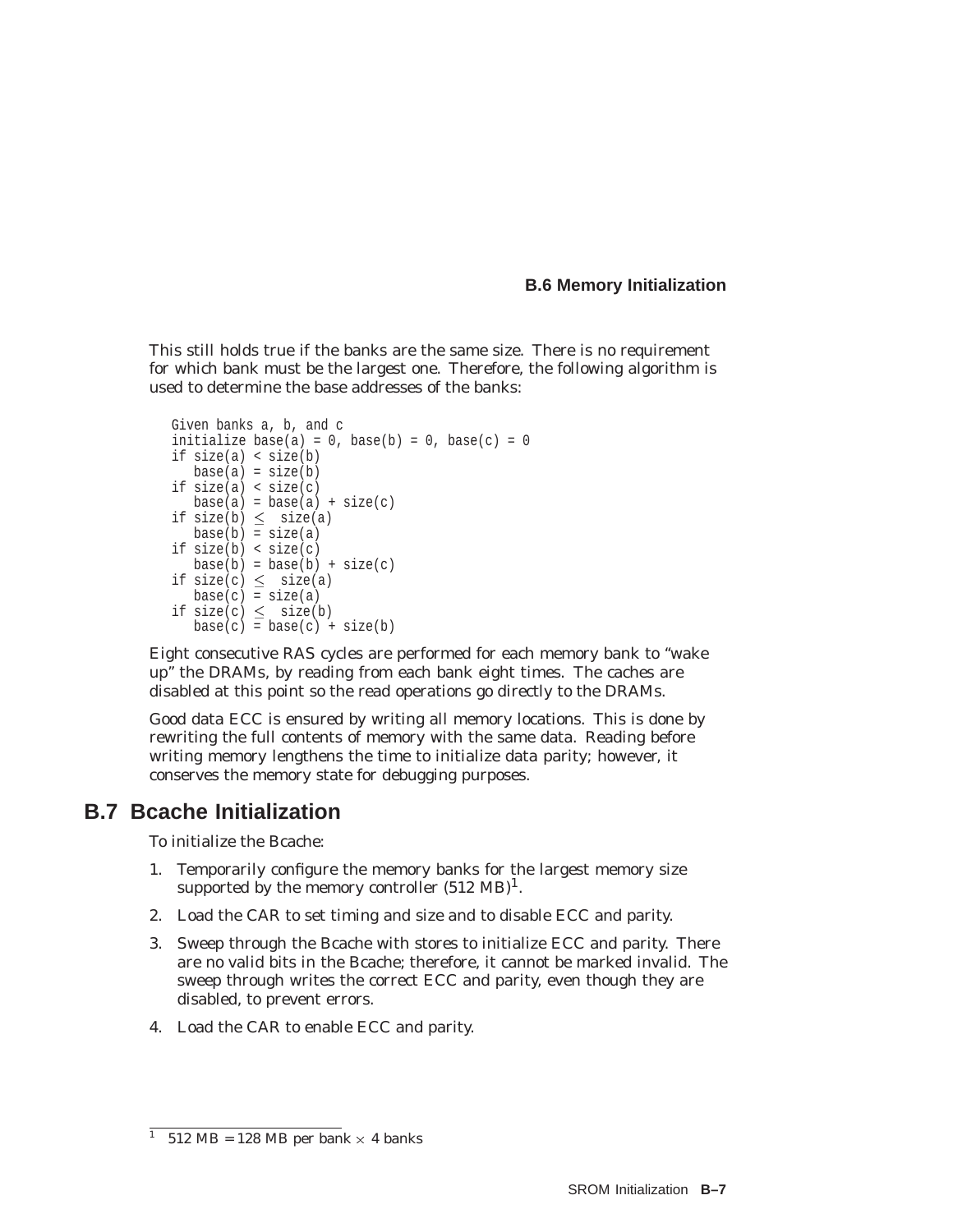This still holds true if the banks are the same size. There is no requirement for which bank must be the largest one. Therefore, the following algorithm is used to determine the base addresses of the banks:

```
Given banks a, b, and c
initialize base(a) = 0, base(b) = 0, base(c) = 0
if size(a) < size(b)
   base(a) = size(b)
if size(a) < size(c)
   base(a) = base(a) + size(c)
if size(b) ≤  size(a)
   base(b) = size(a)
if size(b) < size(c)
   base(b) = base(b) + size(c)
if size(c) ≤  size(a)
   base(c) = size(a)
if size(c) ≤  size(b)
   base(c) = base(c) + size(b)
```

Eight consecutive RAS cycles are performed for each memory bank to "wake up" the DRAMs, by reading from each bank eight times. The caches are disabled at this point so the read operations go directly to the DRAMs.

Good data ECC is ensured by writing all memory locations. This is done by rewriting the full contents of memory with the same data. Reading before writing memory lengthens the time to initialize data parity; however, it conserves the memory state for debugging purposes.

## B.7 Bcache Initialization

To initialize the Bcache:

1. Temporarily configure the memory banks for the largest memory size supported by the memory controller (512 MB)[1].
2. Load the CAR to set timing and size and to disable ECC and parity.
3. Sweep through the Bcache with stores to initialize ECC and parity. There are no valid bits in the Bcache; therefore, it cannot be marked invalid. The sweep through writes the correct ECC and parity, even though they are disabled, to prevent errors.
4. Load the CAR to enable ECC and parity.

---

[1] 512 MB = 128 MB per bank × 4 banks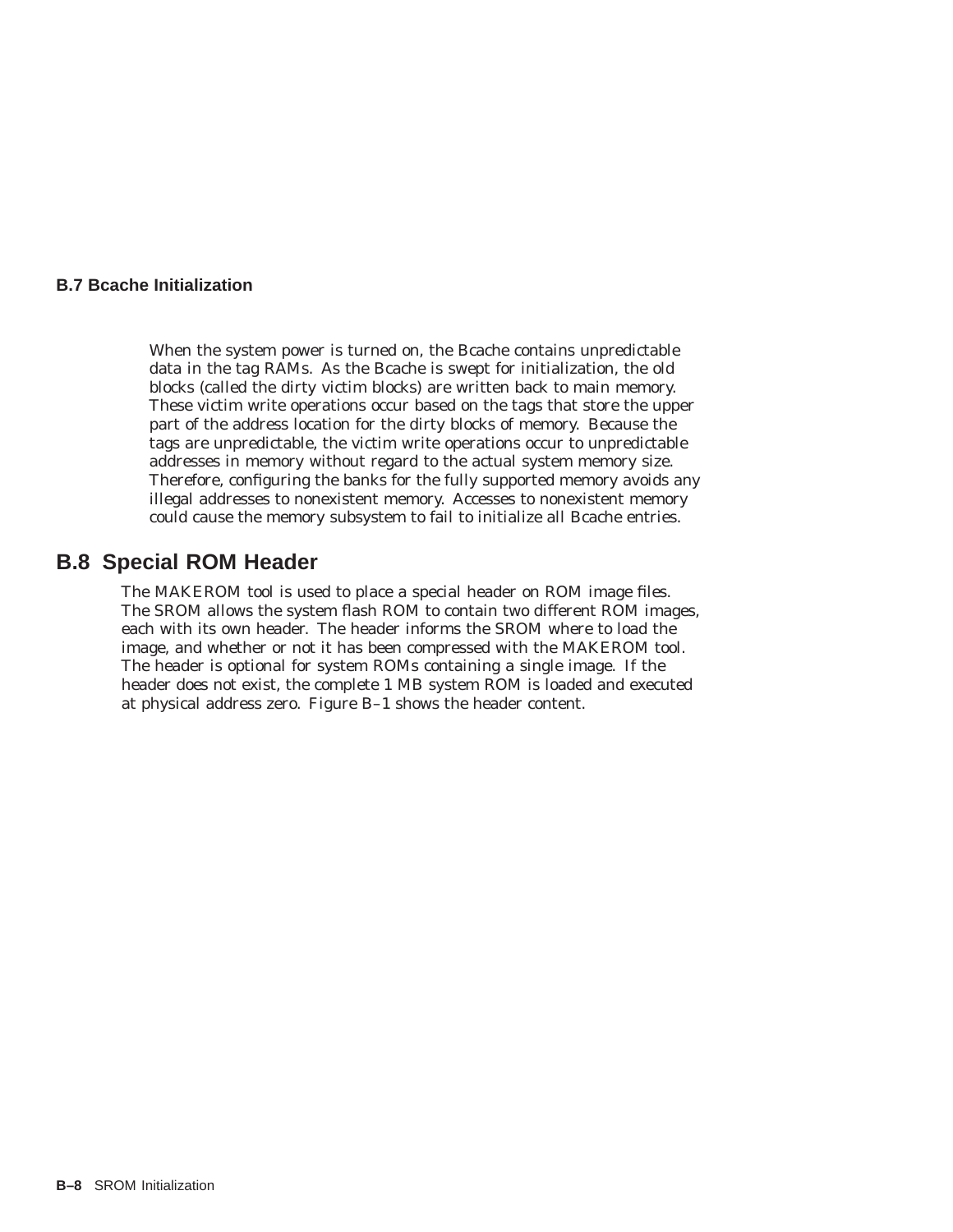### B.7 Bcache Initialization

When the system power is turned on, the Bcache contains unpredictable data in the tag RAMs. As the Bcache is swept for initialization, the old blocks (called the dirty victim blocks) are written back to main memory. These victim write operations occur based on the tags that store the upper part of the address location for the dirty blocks of memory. Because the tags are unpredictable, the victim write operations occur to unpredictable addresses in memory without regard to the actual system memory size. Therefore, configuring the banks for the fully supported memory avoids any illegal addresses to nonexistent memory. Accesses to nonexistent memory could cause the memory subsystem to fail to initialize all Bcache entries.

## B.8 Special ROM Header

The MAKEROM tool is used to place a special header on ROM image files. The SROM allows the system flash ROM to contain two different ROM images, each with its own header. The header informs the SROM where to load the image, and whether or not it has been compressed with the MAKEROM tool. The header is optional for system ROMs containing a single image. If the header does not exist, the complete 1 MB system ROM is loaded and executed at physical address zero. Figure B–1 shows the header content.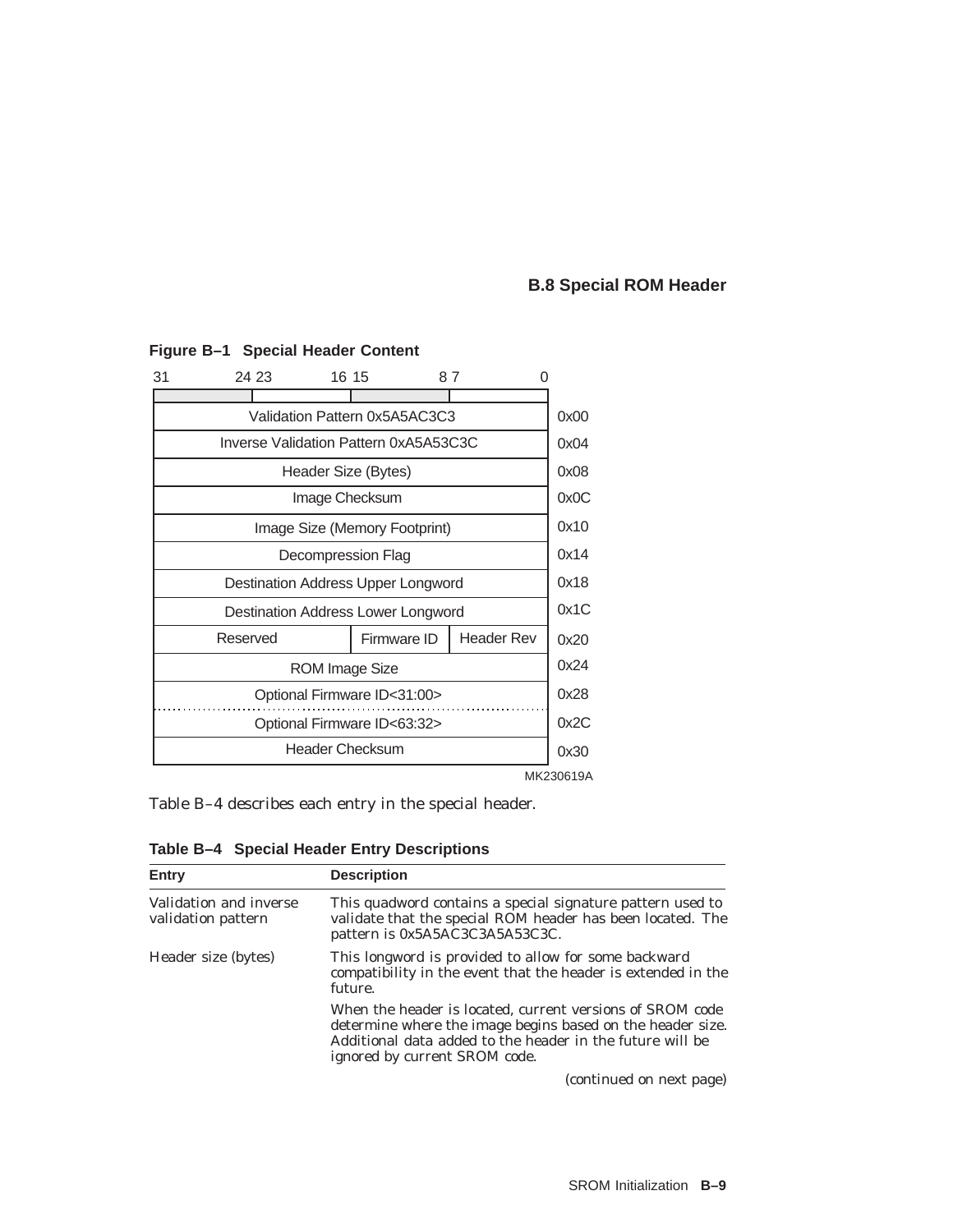## B.8 Special ROM Header

**Figure B–1 Special Header Content**

| 31 – 24 | 23 – 16 | 15 – 8 | 7 – 0 | Offset |
|---|---|---|---|---|
| Validation Pattern 0x5A5AC3C3 | | | | 0x00 |
| Inverse Validation Pattern 0xA5A53C3C | | | | 0x04 |
| Header Size (Bytes) | | | | 0x08 |
| Image Checksum | | | | 0x0C |
| Image Size (Memory Footprint) | | | | 0x10 |
| Decompression Flag | | | | 0x14 |
| Destination Address Upper Longword | | | | 0x18 |
| Destination Address Lower Longword | | | | 0x1C |
| Reserved | | Firmware ID | Header Rev | 0x20 |
| ROM Image Size | | | | 0x24 |
| Optional Firmware ID<31:00> | | | | 0x28 |
| Optional Firmware ID<63:32> | | | | 0x2C |
| Header Checksum | | | | 0x30 |

MK230619A

Table B–4 describes each entry in the special header.

**Table B–4 Special Header Entry Descriptions**

| Entry | Description |
|---|---|
| Validation and inverse validation pattern | This quadword contains a special signature pattern used to validate that the special ROM header has been located. The pattern is 0x5A5AC3C3A5A53C3C. |
| Header size (bytes) | This longword is provided to allow for some backward compatibility in the event that the header is extended in the future. |
| | When the header is located, current versions of SROM code determine where the image begins based on the header size. Additional data added to the header in the future will be ignored by current SROM code. |

*(continued on next page)*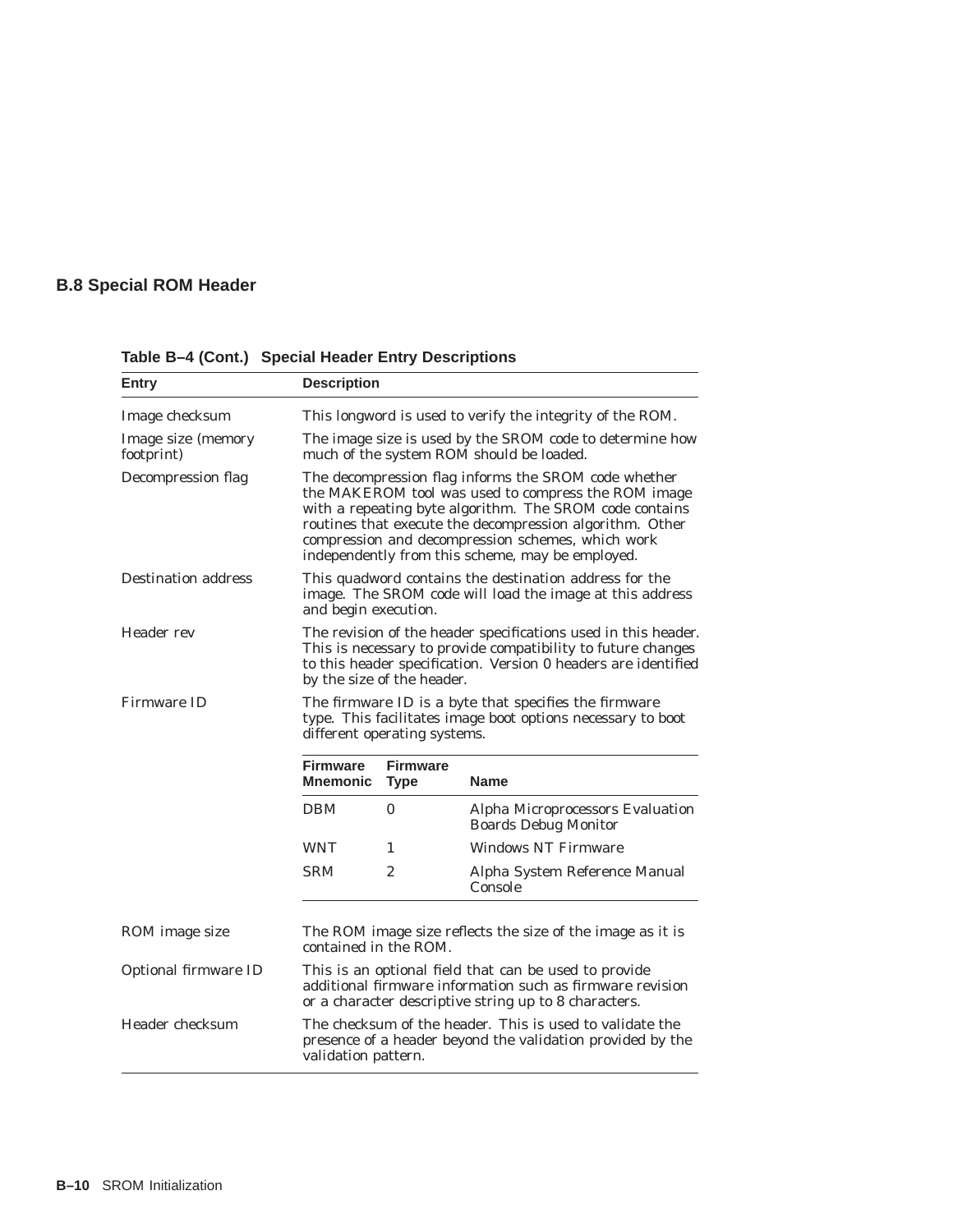## B.8 Special ROM Header

**Table B–4 (Cont.) Special Header Entry Descriptions**

| Entry | Description |
|---|---|
| Image checksum | This longword is used to verify the integrity of the ROM. |
| Image size (memory footprint) | The image size is used by the SROM code to determine how much of the system ROM should be loaded. |
| Decompression flag | The decompression flag informs the SROM code whether the MAKEROM tool was used to compress the ROM image with a repeating byte algorithm. The SROM code contains routines that execute the decompression algorithm. Other compression and decompression schemes, which work independently from this scheme, may be employed. |
| Destination address | This quadword contains the destination address for the image. The SROM code will load the image at this address and begin execution. |
| Header rev | The revision of the header specifications used in this header. This is necessary to provide compatibility to future changes to this header specification. Version 0 headers are identified by the size of the header. |
| Firmware ID | The firmware ID is a byte that specifies the firmware type. This facilitates image boot options necessary to boot different operating systems. |
| ROM image size | The ROM image size reflects the size of the image as it is contained in the ROM. |
| Optional firmware ID | This is an optional field that can be used to provide additional firmware information such as firmware revision or a character descriptive string up to 8 characters. |
| Header checksum | The checksum of the header. This is used to validate the presence of a header beyond the validation provided by the validation pattern. |

Firmware ID values:

| Firmware Mnemonic | Firmware Type | Name |
|---|---|---|
| DBM | 0 | Alpha Microprocessors Evaluation Boards Debug Monitor |
| WNT | 1 | Windows NT Firmware |
| SRM | 2 | Alpha System Reference Manual Console |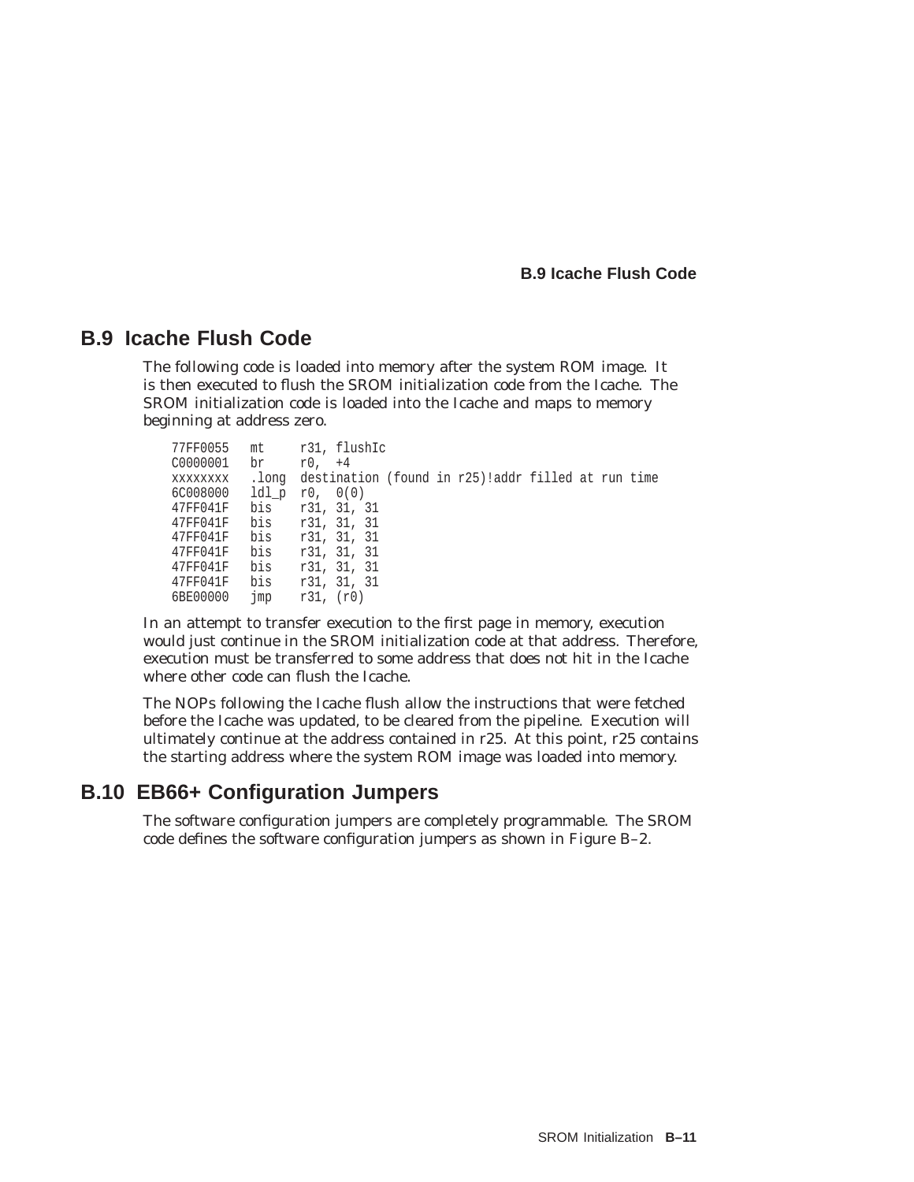## B.9 Icache Flush Code

The following code is loaded into memory after the system ROM image. It is then executed to flush the SROM initialization code from the Icache. The SROM initialization code is loaded into the Icache and maps to memory beginning at address zero.

```
77FF0055   mt      r31, flushIc
C0000001   br      r0,  +4
xxxxxxxx   .long  destination (found in r25)!addr filled at run time
6C008000   ldl_p  r0,  0(0)
47FF041F   bis    r31, 31, 31
47FF041F   bis    r31, 31, 31
47FF041F   bis    r31, 31, 31
47FF041F   bis    r31, 31, 31
47FF041F   bis    r31, 31, 31
47FF041F   bis    r31, 31, 31
6BE00000   jmp    r31, (r0)
```

In an attempt to transfer execution to the first page in memory, execution would just continue in the SROM initialization code at that address. Therefore, execution must be transferred to some address that does not hit in the Icache where other code can flush the Icache.

The NOPs following the Icache flush allow the instructions that were fetched before the Icache was updated, to be cleared from the pipeline. Execution will ultimately continue at the address contained in r25. At this point, r25 contains the starting address where the system ROM image was loaded into memory.

## B.10 EB66+ Configuration Jumpers

The software configuration jumpers are completely programmable. The SROM code defines the software configuration jumpers as shown in Figure B–2.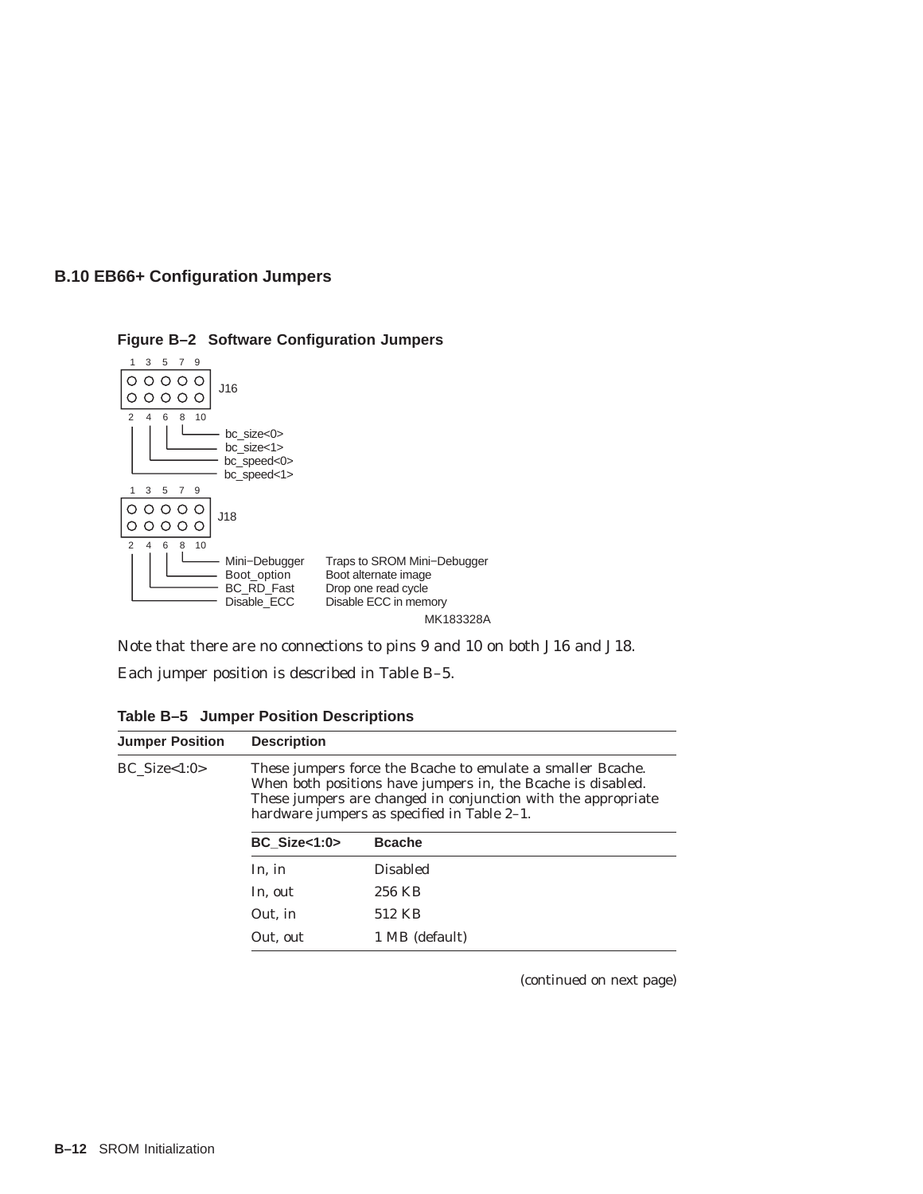## B.10 EB66+ Configuration Jumpers

**Figure B–2 Software Configuration Jumpers**

```
 1  3  5  7  9
 O  O  O  O  O
 O  O  O  O  O    J16
 2  4  6  8  10

 8 — bc_size<0>
 6 — bc_size<1>
 4 — bc_speed<0>
 2 — bc_speed<1>

 1  3  5  7  9
 O  O  O  O  O
 O  O  O  O  O    J18
 2  4  6  8  10

 8 — Mini−Debugger    Traps to SROM Mini−Debugger
 6 — Boot_option      Boot alternate image
 4 — BC_RD_Fast       Drop one read cycle
 2 — Disable_ECC      Disable ECC in memory
```

MK183328A

Note that there are no connections to pins 9 and 10 on both J16 and J18.

Each jumper position is described in Table B–5.

**Table B–5 Jumper Position Descriptions**

| Jumper Position | Description | |
|---|---|---|
| BC_Size<1:0> | These jumpers force the Bcache to emulate a smaller Bcache. When both positions have jumpers in, the Bcache is disabled. These jumpers are changed in conjunction with the appropriate hardware jumpers as specified in Table 2–1. | |
| | **BC_Size<1:0>** | **Bcache** |
| | In, in | Disabled |
| | In, out | 256 KB |
| | Out, in | 512 KB |
| | Out, out | 1 MB (default) |

*(continued on next page)*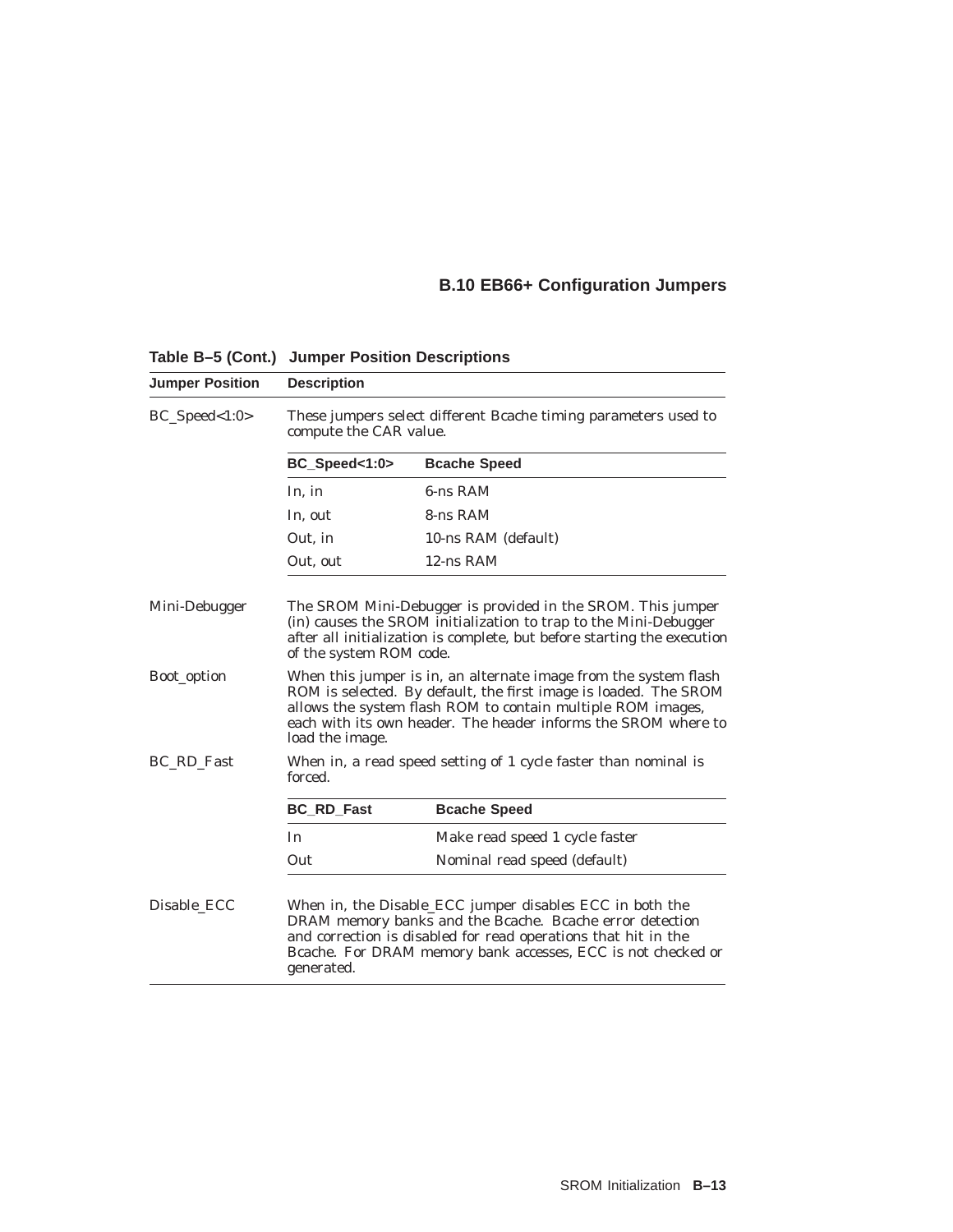## B.10 EB66+ Configuration Jumpers

**Table B–5 (Cont.) Jumper Position Descriptions**

| Jumper Position | Description |
|---|---|
| BC_Speed<1:0> | These jumpers select different Bcache timing parameters used to compute the CAR value. |

| BC_Speed<1:0> | Bcache Speed |
|---|---|
| In, in | 6-ns RAM |
| In, out | 8-ns RAM |
| Out, in | 10-ns RAM (default) |
| Out, out | 12-ns RAM |

| Jumper Position | Description |
|---|---|
| Mini-Debugger | The SROM Mini-Debugger is provided in the SROM. This jumper (in) causes the SROM initialization to trap to the Mini-Debugger after all initialization is complete, but before starting the execution of the system ROM code. |
| Boot_option | When this jumper is in, an alternate image from the system flash ROM is selected. By default, the first image is loaded. The SROM allows the system flash ROM to contain multiple ROM images, each with its own header. The header informs the SROM where to load the image. |
| BC_RD_Fast | When in, a read speed setting of 1 cycle faster than nominal is forced. |

| BC_RD_Fast | Bcache Speed |
|---|---|
| In | Make read speed 1 cycle faster |
| Out | Nominal read speed (default) |

| Jumper Position | Description |
|---|---|
| Disable_ECC | When in, the Disable_ECC jumper disables ECC in both the DRAM memory banks and the Bcache. Bcache error detection and correction is disabled for read operations that hit in the Bcache. For DRAM memory bank accesses, ECC is not checked or generated. |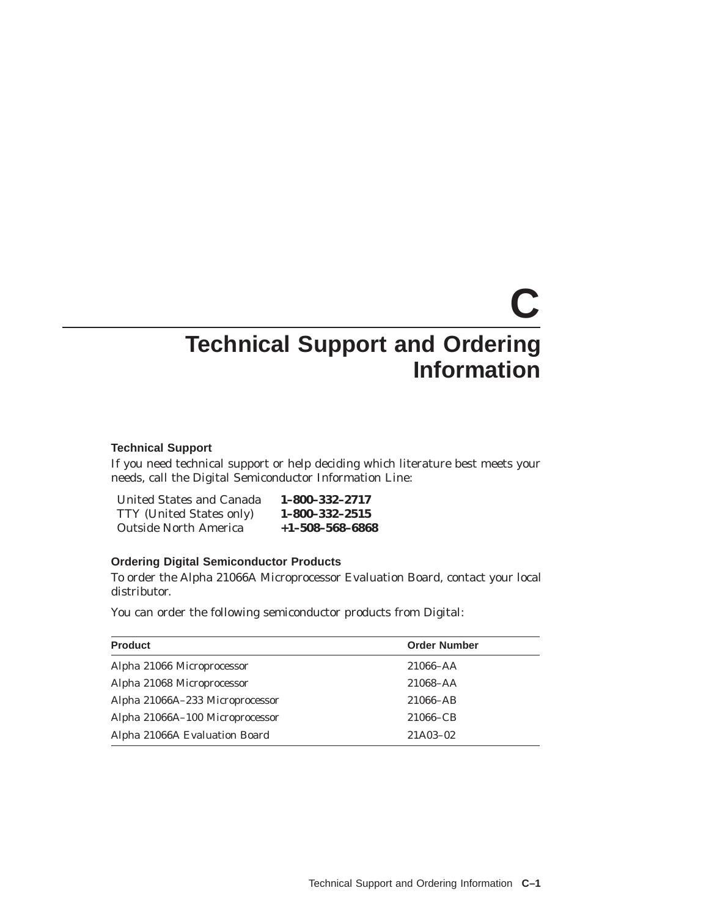# C Technical Support and Ordering Information

### Technical Support

If you need technical support or help deciding which literature best meets your needs, call the Digital Semiconductor Information Line:

| | |
|---|---|
| United States and Canada | **1–800–332–2717** |
| TTY (United States only) | **1–800–332–2515** |
| Outside North America | **+1–508–568–6868** |

### Ordering Digital Semiconductor Products

To order the Alpha 21066A Microprocessor Evaluation Board, contact your local distributor.

You can order the following semiconductor products from Digital:

| Product | Order Number |
|---|---|
| Alpha 21066 Microprocessor | 21066–AA |
| Alpha 21068 Microprocessor | 21068–AA |
| Alpha 21066A–233 Microprocessor | 21066–AB |
| Alpha 21066A–100 Microprocessor | 21066–CB |
| Alpha 21066A Evaluation Board | 21A03–02 |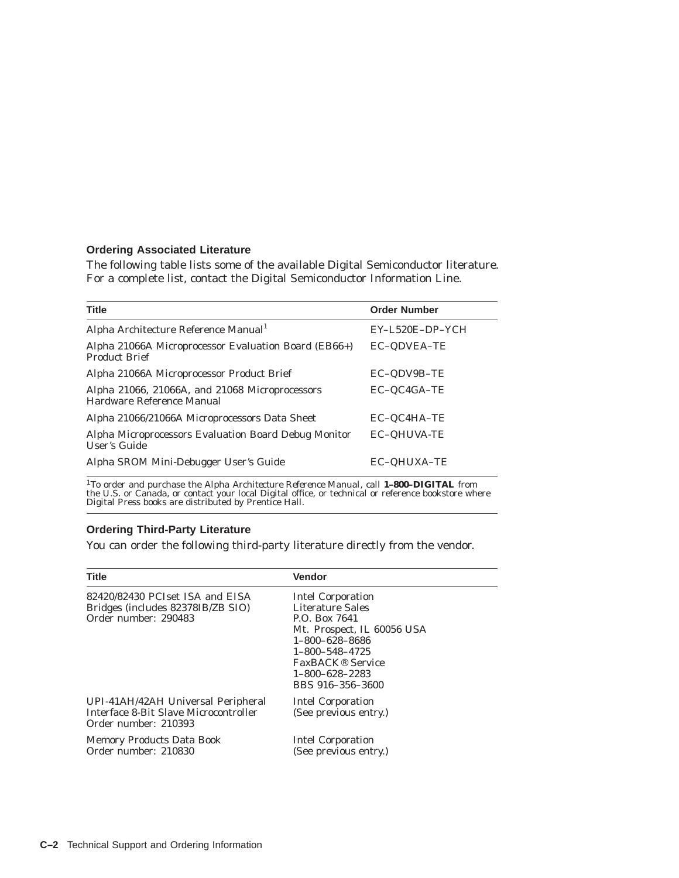### Ordering Associated Literature

The following table lists some of the available Digital Semiconductor literature. For a complete list, contact the Digital Semiconductor Information Line.

| Title | Order Number |
|---|---|
| Alpha Architecture Reference Manual[1] | EY–L520E–DP–YCH |
| Alpha 21066A Microprocessor Evaluation Board (EB66+) Product Brief | EC–QDVEA–TE |
| Alpha 21066A Microprocessor Product Brief | EC–QDV9B–TE |
| Alpha 21066, 21066A, and 21068 Microprocessors Hardware Reference Manual | EC–QC4GA–TE |
| Alpha 21066/21066A Microprocessors Data Sheet | EC–QC4HA–TE |
| Alpha Microprocessors Evaluation Board Debug Monitor User's Guide | EC–QHUVA-TE |
| Alpha SROM Mini-Debugger User's Guide | EC–QHUXA–TE |

[1]To order and purchase the Alpha Architecture Reference Manual, call **1–800–DIGITAL** from the U.S. or Canada, or contact your local Digital office, or technical or reference bookstore where Digital Press books are distributed by Prentice Hall.

### Ordering Third-Party Literature

You can order the following third-party literature directly from the vendor.

| Title | Vendor |
|---|---|
| 82420/82430 PCIset ISA and EISA Bridges (includes 82378IB/ZB SIO)<br>Order number: 290483 | Intel Corporation<br>Literature Sales<br>P.O. Box 7641<br>Mt. Prospect, IL 60056 USA<br>1–800–628–8686<br>1–800–548–4725<br>FaxBACK® Service<br>1–800–628–2283<br>BBS 916–356–3600 |
| UPI-41AH/42AH Universal Peripheral Interface 8-Bit Slave Microcontroller<br>Order number: 210393 | Intel Corporation<br>(See previous entry.) |
| Memory Products Data Book<br>Order number: 210830 | Intel Corporation<br>(See previous entry.) |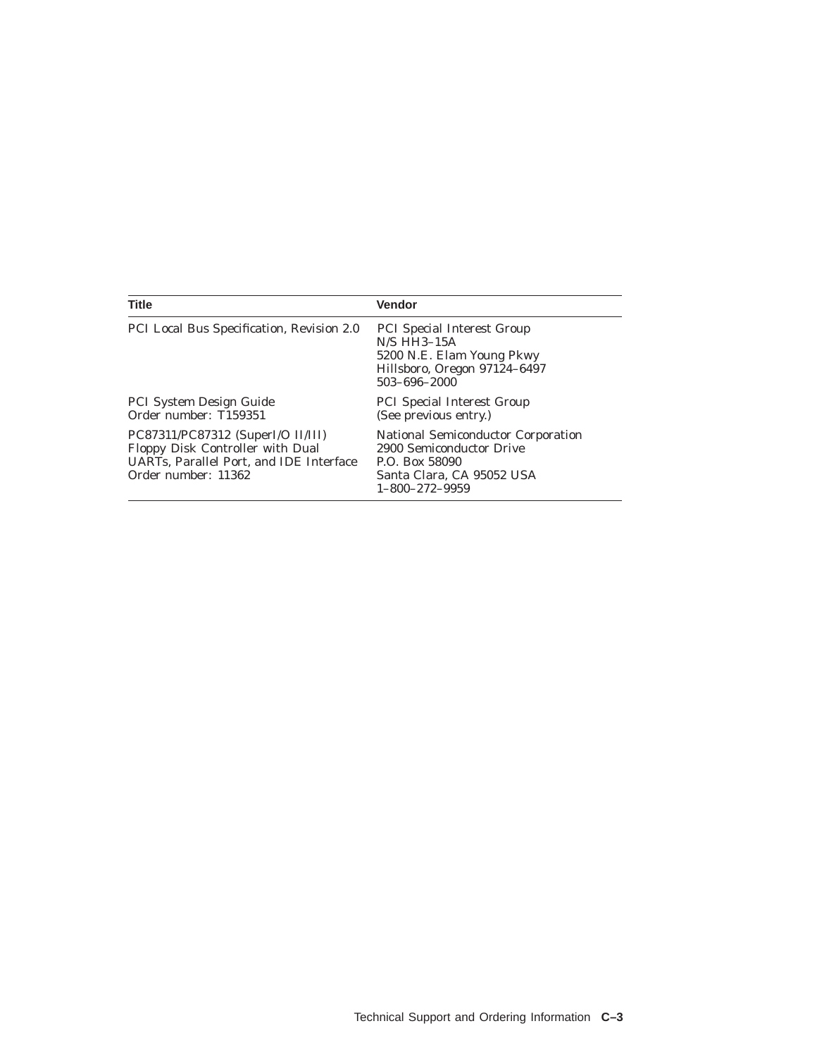| Title | Vendor |
|---|---|
| PCI Local Bus Specification, Revision 2.0 | PCI Special Interest Group<br>N/S HH3–15A<br>5200 N.E. Elam Young Pkwy<br>Hillsboro, Oregon 97124–6497<br>503–696–2000 |
| PCI System Design Guide<br>Order number: T159351 | PCI Special Interest Group<br>(See previous entry.) |
| PC87311/PC87312 (SuperI/O II/III) Floppy Disk Controller with Dual UARTs, Parallel Port, and IDE Interface<br>Order number: 11362 | National Semiconductor Corporation<br>2900 Semiconductor Drive<br>P.O. Box 58090<br>Santa Clara, CA 95052 USA<br>1–800–272–9959 |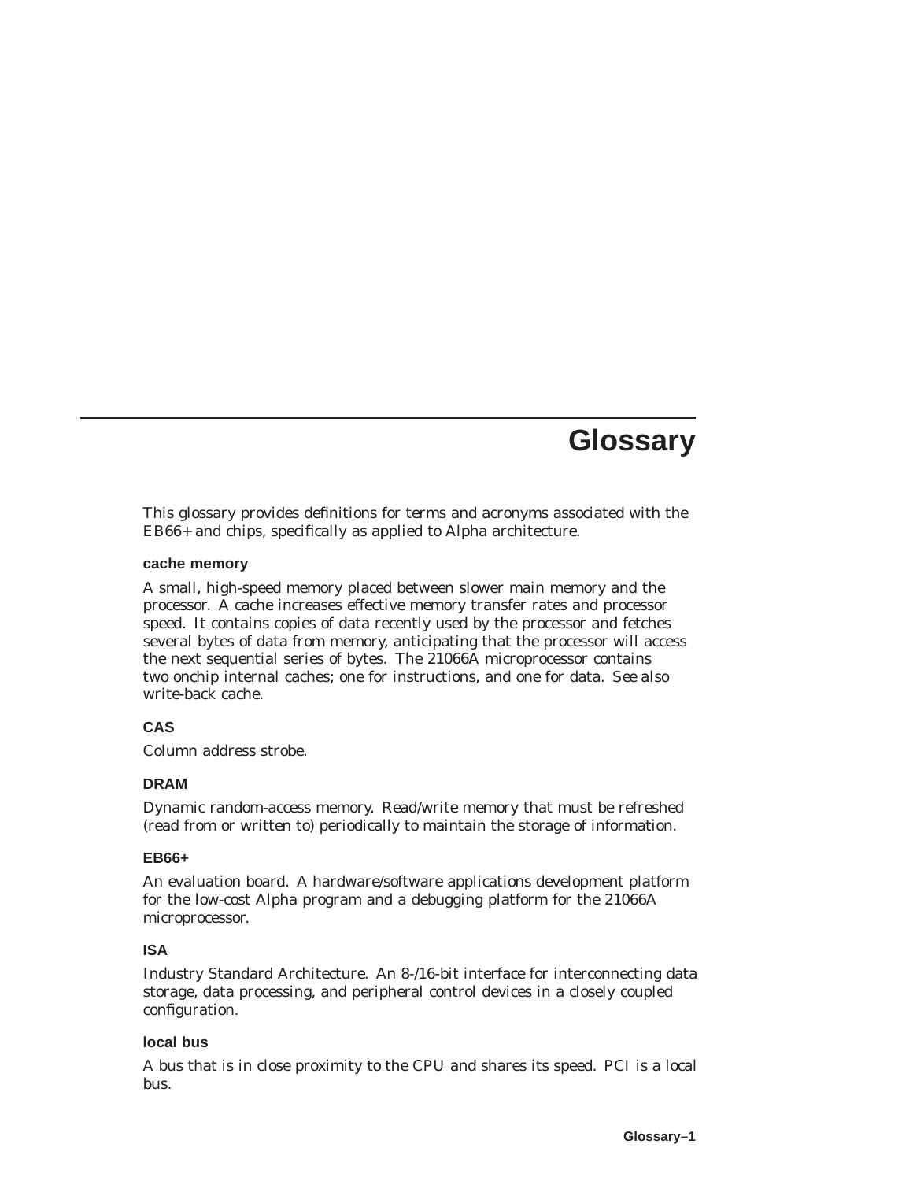# Glossary

This glossary provides definitions for terms and acronyms associated with the EB66+ and chips, specifically as applied to Alpha architecture.

#### cache memory

A small, high-speed memory placed between slower main memory and the processor. A cache increases effective memory transfer rates and processor speed. It contains copies of data recently used by the processor and fetches several bytes of data from memory, anticipating that the processor will access the next sequential series of bytes. The 21066A microprocessor contains two onchip internal caches; one for instructions, and one for data. See also write-back cache.

#### CAS

Column address strobe.

#### DRAM

Dynamic random-access memory. Read/write memory that must be refreshed (read from or written to) periodically to maintain the storage of information.

#### EB66+

An evaluation board. A hardware/software applications development platform for the low-cost Alpha program and a debugging platform for the 21066A microprocessor.

#### ISA

Industry Standard Architecture. An 8-/16-bit interface for interconnecting data storage, data processing, and peripheral control devices in a closely coupled configuration.

#### local bus

A bus that is in close proximity to the CPU and shares its speed. PCI is a local bus.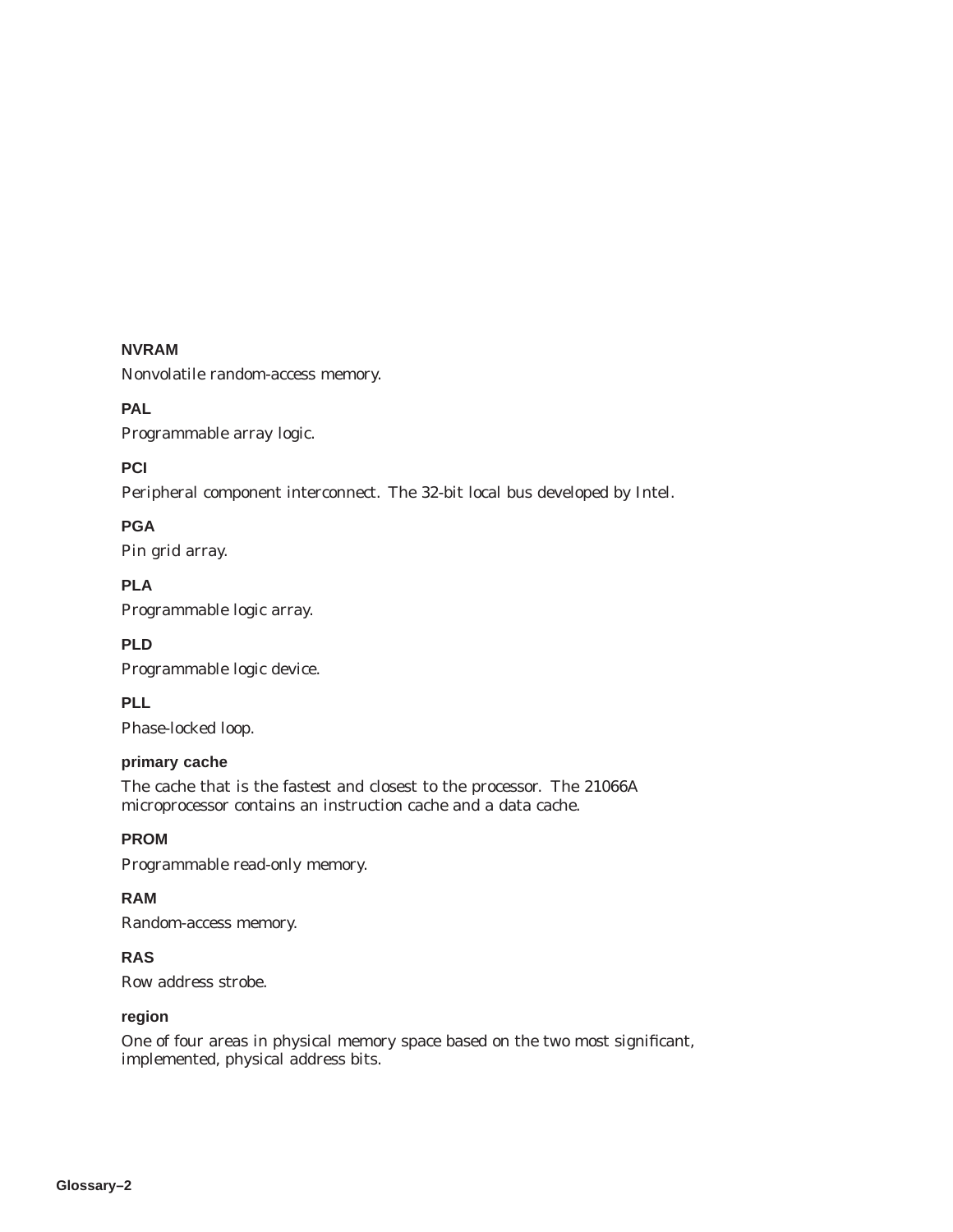**NVRAM**

Nonvolatile random-access memory.

**PAL**

Programmable array logic.

**PCI**

Peripheral component interconnect. The 32-bit local bus developed by Intel.

**PGA**

Pin grid array.

**PLA**

Programmable logic array.

**PLD**

Programmable logic device.

**PLL**

Phase-locked loop.

**primary cache**

The cache that is the fastest and closest to the processor. The 21066A microprocessor contains an instruction cache and a data cache.

**PROM**

Programmable read-only memory.

**RAM**

Random-access memory.

**RAS**

Row address strobe.

**region**

One of four areas in physical memory space based on the two most significant, implemented, physical address bits.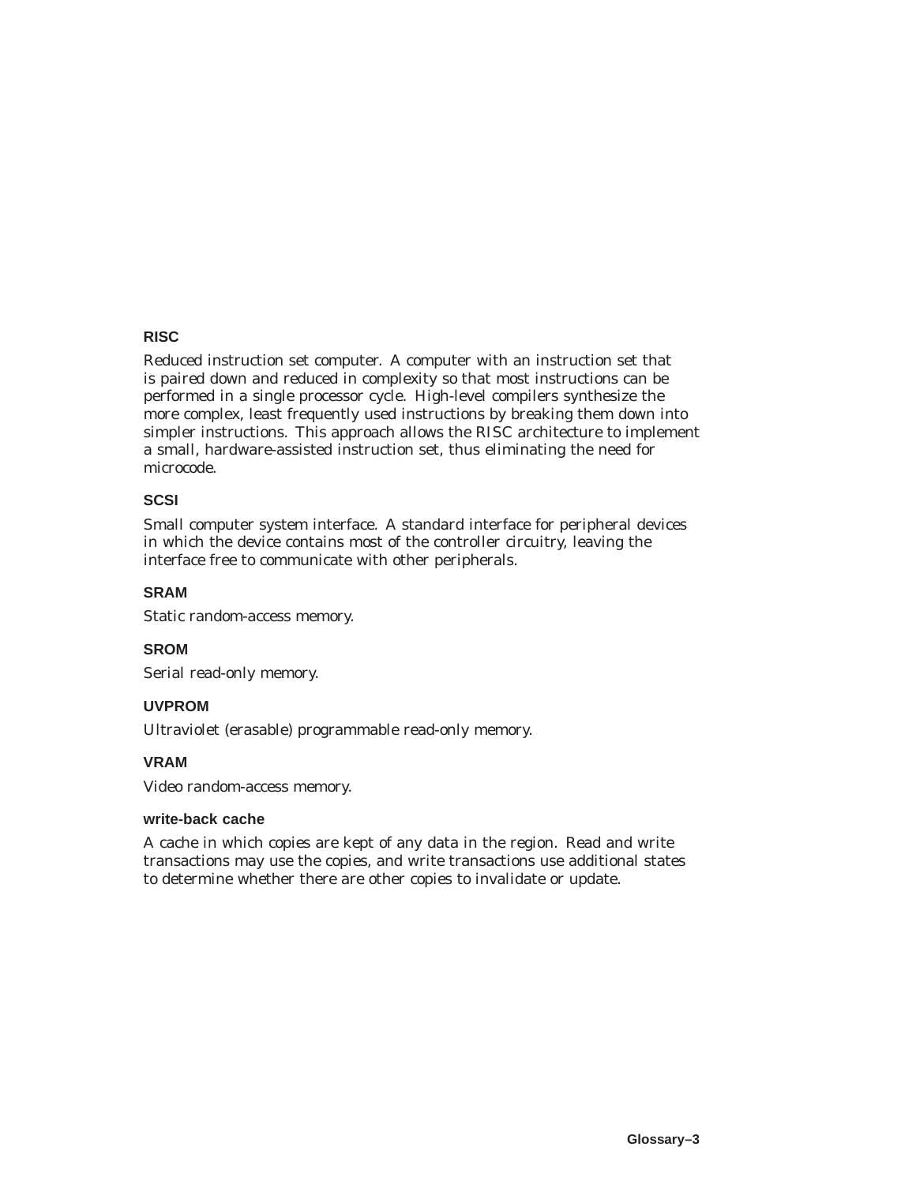### RISC

Reduced instruction set computer. A computer with an instruction set that is paired down and reduced in complexity so that most instructions can be performed in a single processor cycle. High-level compilers synthesize the more complex, least frequently used instructions by breaking them down into simpler instructions. This approach allows the RISC architecture to implement a small, hardware-assisted instruction set, thus eliminating the need for microcode.

### SCSI

Small computer system interface. A standard interface for peripheral devices in which the device contains most of the controller circuitry, leaving the interface free to communicate with other peripherals.

### SRAM

Static random-access memory.

### SROM

Serial read-only memory.

### UVPROM

Ultraviolet (erasable) programmable read-only memory.

### VRAM

Video random-access memory.

### write-back cache

A cache in which copies are kept of any data in the region. Read and write transactions may use the copies, and write transactions use additional states to determine whether there are other copies to invalidate or update.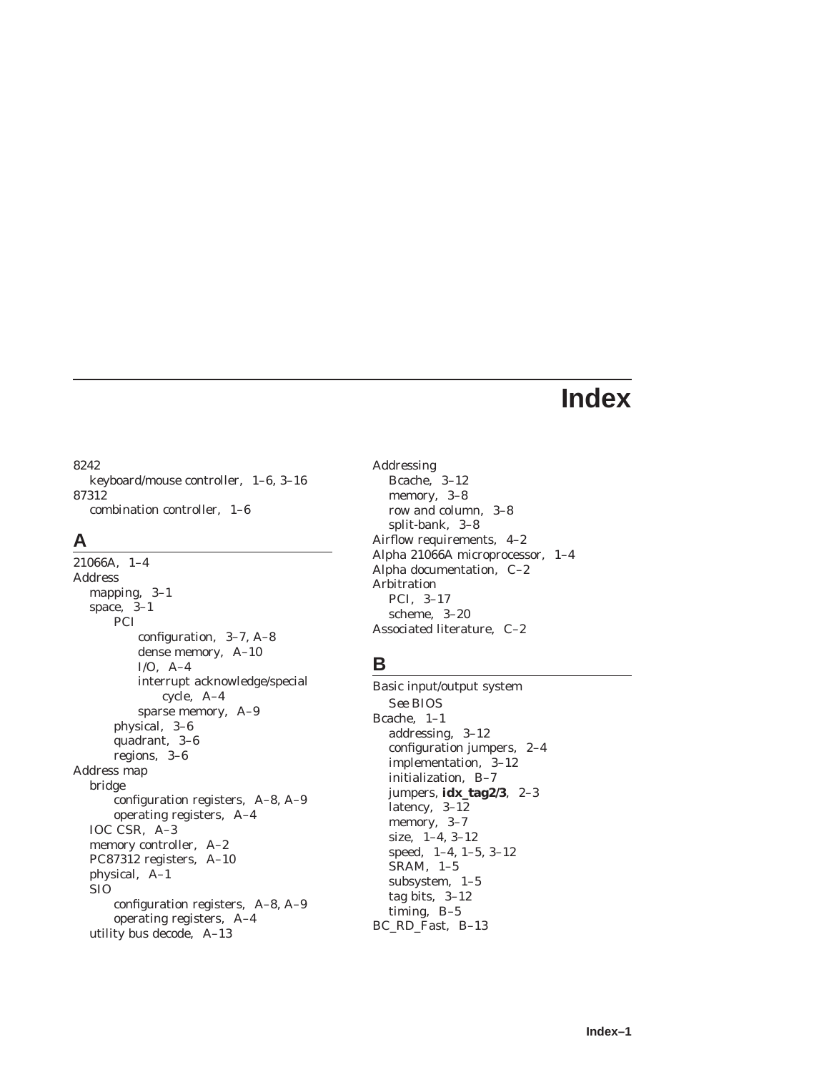# Index

8242
  keyboard/mouse controller, 1–6, 3–16
87312
  combination controller, 1–6

## A

21066A, 1–4
Address
  mapping, 3–1
  space, 3–1
    PCI
      configuration, 3–7, A–8
      dense memory, A–10
      I/O, A–4
      interrupt acknowledge/special cycle, A–4
      sparse memory, A–9
    physical, 3–6
    quadrant, 3–6
    regions, 3–6
Address map
  bridge
    configuration registers, A–8, A–9
    operating registers, A–4
  IOC CSR, A–3
  memory controller, A–2
  PC87312 registers, A–10
  physical, A–1
  SIO
    configuration registers, A–8, A–9
    operating registers, A–4
  utility bus decode, A–13
Addressing
  Bcache, 3–12
  memory, 3–8
  row and column, 3–8
  split-bank, 3–8
Airflow requirements, 4–2
Alpha 21066A microprocessor, 1–4
Alpha documentation, C–2
Arbitration
  PCI, 3–17
  scheme, 3–20
Associated literature, C–2

## B

Basic input/output system
  *See* BIOS
Bcache, 1–1
  addressing, 3–12
  configuration jumpers, 2–4
  implementation, 3–12
  initialization, B–7
  jumpers, **idx_tag2/3**, 2–3
  latency, 3–12
  memory, 3–7
  size, 1–4, 3–12
  speed, 1–4, 1–5, 3–12
  SRAM, 1–5
  subsystem, 1–5
  tag bits, 3–12
  timing, B–5
BC_RD_Fast, B–13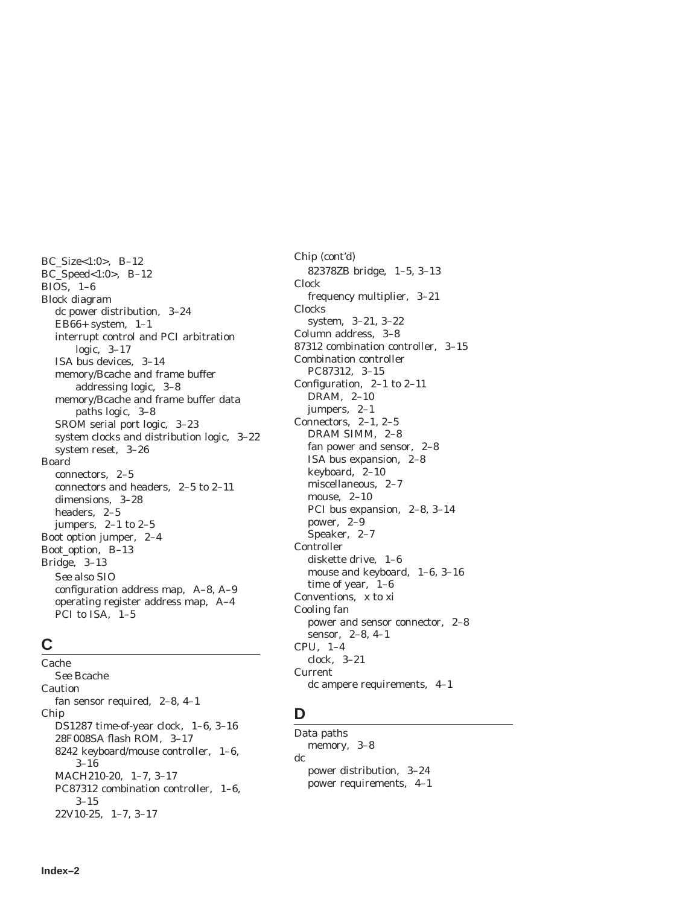BC_Size<1:0>, B–12
BC_Speed<1:0>, B–12
BIOS, 1–6
Block diagram
- dc power distribution, 3–24
- EB66+ system, 1–1
- interrupt control and PCI arbitration logic, 3–17
- ISA bus devices, 3–14
- memory/Bcache and frame buffer addressing logic, 3–8
- memory/Bcache and frame buffer data paths logic, 3–8
- SROM serial port logic, 3–23
- system clocks and distribution logic, 3–22
- system reset, 3–26

Board
- connectors, 2–5
- connectors and headers, 2–5 to 2–11
- dimensions, 3–28
- headers, 2–5
- jumpers, 2–1 to 2–5

Boot option jumper, 2–4
Boot_option, B–13
Bridge, 3–13
- *See also* SIO
- configuration address map, A–8, A–9
- operating register address map, A–4
- PCI to ISA, 1–5

## C

Cache
- *See* Bcache

Caution
- fan sensor required, 2–8, 4–1

Chip
- DS1287 time-of-year clock, 1–6, 3–16
- 28F008SA flash ROM, 3–17
- 8242 keyboard/mouse controller, 1–6, 3–16
- MACH210-20, 1–7, 3–17
- PC87312 combination controller, 1–6, 3–15
- 22V10-25, 1–7, 3–17

Chip (cont'd)
- 82378ZB bridge, 1–5, 3–13

Clock
- frequency multiplier, 3–21

Clocks
- system, 3–21, 3–22

Column address, 3–8
87312 combination controller, 3–15
Combination controller
- PC87312, 3–15

Configuration, 2–1 to 2–11
- DRAM, 2–10
- jumpers, 2–1

Connectors, 2–1, 2–5
- DRAM SIMM, 2–8
- fan power and sensor, 2–8
- ISA bus expansion, 2–8
- keyboard, 2–10
- miscellaneous, 2–7
- mouse, 2–10
- PCI bus expansion, 2–8, 3–14
- power, 2–9
- Speaker, 2–7

Controller
- diskette drive, 1–6
- mouse and keyboard, 1–6, 3–16
- time of year, 1–6

Conventions, x to xi
Cooling fan
- power and sensor connector, 2–8
- sensor, 2–8, 4–1

CPU, 1–4
- clock, 3–21

Current
- dc ampere requirements, 4–1

## D

Data paths
- memory, 3–8

dc
- power distribution, 3–24
- power requirements, 4–1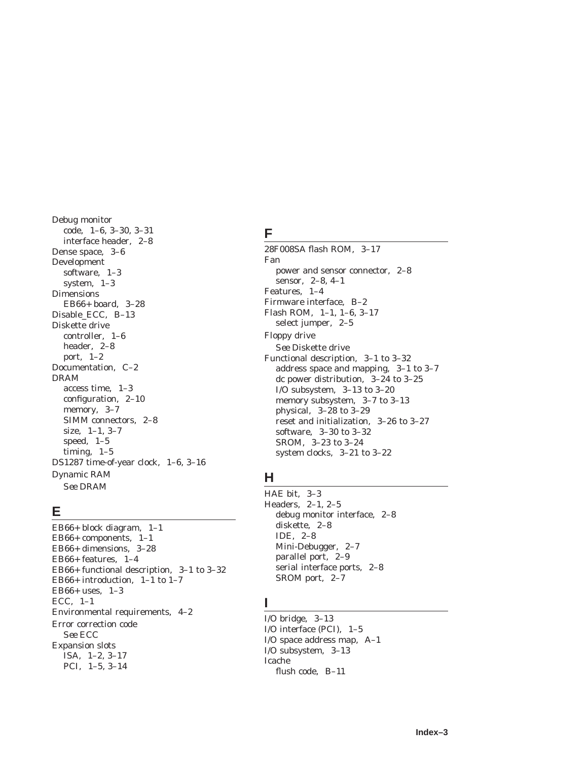Debug monitor
  code, 1–6, 3–30, 3–31
  interface header, 2–8
Dense space, 3–6
Development
  software, 1–3
  system, 1–3
Dimensions
  EB66+ board, 3–28
Disable_ECC, B–13
Diskette drive
  controller, 1–6
  header, 2–8
  port, 1–2
Documentation, C–2
DRAM
  access time, 1–3
  configuration, 2–10
  memory, 3–7
  SIMM connectors, 2–8
  size, 1–1, 3–7
  speed, 1–5
  timing, 1–5
DS1287 time-of-year clock, 1–6, 3–16
Dynamic RAM
  *See* DRAM

## E

EB66+ block diagram, 1–1
EB66+ components, 1–1
EB66+ dimensions, 3–28
EB66+ features, 1–4
EB66+ functional description, 3–1 to 3–32
EB66+ introduction, 1–1 to 1–7
EB66+ uses, 1–3
ECC, 1–1
Environmental requirements, 4–2
Error correction code
  *See* ECC
Expansion slots
  ISA, 1–2, 3–17
  PCI, 1–5, 3–14

## F

28F008SA flash ROM, 3–17
Fan
  power and sensor connector, 2–8
  sensor, 2–8, 4–1
Features, 1–4
Firmware interface, B–2
Flash ROM, 1–1, 1–6, 3–17
  select jumper, 2–5
Floppy drive
  *See* Diskette drive
Functional description, 3–1 to 3–32
  address space and mapping, 3–1 to 3–7
  dc power distribution, 3–24 to 3–25
  I/O subsystem, 3–13 to 3–20
  memory subsystem, 3–7 to 3–13
  physical, 3–28 to 3–29
  reset and initialization, 3–26 to 3–27
  software, 3–30 to 3–32
  SROM, 3–23 to 3–24
  system clocks, 3–21 to 3–22

## H

HAE bit, 3–3
Headers, 2–1, 2–5
  debug monitor interface, 2–8
  diskette, 2–8
  IDE, 2–8
  Mini-Debugger, 2–7
  parallel port, 2–9
  serial interface ports, 2–8
  SROM port, 2–7

## I

I/O bridge, 3–13
I/O interface (PCI), 1–5
I/O space address map, A–1
I/O subsystem, 3–13
Icache
  flush code, B–11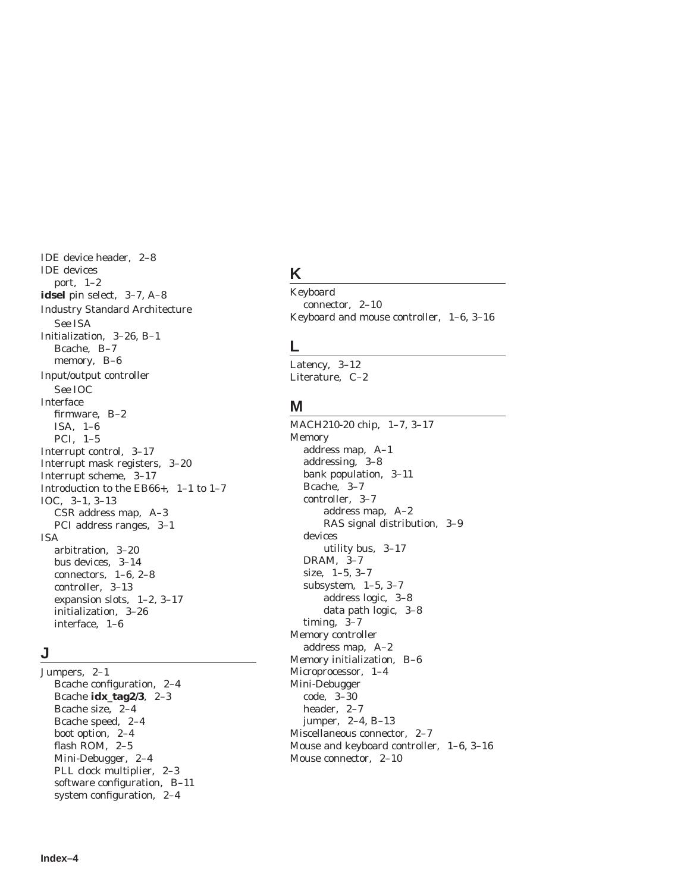IDE device header, 2–8
IDE devices
  port, 1–2
**idsel** pin select, 3–7, A–8
Industry Standard Architecture
  See ISA
Initialization, 3–26, B–1
  Bcache, B–7
  memory, B–6
Input/output controller
  See IOC
Interface
  firmware, B–2
  ISA, 1–6
  PCI, 1–5
Interrupt control, 3–17
Interrupt mask registers, 3–20
Interrupt scheme, 3–17
Introduction to the EB66+, 1–1 to 1–7
IOC, 3–1, 3–13
  CSR address map, A–3
  PCI address ranges, 3–1
ISA
  arbitration, 3–20
  bus devices, 3–14
  connectors, 1–6, 2–8
  controller, 3–13
  expansion slots, 1–2, 3–17
  initialization, 3–26
  interface, 1–6

## J

Jumpers, 2–1
  Bcache configuration, 2–4
  Bcache **idx_tag2/3**, 2–3
  Bcache size, 2–4
  Bcache speed, 2–4
  boot option, 2–4
  flash ROM, 2–5
  Mini-Debugger, 2–4
  PLL clock multiplier, 2–3
  software configuration, B–11
  system configuration, 2–4

## K

Keyboard
  connector, 2–10
Keyboard and mouse controller, 1–6, 3–16

## L

Latency, 3–12
Literature, C–2

## M

MACH210-20 chip, 1–7, 3–17
Memory
  address map, A–1
  addressing, 3–8
  bank population, 3–11
  Bcache, 3–7
  controller, 3–7
    address map, A–2
    RAS signal distribution, 3–9
  devices
    utility bus, 3–17
  DRAM, 3–7
  size, 1–5, 3–7
  subsystem, 1–5, 3–7
    address logic, 3–8
    data path logic, 3–8
  timing, 3–7
Memory controller
  address map, A–2
Memory initialization, B–6
Microprocessor, 1–4
Mini-Debugger
  code, 3–30
  header, 2–7
  jumper, 2–4, B–13
Miscellaneous connector, 2–7
Mouse and keyboard controller, 1–6, 3–16
Mouse connector, 2–10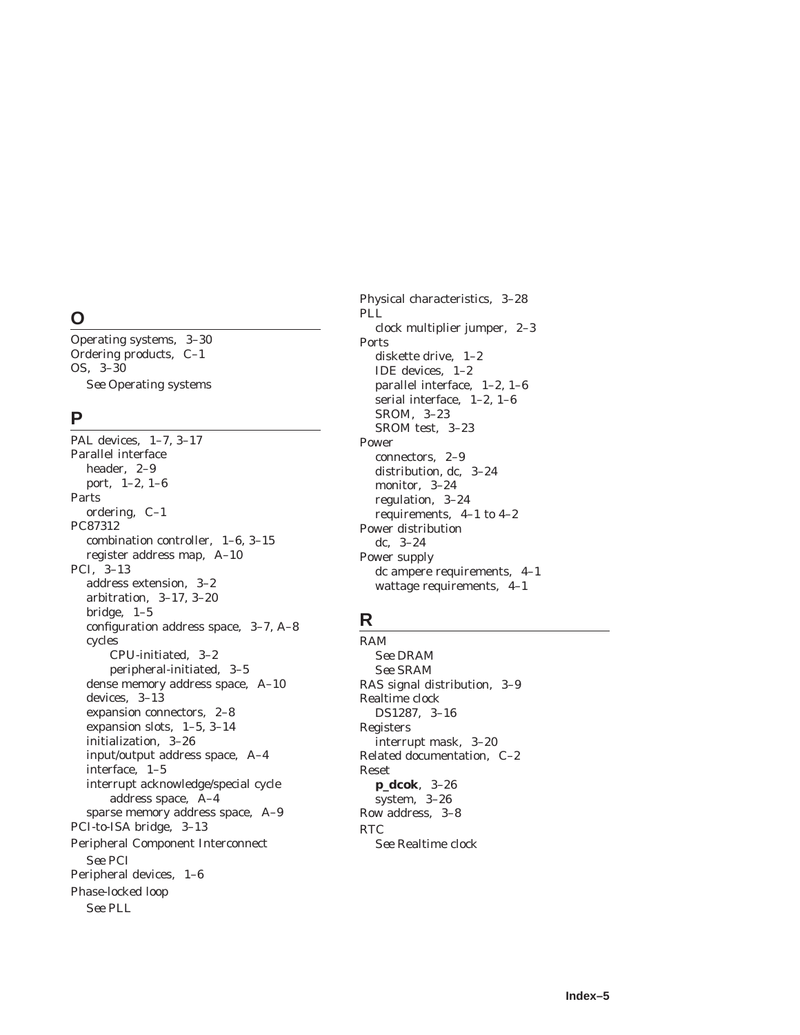## O

Operating systems, 3–30
Ordering products, C–1
OS, 3–30
  *See* Operating systems

## P

PAL devices, 1–7, 3–17
Parallel interface
  header, 2–9
  port, 1–2, 1–6
Parts
  ordering, C–1
PC87312
  combination controller, 1–6, 3–15
  register address map, A–10
PCI, 3–13
  address extension, 3–2
  arbitration, 3–17, 3–20
  bridge, 1–5
  configuration address space, 3–7, A–8
  cycles
    CPU-initiated, 3–2
    peripheral-initiated, 3–5
  dense memory address space, A–10
  devices, 3–13
  expansion connectors, 2–8
  expansion slots, 1–5, 3–14
  initialization, 3–26
  input/output address space, A–4
  interface, 1–5
  interrupt acknowledge/special cycle address space, A–4
  sparse memory address space, A–9
PCI-to-ISA bridge, 3–13
Peripheral Component Interconnect
  *See* PCI
Peripheral devices, 1–6
Phase-locked loop
  *See* PLL
Physical characteristics, 3–28
PLL
  clock multiplier jumper, 2–3
Ports
  diskette drive, 1–2
  IDE devices, 1–2
  parallel interface, 1–2, 1–6
  serial interface, 1–2, 1–6
  SROM, 3–23
  SROM test, 3–23
Power
  connectors, 2–9
  distribution, dc, 3–24
  monitor, 3–24
  regulation, 3–24
  requirements, 4–1 to 4–2
Power distribution
  dc, 3–24
Power supply
  dc ampere requirements, 4–1
  wattage requirements, 4–1

## R

RAM
  *See* DRAM
  *See* SRAM
RAS signal distribution, 3–9
Realtime clock
  DS1287, 3–16
Registers
  interrupt mask, 3–20
Related documentation, C–2
Reset
  **p_dcok**, 3–26
  system, 3–26
Row address, 3–8
RTC
  *See* Realtime clock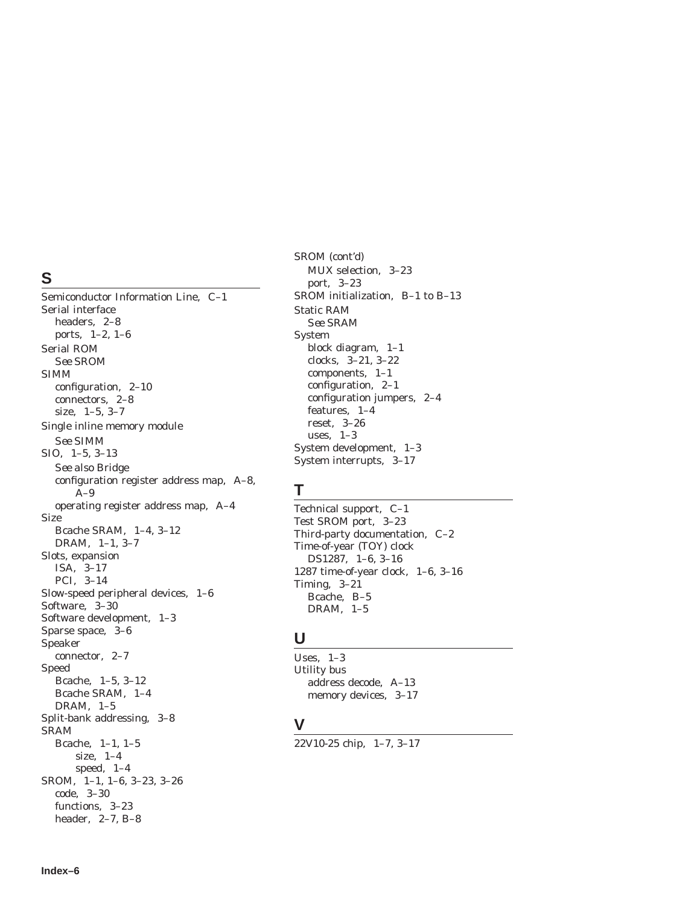## S

Semiconductor Information Line, C–1
Serial interface
- headers, 2–8
- ports, 1–2, 1–6

Serial ROM
- *See* SROM

SIMM
- configuration, 2–10
- connectors, 2–8
- size, 1–5, 3–7

Single inline memory module
- *See* SIMM

SIO, 1–5, 3–13
- *See also* Bridge
- configuration register address map, A–8, A–9
- operating register address map, A–4

Size
- Bcache SRAM, 1–4, 3–12
- DRAM, 1–1, 3–7

Slots, expansion
- ISA, 3–17
- PCI, 3–14

Slow-speed peripheral devices, 1–6
Software, 3–30
Software development, 1–3
Sparse space, 3–6
Speaker
- connector, 2–7

Speed
- Bcache, 1–5, 3–12
- Bcache SRAM, 1–4
- DRAM, 1–5

Split-bank addressing, 3–8
SRAM
- Bcache, 1–1, 1–5
  - size, 1–4
  - speed, 1–4

SROM, 1–1, 1–6, 3–23, 3–26
- code, 3–30
- functions, 3–23
- header, 2–7, B–8

SROM (cont'd)
- MUX selection, 3–23
- port, 3–23

SROM initialization, B–1 to B–13
Static RAM
- *See* SRAM

System
- block diagram, 1–1
- clocks, 3–21, 3–22
- components, 1–1
- configuration, 2–1
- configuration jumpers, 2–4
- features, 1–4
- reset, 3–26
- uses, 1–3

System development, 1–3
System interrupts, 3–17

## T

Technical support, C–1
Test SROM port, 3–23
Third-party documentation, C–2
Time-of-year (TOY) clock
- DS1287, 1–6, 3–16

1287 time-of-year clock, 1–6, 3–16
Timing, 3–21
- Bcache, B–5
- DRAM, 1–5

## U

Uses, 1–3
Utility bus
- address decode, A–13
- memory devices, 3–17

## V

22V10-25 chip, 1–7, 3–17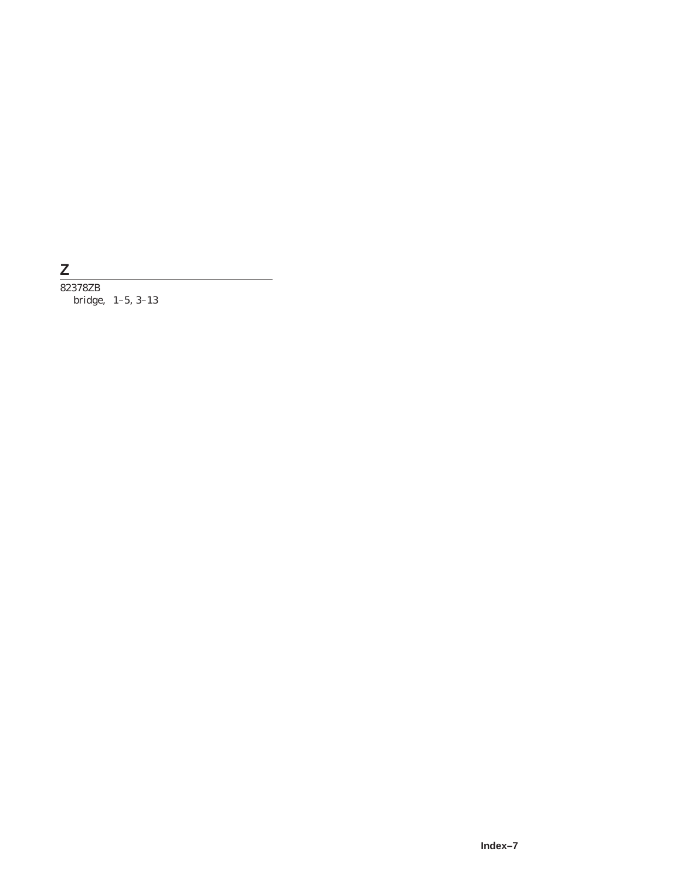## Z

82378ZB
  bridge, 1–5, 3–13